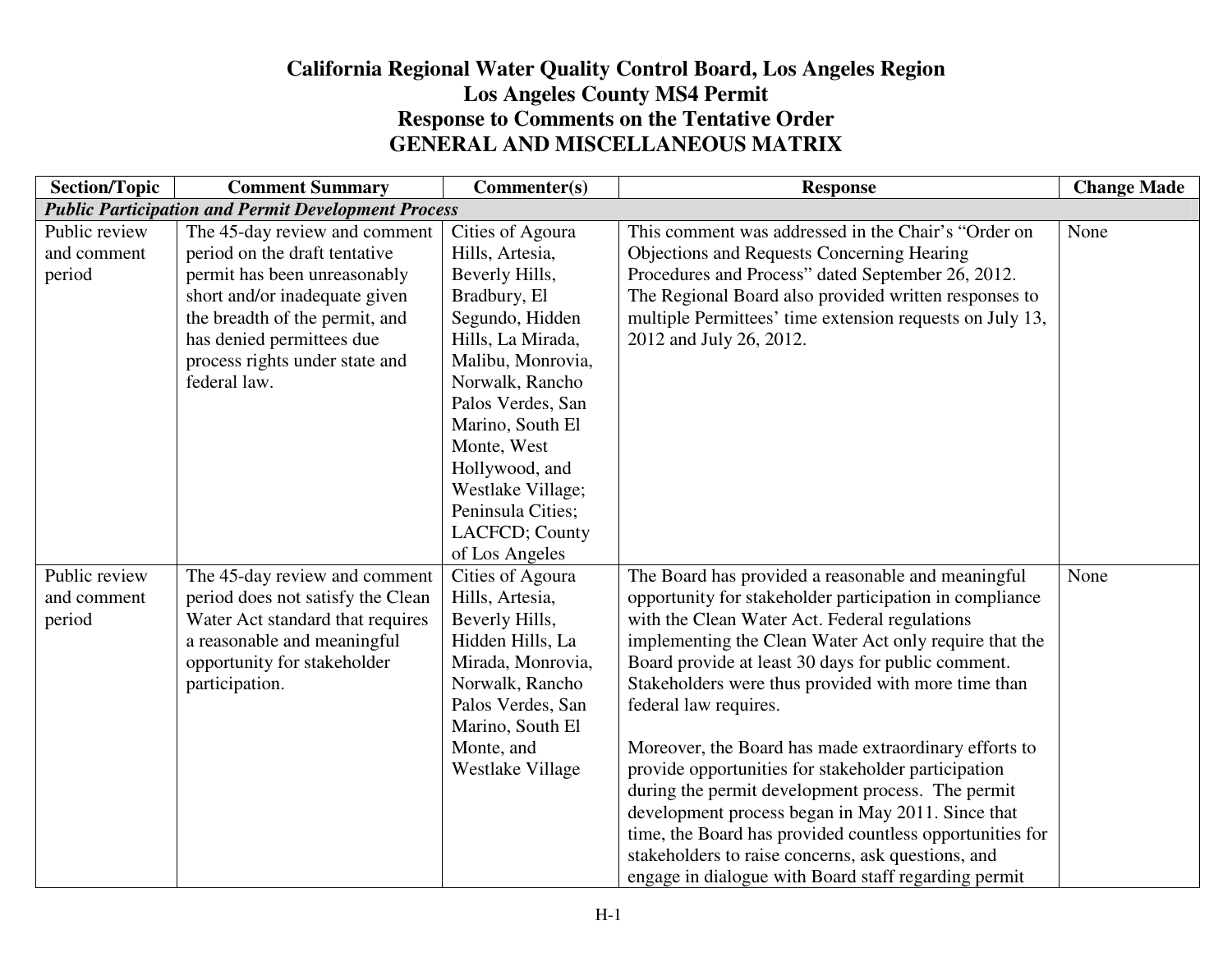# California Regional Water Quality Control Board, Los Angeles Region
## Los Angeles County MS4 Permit
## Response to Comments on the Tentative Order
## GENERAL AND MISCELLANEOUS MATRIX

| Section/Topic | Comment Summary | Commenter(s) | Response | Change Made |
|---|---|---|---|---|
| ***Public Participation and Permit Development Process*** | | | | |
| Public review and comment period | The 45-day review and comment period on the draft tentative permit has been unreasonably short and/or inadequate given the breadth of the permit, and has denied permittees due process rights under state and federal law. | Cities of Agoura Hills, Artesia, Beverly Hills, Bradbury, El Segundo, Hidden Hills, La Mirada, Malibu, Monrovia, Norwalk, Rancho Palos Verdes, San Marino, South El Monte, West Hollywood, and Westlake Village; Peninsula Cities; LACFCD; County of Los Angeles | This comment was addressed in the Chair's "Order on Objections and Requests Concerning Hearing Procedures and Process" dated September 26, 2012. The Regional Board also provided written responses to multiple Permittees' time extension requests on July 13, 2012 and July 26, 2012. | None |
| Public review and comment period | The 45-day review and comment period does not satisfy the Clean Water Act standard that requires a reasonable and meaningful opportunity for stakeholder participation. | Cities of Agoura Hills, Artesia, Beverly Hills, Hidden Hills, La Mirada, Monrovia, Norwalk, Rancho Palos Verdes, San Marino, South El Monte, and Westlake Village | The Board has provided a reasonable and meaningful opportunity for stakeholder participation in compliance with the Clean Water Act. Federal regulations implementing the Clean Water Act only require that the Board provide at least 30 days for public comment. Stakeholders were thus provided with more time than federal law requires.<br><br>Moreover, the Board has made extraordinary efforts to provide opportunities for stakeholder participation during the permit development process. The permit development process began in May 2011. Since that time, the Board has provided countless opportunities for stakeholders to raise concerns, ask questions, and engage in dialogue with Board staff regarding permit | None |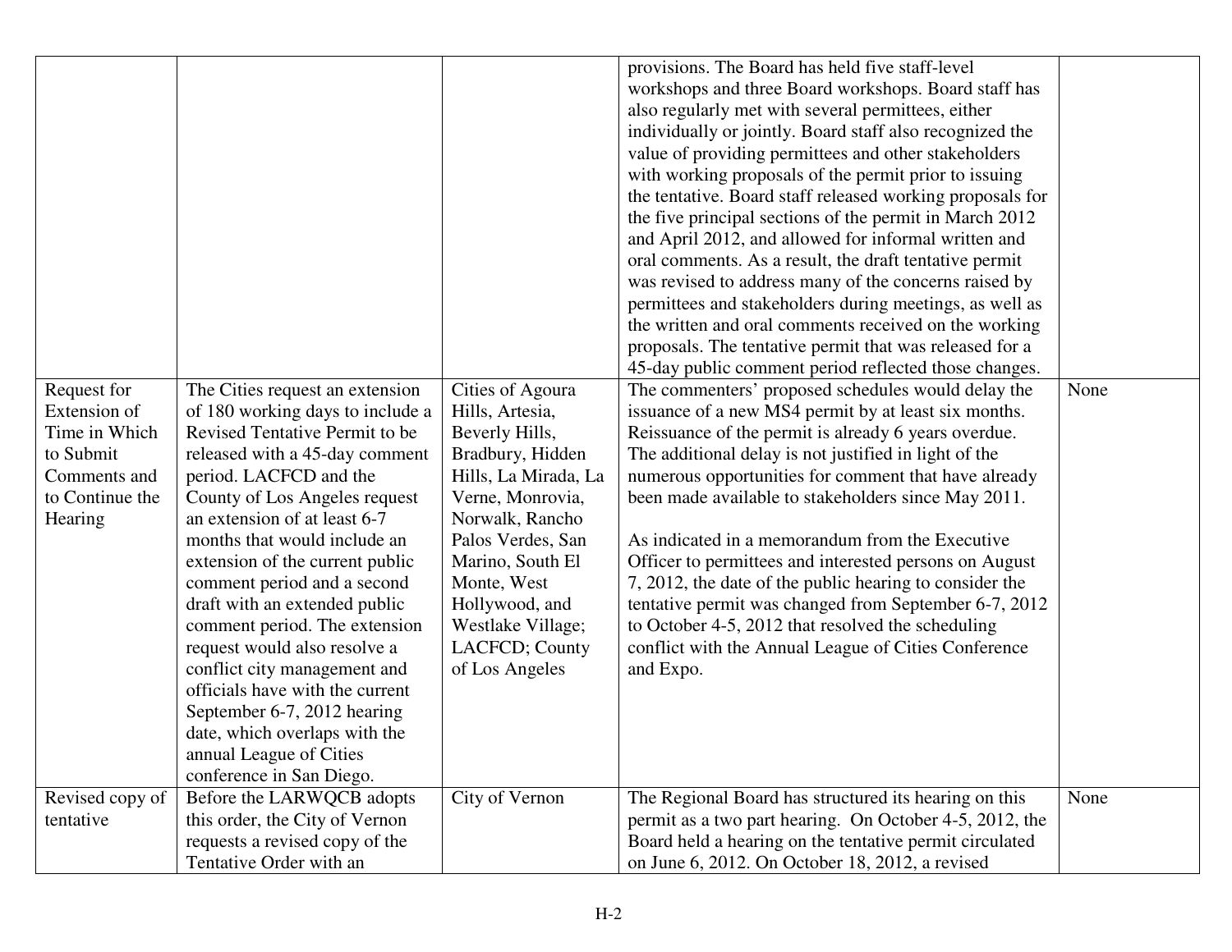| | | | | |
|---|---|---|---|---|
| | | | provisions. The Board has held five staff-level workshops and three Board workshops. Board staff has also regularly met with several permittees, either individually or jointly. Board staff also recognized the value of providing permittees and other stakeholders with working proposals of the permit prior to issuing the tentative. Board staff released working proposals for the five principal sections of the permit in March 2012 and April 2012, and allowed for informal written and oral comments. As a result, the draft tentative permit was revised to address many of the concerns raised by permittees and stakeholders during meetings, as well as the written and oral comments received on the working proposals. The tentative permit that was released for a 45-day public comment period reflected those changes. | |
| Request for Extension of Time in Which to Submit Comments and to Continue the Hearing | The Cities request an extension of 180 working days to include a Revised Tentative Permit to be released with a 45-day comment period. LACFCD and the County of Los Angeles request an extension of at least 6-7 months that would include an extension of the current public comment period and a second draft with an extended public comment period. The extension request would also resolve a conflict city management and officials have with the current September 6-7, 2012 hearing date, which overlaps with the annual League of Cities conference in San Diego. | Cities of Agoura Hills, Artesia, Beverly Hills, Bradbury, Hidden Hills, La Mirada, La Verne, Monrovia, Norwalk, Rancho Palos Verdes, San Marino, South El Monte, West Hollywood, and Westlake Village; LACFCD; County of Los Angeles | The commenters' proposed schedules would delay the issuance of a new MS4 permit by at least six months. Reissuance of the permit is already 6 years overdue. The additional delay is not justified in light of the numerous opportunities for comment that have already been made available to stakeholders since May 2011.<br><br>As indicated in a memorandum from the Executive Officer to permittees and interested persons on August 7, 2012, the date of the public hearing to consider the tentative permit was changed from September 6-7, 2012 to October 4-5, 2012 that resolved the scheduling conflict with the Annual League of Cities Conference and Expo. | None |
| Revised copy of tentative | Before the LARWQCB adopts this order, the City of Vernon requests a revised copy of the Tentative Order with an | City of Vernon | The Regional Board has structured its hearing on this permit as a two part hearing. On October 4-5, 2012, the Board held a hearing on the tentative permit circulated on June 6, 2012. On October 18, 2012, a revised | None |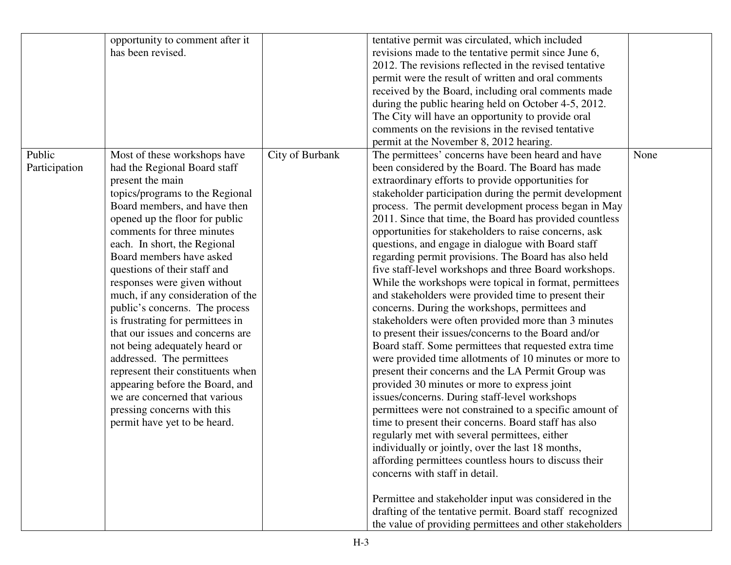| | | | | |
|---|---|---|---|---|
| | opportunity to comment after it has been revised. | | tentative permit was circulated, which included revisions made to the tentative permit since June 6, 2012. The revisions reflected in the revised tentative permit were the result of written and oral comments received by the Board, including oral comments made during the public hearing held on October 4-5, 2012. The City will have an opportunity to provide oral comments on the revisions in the revised tentative permit at the November 8, 2012 hearing. | |
| Public Participation | Most of these workshops have had the Regional Board staff present the main topics/programs to the Regional Board members, and have then opened up the floor for public comments for three minutes each. In short, the Regional Board members have asked questions of their staff and responses were given without much, if any consideration of the public's concerns. The process is frustrating for permittees in that our issues and concerns are not being adequately heard or addressed. The permittees represent their constituents when appearing before the Board, and we are concerned that various pressing concerns with this permit have yet to be heard. | City of Burbank | The permittees' concerns have been heard and have been considered by the Board. The Board has made extraordinary efforts to provide opportunities for stakeholder participation during the permit development process. The permit development process began in May 2011. Since that time, the Board has provided countless opportunities for stakeholders to raise concerns, ask questions, and engage in dialogue with Board staff regarding permit provisions. The Board has also held five staff-level workshops and three Board workshops. While the workshops were topical in format, permittees and stakeholders were provided time to present their concerns. During the workshops, permittees and stakeholders were often provided more than 3 minutes to present their issues/concerns to the Board and/or Board staff. Some permittees that requested extra time were provided time allotments of 10 minutes or more to present their concerns and the LA Permit Group was provided 30 minutes or more to express joint issues/concerns. During staff-level workshops permittees were not constrained to a specific amount of time to present their concerns. Board staff has also regularly met with several permittees, either individually or jointly, over the last 18 months, affording permittees countless hours to discuss their concerns with staff in detail.<br><br>Permittee and stakeholder input was considered in the drafting of the tentative permit. Board staff recognized the value of providing permittees and other stakeholders | None |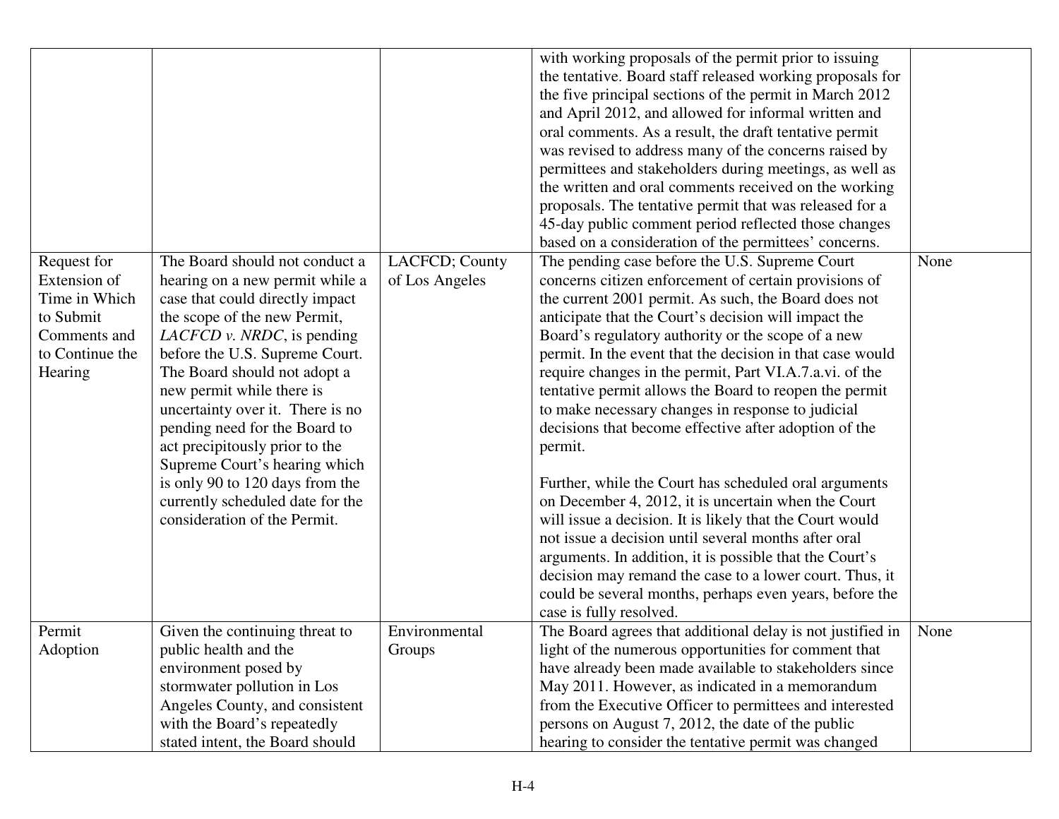| | | | | |
|---|---|---|---|---|
| | | | with working proposals of the permit prior to issuing the tentative. Board staff released working proposals for the five principal sections of the permit in March 2012 and April 2012, and allowed for informal written and oral comments. As a result, the draft tentative permit was revised to address many of the concerns raised by permittees and stakeholders during meetings, as well as the written and oral comments received on the working proposals. The tentative permit that was released for a 45-day public comment period reflected those changes based on a consideration of the permittees' concerns. | |
| Request for Extension of Time in Which to Submit Comments and to Continue the Hearing | The Board should not conduct a hearing on a new permit while a case that could directly impact the scope of the new Permit, *LACFCD v. NRDC*, is pending before the U.S. Supreme Court. The Board should not adopt a new permit while there is uncertainty over it. There is no pending need for the Board to act precipitously prior to the Supreme Court's hearing which is only 90 to 120 days from the currently scheduled date for the consideration of the Permit. | LACFCD; County of Los Angeles | The pending case before the U.S. Supreme Court concerns citizen enforcement of certain provisions of the current 2001 permit. As such, the Board does not anticipate that the Court's decision will impact the Board's regulatory authority or the scope of a new permit. In the event that the decision in that case would require changes in the permit, Part VI.A.7.a.vi. of the tentative permit allows the Board to reopen the permit to make necessary changes in response to judicial decisions that become effective after adoption of the permit.<br><br>Further, while the Court has scheduled oral arguments on December 4, 2012, it is uncertain when the Court will issue a decision. It is likely that the Court would not issue a decision until several months after oral arguments. In addition, it is possible that the Court's decision may remand the case to a lower court. Thus, it could be several months, perhaps even years, before the case is fully resolved. | None |
| Permit Adoption | Given the continuing threat to public health and the environment posed by stormwater pollution in Los Angeles County, and consistent with the Board's repeatedly stated intent, the Board should | Environmental Groups | The Board agrees that additional delay is not justified in light of the numerous opportunities for comment that have already been made available to stakeholders since May 2011. However, as indicated in a memorandum from the Executive Officer to permittees and interested persons on August 7, 2012, the date of the public hearing to consider the tentative permit was changed | None |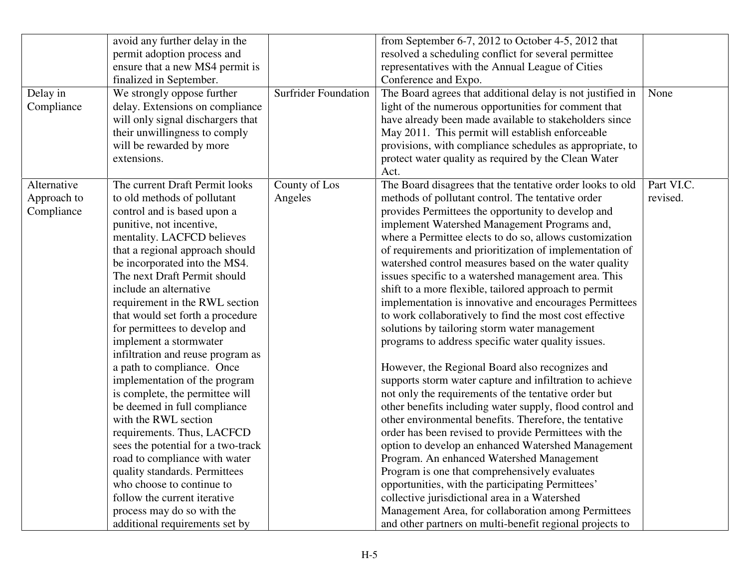| | | | | |
|---|---|---|---|---|
| | avoid any further delay in the permit adoption process and ensure that a new MS4 permit is finalized in September. | | from September 6-7, 2012 to October 4-5, 2012 that resolved a scheduling conflict for several permittee representatives with the Annual League of Cities Conference and Expo. | |
| Delay in Compliance | We strongly oppose further delay. Extensions on compliance will only signal dischargers that their unwillingness to comply will be rewarded by more extensions. | Surfrider Foundation | The Board agrees that additional delay is not justified in light of the numerous opportunities for comment that have already been made available to stakeholders since May 2011. This permit will establish enforceable provisions, with compliance schedules as appropriate, to protect water quality as required by the Clean Water Act. | None |
| Alternative Approach to Compliance | The current Draft Permit looks to old methods of pollutant control and is based upon a punitive, not incentive, mentality. LACFCD believes that a regional approach should be incorporated into the MS4. The next Draft Permit should include an alternative requirement in the RWL section that would set forth a procedure for permittees to develop and implement a stormwater infiltration and reuse program as a path to compliance. Once implementation of the program is complete, the permittee will be deemed in full compliance with the RWL section requirements. Thus, LACFCD sees the potential for a two-track road to compliance with water quality standards. Permittees who choose to continue to follow the current iterative process may do so with the additional requirements set by | County of Los Angeles | The Board disagrees that the tentative order looks to old methods of pollutant control. The tentative order provides Permittees the opportunity to develop and implement Watershed Management Programs and, where a Permittee elects to do so, allows customization of requirements and prioritization of implementation of watershed control measures based on the water quality issues specific to a watershed management area. This shift to a more flexible, tailored approach to permit implementation is innovative and encourages Permittees to work collaboratively to find the most cost effective solutions by tailoring storm water management programs to address specific water quality issues.<br><br>However, the Regional Board also recognizes and supports storm water capture and infiltration to achieve not only the requirements of the tentative order but other benefits including water supply, flood control and other environmental benefits. Therefore, the tentative order has been revised to provide Permittees with the option to develop an enhanced Watershed Management Program. An enhanced Watershed Management Program is one that comprehensively evaluates opportunities, with the participating Permittees' collective jurisdictional area in a Watershed Management Area, for collaboration among Permittees and other partners on multi-benefit regional projects to | Part VI.C. revised. |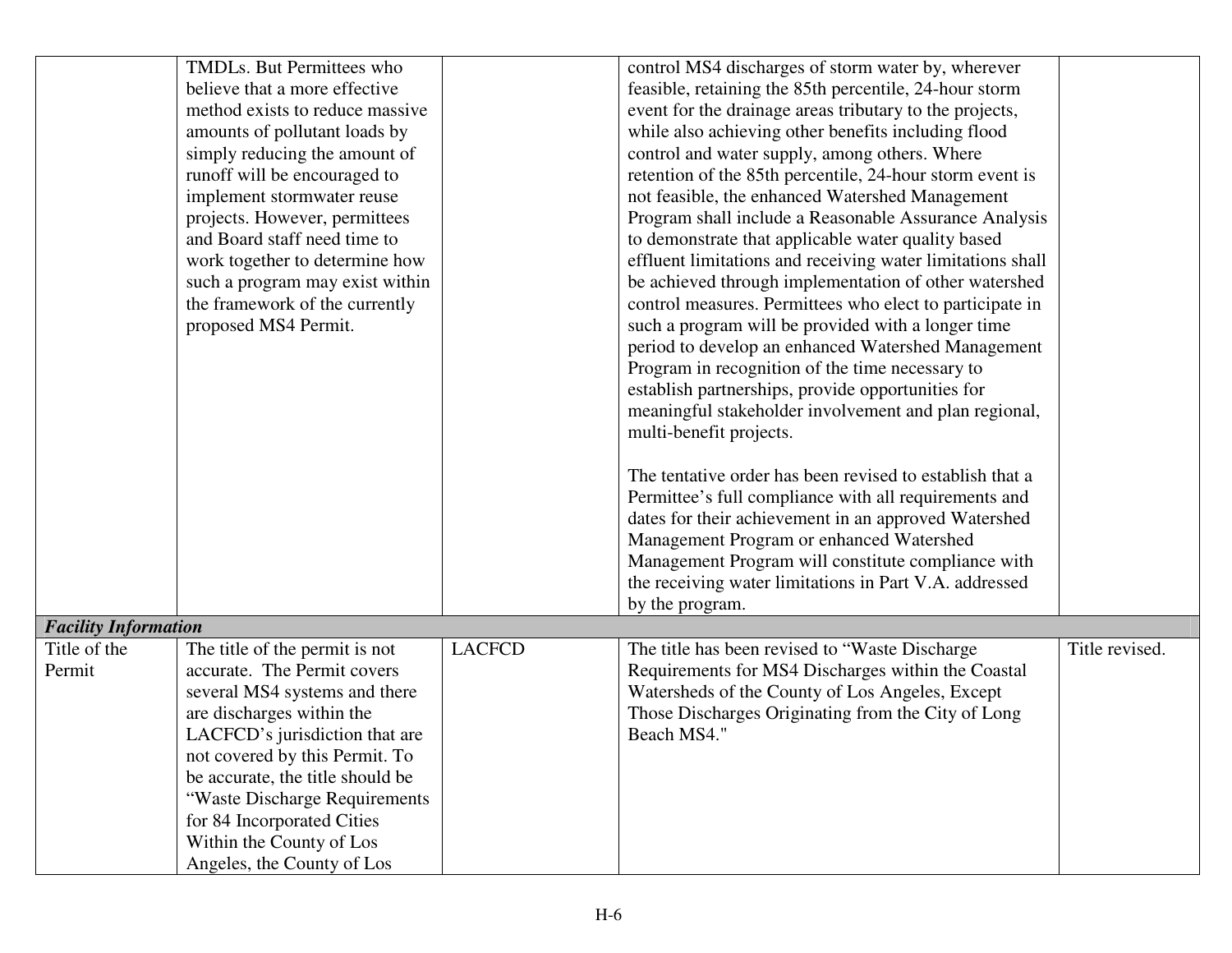| | | | | |
|---|---|---|---|---|
| | TMDLs. But Permittees who believe that a more effective method exists to reduce massive amounts of pollutant loads by simply reducing the amount of runoff will be encouraged to implement stormwater reuse projects. However, permittees and Board staff need time to work together to determine how such a program may exist within the framework of the currently proposed MS4 Permit. | | control MS4 discharges of storm water by, wherever feasible, retaining the 85th percentile, 24-hour storm event for the drainage areas tributary to the projects, while also achieving other benefits including flood control and water supply, among others. Where retention of the 85th percentile, 24-hour storm event is not feasible, the enhanced Watershed Management Program shall include a Reasonable Assurance Analysis to demonstrate that applicable water quality based effluent limitations and receiving water limitations shall be achieved through implementation of other watershed control measures. Permittees who elect to participate in such a program will be provided with a longer time period to develop an enhanced Watershed Management Program in recognition of the time necessary to establish partnerships, provide opportunities for meaningful stakeholder involvement and plan regional, multi-benefit projects.<br><br>The tentative order has been revised to establish that a Permittee's full compliance with all requirements and dates for their achievement in an approved Watershed Management Program or enhanced Watershed Management Program will constitute compliance with the receiving water limitations in Part V.A. addressed by the program. | |
| ***Facility Information*** | | | | |
| Title of the Permit | The title of the permit is not accurate. The Permit covers several MS4 systems and there are discharges within the LACFCD's jurisdiction that are not covered by this Permit. To be accurate, the title should be "Waste Discharge Requirements for 84 Incorporated Cities Within the County of Los Angeles, the County of Los | LACFCD | The title has been revised to "Waste Discharge Requirements for MS4 Discharges within the Coastal Watersheds of the County of Los Angeles, Except Those Discharges Originating from the City of Long Beach MS4." | Title revised. |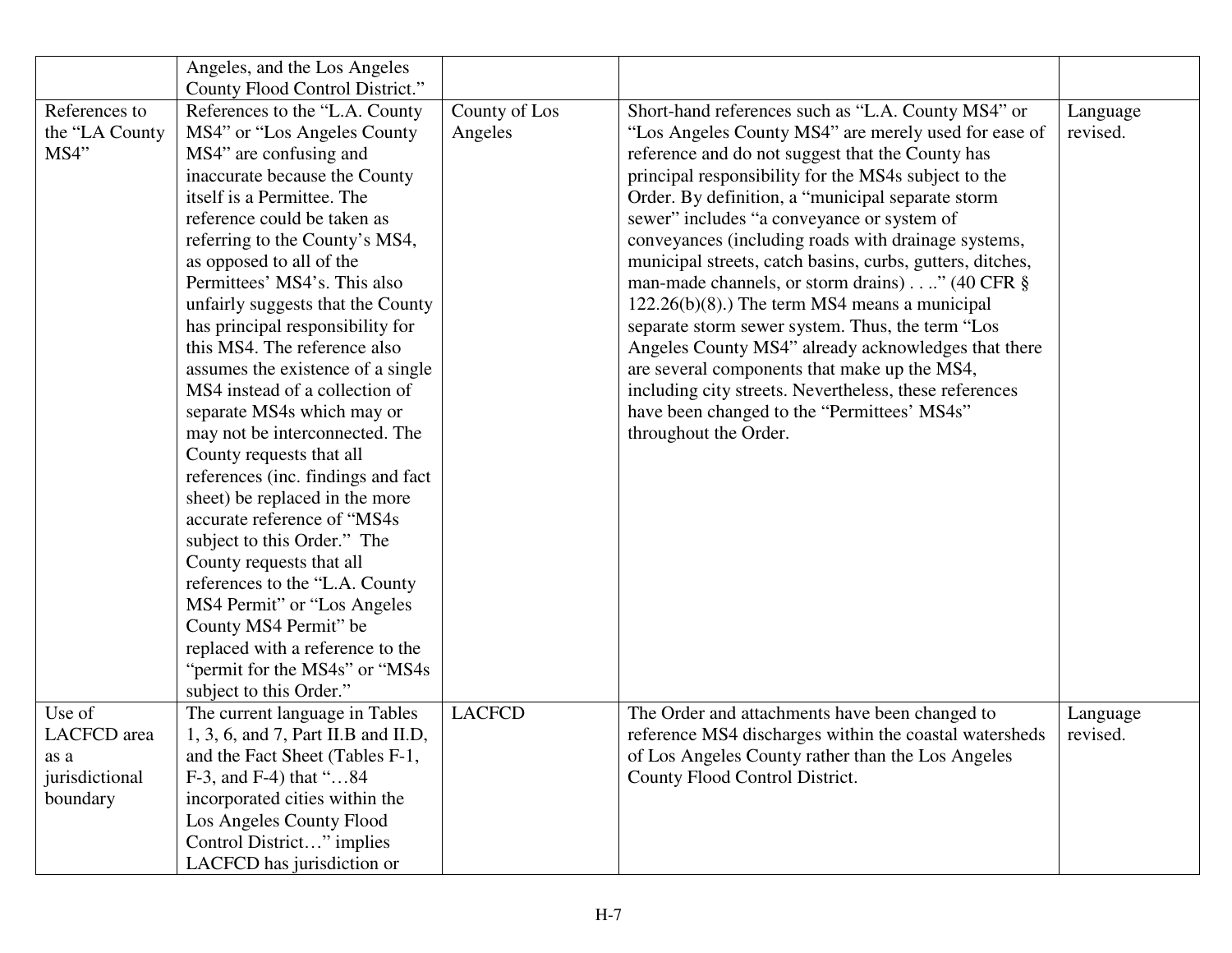| | | | | |
|---|---|---|---|---|
| | Angeles, and the Los Angeles County Flood Control District." | | | |
| References to the "LA County MS4" | References to the "L.A. County MS4" or "Los Angeles County MS4" are confusing and inaccurate because the County itself is a Permittee. The reference could be taken as referring to the County's MS4, as opposed to all of the Permittees' MS4's. This also unfairly suggests that the County has principal responsibility for this MS4. The reference also assumes the existence of a single MS4 instead of a collection of separate MS4s which may or may not be interconnected. The County requests that all references (inc. findings and fact sheet) be replaced in the more accurate reference of "MS4s subject to this Order." The County requests that all references to the "L.A. County MS4 Permit" or "Los Angeles County MS4 Permit" be replaced with a reference to the "permit for the MS4s" or "MS4s subject to this Order." | County of Los Angeles | Short-hand references such as "L.A. County MS4" or "Los Angeles County MS4" are merely used for ease of reference and do not suggest that the County has principal responsibility for the MS4s subject to the Order. By definition, a "municipal separate storm sewer" includes "a conveyance or system of conveyances (including roads with drainage systems, municipal streets, catch basins, curbs, gutters, ditches, man-made channels, or storm drains) . . .." (40 CFR § 122.26(b)(8).) The term MS4 means a municipal separate storm sewer system. Thus, the term "Los Angeles County MS4" already acknowledges that there are several components that make up the MS4, including city streets. Nevertheless, these references have been changed to the "Permittees' MS4s" throughout the Order. | Language revised. |
| Use of LACFCD area as a jurisdictional boundary | The current language in Tables 1, 3, 6, and 7, Part II.B and II.D, and the Fact Sheet (Tables F-1, F-3, and F-4) that "…84 incorporated cities within the Los Angeles County Flood Control District…" implies LACFCD has jurisdiction or | LACFCD | The Order and attachments have been changed to reference MS4 discharges within the coastal watersheds of Los Angeles County rather than the Los Angeles County Flood Control District. | Language revised. |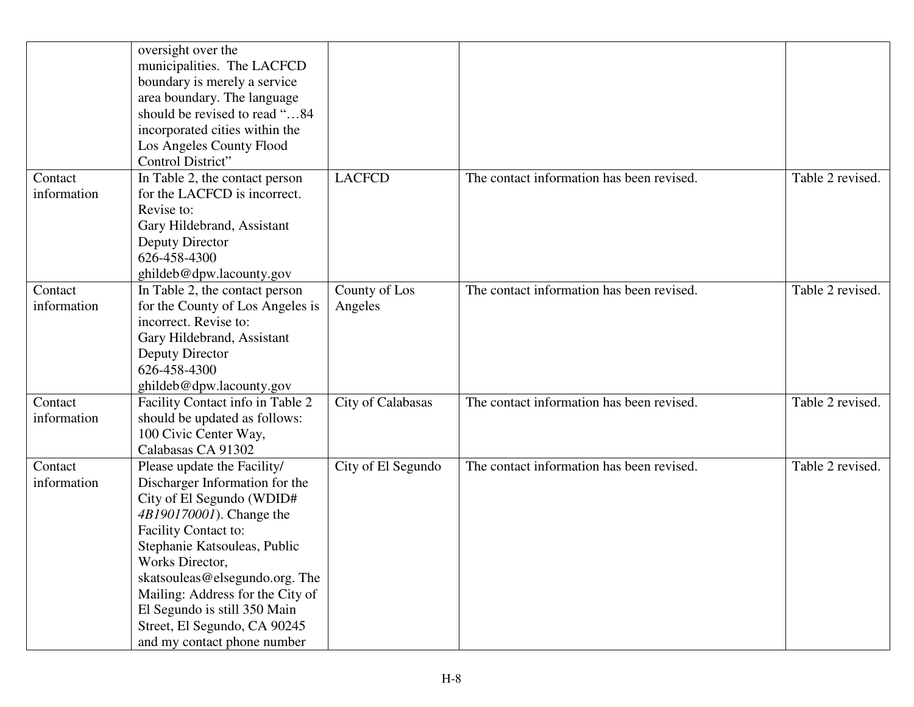| | | | | |
|---|---|---|---|---|
| | oversight over the municipalities. The LACFCD boundary is merely a service area boundary. The language should be revised to read "…84 incorporated cities within the Los Angeles County Flood Control District" | | | |
| Contact information | In Table 2, the contact person for the LACFCD is incorrect. Revise to: Gary Hildebrand, Assistant Deputy Director 626-458-4300 ghildeb@dpw.lacounty.gov | LACFCD | The contact information has been revised. | Table 2 revised. |
| Contact information | In Table 2, the contact person for the County of Los Angeles is incorrect. Revise to: Gary Hildebrand, Assistant Deputy Director 626-458-4300 ghildeb@dpw.lacounty.gov | County of Los Angeles | The contact information has been revised. | Table 2 revised. |
| Contact information | Facility Contact info in Table 2 should be updated as follows: 100 Civic Center Way, Calabasas CA 91302 | City of Calabasas | The contact information has been revised. | Table 2 revised. |
| Contact information | Please update the Facility/ Discharger Information for the City of El Segundo (WDID# *4B190170001*). Change the Facility Contact to: Stephanie Katsouleas, Public Works Director, skatsouleas@elsegundo.org. The Mailing: Address for the City of El Segundo is still 350 Main Street, El Segundo, CA 90245 and my contact phone number | City of El Segundo | The contact information has been revised. | Table 2 revised. |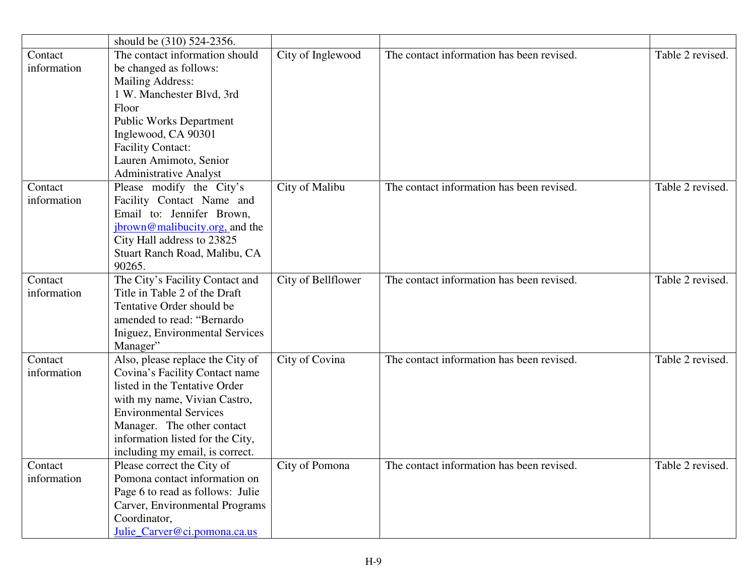| | | | | |
|---|---|---|---|---|
| | should be (310) 524-2356. | | | |
| Contact information | The contact information should be changed as follows:<br>Mailing Address:<br>1 W. Manchester Blvd, 3rd Floor<br>Public Works Department<br>Inglewood, CA 90301<br>Facility Contact:<br>Lauren Amimoto, Senior Administrative Analyst | City of Inglewood | The contact information has been revised. | Table 2 revised. |
| Contact information | Please modify the City's Facility Contact Name and Email to: Jennifer Brown, jbrown@malibucity.org, and the City Hall address to 23825 Stuart Ranch Road, Malibu, CA 90265. | City of Malibu | The contact information has been revised. | Table 2 revised. |
| Contact information | The City's Facility Contact and Title in Table 2 of the Draft Tentative Order should be amended to read: "Bernardo Iniguez, Environmental Services Manager" | City of Bellflower | The contact information has been revised. | Table 2 revised. |
| Contact information | Also, please replace the City of Covina's Facility Contact name listed in the Tentative Order with my name, Vivian Castro, Environmental Services Manager. The other contact information listed for the City, including my email, is correct. | City of Covina | The contact information has been revised. | Table 2 revised. |
| Contact information | Please correct the City of Pomona contact information on Page 6 to read as follows: Julie Carver, Environmental Programs Coordinator, Julie_Carver@ci.pomona.ca.us | City of Pomona | The contact information has been revised. | Table 2 revised. |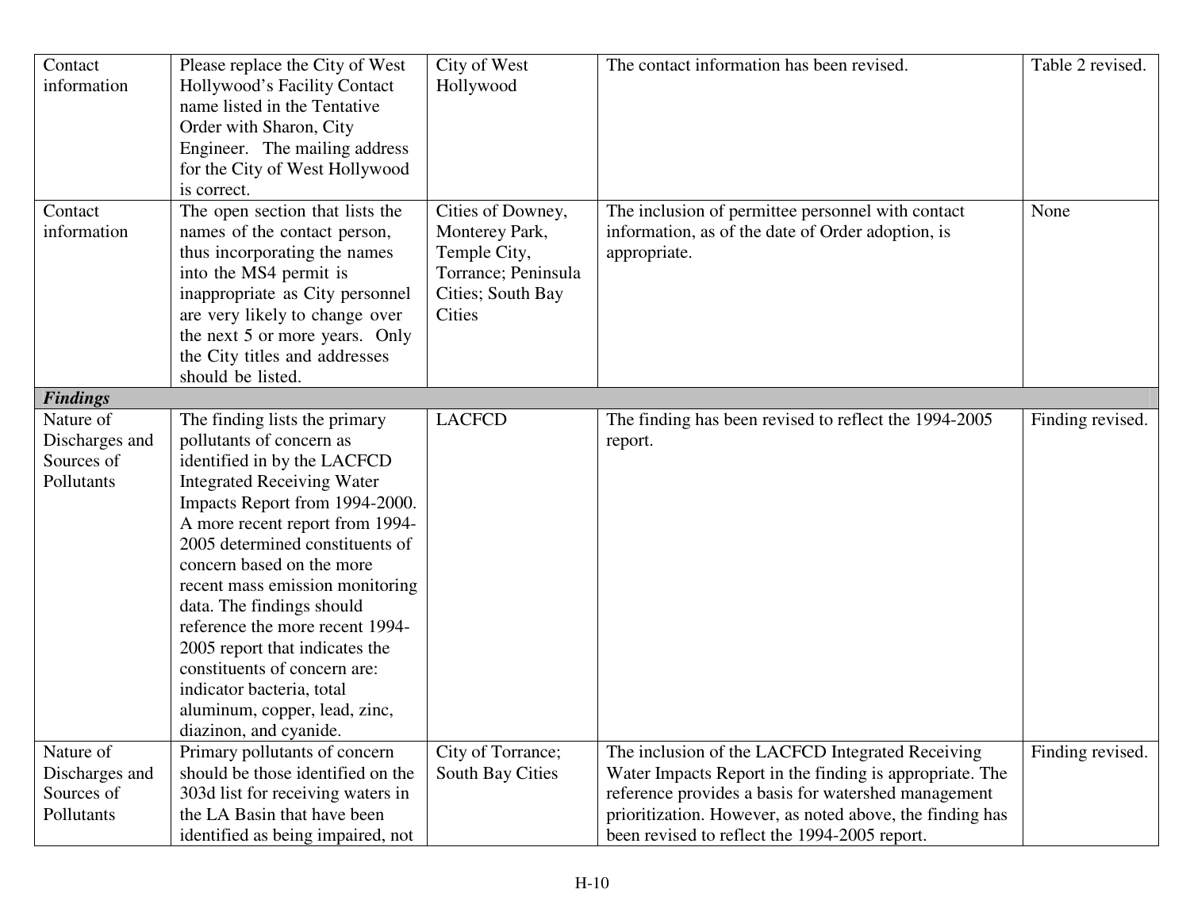| | | | | |
|---|---|---|---|---|
| Contact information | Please replace the City of West Hollywood's Facility Contact name listed in the Tentative Order with Sharon, City Engineer. The mailing address for the City of West Hollywood is correct. | City of West Hollywood | The contact information has been revised. | Table 2 revised. |
| Contact information | The open section that lists the names of the contact person, thus incorporating the names into the MS4 permit is inappropriate as City personnel are very likely to change over the next 5 or more years. Only the City titles and addresses should be listed. | Cities of Downey, Monterey Park, Temple City, Torrance; Peninsula Cities; South Bay Cities | The inclusion of permittee personnel with contact information, as of the date of Order adoption, is appropriate. | None |
| ***Findings*** | | | | |
| Nature of Discharges and Sources of Pollutants | The finding lists the primary pollutants of concern as identified in by the LACFCD Integrated Receiving Water Impacts Report from 1994-2000. A more recent report from 1994-2005 determined constituents of concern based on the more recent mass emission monitoring data. The findings should reference the more recent 1994-2005 report that indicates the constituents of concern are: indicator bacteria, total aluminum, copper, lead, zinc, diazinon, and cyanide. | LACFCD | The finding has been revised to reflect the 1994-2005 report. | Finding revised. |
| Nature of Discharges and Sources of Pollutants | Primary pollutants of concern should be those identified on the 303d list for receiving waters in the LA Basin that have been identified as being impaired, not | City of Torrance; South Bay Cities | The inclusion of the LACFCD Integrated Receiving Water Impacts Report in the finding is appropriate. The reference provides a basis for watershed management prioritization. However, as noted above, the finding has been revised to reflect the 1994-2005 report. | Finding revised. |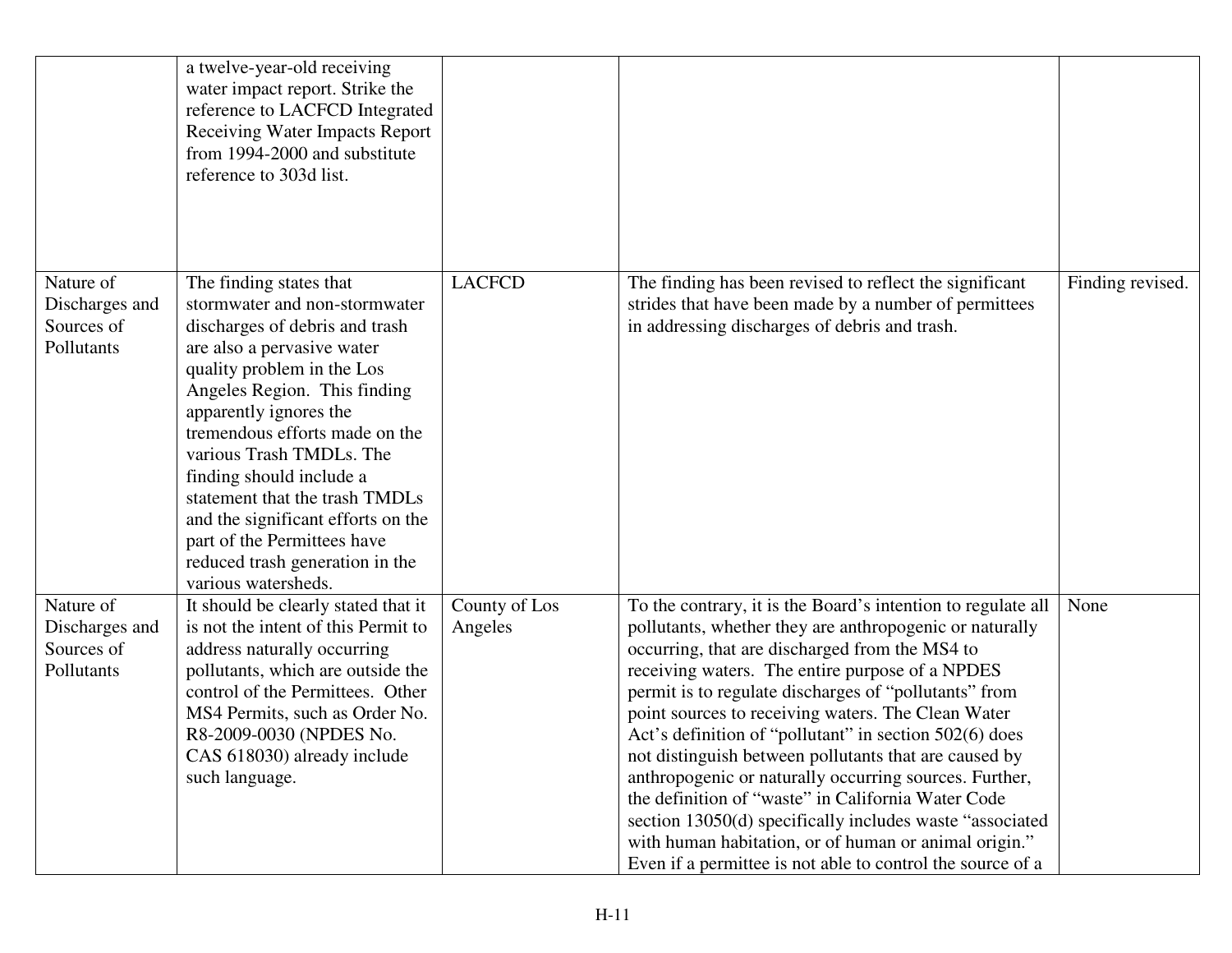| | | | | |
|---|---|---|---|---|
| | a twelve-year-old receiving water impact report. Strike the reference to LACFCD Integrated Receiving Water Impacts Report from 1994-2000 and substitute reference to 303d list. | | | |
| Nature of Discharges and Sources of Pollutants | The finding states that stormwater and non-stormwater discharges of debris and trash are also a pervasive water quality problem in the Los Angeles Region. This finding apparently ignores the tremendous efforts made on the various Trash TMDLs. The finding should include a statement that the trash TMDLs and the significant efforts on the part of the Permittees have reduced trash generation in the various watersheds. | LACFCD | The finding has been revised to reflect the significant strides that have been made by a number of permittees in addressing discharges of debris and trash. | Finding revised. |
| Nature of Discharges and Sources of Pollutants | It should be clearly stated that it is not the intent of this Permit to address naturally occurring pollutants, which are outside the control of the Permittees. Other MS4 Permits, such as Order No. R8-2009-0030 (NPDES No. CAS 618030) already include such language. | County of Los Angeles | To the contrary, it is the Board's intention to regulate all pollutants, whether they are anthropogenic or naturally occurring, that are discharged from the MS4 to receiving waters. The entire purpose of a NPDES permit is to regulate discharges of "pollutants" from point sources to receiving waters. The Clean Water Act's definition of "pollutant" in section 502(6) does not distinguish between pollutants that are caused by anthropogenic or naturally occurring sources. Further, the definition of "waste" in California Water Code section 13050(d) specifically includes waste "associated with human habitation, or of human or animal origin." Even if a permittee is not able to control the source of a | None |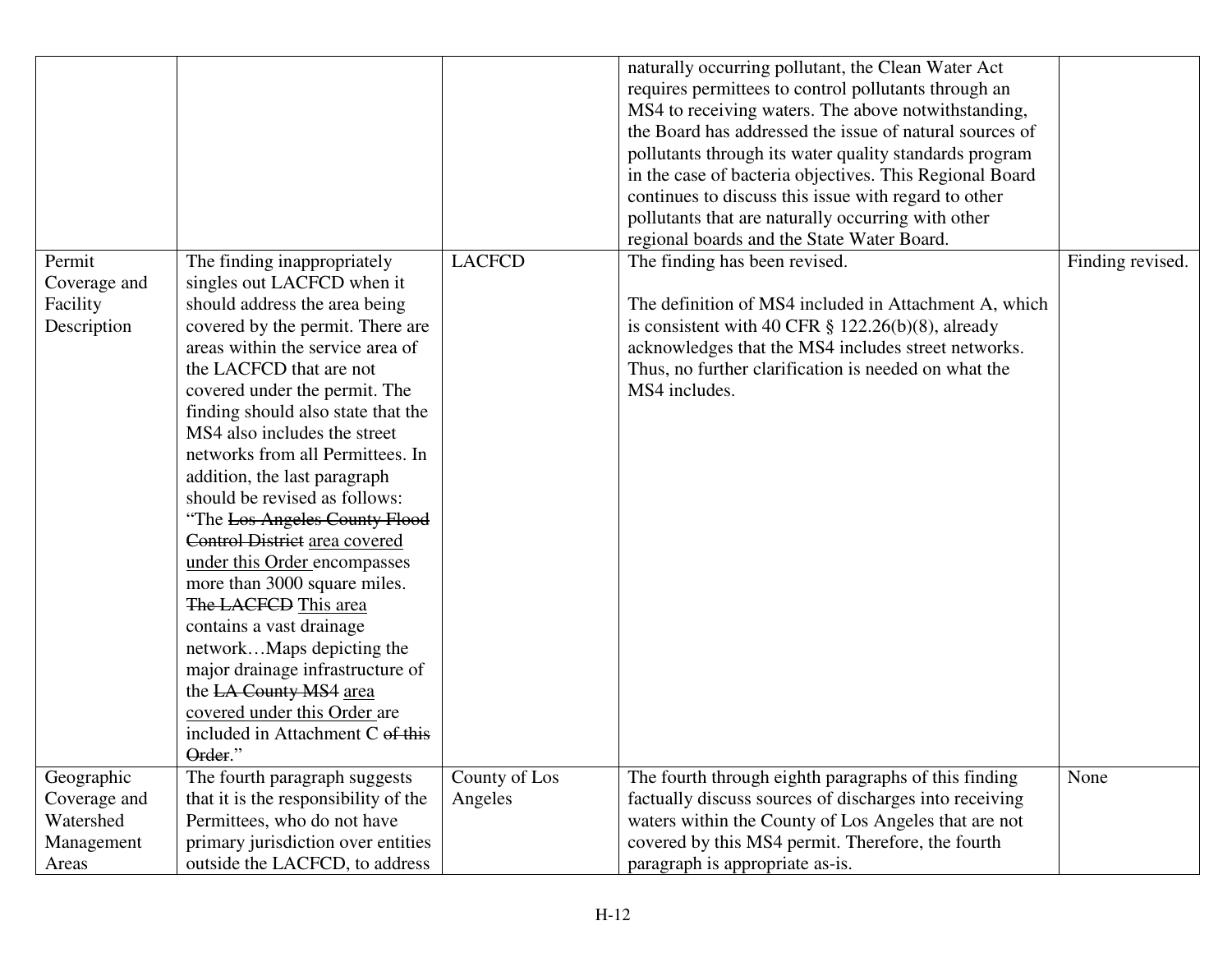| | | | | |
|---|---|---|---|---|
| | | | naturally occurring pollutant, the Clean Water Act requires permittees to control pollutants through an MS4 to receiving waters. The above notwithstanding, the Board has addressed the issue of natural sources of pollutants through its water quality standards program in the case of bacteria objectives. This Regional Board continues to discuss this issue with regard to other pollutants that are naturally occurring with other regional boards and the State Water Board. | |
| Permit Coverage and Facility Description | The finding inappropriately singles out LACFCD when it should address the area being covered by the permit. There are areas within the service area of the LACFCD that are not covered under the permit. The finding should also state that the MS4 also includes the street networks from all Permittees. In addition, the last paragraph should be revised as follows: "The ~~Los Angeles County Flood Control District~~ <u>area covered under this Order</u> encompasses more than 3000 square miles. ~~The LACFCD~~ <u>This area</u> contains a vast drainage network…Maps depicting the major drainage infrastructure of the ~~LA County MS4~~ <u>area covered under this Order</u> are included in Attachment C ~~of this Order~~." | LACFCD | The finding has been revised.<br><br>The definition of MS4 included in Attachment A, which is consistent with 40 CFR § 122.26(b)(8), already acknowledges that the MS4 includes street networks. Thus, no further clarification is needed on what the MS4 includes. | Finding revised. |
| Geographic Coverage and Watershed Management Areas | The fourth paragraph suggests that it is the responsibility of the Permittees, who do not have primary jurisdiction over entities outside the LACFCD, to address | County of Los Angeles | The fourth through eighth paragraphs of this finding factually discuss sources of discharges into receiving waters within the County of Los Angeles that are not covered by this MS4 permit. Therefore, the fourth paragraph is appropriate as-is. | None |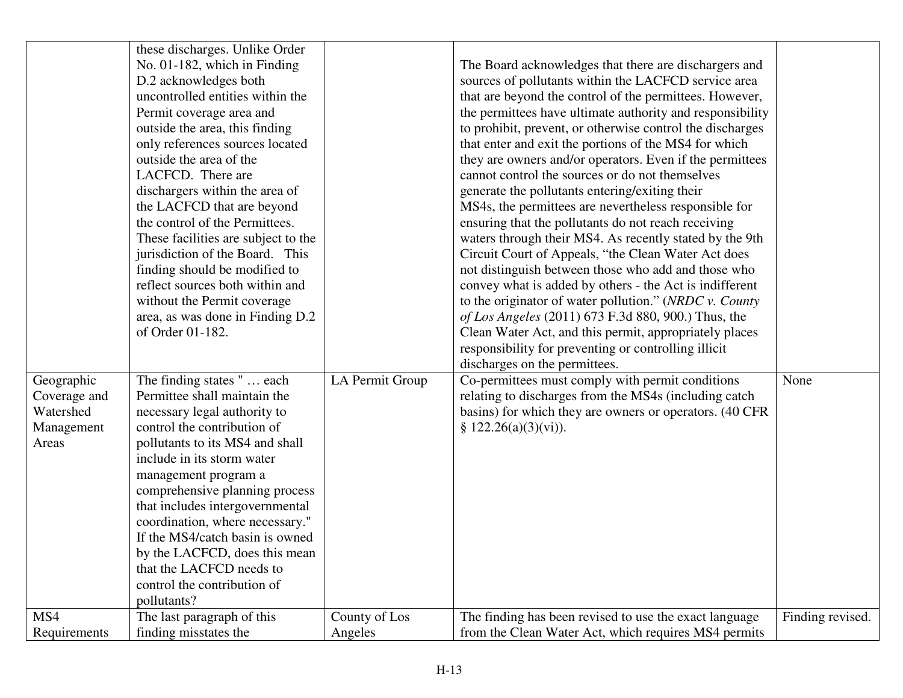| | | | | |
|---|---|---|---|---|
| | these discharges. Unlike Order No. 01-182, which in Finding D.2 acknowledges both uncontrolled entities within the Permit coverage area and outside the area, this finding only references sources located outside the area of the LACFCD. There are dischargers within the area of the LACFCD that are beyond the control of the Permittees. These facilities are subject to the jurisdiction of the Board. This finding should be modified to reflect sources both within and without the Permit coverage area, as was done in Finding D.2 of Order 01-182. | | The Board acknowledges that there are dischargers and sources of pollutants within the LACFCD service area that are beyond the control of the permittees. However, the permittees have ultimate authority and responsibility to prohibit, prevent, or otherwise control the discharges that enter and exit the portions of the MS4 for which they are owners and/or operators. Even if the permittees cannot control the sources or do not themselves generate the pollutants entering/exiting their MS4s, the permittees are nevertheless responsible for ensuring that the pollutants do not reach receiving waters through their MS4. As recently stated by the 9th Circuit Court of Appeals, "the Clean Water Act does not distinguish between those who add and those who convey what is added by others - the Act is indifferent to the originator of water pollution." (*NRDC v. County of Los Angeles* (2011) 673 F.3d 880, 900.) Thus, the Clean Water Act, and this permit, appropriately places responsibility for preventing or controlling illicit discharges on the permittees. | |
| Geographic Coverage and Watershed Management Areas | The finding states " … each Permittee shall maintain the necessary legal authority to control the contribution of pollutants to its MS4 and shall include in its storm water management program a comprehensive planning process that includes intergovernmental coordination, where necessary." If the MS4/catch basin is owned by the LACFCD, does this mean that the LACFCD needs to control the contribution of pollutants? | LA Permit Group | Co-permittees must comply with permit conditions relating to discharges from the MS4s (including catch basins) for which they are owners or operators. (40 CFR § 122.26(a)(3)(vi)). | None |
| MS4 Requirements | The last paragraph of this finding misstates the | County of Los Angeles | The finding has been revised to use the exact language from the Clean Water Act, which requires MS4 permits | Finding revised. |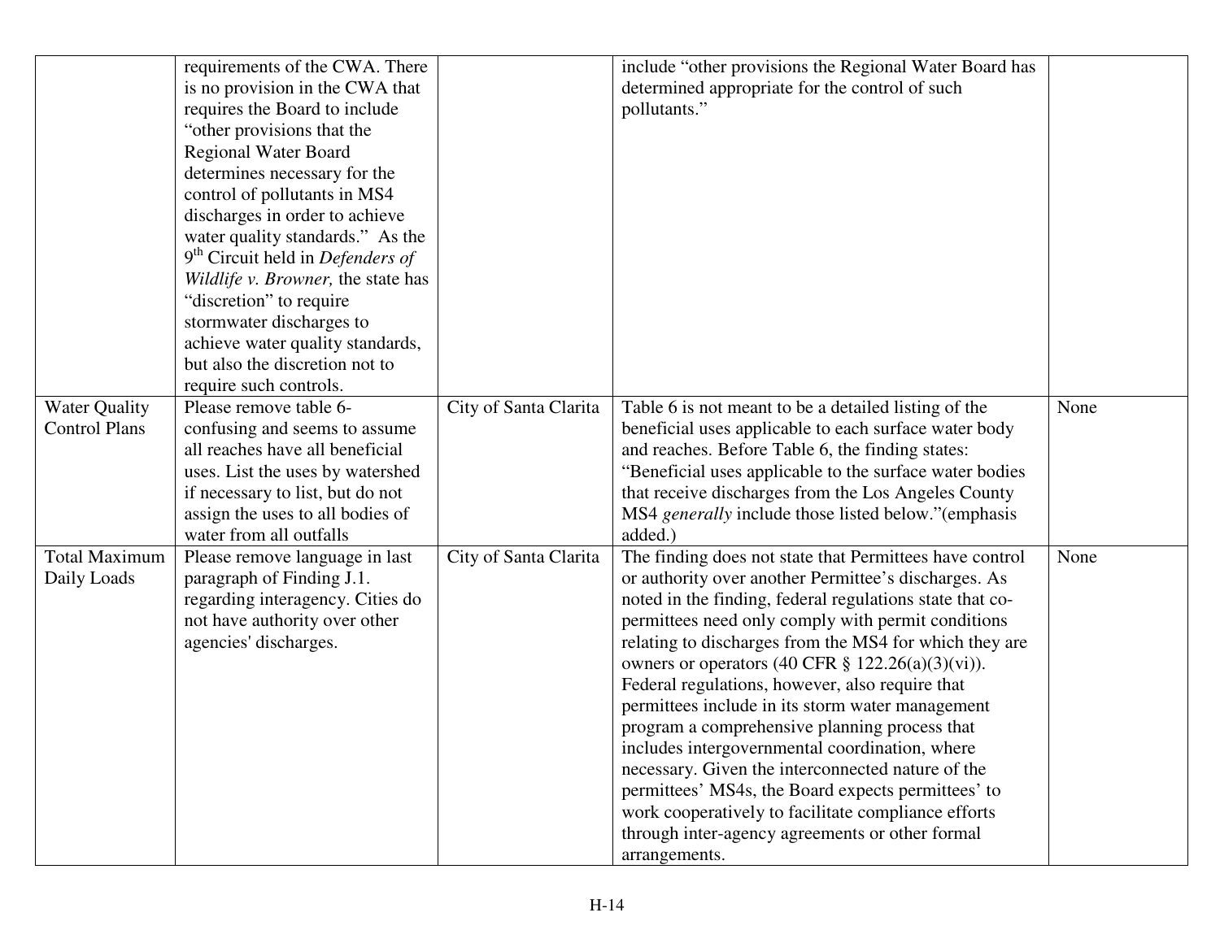| | | | | |
|---|---|---|---|---|
| | requirements of the CWA. There is no provision in the CWA that requires the Board to include "other provisions that the Regional Water Board determines necessary for the control of pollutants in MS4 discharges in order to achieve water quality standards." As the 9th Circuit held in *Defenders of Wildlife v. Browner,* the state has "discretion" to require stormwater discharges to achieve water quality standards, but also the discretion not to require such controls. | | include "other provisions the Regional Water Board has determined appropriate for the control of such pollutants." | |
| Water Quality Control Plans | Please remove table 6- confusing and seems to assume all reaches have all beneficial uses. List the uses by watershed if necessary to list, but do not assign the uses to all bodies of water from all outfalls | City of Santa Clarita | Table 6 is not meant to be a detailed listing of the beneficial uses applicable to each surface water body and reaches. Before Table 6, the finding states: "Beneficial uses applicable to the surface water bodies that receive discharges from the Los Angeles County MS4 *generally* include those listed below."(emphasis added.) | None |
| Total Maximum Daily Loads | Please remove language in last paragraph of Finding J.1. regarding interagency. Cities do not have authority over other agencies' discharges. | City of Santa Clarita | The finding does not state that Permittees have control or authority over another Permittee's discharges. As noted in the finding, federal regulations state that co-permittees need only comply with permit conditions relating to discharges from the MS4 for which they are owners or operators (40 CFR § 122.26(a)(3)(vi)). Federal regulations, however, also require that permittees include in its storm water management program a comprehensive planning process that includes intergovernmental coordination, where necessary. Given the interconnected nature of the permittees' MS4s, the Board expects permittees' to work cooperatively to facilitate compliance efforts through inter-agency agreements or other formal arrangements. | None |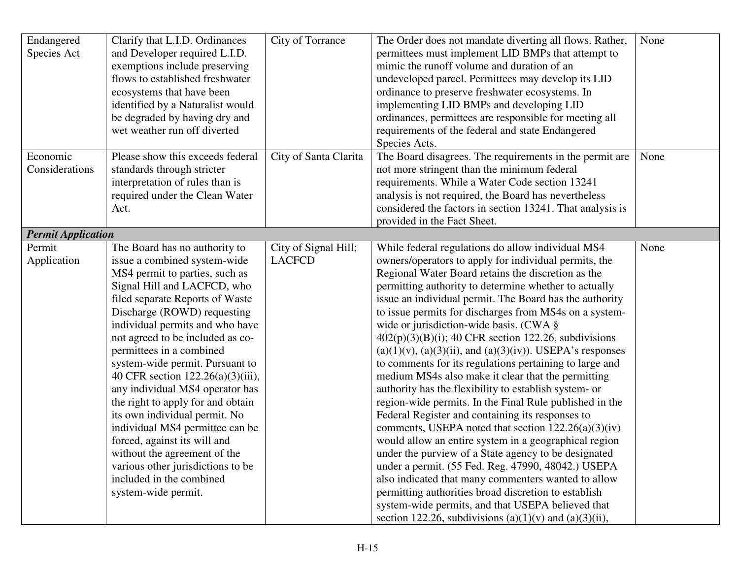| | | | | |
|---|---|---|---|---|
| Endangered Species Act | Clarify that L.I.D. Ordinances and Developer required L.I.D. exemptions include preserving flows to established freshwater ecosystems that have been identified by a Naturalist would be degraded by having dry and wet weather run off diverted | City of Torrance | The Order does not mandate diverting all flows. Rather, permittees must implement LID BMPs that attempt to mimic the runoff volume and duration of an undeveloped parcel. Permittees may develop its LID ordinance to preserve freshwater ecosystems. In implementing LID BMPs and developing LID ordinances, permittees are responsible for meeting all requirements of the federal and state Endangered Species Acts. | None |
| Economic Considerations | Please show this exceeds federal standards through stricter interpretation of rules than is required under the Clean Water Act. | City of Santa Clarita | The Board disagrees. The requirements in the permit are not more stringent than the minimum federal requirements. While a Water Code section 13241 analysis is not required, the Board has nevertheless considered the factors in section 13241. That analysis is provided in the Fact Sheet. | None |
| ***Permit Application*** | | | | |
| Permit Application | The Board has no authority to issue a combined system-wide MS4 permit to parties, such as Signal Hill and LACFCD, who filed separate Reports of Waste Discharge (ROWD) requesting individual permits and who have not agreed to be included as co-permittees in a combined system-wide permit. Pursuant to 40 CFR section 122.26(a)(3)(iii), any individual MS4 operator has the right to apply for and obtain its own individual permit. No individual MS4 permittee can be forced, against its will and without the agreement of the various other jurisdictions to be included in the combined system-wide permit. | City of Signal Hill; LACFCD | While federal regulations do allow individual MS4 owners/operators to apply for individual permits, the Regional Water Board retains the discretion as the permitting authority to determine whether to actually issue an individual permit. The Board has the authority to issue permits for discharges from MS4s on a system-wide or jurisdiction-wide basis. (CWA § 402(p)(3)(B)(i); 40 CFR section 122.26, subdivisions (a)(1)(v), (a)(3)(ii), and (a)(3)(iv)). USEPA's responses to comments for its regulations pertaining to large and medium MS4s also make it clear that the permitting authority has the flexibility to establish system- or region-wide permits. In the Final Rule published in the Federal Register and containing its responses to comments, USEPA noted that section 122.26(a)(3)(iv) would allow an entire system in a geographical region under the purview of a State agency to be designated under a permit. (55 Fed. Reg. 47990, 48042.) USEPA also indicated that many commenters wanted to allow permitting authorities broad discretion to establish system-wide permits, and that USEPA believed that section 122.26, subdivisions (a)(1)(v) and (a)(3)(ii), | None |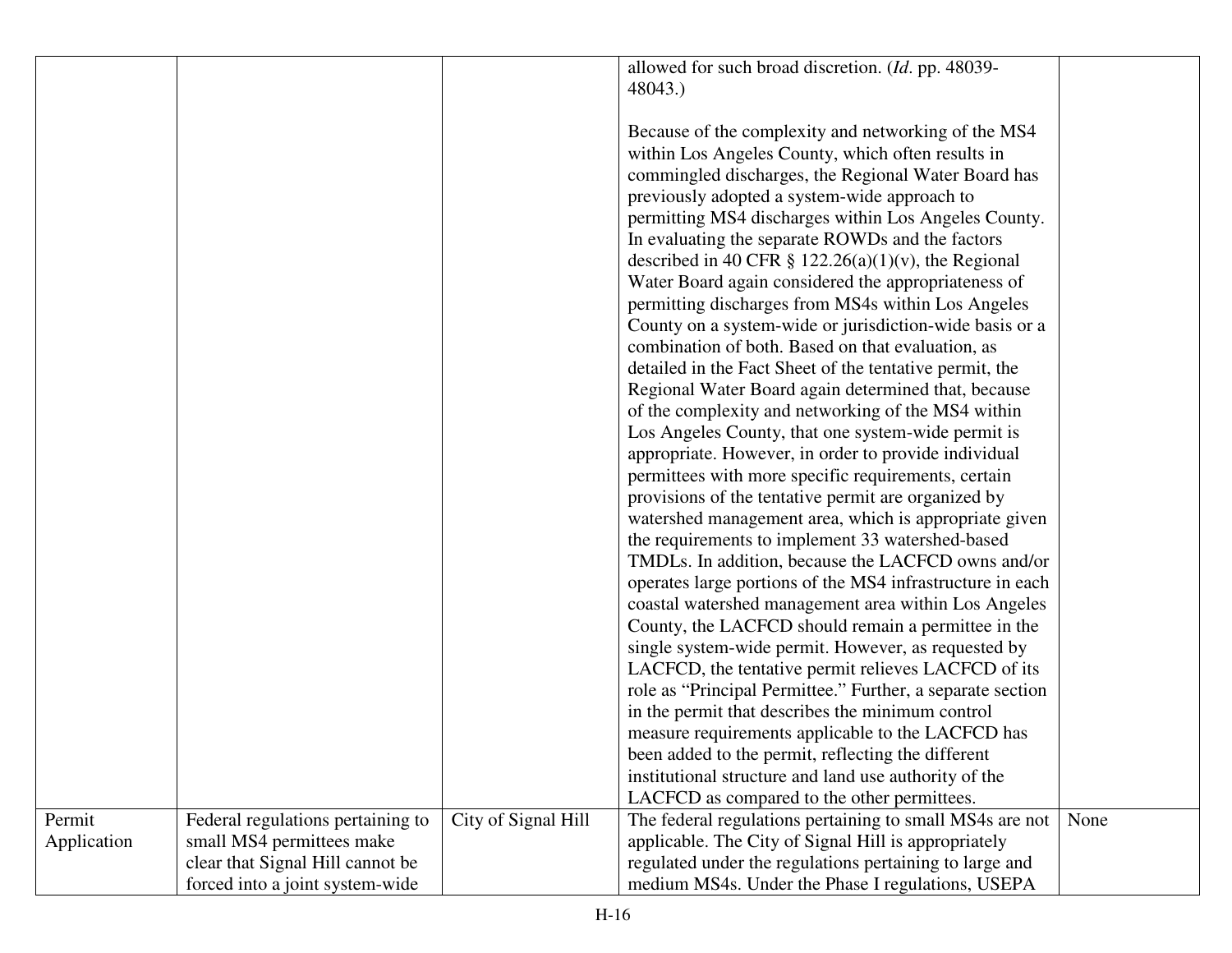| | | | | |
|---|---|---|---|---|
| | | | allowed for such broad discretion. (*Id*. pp. 48039-48043.)<br><br>Because of the complexity and networking of the MS4 within Los Angeles County, which often results in commingled discharges, the Regional Water Board has previously adopted a system-wide approach to permitting MS4 discharges within Los Angeles County. In evaluating the separate ROWDs and the factors described in 40 CFR § 122.26(a)(1)(v), the Regional Water Board again considered the appropriateness of permitting discharges from MS4s within Los Angeles County on a system-wide or jurisdiction-wide basis or a combination of both. Based on that evaluation, as detailed in the Fact Sheet of the tentative permit, the Regional Water Board again determined that, because of the complexity and networking of the MS4 within Los Angeles County, that one system-wide permit is appropriate. However, in order to provide individual permittees with more specific requirements, certain provisions of the tentative permit are organized by watershed management area, which is appropriate given the requirements to implement 33 watershed-based TMDLs. In addition, because the LACFCD owns and/or operates large portions of the MS4 infrastructure in each coastal watershed management area within Los Angeles County, the LACFCD should remain a permittee in the single system-wide permit. However, as requested by LACFCD, the tentative permit relieves LACFCD of its role as "Principal Permittee." Further, a separate section in the permit that describes the minimum control measure requirements applicable to the LACFCD has been added to the permit, reflecting the different institutional structure and land use authority of the LACFCD as compared to the other permittees. | |
| Permit Application | Federal regulations pertaining to small MS4 permittees make clear that Signal Hill cannot be forced into a joint system-wide | City of Signal Hill | The federal regulations pertaining to small MS4s are not applicable. The City of Signal Hill is appropriately regulated under the regulations pertaining to large and medium MS4s. Under the Phase I regulations, USEPA | None |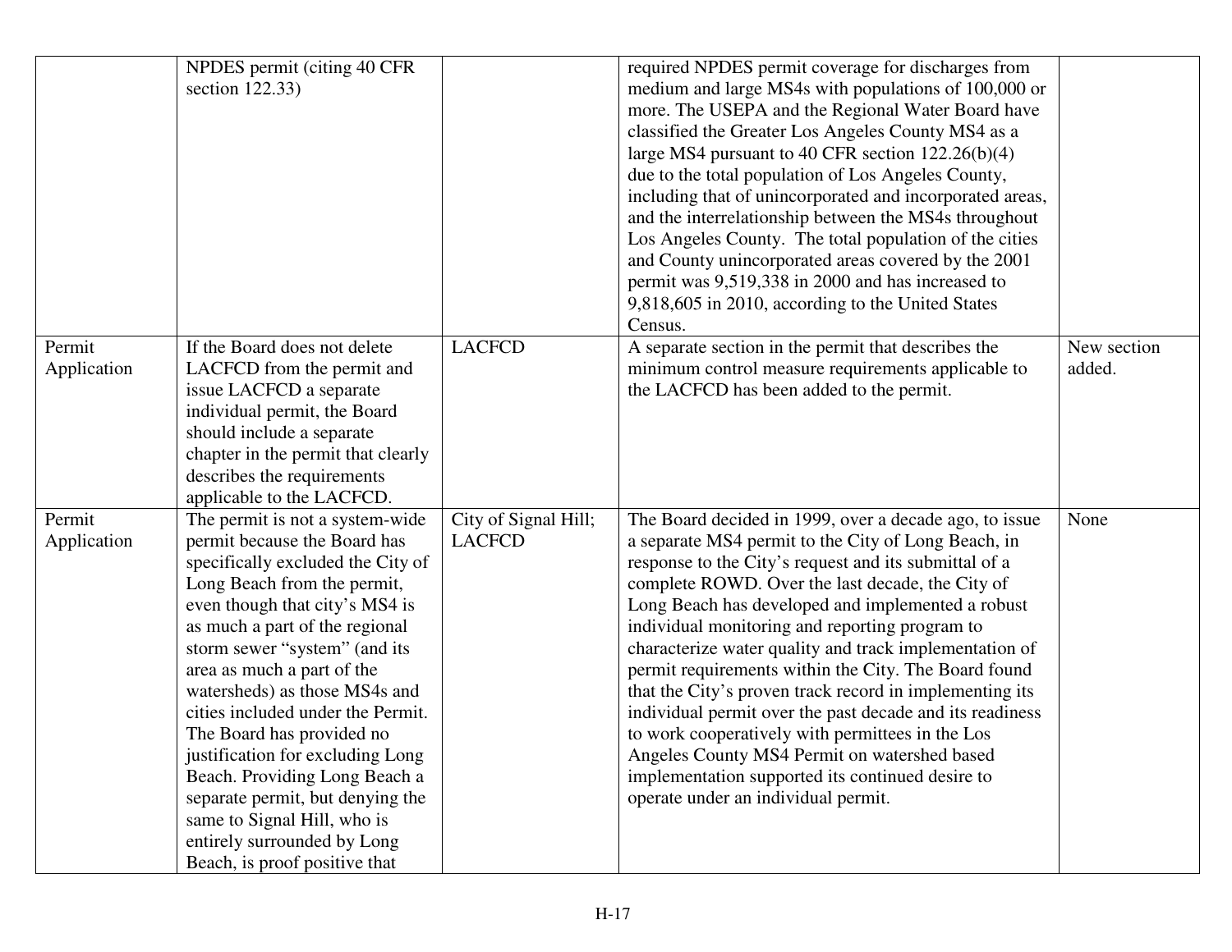| | | | | |
|---|---|---|---|---|
| | NPDES permit (citing 40 CFR section 122.33) | | required NPDES permit coverage for discharges from medium and large MS4s with populations of 100,000 or more. The USEPA and the Regional Water Board have classified the Greater Los Angeles County MS4 as a large MS4 pursuant to 40 CFR section 122.26(b)(4) due to the total population of Los Angeles County, including that of unincorporated and incorporated areas, and the interrelationship between the MS4s throughout Los Angeles County. The total population of the cities and County unincorporated areas covered by the 2001 permit was 9,519,338 in 2000 and has increased to 9,818,605 in 2010, according to the United States Census. | |
| Permit Application | If the Board does not delete LACFCD from the permit and issue LACFCD a separate individual permit, the Board should include a separate chapter in the permit that clearly describes the requirements applicable to the LACFCD. | LACFCD | A separate section in the permit that describes the minimum control measure requirements applicable to the LACFCD has been added to the permit. | New section added. |
| Permit Application | The permit is not a system-wide permit because the Board has specifically excluded the City of Long Beach from the permit, even though that city's MS4 is as much a part of the regional storm sewer "system" (and its area as much a part of the watersheds) as those MS4s and cities included under the Permit. The Board has provided no justification for excluding Long Beach. Providing Long Beach a separate permit, but denying the same to Signal Hill, who is entirely surrounded by Long Beach, is proof positive that | City of Signal Hill; LACFCD | The Board decided in 1999, over a decade ago, to issue a separate MS4 permit to the City of Long Beach, in response to the City's request and its submittal of a complete ROWD. Over the last decade, the City of Long Beach has developed and implemented a robust individual monitoring and reporting program to characterize water quality and track implementation of permit requirements within the City. The Board found that the City's proven track record in implementing its individual permit over the past decade and its readiness to work cooperatively with permittees in the Los Angeles County MS4 Permit on watershed based implementation supported its continued desire to operate under an individual permit. | None |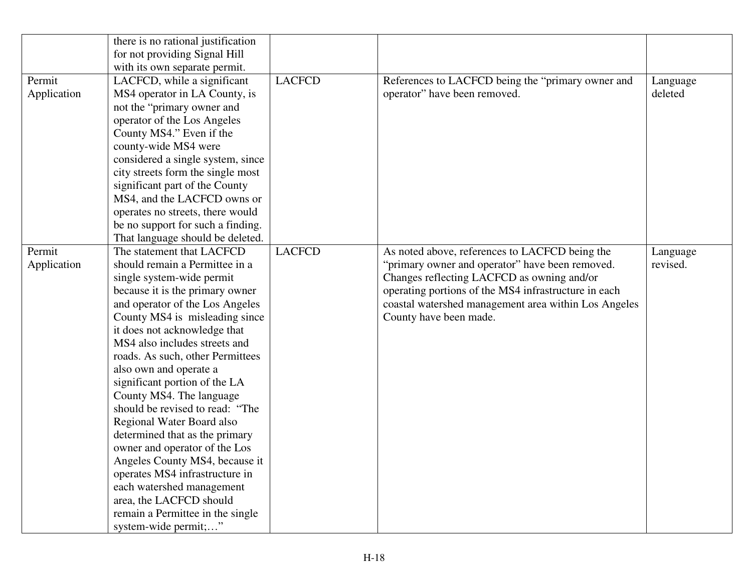| | | | | |
|---|---|---|---|---|
| | there is no rational justification for not providing Signal Hill with its own separate permit. | | | |
| Permit Application | LACFCD, while a significant MS4 operator in LA County, is not the "primary owner and operator of the Los Angeles County MS4." Even if the county-wide MS4 were considered a single system, since city streets form the single most significant part of the County MS4, and the LACFCD owns or operates no streets, there would be no support for such a finding. That language should be deleted. | LACFCD | References to LACFCD being the "primary owner and operator" have been removed. | Language deleted |
| Permit Application | The statement that LACFCD should remain a Permittee in a single system-wide permit because it is the primary owner and operator of the Los Angeles County MS4 is misleading since it does not acknowledge that MS4 also includes streets and roads. As such, other Permittees also own and operate a significant portion of the LA County MS4. The language should be revised to read: "The Regional Water Board also determined that as the primary owner and operator of the Los Angeles County MS4, because it operates MS4 infrastructure in each watershed management area, the LACFCD should remain a Permittee in the single system-wide permit;…" | LACFCD | As noted above, references to LACFCD being the "primary owner and operator" have been removed. Changes reflecting LACFCD as owning and/or operating portions of the MS4 infrastructure in each coastal watershed management area within Los Angeles County have been made. | Language revised. |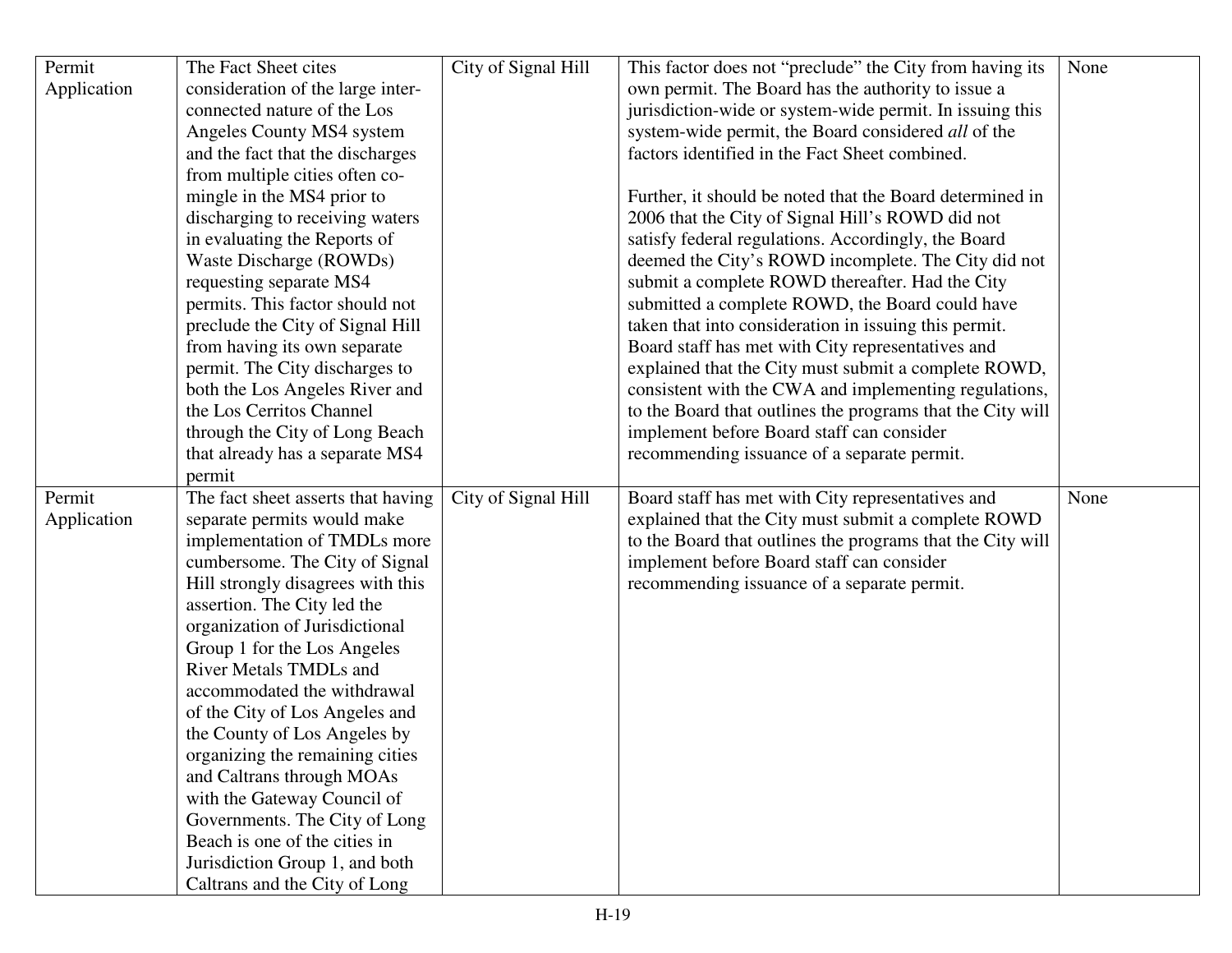| Permit Application | The Fact Sheet cites consideration of the large inter-connected nature of the Los Angeles County MS4 system and the fact that the discharges from multiple cities often co-mingle in the MS4 prior to discharging to receiving waters in evaluating the Reports of Waste Discharge (ROWDs) requesting separate MS4 permits. This factor should not preclude the City of Signal Hill from having its own separate permit. The City discharges to both the Los Angeles River and the Los Cerritos Channel through the City of Long Beach that already has a separate MS4 permit | City of Signal Hill | This factor does not "preclude" the City from having its own permit. The Board has the authority to issue a jurisdiction-wide or system-wide permit. In issuing this system-wide permit, the Board considered *all* of the factors identified in the Fact Sheet combined.<br><br>Further, it should be noted that the Board determined in 2006 that the City of Signal Hill's ROWD did not satisfy federal regulations. Accordingly, the Board deemed the City's ROWD incomplete. The City did not submit a complete ROWD thereafter. Had the City submitted a complete ROWD, the Board could have taken that into consideration in issuing this permit. Board staff has met with City representatives and explained that the City must submit a complete ROWD, consistent with the CWA and implementing regulations, to the Board that outlines the programs that the City will implement before Board staff can consider recommending issuance of a separate permit. | None |
|---|---|---|---|---|
| Permit Application | The fact sheet asserts that having separate permits would make implementation of TMDLs more cumbersome. The City of Signal Hill strongly disagrees with this assertion. The City led the organization of Jurisdictional Group 1 for the Los Angeles River Metals TMDLs and accommodated the withdrawal of the City of Los Angeles and the County of Los Angeles by organizing the remaining cities and Caltrans through MOAs with the Gateway Council of Governments. The City of Long Beach is one of the cities in Jurisdiction Group 1, and both Caltrans and the City of Long | City of Signal Hill | Board staff has met with City representatives and explained that the City must submit a complete ROWD to the Board that outlines the programs that the City will implement before Board staff can consider recommending issuance of a separate permit. | None |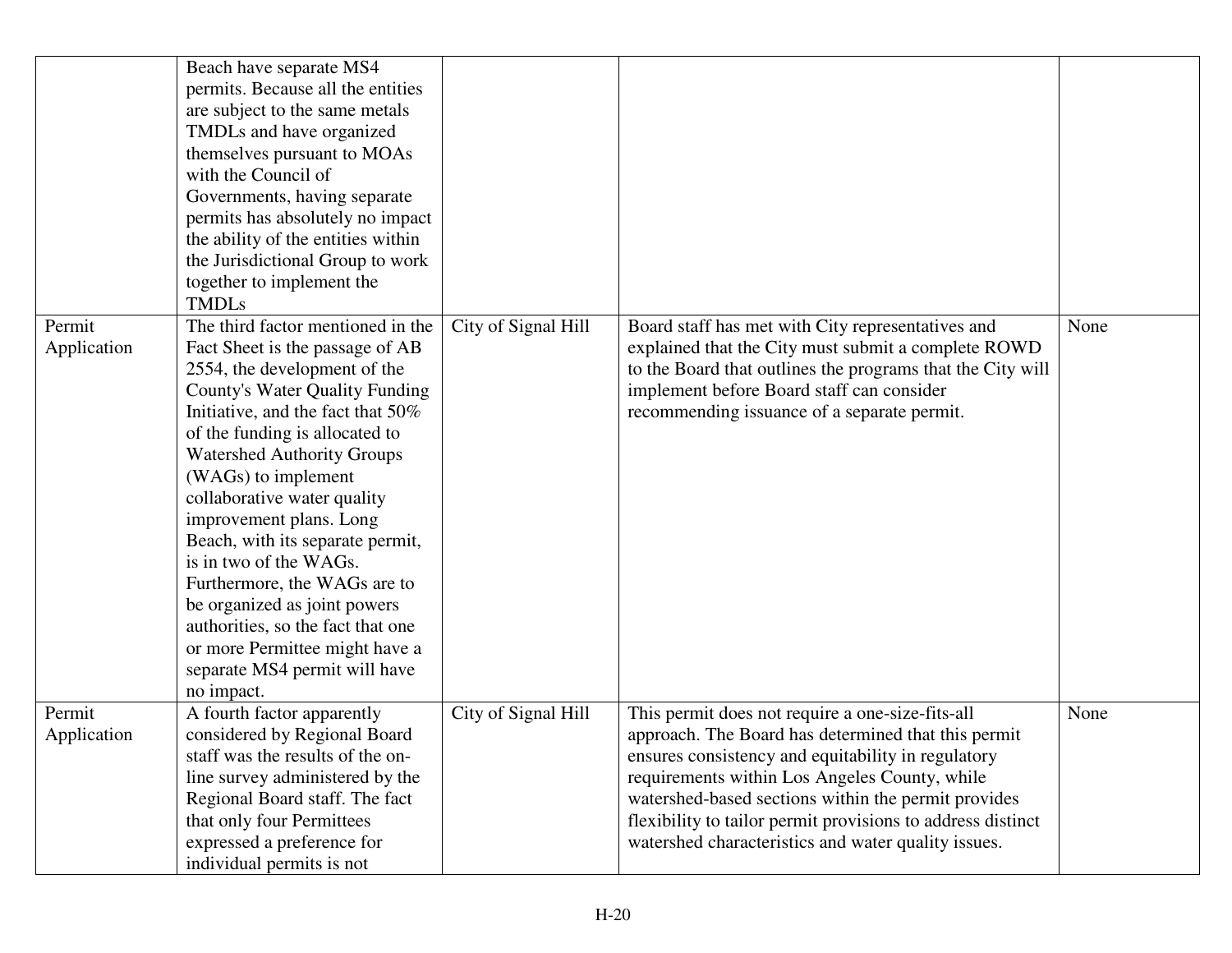| | | | | |
|---|---|---|---|---|
| | Beach have separate MS4 permits. Because all the entities are subject to the same metals TMDLs and have organized themselves pursuant to MOAs with the Council of Governments, having separate permits has absolutely no impact the ability of the entities within the Jurisdictional Group to work together to implement the TMDLs | | | |
| Permit Application | The third factor mentioned in the Fact Sheet is the passage of AB 2554, the development of the County's Water Quality Funding Initiative, and the fact that 50% of the funding is allocated to Watershed Authority Groups (WAGs) to implement collaborative water quality improvement plans. Long Beach, with its separate permit, is in two of the WAGs. Furthermore, the WAGs are to be organized as joint powers authorities, so the fact that one or more Permittee might have a separate MS4 permit will have no impact. | City of Signal Hill | Board staff has met with City representatives and explained that the City must submit a complete ROWD to the Board that outlines the programs that the City will implement before Board staff can consider recommending issuance of a separate permit. | None |
| Permit Application | A fourth factor apparently considered by Regional Board staff was the results of the on-line survey administered by the Regional Board staff. The fact that only four Permittees expressed a preference for individual permits is not | City of Signal Hill | This permit does not require a one-size-fits-all approach. The Board has determined that this permit ensures consistency and equitability in regulatory requirements within Los Angeles County, while watershed-based sections within the permit provides flexibility to tailor permit provisions to address distinct watershed characteristics and water quality issues. | None |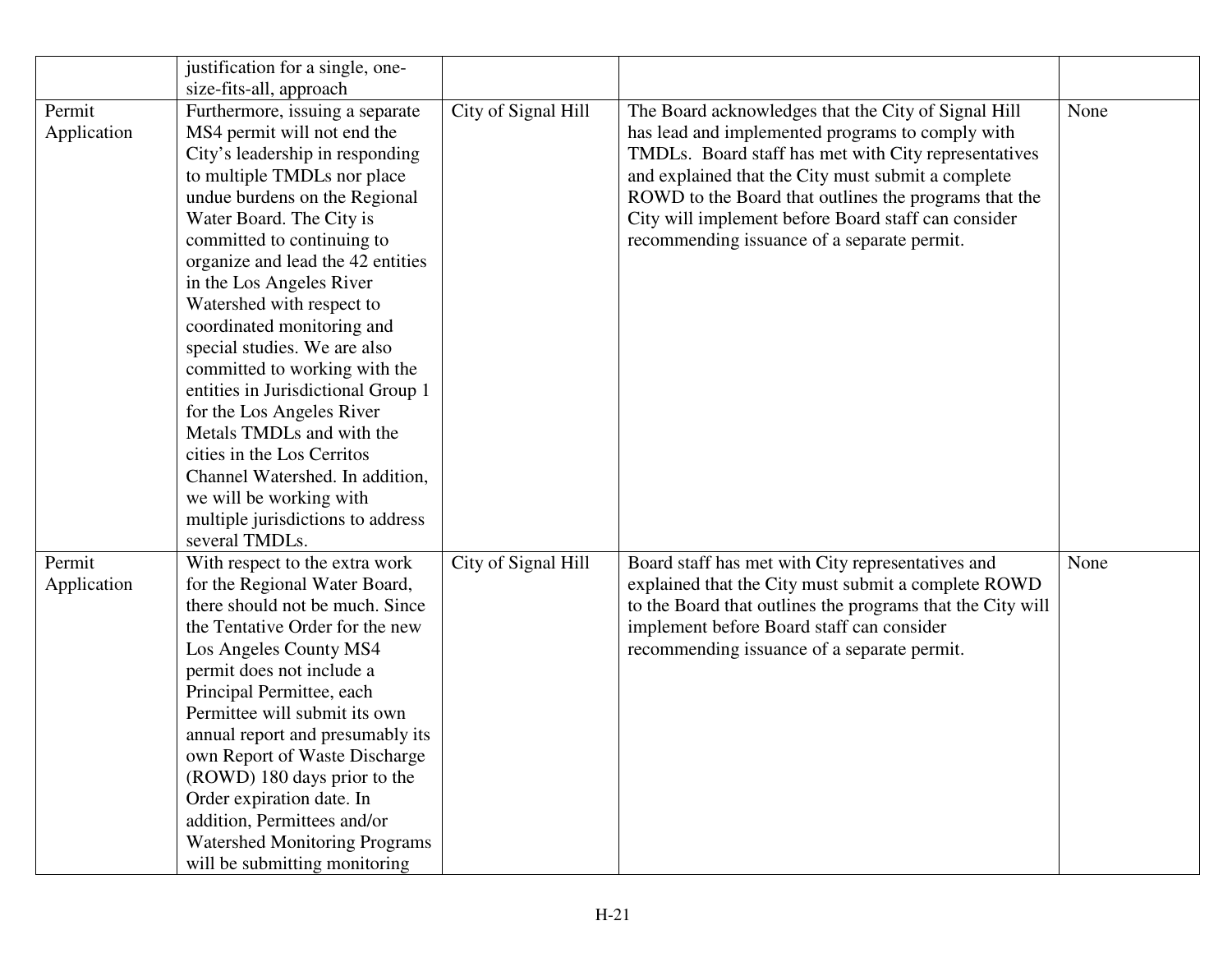| | justification for a single, one-size-fits-all, approach | | | |
|---|---|---|---|---|
| Permit Application | Furthermore, issuing a separate MS4 permit will not end the City's leadership in responding to multiple TMDLs nor place undue burdens on the Regional Water Board. The City is committed to continuing to organize and lead the 42 entities in the Los Angeles River Watershed with respect to coordinated monitoring and special studies. We are also committed to working with the entities in Jurisdictional Group 1 for the Los Angeles River Metals TMDLs and with the cities in the Los Cerritos Channel Watershed. In addition, we will be working with multiple jurisdictions to address several TMDLs. | City of Signal Hill | The Board acknowledges that the City of Signal Hill has lead and implemented programs to comply with TMDLs. Board staff has met with City representatives and explained that the City must submit a complete ROWD to the Board that outlines the programs that the City will implement before Board staff can consider recommending issuance of a separate permit. | None |
| Permit Application | With respect to the extra work for the Regional Water Board, there should not be much. Since the Tentative Order for the new Los Angeles County MS4 permit does not include a Principal Permittee, each Permittee will submit its own annual report and presumably its own Report of Waste Discharge (ROWD) 180 days prior to the Order expiration date. In addition, Permittees and/or Watershed Monitoring Programs will be submitting monitoring | City of Signal Hill | Board staff has met with City representatives and explained that the City must submit a complete ROWD to the Board that outlines the programs that the City will implement before Board staff can consider recommending issuance of a separate permit. | None |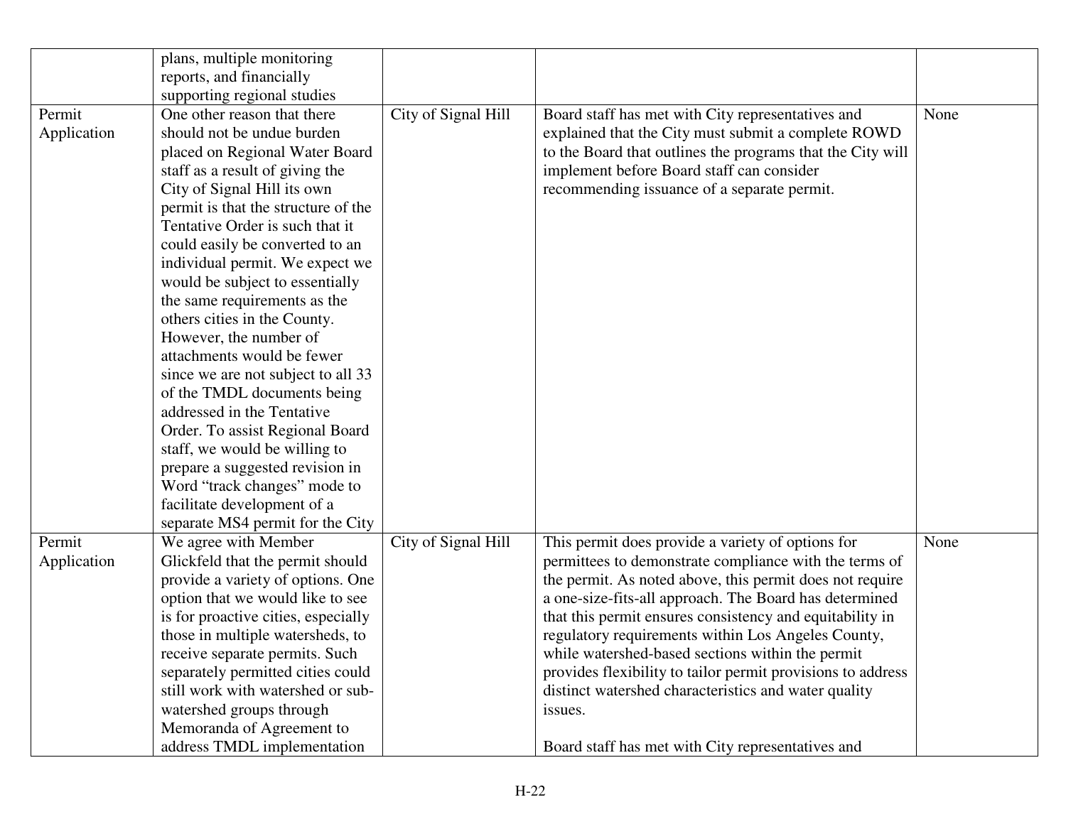| | | | | |
|---|---|---|---|---|
| | plans, multiple monitoring reports, and financially supporting regional studies | | | |
| Permit Application | One other reason that there should not be undue burden placed on Regional Water Board staff as a result of giving the City of Signal Hill its own permit is that the structure of the Tentative Order is such that it could easily be converted to an individual permit. We expect we would be subject to essentially the same requirements as the others cities in the County. However, the number of attachments would be fewer since we are not subject to all 33 of the TMDL documents being addressed in the Tentative Order. To assist Regional Board staff, we would be willing to prepare a suggested revision in Word "track changes" mode to facilitate development of a separate MS4 permit for the City | City of Signal Hill | Board staff has met with City representatives and explained that the City must submit a complete ROWD to the Board that outlines the programs that the City will implement before Board staff can consider recommending issuance of a separate permit. | None |
| Permit Application | We agree with Member Glickfeld that the permit should provide a variety of options. One option that we would like to see is for proactive cities, especially those in multiple watersheds, to receive separate permits. Such separately permitted cities could still work with watershed or sub-watershed groups through Memoranda of Agreement to address TMDL implementation | City of Signal Hill | This permit does provide a variety of options for permittees to demonstrate compliance with the terms of the permit. As noted above, this permit does not require a one-size-fits-all approach. The Board has determined that this permit ensures consistency and equitability in regulatory requirements within Los Angeles County, while watershed-based sections within the permit provides flexibility to tailor permit provisions to address distinct watershed characteristics and water quality issues.<br><br>Board staff has met with City representatives and | None |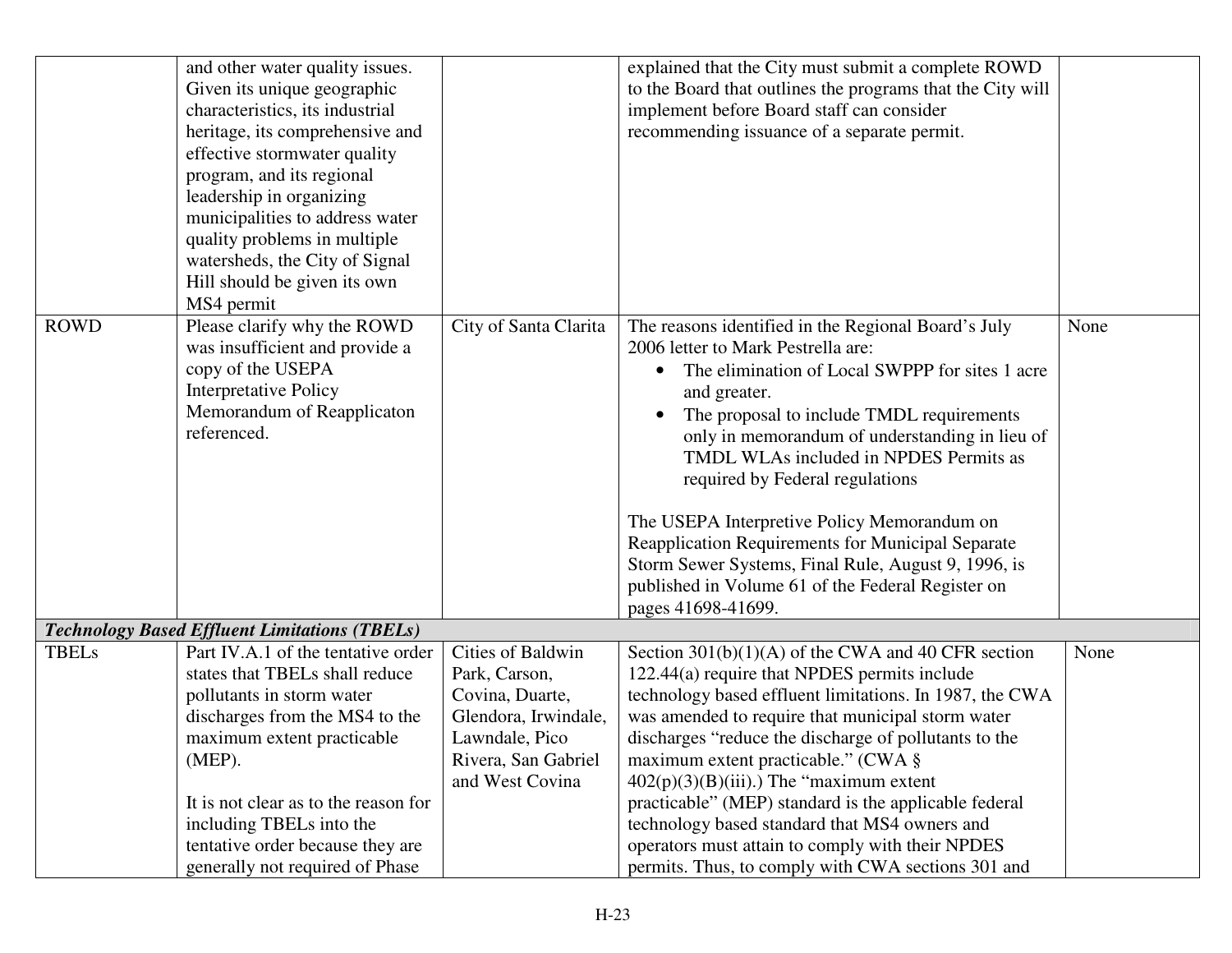| | | | | |
|---|---|---|---|---|
| | and other water quality issues. Given its unique geographic characteristics, its industrial heritage, its comprehensive and effective stormwater quality program, and its regional leadership in organizing municipalities to address water quality problems in multiple watersheds, the City of Signal Hill should be given its own MS4 permit | | explained that the City must submit a complete ROWD to the Board that outlines the programs that the City will implement before Board staff can consider recommending issuance of a separate permit. | |
| ROWD | Please clarify why the ROWD was insufficient and provide a copy of the USEPA Interpretative Policy Memorandum of Reapplicaton referenced. | City of Santa Clarita | The reasons identified in the Regional Board's July 2006 letter to Mark Pestrella are:<br>• The elimination of Local SWPPP for sites 1 acre and greater.<br>• The proposal to include TMDL requirements only in memorandum of understanding in lieu of TMDL WLAs included in NPDES Permits as required by Federal regulations<br><br>The USEPA Interpretive Policy Memorandum on Reapplication Requirements for Municipal Separate Storm Sewer Systems, Final Rule, August 9, 1996, is published in Volume 61 of the Federal Register on pages 41698-41699. | None |
| ***Technology Based Effluent Limitations (TBELs)*** | | | | |
| TBELs | Part IV.A.1 of the tentative order states that TBELs shall reduce pollutants in storm water discharges from the MS4 to the maximum extent practicable (MEP).<br><br>It is not clear as to the reason for including TBELs into the tentative order because they are generally not required of Phase | Cities of Baldwin Park, Carson, Covina, Duarte, Glendora, Irwindale, Lawndale, Pico Rivera, San Gabriel and West Covina | Section 301(b)(1)(A) of the CWA and 40 CFR section 122.44(a) require that NPDES permits include technology based effluent limitations. In 1987, the CWA was amended to require that municipal storm water discharges "reduce the discharge of pollutants to the maximum extent practicable." (CWA § 402(p)(3)(B)(iii).) The "maximum extent practicable" (MEP) standard is the applicable federal technology based standard that MS4 owners and operators must attain to comply with their NPDES permits. Thus, to comply with CWA sections 301 and | None |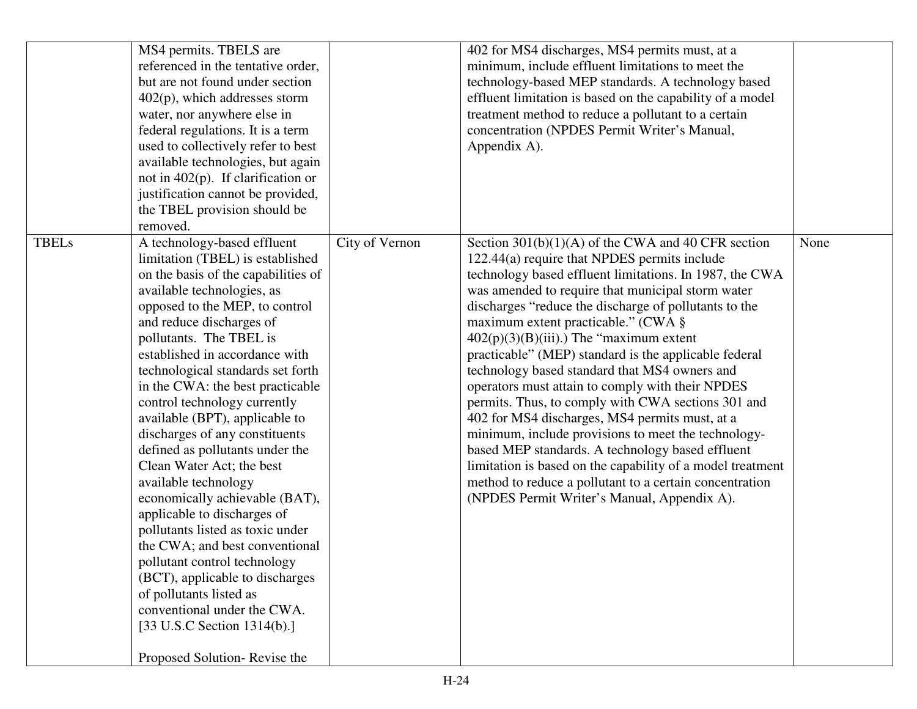| | | | | |
|---|---|---|---|---|
| | MS4 permits. TBELS are referenced in the tentative order, but are not found under section 402(p), which addresses storm water, nor anywhere else in federal regulations. It is a term used to collectively refer to best available technologies, but again not in 402(p). If clarification or justification cannot be provided, the TBEL provision should be removed. | | 402 for MS4 discharges, MS4 permits must, at a minimum, include effluent limitations to meet the technology-based MEP standards. A technology based effluent limitation is based on the capability of a model treatment method to reduce a pollutant to a certain concentration (NPDES Permit Writer's Manual, Appendix A). | |
| TBELs | A technology-based effluent limitation (TBEL) is established on the basis of the capabilities of available technologies, as opposed to the MEP, to control and reduce discharges of pollutants. The TBEL is established in accordance with technological standards set forth in the CWA: the best practicable control technology currently available (BPT), applicable to discharges of any constituents defined as pollutants under the Clean Water Act; the best available technology economically achievable (BAT), applicable to discharges of pollutants listed as toxic under the CWA; and best conventional pollutant control technology (BCT), applicable to discharges of pollutants listed as conventional under the CWA. [33 U.S.C Section 1314(b).]<br><br>Proposed Solution- Revise the | City of Vernon | Section 301(b)(1)(A) of the CWA and 40 CFR section 122.44(a) require that NPDES permits include technology based effluent limitations. In 1987, the CWA was amended to require that municipal storm water discharges "reduce the discharge of pollutants to the maximum extent practicable." (CWA § 402(p)(3)(B)(iii).) The "maximum extent practicable" (MEP) standard is the applicable federal technology based standard that MS4 owners and operators must attain to comply with their NPDES permits. Thus, to comply with CWA sections 301 and 402 for MS4 discharges, MS4 permits must, at a minimum, include provisions to meet the technology-based MEP standards. A technology based effluent limitation is based on the capability of a model treatment method to reduce a pollutant to a certain concentration (NPDES Permit Writer's Manual, Appendix A). | None |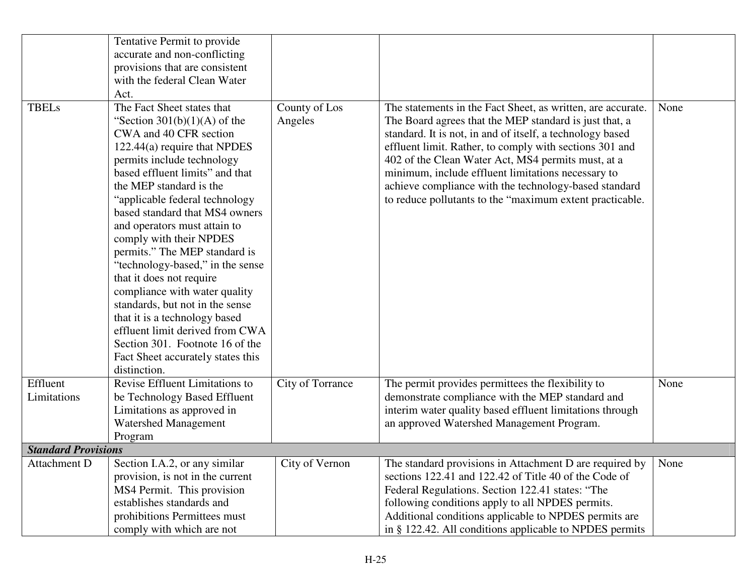| | | | | |
|---|---|---|---|---|
| | Tentative Permit to provide accurate and non-conflicting provisions that are consistent with the federal Clean Water Act. | | | |
| TBELs | The Fact Sheet states that "Section 301(b)(1)(A) of the CWA and 40 CFR section 122.44(a) require that NPDES permits include technology based effluent limits" and that the MEP standard is the "applicable federal technology based standard that MS4 owners and operators must attain to comply with their NPDES permits." The MEP standard is "technology-based," in the sense that it does not require compliance with water quality standards, but not in the sense that it is a technology based effluent limit derived from CWA Section 301. Footnote 16 of the Fact Sheet accurately states this distinction. | County of Los Angeles | The statements in the Fact Sheet, as written, are accurate. The Board agrees that the MEP standard is just that, a standard. It is not, in and of itself, a technology based effluent limit. Rather, to comply with sections 301 and 402 of the Clean Water Act, MS4 permits must, at a minimum, include effluent limitations necessary to achieve compliance with the technology-based standard to reduce pollutants to the "maximum extent practicable. | None |
| Effluent Limitations | Revise Effluent Limitations to be Technology Based Effluent Limitations as approved in Watershed Management Program | City of Torrance | The permit provides permittees the flexibility to demonstrate compliance with the MEP standard and interim water quality based effluent limitations through an approved Watershed Management Program. | None |
| ***Standard Provisions*** | | | | |
| Attachment D | Section I.A.2, or any similar provision, is not in the current MS4 Permit. This provision establishes standards and prohibitions Permittees must comply with which are not | City of Vernon | The standard provisions in Attachment D are required by sections 122.41 and 122.42 of Title 40 of the Code of Federal Regulations. Section 122.41 states: "The following conditions apply to all NPDES permits. Additional conditions applicable to NPDES permits are in § 122.42. All conditions applicable to NPDES permits | None |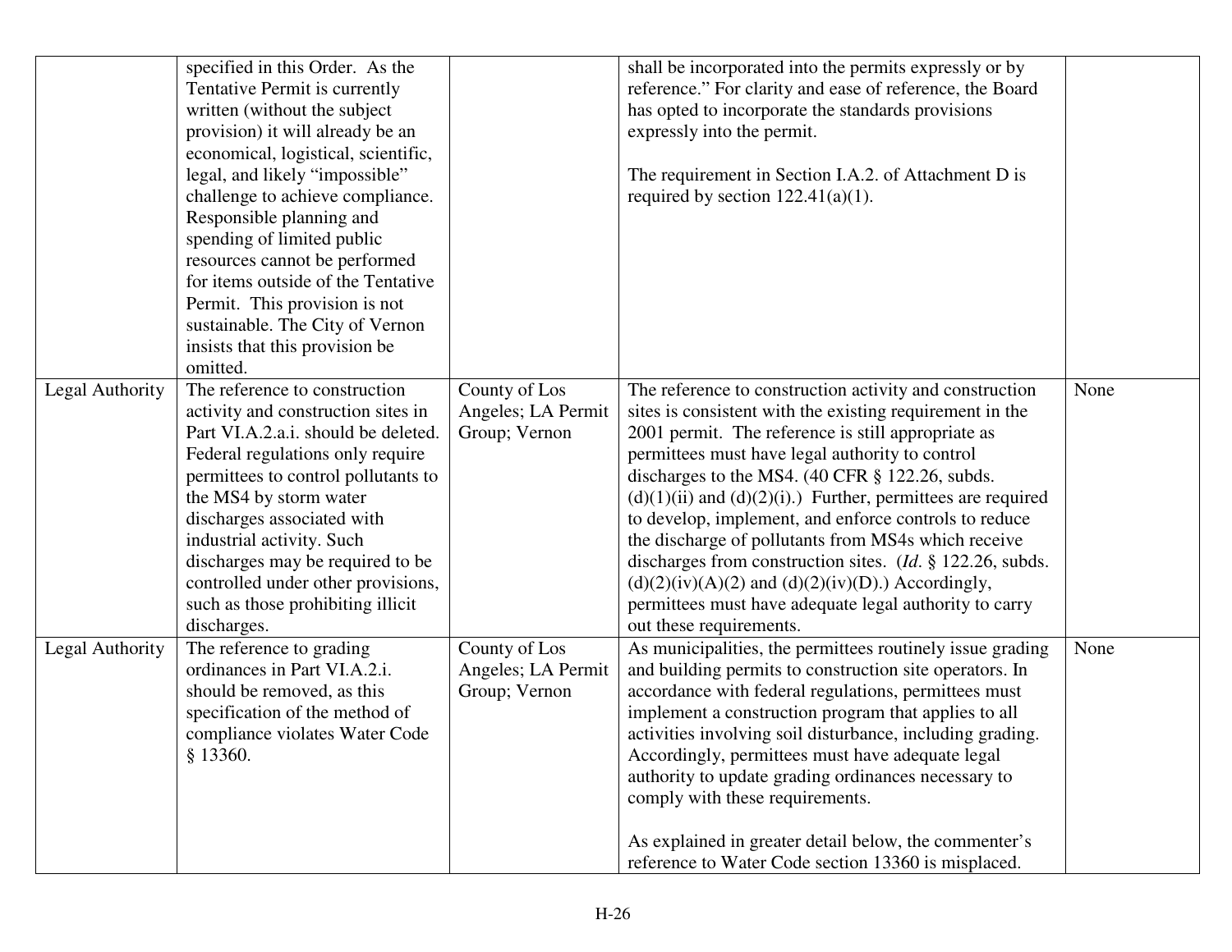| | | | | |
|---|---|---|---|---|
| | specified in this Order. As the Tentative Permit is currently written (without the subject provision) it will already be an economical, logistical, scientific, legal, and likely "impossible" challenge to achieve compliance. Responsible planning and spending of limited public resources cannot be performed for items outside of the Tentative Permit. This provision is not sustainable. The City of Vernon insists that this provision be omitted. | | shall be incorporated into the permits expressly or by reference." For clarity and ease of reference, the Board has opted to incorporate the standards provisions expressly into the permit.<br><br>The requirement in Section I.A.2. of Attachment D is required by section 122.41(a)(1). | |
| Legal Authority | The reference to construction activity and construction sites in Part VI.A.2.a.i. should be deleted. Federal regulations only require permittees to control pollutants to the MS4 by storm water discharges associated with industrial activity. Such discharges may be required to be controlled under other provisions, such as those prohibiting illicit discharges. | County of Los Angeles; LA Permit Group; Vernon | The reference to construction activity and construction sites is consistent with the existing requirement in the 2001 permit. The reference is still appropriate as permittees must have legal authority to control discharges to the MS4. (40 CFR § 122.26, subds. (d)(1)(ii) and (d)(2)(i).) Further, permittees are required to develop, implement, and enforce controls to reduce the discharge of pollutants from MS4s which receive discharges from construction sites. (*Id*. § 122.26, subds. (d)(2)(iv)(A)(2) and (d)(2)(iv)(D).) Accordingly, permittees must have adequate legal authority to carry out these requirements. | None |
| Legal Authority | The reference to grading ordinances in Part VI.A.2.i. should be removed, as this specification of the method of compliance violates Water Code § 13360. | County of Los Angeles; LA Permit Group; Vernon | As municipalities, the permittees routinely issue grading and building permits to construction site operators. In accordance with federal regulations, permittees must implement a construction program that applies to all activities involving soil disturbance, including grading. Accordingly, permittees must have adequate legal authority to update grading ordinances necessary to comply with these requirements.<br><br>As explained in greater detail below, the commenter's reference to Water Code section 13360 is misplaced. | None |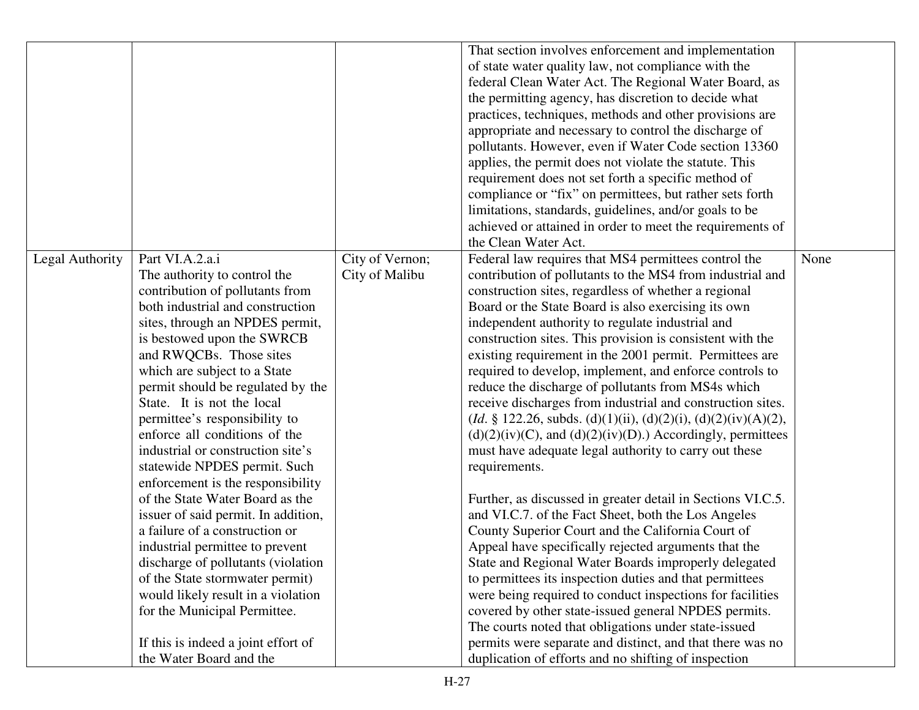| | | | | |
|---|---|---|---|---|
| | | | That section involves enforcement and implementation of state water quality law, not compliance with the federal Clean Water Act. The Regional Water Board, as the permitting agency, has discretion to decide what practices, techniques, methods and other provisions are appropriate and necessary to control the discharge of pollutants. However, even if Water Code section 13360 applies, the permit does not violate the statute. This requirement does not set forth a specific method of compliance or "fix" on permittees, but rather sets forth limitations, standards, guidelines, and/or goals to be achieved or attained in order to meet the requirements of the Clean Water Act. | |
| Legal Authority | Part VI.A.2.a.i<br>The authority to control the contribution of pollutants from both industrial and construction sites, through an NPDES permit, is bestowed upon the SWRCB and RWQCBs. Those sites which are subject to a State permit should be regulated by the State. It is not the local permittee's responsibility to enforce all conditions of the industrial or construction site's statewide NPDES permit. Such enforcement is the responsibility of the State Water Board as the issuer of said permit. In addition, a failure of a construction or industrial permittee to prevent discharge of pollutants (violation of the State stormwater permit) would likely result in a violation for the Municipal Permittee.<br><br>If this is indeed a joint effort of the Water Board and the | City of Vernon; City of Malibu | Federal law requires that MS4 permittees control the contribution of pollutants to the MS4 from industrial and construction sites, regardless of whether a regional Board or the State Board is also exercising its own independent authority to regulate industrial and construction sites. This provision is consistent with the existing requirement in the 2001 permit. Permittees are required to develop, implement, and enforce controls to reduce the discharge of pollutants from MS4s which receive discharges from industrial and construction sites. (*Id*. § 122.26, subds. (d)(1)(ii), (d)(2)(i), (d)(2)(iv)(A)(2), (d)(2)(iv)(C), and (d)(2)(iv)(D).) Accordingly, permittees must have adequate legal authority to carry out these requirements.<br><br>Further, as discussed in greater detail in Sections VI.C.5. and VI.C.7. of the Fact Sheet, both the Los Angeles County Superior Court and the California Court of Appeal have specifically rejected arguments that the State and Regional Water Boards improperly delegated to permittees its inspection duties and that permittees were being required to conduct inspections for facilities covered by other state-issued general NPDES permits. The courts noted that obligations under state-issued permits were separate and distinct, and that there was no duplication of efforts and no shifting of inspection | None |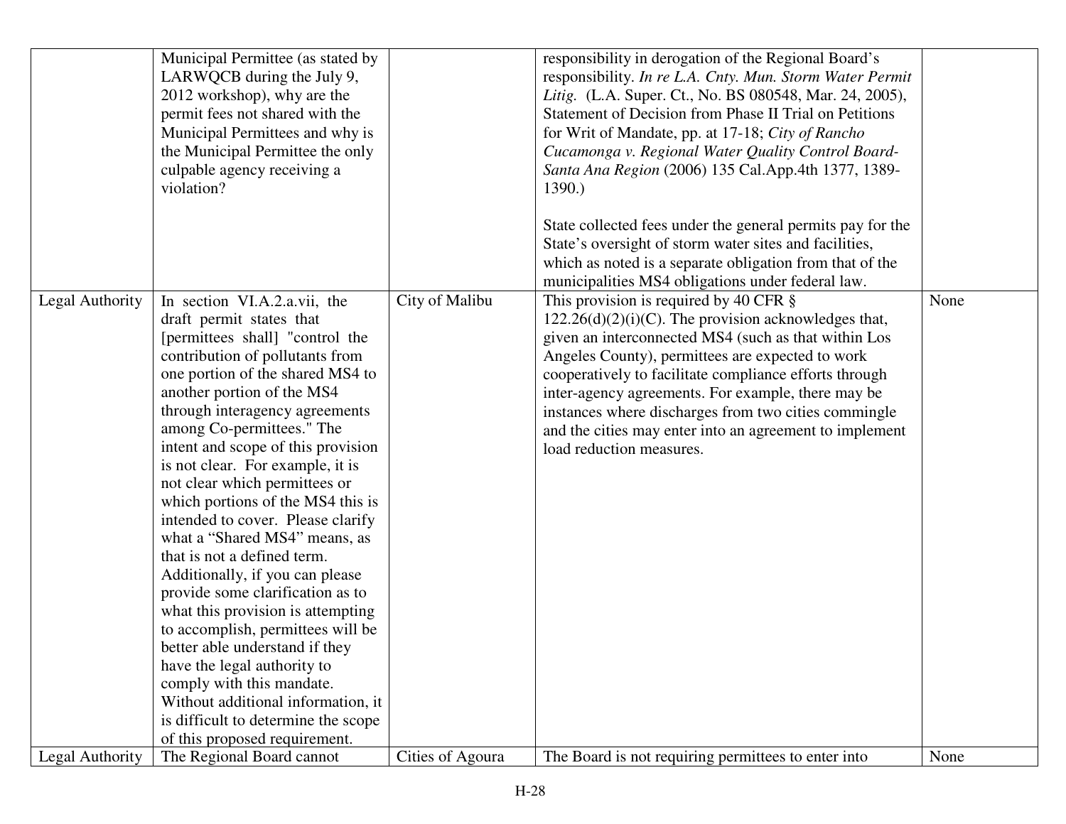| | | | | |
|---|---|---|---|---|
| | Municipal Permittee (as stated by LARWQCB during the July 9, 2012 workshop), why are the permit fees not shared with the Municipal Permittees and why is the Municipal Permittee the only culpable agency receiving a violation? | | responsibility in derogation of the Regional Board's responsibility. *In re L.A. Cnty. Mun. Storm Water Permit Litig.* (L.A. Super. Ct., No. BS 080548, Mar. 24, 2005), Statement of Decision from Phase II Trial on Petitions for Writ of Mandate, pp. at 17-18; *City of Rancho Cucamonga v. Regional Water Quality Control Board-Santa Ana Region* (2006) 135 Cal.App.4th 1377, 1389-1390.)<br><br>State collected fees under the general permits pay for the State's oversight of storm water sites and facilities, which as noted is a separate obligation from that of the municipalities MS4 obligations under federal law. | |
| Legal Authority | In section VI.A.2.a.vii, the draft permit states that [permittees shall] "control the contribution of pollutants from one portion of the shared MS4 to another portion of the MS4 through interagency agreements among Co-permittees." The intent and scope of this provision is not clear. For example, it is not clear which permittees or which portions of the MS4 this is intended to cover. Please clarify what a "Shared MS4" means, as that is not a defined term. Additionally, if you can please provide some clarification as to what this provision is attempting to accomplish, permittees will be better able understand if they have the legal authority to comply with this mandate. Without additional information, it is difficult to determine the scope of this proposed requirement. | City of Malibu | This provision is required by 40 CFR § 122.26(d)(2)(i)(C). The provision acknowledges that, given an interconnected MS4 (such as that within Los Angeles County), permittees are expected to work cooperatively to facilitate compliance efforts through inter-agency agreements. For example, there may be instances where discharges from two cities commingle and the cities may enter into an agreement to implement load reduction measures. | None |
| Legal Authority | The Regional Board cannot | Cities of Agoura | The Board is not requiring permittees to enter into | None |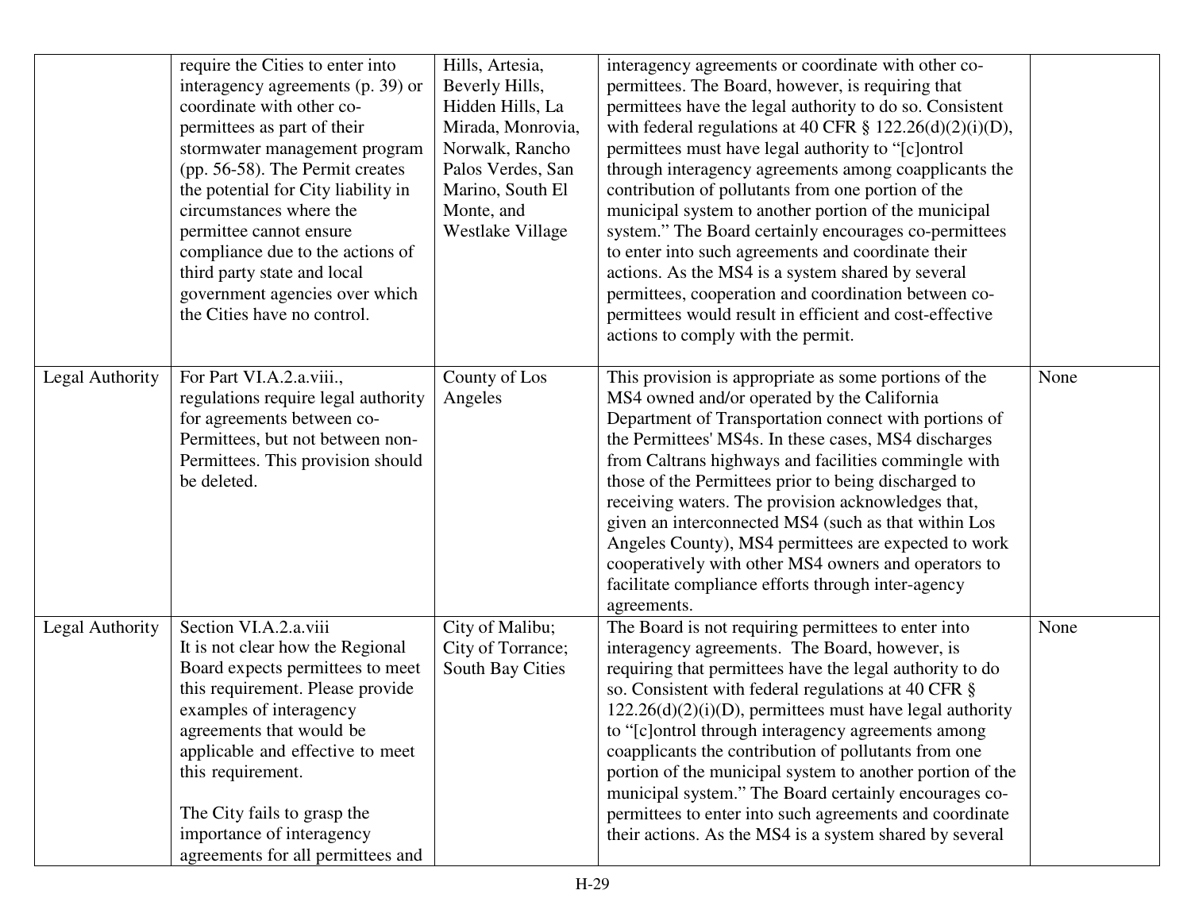| | | | | |
|---|---|---|---|---|
| | require the Cities to enter into interagency agreements (p. 39) or coordinate with other co-permittees as part of their stormwater management program (pp. 56-58). The Permit creates the potential for City liability in circumstances where the permittee cannot ensure compliance due to the actions of third party state and local government agencies over which the Cities have no control. | Hills, Artesia, Beverly Hills, Hidden Hills, La Mirada, Monrovia, Norwalk, Rancho Palos Verdes, San Marino, South El Monte, and Westlake Village | interagency agreements or coordinate with other co-permittees. The Board, however, is requiring that permittees have the legal authority to do so. Consistent with federal regulations at 40 CFR § 122.26(d)(2)(i)(D), permittees must have legal authority to "[c]ontrol through interagency agreements among coapplicants the contribution of pollutants from one portion of the municipal system to another portion of the municipal system." The Board certainly encourages co-permittees to enter into such agreements and coordinate their actions. As the MS4 is a system shared by several permittees, cooperation and coordination between co-permittees would result in efficient and cost-effective actions to comply with the permit. | |
| Legal Authority | For Part VI.A.2.a.viii., regulations require legal authority for agreements between co-Permittees, but not between non-Permittees. This provision should be deleted. | County of Los Angeles | This provision is appropriate as some portions of the MS4 owned and/or operated by the California Department of Transportation connect with portions of the Permittees' MS4s. In these cases, MS4 discharges from Caltrans highways and facilities commingle with those of the Permittees prior to being discharged to receiving waters. The provision acknowledges that, given an interconnected MS4 (such as that within Los Angeles County), MS4 permittees are expected to work cooperatively with other MS4 owners and operators to facilitate compliance efforts through inter-agency agreements. | None |
| Legal Authority | Section VI.A.2.a.viii<br>It is not clear how the Regional Board expects permittees to meet this requirement. Please provide examples of interagency agreements that would be applicable and effective to meet this requirement.<br><br>The City fails to grasp the importance of interagency agreements for all permittees and | City of Malibu; City of Torrance; South Bay Cities | The Board is not requiring permittees to enter into interagency agreements. The Board, however, is requiring that permittees have the legal authority to do so. Consistent with federal regulations at 40 CFR § 122.26(d)(2)(i)(D), permittees must have legal authority to "[c]ontrol through interagency agreements among coapplicants the contribution of pollutants from one portion of the municipal system to another portion of the municipal system." The Board certainly encourages co-permittees to enter into such agreements and coordinate their actions. As the MS4 is a system shared by several | None |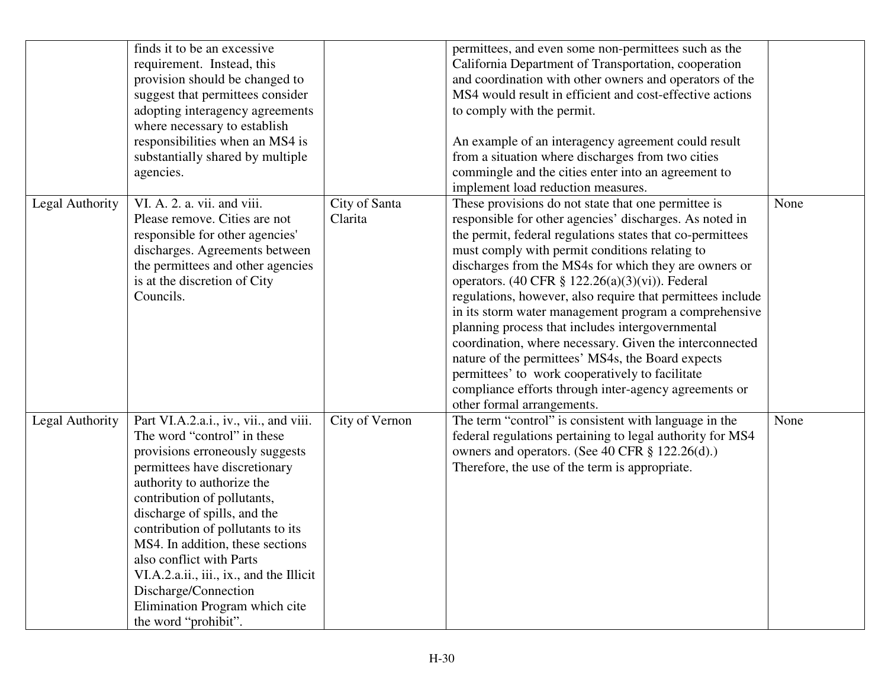| | | | | |
|---|---|---|---|---|
| | finds it to be an excessive requirement. Instead, this provision should be changed to suggest that permittees consider adopting interagency agreements where necessary to establish responsibilities when an MS4 is substantially shared by multiple agencies. | | permittees, and even some non-permittees such as the California Department of Transportation, cooperation and coordination with other owners and operators of the MS4 would result in efficient and cost-effective actions to comply with the permit.<br><br>An example of an interagency agreement could result from a situation where discharges from two cities commingle and the cities enter into an agreement to implement load reduction measures. | |
| Legal Authority | VI. A. 2. a. vii. and viii.<br>Please remove. Cities are not responsible for other agencies' discharges. Agreements between the permittees and other agencies is at the discretion of City Councils. | City of Santa Clarita | These provisions do not state that one permittee is responsible for other agencies' discharges. As noted in the permit, federal regulations states that co-permittees must comply with permit conditions relating to discharges from the MS4s for which they are owners or operators. (40 CFR § 122.26(a)(3)(vi)). Federal regulations, however, also require that permittees include in its storm water management program a comprehensive planning process that includes intergovernmental coordination, where necessary. Given the interconnected nature of the permittees' MS4s, the Board expects permittees' to work cooperatively to facilitate compliance efforts through inter-agency agreements or other formal arrangements. | None |
| Legal Authority | Part VI.A.2.a.i., iv., vii., and viii.<br>The word "control" in these provisions erroneously suggests permittees have discretionary authority to authorize the contribution of pollutants, discharge of spills, and the contribution of pollutants to its MS4. In addition, these sections also conflict with Parts VI.A.2.a.ii., iii., ix., and the Illicit Discharge/Connection Elimination Program which cite the word "prohibit". | City of Vernon | The term "control" is consistent with language in the federal regulations pertaining to legal authority for MS4 owners and operators. (See 40 CFR § 122.26(d).) Therefore, the use of the term is appropriate. | None |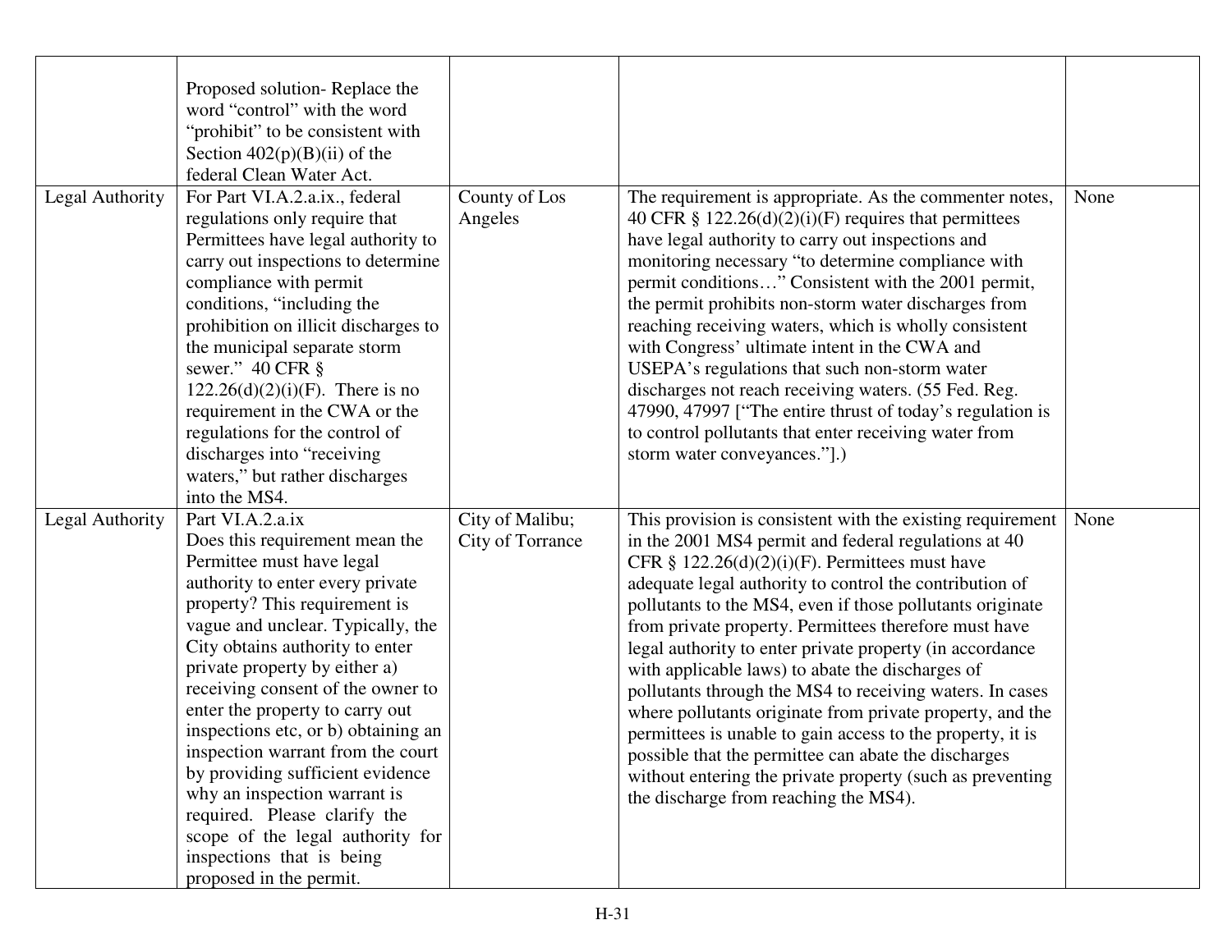| | | | | |
|---|---|---|---|---|
| | Proposed solution- Replace the word "control" with the word "prohibit" to be consistent with Section 402(p)(B)(ii) of the federal Clean Water Act. | | | |
| Legal Authority | For Part VI.A.2.a.ix., federal regulations only require that Permittees have legal authority to carry out inspections to determine compliance with permit conditions, "including the prohibition on illicit discharges to the municipal separate storm sewer." 40 CFR § 122.26(d)(2)(i)(F). There is no requirement in the CWA or the regulations for the control of discharges into "receiving waters," but rather discharges into the MS4. | County of Los Angeles | The requirement is appropriate. As the commenter notes, 40 CFR § 122.26(d)(2)(i)(F) requires that permittees have legal authority to carry out inspections and monitoring necessary "to determine compliance with permit conditions…" Consistent with the 2001 permit, the permit prohibits non-storm water discharges from reaching receiving waters, which is wholly consistent with Congress' ultimate intent in the CWA and USEPA's regulations that such non-storm water discharges not reach receiving waters. (55 Fed. Reg. 47990, 47997 ["The entire thrust of today's regulation is to control pollutants that enter receiving water from storm water conveyances."].) | None |
| Legal Authority | Part VI.A.2.a.ix Does this requirement mean the Permittee must have legal authority to enter every private property? This requirement is vague and unclear. Typically, the City obtains authority to enter private property by either a) receiving consent of the owner to enter the property to carry out inspections etc, or b) obtaining an inspection warrant from the court by providing sufficient evidence why an inspection warrant is required. Please clarify the scope of the legal authority for inspections that is being proposed in the permit. | City of Malibu; City of Torrance | This provision is consistent with the existing requirement in the 2001 MS4 permit and federal regulations at 40 CFR § 122.26(d)(2)(i)(F). Permittees must have adequate legal authority to control the contribution of pollutants to the MS4, even if those pollutants originate from private property. Permittees therefore must have legal authority to enter private property (in accordance with applicable laws) to abate the discharges of pollutants through the MS4 to receiving waters. In cases where pollutants originate from private property, and the permittees is unable to gain access to the property, it is possible that the permittee can abate the discharges without entering the private property (such as preventing the discharge from reaching the MS4). | None |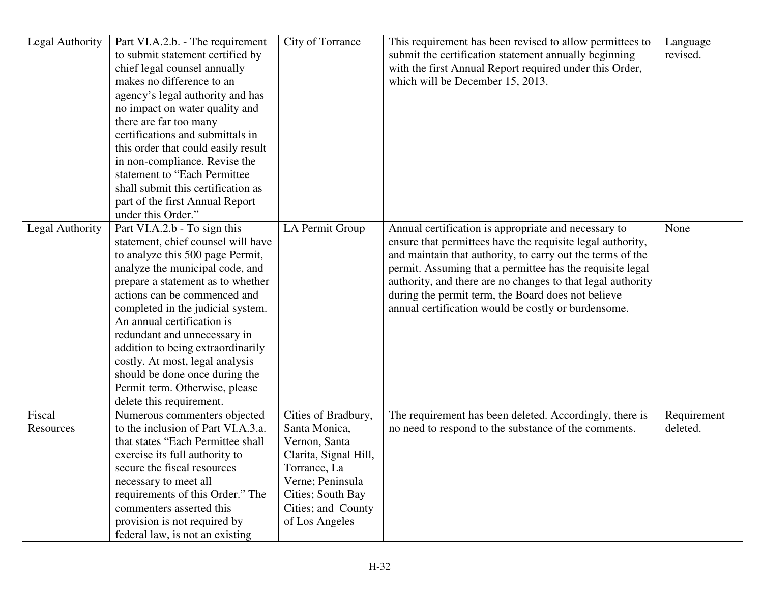| Legal Authority | Part VI.A.2.b. - The requirement to submit statement certified by chief legal counsel annually makes no difference to an agency's legal authority and has no impact on water quality and there are far too many certifications and submittals in this order that could easily result in non-compliance. Revise the statement to "Each Permittee shall submit this certification as part of the first Annual Report under this Order." | City of Torrance | This requirement has been revised to allow permittees to submit the certification statement annually beginning with the first Annual Report required under this Order, which will be December 15, 2013. | Language revised. |
|---|---|---|---|---|
| Legal Authority | Part VI.A.2.b - To sign this statement, chief counsel will have to analyze this 500 page Permit, analyze the municipal code, and prepare a statement as to whether actions can be commenced and completed in the judicial system. An annual certification is redundant and unnecessary in addition to being extraordinarily costly. At most, legal analysis should be done once during the Permit term. Otherwise, please delete this requirement. | LA Permit Group | Annual certification is appropriate and necessary to ensure that permittees have the requisite legal authority, and maintain that authority, to carry out the terms of the permit. Assuming that a permittee has the requisite legal authority, and there are no changes to that legal authority during the permit term, the Board does not believe annual certification would be costly or burdensome. | None |
| Fiscal Resources | Numerous commenters objected to the inclusion of Part VI.A.3.a. that states "Each Permittee shall exercise its full authority to secure the fiscal resources necessary to meet all requirements of this Order." The commenters asserted this provision is not required by federal law, is not an existing | Cities of Bradbury, Santa Monica, Vernon, Santa Clarita, Signal Hill, Torrance, La Verne; Peninsula Cities; South Bay Cities; and County of Los Angeles | The requirement has been deleted. Accordingly, there is no need to respond to the substance of the comments. | Requirement deleted. |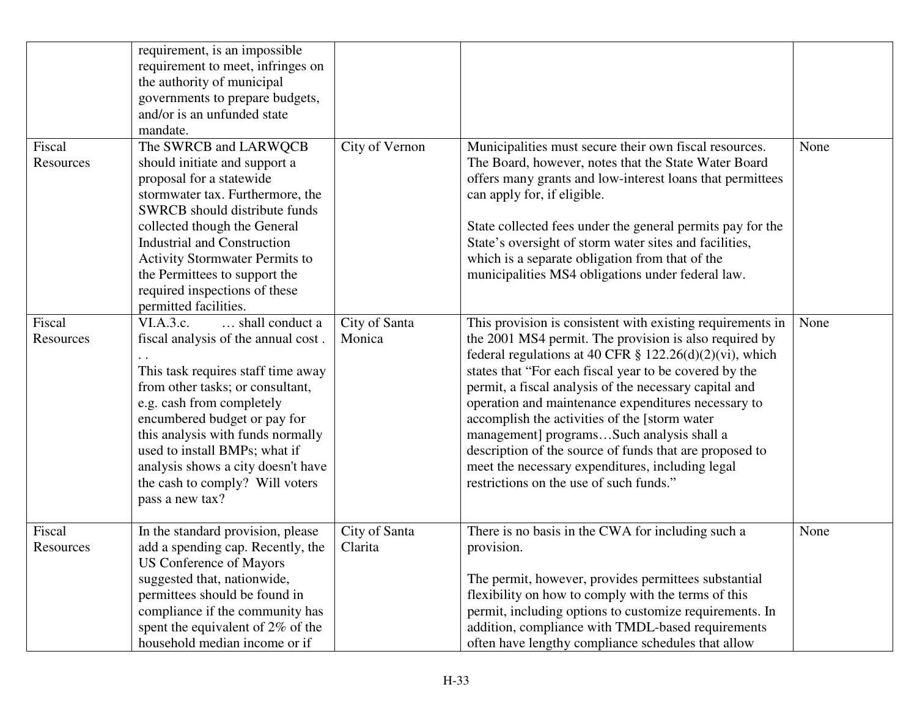| | | | | |
|---|---|---|---|---|
| | requirement, is an impossible requirement to meet, infringes on the authority of municipal governments to prepare budgets, and/or is an unfunded state mandate. | | | |
| Fiscal Resources | The SWRCB and LARWQCB should initiate and support a proposal for a statewide stormwater tax. Furthermore, the SWRCB should distribute funds collected though the General Industrial and Construction Activity Stormwater Permits to the Permittees to support the required inspections of these permitted facilities. | City of Vernon | Municipalities must secure their own fiscal resources. The Board, however, notes that the State Water Board offers many grants and low-interest loans that permittees can apply for, if eligible.<br><br>State collected fees under the general permits pay for the State's oversight of storm water sites and facilities, which is a separate obligation from that of the municipalities MS4 obligations under federal law. | None |
| Fiscal Resources | VI.A.3.c. … shall conduct a fiscal analysis of the annual cost . . .<br>This task requires staff time away from other tasks; or consultant, e.g. cash from completely encumbered budget or pay for this analysis with funds normally used to install BMPs; what if analysis shows a city doesn't have the cash to comply? Will voters pass a new tax? | City of Santa Monica | This provision is consistent with existing requirements in the 2001 MS4 permit. The provision is also required by federal regulations at 40 CFR § 122.26(d)(2)(vi), which states that "For each fiscal year to be covered by the permit, a fiscal analysis of the necessary capital and operation and maintenance expenditures necessary to accomplish the activities of the [storm water management] programs…Such analysis shall a description of the source of funds that are proposed to meet the necessary expenditures, including legal restrictions on the use of such funds." | None |
| Fiscal Resources | In the standard provision, please add a spending cap. Recently, the US Conference of Mayors suggested that, nationwide, permittees should be found in compliance if the community has spent the equivalent of 2% of the household median income or if | City of Santa Clarita | There is no basis in the CWA for including such a provision.<br><br>The permit, however, provides permittees substantial flexibility on how to comply with the terms of this permit, including options to customize requirements. In addition, compliance with TMDL-based requirements often have lengthy compliance schedules that allow | None |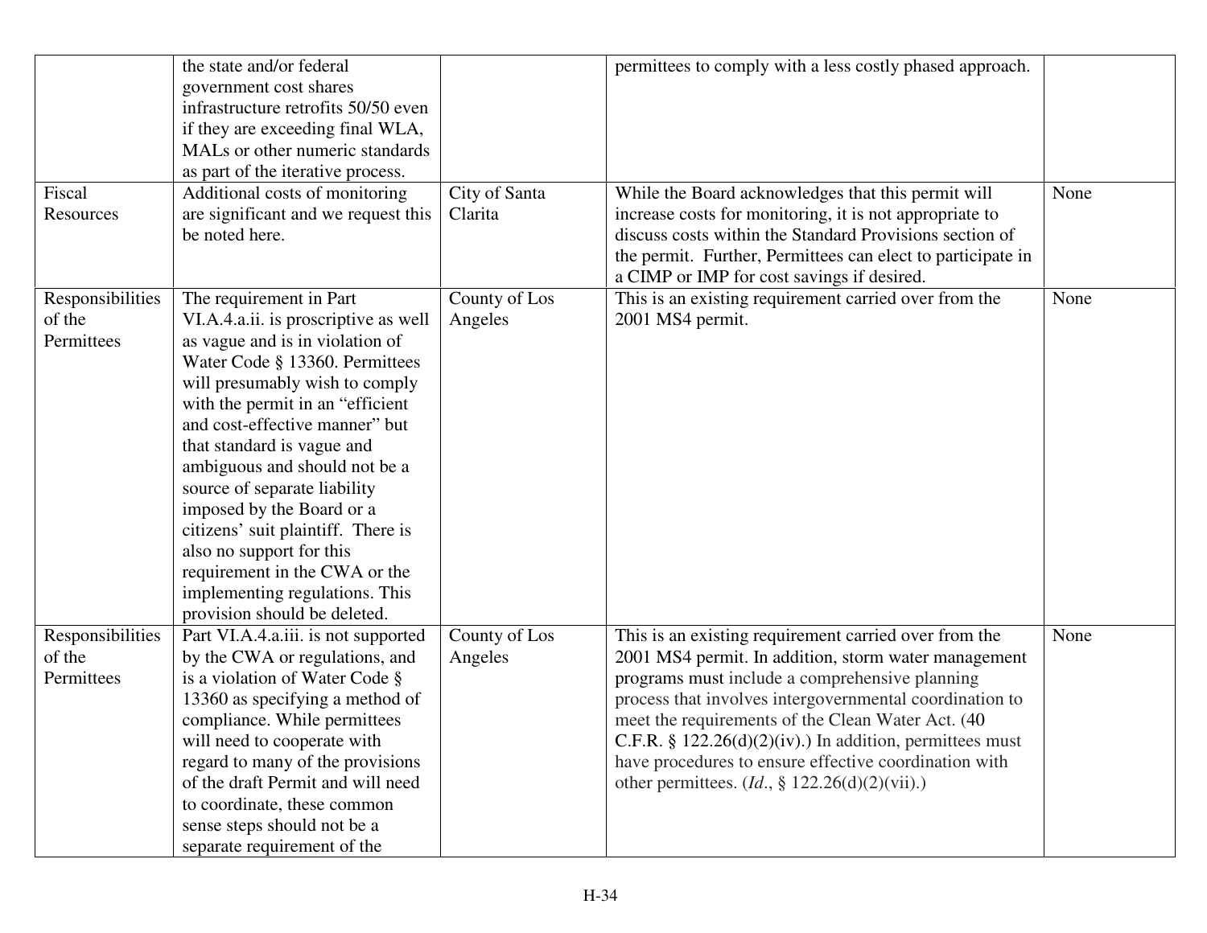| | | | | |
|---|---|---|---|---|
| | the state and/or federal government cost shares infrastructure retrofits 50/50 even if they are exceeding final WLA, MALs or other numeric standards as part of the iterative process. | | permittees to comply with a less costly phased approach. | |
| Fiscal Resources | Additional costs of monitoring are significant and we request this be noted here. | City of Santa Clarita | While the Board acknowledges that this permit will increase costs for monitoring, it is not appropriate to discuss costs within the Standard Provisions section of the permit. Further, Permittees can elect to participate in a CIMP or IMP for cost savings if desired. | None |
| Responsibilities of the Permittees | The requirement in Part VI.A.4.a.ii. is proscriptive as well as vague and is in violation of Water Code § 13360. Permittees will presumably wish to comply with the permit in an "efficient and cost-effective manner" but that standard is vague and ambiguous and should not be a source of separate liability imposed by the Board or a citizens' suit plaintiff. There is also no support for this requirement in the CWA or the implementing regulations. This provision should be deleted. | County of Los Angeles | This is an existing requirement carried over from the 2001 MS4 permit. | None |
| Responsibilities of the Permittees | Part VI.A.4.a.iii. is not supported by the CWA or regulations, and is a violation of Water Code § 13360 as specifying a method of compliance. While permittees will need to cooperate with regard to many of the provisions of the draft Permit and will need to coordinate, these common sense steps should not be a separate requirement of the | County of Los Angeles | This is an existing requirement carried over from the 2001 MS4 permit. In addition, storm water management programs must include a comprehensive planning process that involves intergovernmental coordination to meet the requirements of the Clean Water Act. (40 C.F.R. § 122.26(d)(2)(iv).) In addition, permittees must have procedures to ensure effective coordination with other permittees. (*Id*., § 122.26(d)(2)(vii).) | None |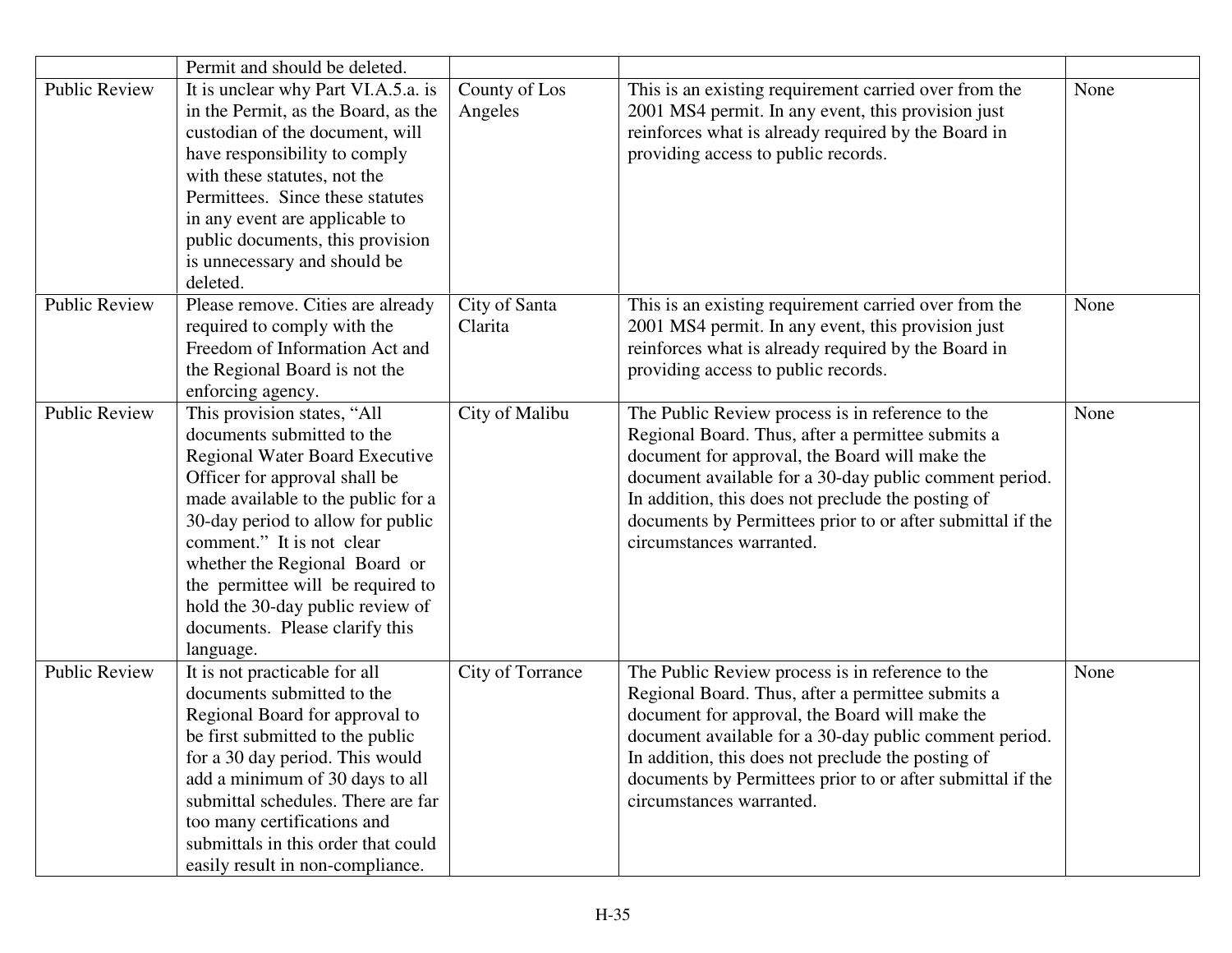| | | | | |
|---|---|---|---|---|
| | Permit and should be deleted. | | | |
| Public Review | It is unclear why Part VI.A.5.a. is in the Permit, as the Board, as the custodian of the document, will have responsibility to comply with these statutes, not the Permittees. Since these statutes in any event are applicable to public documents, this provision is unnecessary and should be deleted. | County of Los Angeles | This is an existing requirement carried over from the 2001 MS4 permit. In any event, this provision just reinforces what is already required by the Board in providing access to public records. | None |
| Public Review | Please remove. Cities are already required to comply with the Freedom of Information Act and the Regional Board is not the enforcing agency. | City of Santa Clarita | This is an existing requirement carried over from the 2001 MS4 permit. In any event, this provision just reinforces what is already required by the Board in providing access to public records. | None |
| Public Review | This provision states, "All documents submitted to the Regional Water Board Executive Officer for approval shall be made available to the public for a 30-day period to allow for public comment." It is not clear whether the Regional Board or the permittee will be required to hold the 30-day public review of documents. Please clarify this language. | City of Malibu | The Public Review process is in reference to the Regional Board. Thus, after a permittee submits a document for approval, the Board will make the document available for a 30-day public comment period. In addition, this does not preclude the posting of documents by Permittees prior to or after submittal if the circumstances warranted. | None |
| Public Review | It is not practicable for all documents submitted to the Regional Board for approval to be first submitted to the public for a 30 day period. This would add a minimum of 30 days to all submittal schedules. There are far too many certifications and submittals in this order that could easily result in non-compliance. | City of Torrance | The Public Review process is in reference to the Regional Board. Thus, after a permittee submits a document for approval, the Board will make the document available for a 30-day public comment period. In addition, this does not preclude the posting of documents by Permittees prior to or after submittal if the circumstances warranted. | None |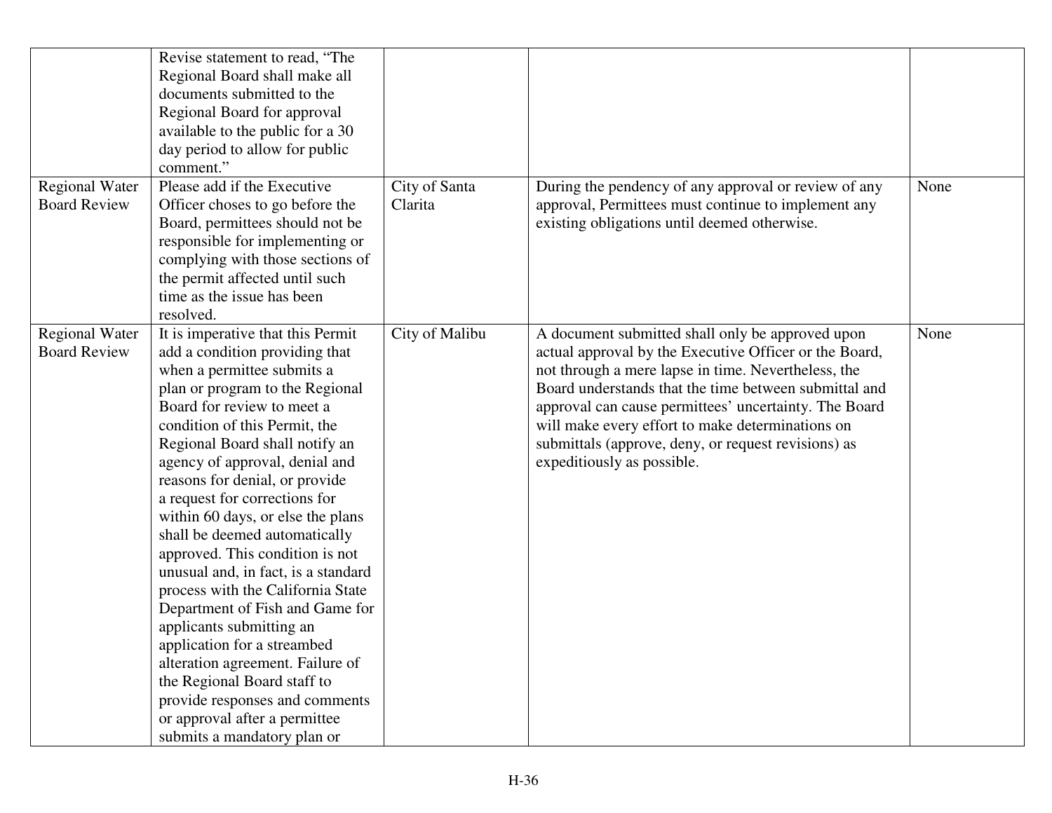| | | | | |
|---|---|---|---|---|
| | Revise statement to read, "The Regional Board shall make all documents submitted to the Regional Board for approval available to the public for a 30 day period to allow for public comment." | | | |
| Regional Water Board Review | Please add if the Executive Officer choses to go before the Board, permittees should not be responsible for implementing or complying with those sections of the permit affected until such time as the issue has been resolved. | City of Santa Clarita | During the pendency of any approval or review of any approval, Permittees must continue to implement any existing obligations until deemed otherwise. | None |
| Regional Water Board Review | It is imperative that this Permit add a condition providing that when a permittee submits a plan or program to the Regional Board for review to meet a condition of this Permit, the Regional Board shall notify an agency of approval, denial and reasons for denial, or provide a request for corrections for within 60 days, or else the plans shall be deemed automatically approved. This condition is not unusual and, in fact, is a standard process with the California State Department of Fish and Game for applicants submitting an application for a streambed alteration agreement. Failure of the Regional Board staff to provide responses and comments or approval after a permittee submits a mandatory plan or | City of Malibu | A document submitted shall only be approved upon actual approval by the Executive Officer or the Board, not through a mere lapse in time. Nevertheless, the Board understands that the time between submittal and approval can cause permittees' uncertainty. The Board will make every effort to make determinations on submittals (approve, deny, or request revisions) as expeditiously as possible. | None |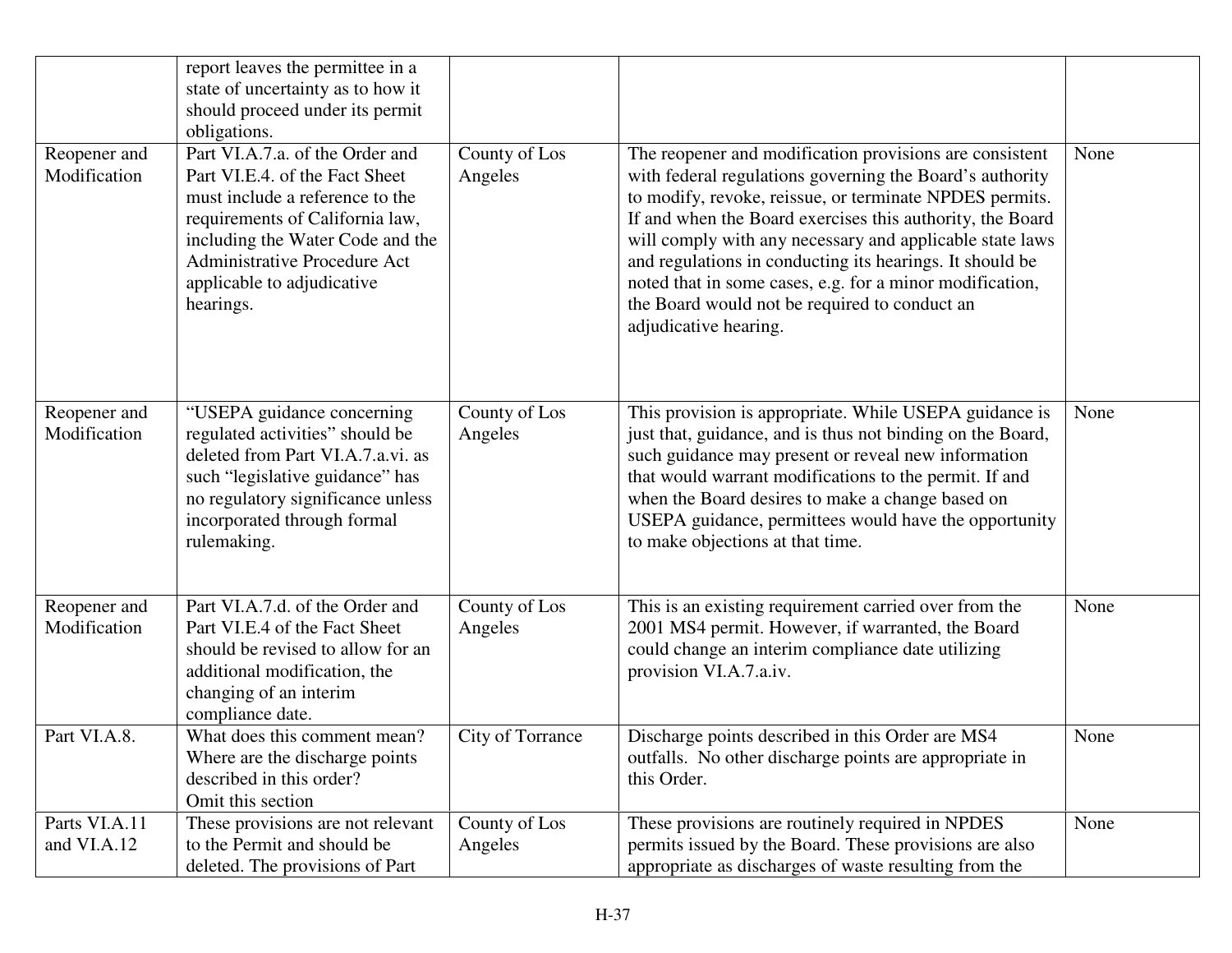| | | | | |
|---|---|---|---|---|
| | report leaves the permittee in a state of uncertainty as to how it should proceed under its permit obligations. | | | |
| Reopener and Modification | Part VI.A.7.a. of the Order and Part VI.E.4. of the Fact Sheet must include a reference to the requirements of California law, including the Water Code and the Administrative Procedure Act applicable to adjudicative hearings. | County of Los Angeles | The reopener and modification provisions are consistent with federal regulations governing the Board's authority to modify, revoke, reissue, or terminate NPDES permits. If and when the Board exercises this authority, the Board will comply with any necessary and applicable state laws and regulations in conducting its hearings. It should be noted that in some cases, e.g. for a minor modification, the Board would not be required to conduct an adjudicative hearing. | None |
| Reopener and Modification | "USEPA guidance concerning regulated activities" should be deleted from Part VI.A.7.a.vi. as such "legislative guidance" has no regulatory significance unless incorporated through formal rulemaking. | County of Los Angeles | This provision is appropriate. While USEPA guidance is just that, guidance, and is thus not binding on the Board, such guidance may present or reveal new information that would warrant modifications to the permit. If and when the Board desires to make a change based on USEPA guidance, permittees would have the opportunity to make objections at that time. | None |
| Reopener and Modification | Part VI.A.7.d. of the Order and Part VI.E.4 of the Fact Sheet should be revised to allow for an additional modification, the changing of an interim compliance date. | County of Los Angeles | This is an existing requirement carried over from the 2001 MS4 permit. However, if warranted, the Board could change an interim compliance date utilizing provision VI.A.7.a.iv. | None |
| Part VI.A.8. | What does this comment mean? Where are the discharge points described in this order? Omit this section | City of Torrance | Discharge points described in this Order are MS4 outfalls. No other discharge points are appropriate in this Order. | None |
| Parts VI.A.11 and VI.A.12 | These provisions are not relevant to the Permit and should be deleted. The provisions of Part | County of Los Angeles | These provisions are routinely required in NPDES permits issued by the Board. These provisions are also appropriate as discharges of waste resulting from the | None |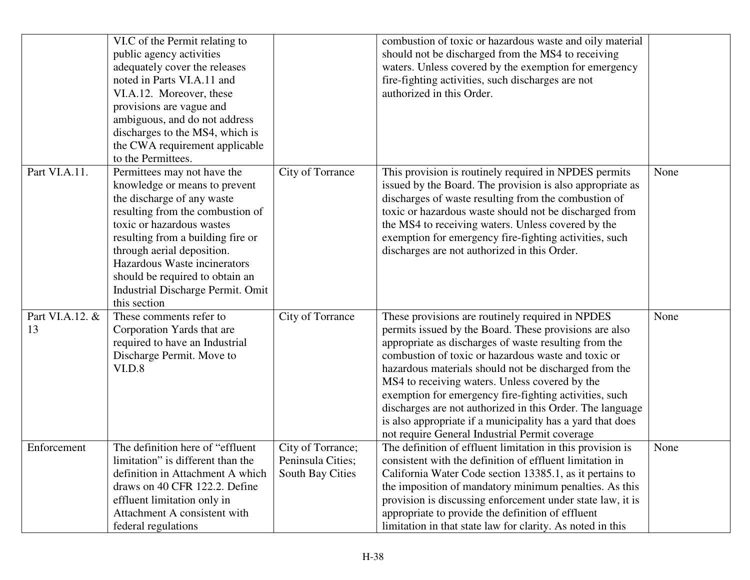| | | | | |
|---|---|---|---|---|
| | VI.C of the Permit relating to public agency activities adequately cover the releases noted in Parts VI.A.11 and VI.A.12. Moreover, these provisions are vague and ambiguous, and do not address discharges to the MS4, which is the CWA requirement applicable to the Permittees. | | combustion of toxic or hazardous waste and oily material should not be discharged from the MS4 to receiving waters. Unless covered by the exemption for emergency fire-fighting activities, such discharges are not authorized in this Order. | |
| Part VI.A.11. | Permittees may not have the knowledge or means to prevent the discharge of any waste resulting from the combustion of toxic or hazardous wastes resulting from a building fire or through aerial deposition. Hazardous Waste incinerators should be required to obtain an Industrial Discharge Permit. Omit this section | City of Torrance | This provision is routinely required in NPDES permits issued by the Board. The provision is also appropriate as discharges of waste resulting from the combustion of toxic or hazardous waste should not be discharged from the MS4 to receiving waters. Unless covered by the exemption for emergency fire-fighting activities, such discharges are not authorized in this Order. | None |
| Part VI.A.12. & 13 | These comments refer to Corporation Yards that are required to have an Industrial Discharge Permit. Move to VI.D.8 | City of Torrance | These provisions are routinely required in NPDES permits issued by the Board. These provisions are also appropriate as discharges of waste resulting from the combustion of toxic or hazardous waste and toxic or hazardous materials should not be discharged from the MS4 to receiving waters. Unless covered by the exemption for emergency fire-fighting activities, such discharges are not authorized in this Order. The language is also appropriate if a municipality has a yard that does not require General Industrial Permit coverage | None |
| Enforcement | The definition here of "effluent limitation" is different than the definition in Attachment A which draws on 40 CFR 122.2. Define effluent limitation only in Attachment A consistent with federal regulations | City of Torrance; Peninsula Cities; South Bay Cities | The definition of effluent limitation in this provision is consistent with the definition of effluent limitation in California Water Code section 13385.1, as it pertains to the imposition of mandatory minimum penalties. As this provision is discussing enforcement under state law, it is appropriate to provide the definition of effluent limitation in that state law for clarity. As noted in this | None |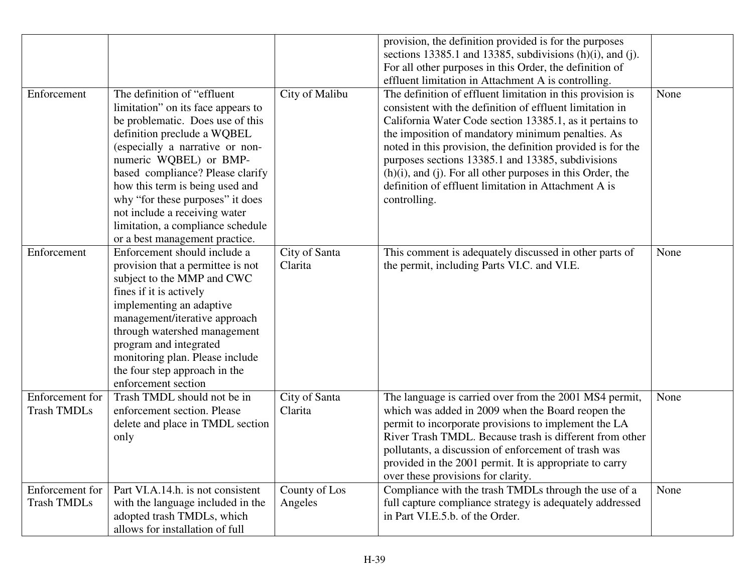| | | | | |
|---|---|---|---|---|
| | | | provision, the definition provided is for the purposes sections 13385.1 and 13385, subdivisions (h)(i), and (j). For all other purposes in this Order, the definition of effluent limitation in Attachment A is controlling. | |
| Enforcement | The definition of "effluent limitation" on its face appears to be problematic. Does use of this definition preclude a WQBEL (especially a narrative or non-numeric WQBEL) or BMP-based compliance? Please clarify how this term is being used and why "for these purposes" it does not include a receiving water limitation, a compliance schedule or a best management practice. | City of Malibu | The definition of effluent limitation in this provision is consistent with the definition of effluent limitation in California Water Code section 13385.1, as it pertains to the imposition of mandatory minimum penalties. As noted in this provision, the definition provided is for the purposes sections 13385.1 and 13385, subdivisions (h)(i), and (j). For all other purposes in this Order, the definition of effluent limitation in Attachment A is controlling. | None |
| Enforcement | Enforcement should include a provision that a permittee is not subject to the MMP and CWC fines if it is actively implementing an adaptive management/iterative approach through watershed management program and integrated monitoring plan. Please include the four step approach in the enforcement section | City of Santa Clarita | This comment is adequately discussed in other parts of the permit, including Parts VI.C. and VI.E. | None |
| Enforcement for Trash TMDLs | Trash TMDL should not be in enforcement section. Please delete and place in TMDL section only | City of Santa Clarita | The language is carried over from the 2001 MS4 permit, which was added in 2009 when the Board reopen the permit to incorporate provisions to implement the LA River Trash TMDL. Because trash is different from other pollutants, a discussion of enforcement of trash was provided in the 2001 permit. It is appropriate to carry over these provisions for clarity. | None |
| Enforcement for Trash TMDLs | Part VI.A.14.h. is not consistent with the language included in the adopted trash TMDLs, which allows for installation of full | County of Los Angeles | Compliance with the trash TMDLs through the use of a full capture compliance strategy is adequately addressed in Part VI.E.5.b. of the Order. | None |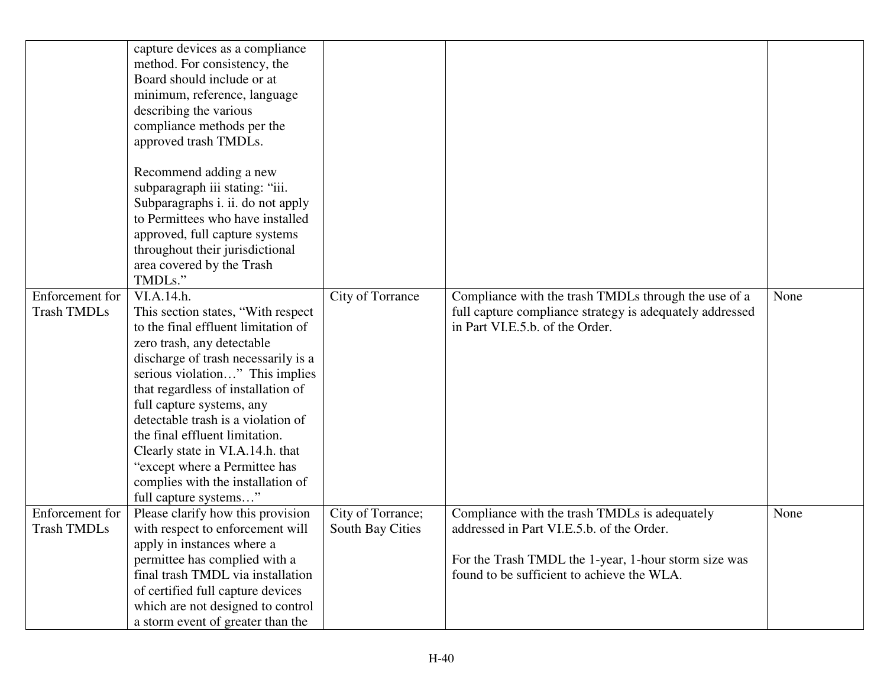| | | | | |
|---|---|---|---|---|
| | capture devices as a compliance method. For consistency, the Board should include or at minimum, reference, language describing the various compliance methods per the approved trash TMDLs.<br><br>Recommend adding a new subparagraph iii stating: "iii. Subparagraphs i. ii. do not apply to Permittees who have installed approved, full capture systems throughout their jurisdictional area covered by the Trash TMDLs." | | | |
| Enforcement for Trash TMDLs | VI.A.14.h.<br>This section states, "With respect to the final effluent limitation of zero trash, any detectable discharge of trash necessarily is a serious violation…" This implies that regardless of installation of full capture systems, any detectable trash is a violation of the final effluent limitation. Clearly state in VI.A.14.h. that "except where a Permittee has complies with the installation of full capture systems…" | City of Torrance | Compliance with the trash TMDLs through the use of a full capture compliance strategy is adequately addressed in Part VI.E.5.b. of the Order. | None |
| Enforcement for Trash TMDLs | Please clarify how this provision with respect to enforcement will apply in instances where a permittee has complied with a final trash TMDL via installation of certified full capture devices which are not designed to control a storm event of greater than the | City of Torrance; South Bay Cities | Compliance with the trash TMDLs is adequately addressed in Part VI.E.5.b. of the Order.<br><br>For the Trash TMDL the 1-year, 1-hour storm size was found to be sufficient to achieve the WLA. | None |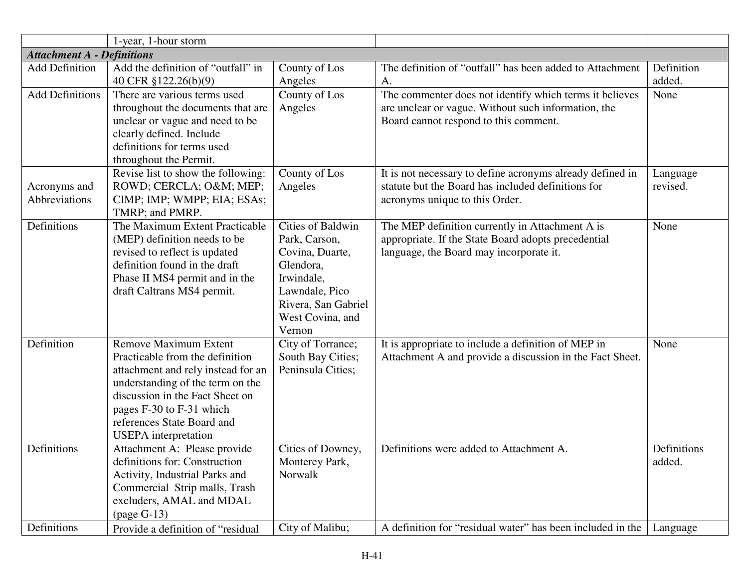| | | | | |
|---|---|---|---|---|
| | 1-year, 1-hour storm | | | |
| ***Attachment A - Definitions*** | | | | |
| Add Definition | Add the definition of "outfall" in 40 CFR §122.26(b)(9) | County of Los Angeles | The definition of "outfall" has been added to Attachment A. | Definition added. |
| Add Definitions | There are various terms used throughout the documents that are unclear or vague and need to be clearly defined. Include definitions for terms used throughout the Permit. | County of Los Angeles | The commenter does not identify which terms it believes are unclear or vague. Without such information, the Board cannot respond to this comment. | None |
| Acronyms and Abbreviations | Revise list to show the following: ROWD; CERCLA; O&M; MEP; CIMP; IMP; WMPP; EIA; ESAs; TMRP; and PMRP. | County of Los Angeles | It is not necessary to define acronyms already defined in statute but the Board has included definitions for acronyms unique to this Order. | Language revised. |
| Definitions | The Maximum Extent Practicable (MEP) definition needs to be revised to reflect is updated definition found in the draft Phase II MS4 permit and in the draft Caltrans MS4 permit. | Cities of Baldwin Park, Carson, Covina, Duarte, Glendora, Irwindale, Lawndale, Pico Rivera, San Gabriel West Covina, and Vernon | The MEP definition currently in Attachment A is appropriate. If the State Board adopts precedential language, the Board may incorporate it. | None |
| Definition | Remove Maximum Extent Practicable from the definition attachment and rely instead for an understanding of the term on the discussion in the Fact Sheet on pages F-30 to F-31 which references State Board and USEPA interpretation | City of Torrance; South Bay Cities; Peninsula Cities; | It is appropriate to include a definition of MEP in Attachment A and provide a discussion in the Fact Sheet. | None |
| Definitions | Attachment A: Please provide definitions for: Construction Activity, Industrial Parks and Commercial Strip malls, Trash excluders, AMAL and MDAL (page G-13) | Cities of Downey, Monterey Park, Norwalk | Definitions were added to Attachment A. | Definitions added. |
| Definitions | Provide a definition of "residual | City of Malibu; | A definition for "residual water" has been included in the | Language |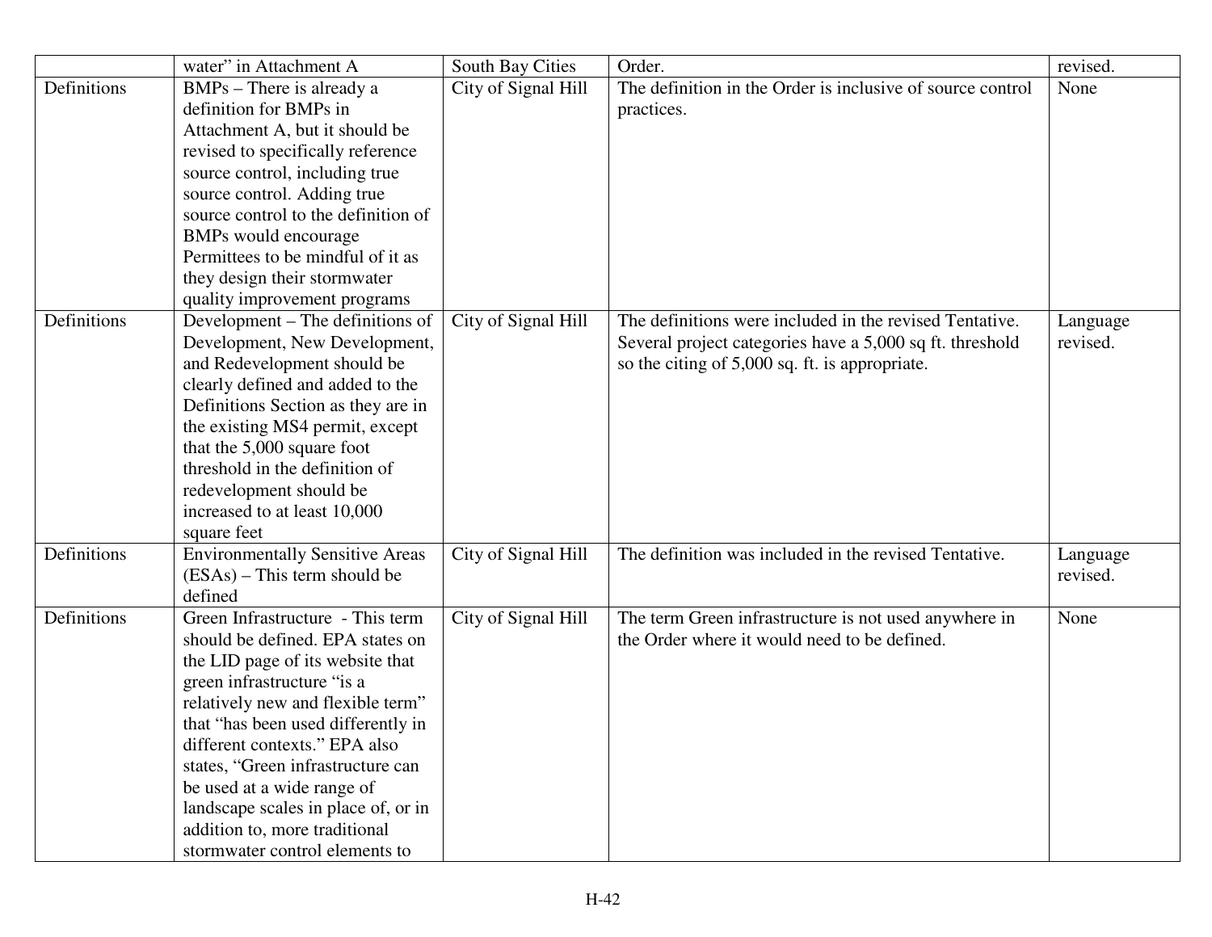| | | | | |
|---|---|---|---|---|
| | water" in Attachment A | South Bay Cities | Order. | revised. |
| Definitions | BMPs – There is already a definition for BMPs in Attachment A, but it should be revised to specifically reference source control, including true source control. Adding true source control to the definition of BMPs would encourage Permittees to be mindful of it as they design their stormwater quality improvement programs | City of Signal Hill | The definition in the Order is inclusive of source control practices. | None |
| Definitions | Development – The definitions of Development, New Development, and Redevelopment should be clearly defined and added to the Definitions Section as they are in the existing MS4 permit, except that the 5,000 square foot threshold in the definition of redevelopment should be increased to at least 10,000 square feet | City of Signal Hill | The definitions were included in the revised Tentative. Several project categories have a 5,000 sq ft. threshold so the citing of 5,000 sq. ft. is appropriate. | Language revised. |
| Definitions | Environmentally Sensitive Areas (ESAs) – This term should be defined | City of Signal Hill | The definition was included in the revised Tentative. | Language revised. |
| Definitions | Green Infrastructure - This term should be defined. EPA states on the LID page of its website that green infrastructure "is a relatively new and flexible term" that "has been used differently in different contexts." EPA also states, "Green infrastructure can be used at a wide range of landscape scales in place of, or in addition to, more traditional stormwater control elements to | City of Signal Hill | The term Green infrastructure is not used anywhere in the Order where it would need to be defined. | None |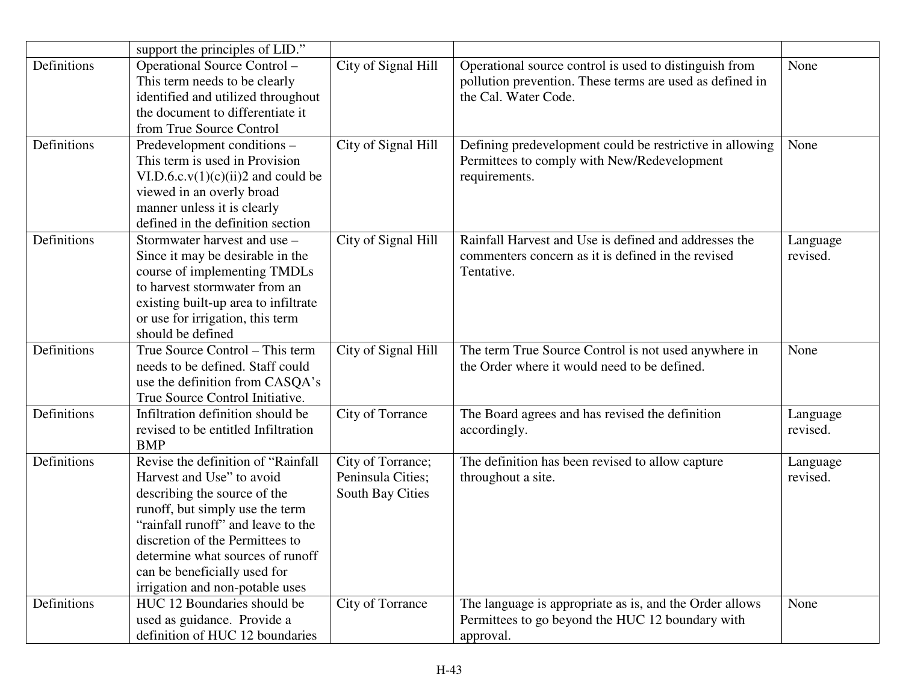| | | | | |
|---|---|---|---|---|
| | support the principles of LID." | | | |
| Definitions | Operational Source Control – This term needs to be clearly identified and utilized throughout the document to differentiate it from True Source Control | City of Signal Hill | Operational source control is used to distinguish from pollution prevention. These terms are used as defined in the Cal. Water Code. | None |
| Definitions | Predevelopment conditions – This term is used in Provision VI.D.6.c.v(1)(c)(ii)2 and could be viewed in an overly broad manner unless it is clearly defined in the definition section | City of Signal Hill | Defining predevelopment could be restrictive in allowing Permittees to comply with New/Redevelopment requirements. | None |
| Definitions | Stormwater harvest and use – Since it may be desirable in the course of implementing TMDLs to harvest stormwater from an existing built-up area to infiltrate or use for irrigation, this term should be defined | City of Signal Hill | Rainfall Harvest and Use is defined and addresses the commenters concern as it is defined in the revised Tentative. | Language revised. |
| Definitions | True Source Control – This term needs to be defined. Staff could use the definition from CASQA's True Source Control Initiative. | City of Signal Hill | The term True Source Control is not used anywhere in the Order where it would need to be defined. | None |
| Definitions | Infiltration definition should be revised to be entitled Infiltration BMP | City of Torrance | The Board agrees and has revised the definition accordingly. | Language revised. |
| Definitions | Revise the definition of "Rainfall Harvest and Use" to avoid describing the source of the runoff, but simply use the term "rainfall runoff" and leave to the discretion of the Permittees to determine what sources of runoff can be beneficially used for irrigation and non-potable uses | City of Torrance; Peninsula Cities; South Bay Cities | The definition has been revised to allow capture throughout a site. | Language revised. |
| Definitions | HUC 12 Boundaries should be used as guidance. Provide a definition of HUC 12 boundaries | City of Torrance | The language is appropriate as is, and the Order allows Permittees to go beyond the HUC 12 boundary with approval. | None |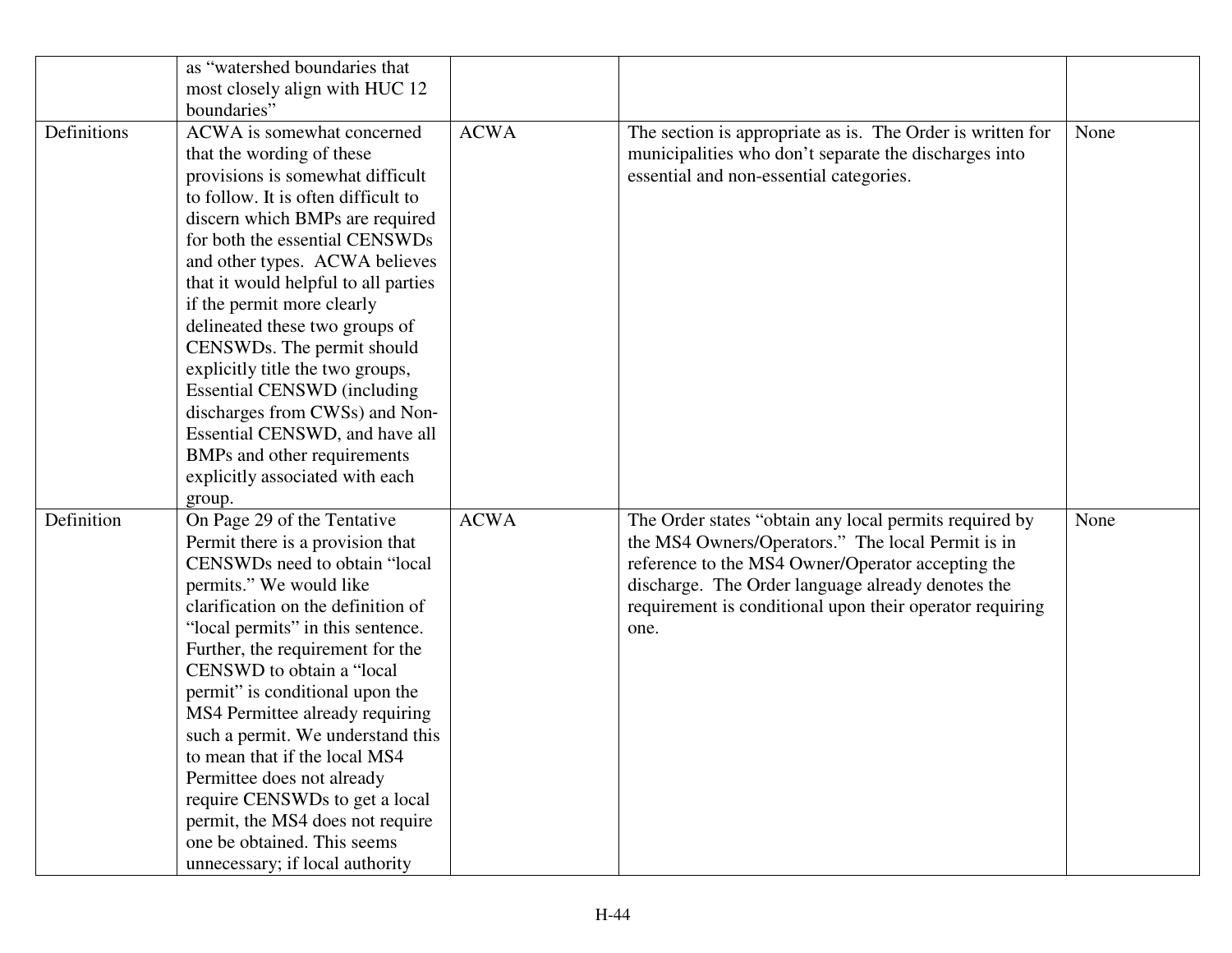| | | | | |
|---|---|---|---|---|
| | as "watershed boundaries that most closely align with HUC 12 boundaries" | | | |
| Definitions | ACWA is somewhat concerned that the wording of these provisions is somewhat difficult to follow. It is often difficult to discern which BMPs are required for both the essential CENSWDs and other types. ACWA believes that it would helpful to all parties if the permit more clearly delineated these two groups of CENSWDs. The permit should explicitly title the two groups, Essential CENSWD (including discharges from CWSs) and Non-Essential CENSWD, and have all BMPs and other requirements explicitly associated with each group. | ACWA | The section is appropriate as is. The Order is written for municipalities who don't separate the discharges into essential and non-essential categories. | None |
| Definition | On Page 29 of the Tentative Permit there is a provision that CENSWDs need to obtain "local permits." We would like clarification on the definition of "local permits" in this sentence. Further, the requirement for the CENSWD to obtain a "local permit" is conditional upon the MS4 Permittee already requiring such a permit. We understand this to mean that if the local MS4 Permittee does not already require CENSWDs to get a local permit, the MS4 does not require one be obtained. This seems unnecessary; if local authority | ACWA | The Order states "obtain any local permits required by the MS4 Owners/Operators." The local Permit is in reference to the MS4 Owner/Operator accepting the discharge. The Order language already denotes the requirement is conditional upon their operator requiring one. | None |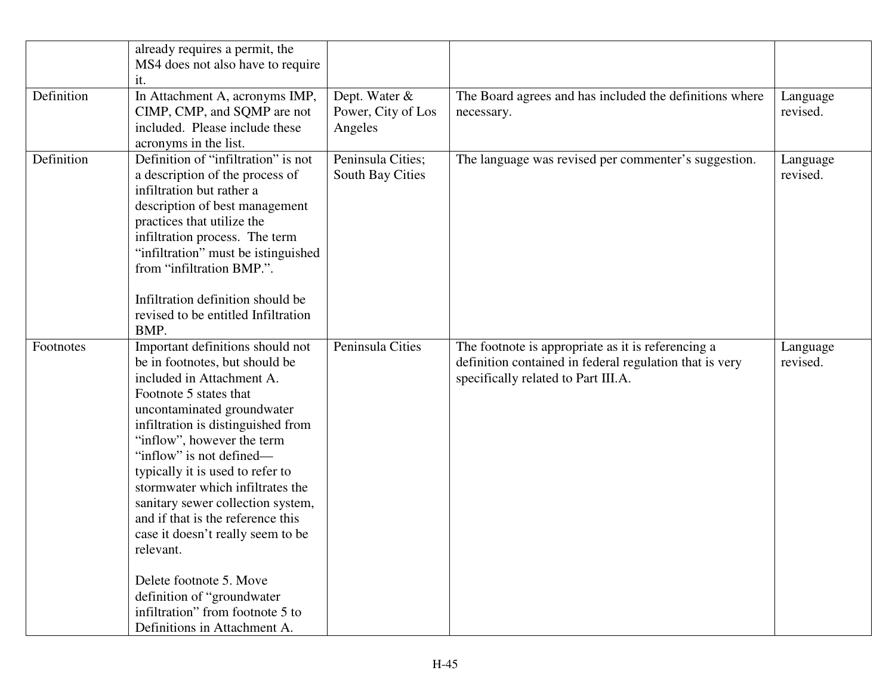| | | | | |
|---|---|---|---|---|
| | already requires a permit, the MS4 does not also have to require it. | | | |
| Definition | In Attachment A, acronyms IMP, CIMP, CMP, and SQMP are not included. Please include these acronyms in the list. | Dept. Water & Power, City of Los Angeles | The Board agrees and has included the definitions where necessary. | Language revised. |
| Definition | Definition of "infiltration" is not a description of the process of infiltration but rather a description of best management practices that utilize the infiltration process. The term "infiltration" must be istinguished from "infiltration BMP.".<br><br>Infiltration definition should be revised to be entitled Infiltration BMP. | Peninsula Cities; South Bay Cities | The language was revised per commenter's suggestion. | Language revised. |
| Footnotes | Important definitions should not be in footnotes, but should be included in Attachment A. Footnote 5 states that uncontaminated groundwater infiltration is distinguished from "inflow", however the term "inflow" is not defined—typically it is used to refer to stormwater which infiltrates the sanitary sewer collection system, and if that is the reference this case it doesn't really seem to be relevant.<br><br>Delete footnote 5. Move definition of "groundwater infiltration" from footnote 5 to Definitions in Attachment A. | Peninsula Cities | The footnote is appropriate as it is referencing a definition contained in federal regulation that is very specifically related to Part III.A. | Language revised. |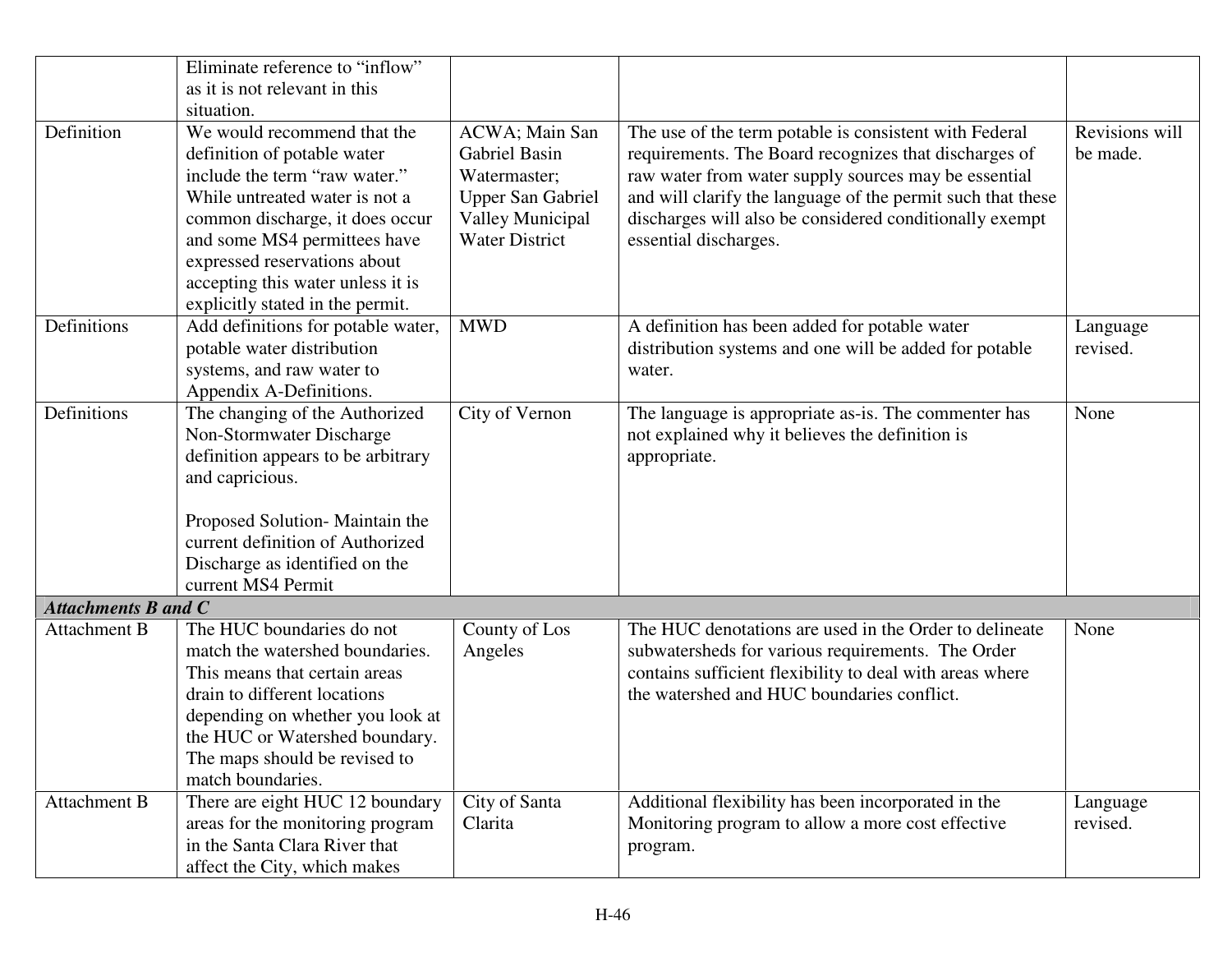| | | | | |
|---|---|---|---|---|
| | Eliminate reference to "inflow" as it is not relevant in this situation. | | | |
| Definition | We would recommend that the definition of potable water include the term "raw water." While untreated water is not a common discharge, it does occur and some MS4 permittees have expressed reservations about accepting this water unless it is explicitly stated in the permit. | ACWA; Main San Gabriel Basin Watermaster; Upper San Gabriel Valley Municipal Water District | The use of the term potable is consistent with Federal requirements. The Board recognizes that discharges of raw water from water supply sources may be essential and will clarify the language of the permit such that these discharges will also be considered conditionally exempt essential discharges. | Revisions will be made. |
| Definitions | Add definitions for potable water, potable water distribution systems, and raw water to Appendix A-Definitions. | MWD | A definition has been added for potable water distribution systems and one will be added for potable water. | Language revised. |
| Definitions | The changing of the Authorized Non-Stormwater Discharge definition appears to be arbitrary and capricious.<br><br>Proposed Solution- Maintain the current definition of Authorized Discharge as identified on the current MS4 Permit | City of Vernon | The language is appropriate as-is. The commenter has not explained why it believes the definition is appropriate. | None |
| ***Attachments B and C*** | | | | |
| Attachment B | The HUC boundaries do not match the watershed boundaries. This means that certain areas drain to different locations depending on whether you look at the HUC or Watershed boundary. The maps should be revised to match boundaries. | County of Los Angeles | The HUC denotations are used in the Order to delineate subwatersheds for various requirements. The Order contains sufficient flexibility to deal with areas where the watershed and HUC boundaries conflict. | None |
| Attachment B | There are eight HUC 12 boundary areas for the monitoring program in the Santa Clara River that affect the City, which makes | City of Santa Clarita | Additional flexibility has been incorporated in the Monitoring program to allow a more cost effective program. | Language revised. |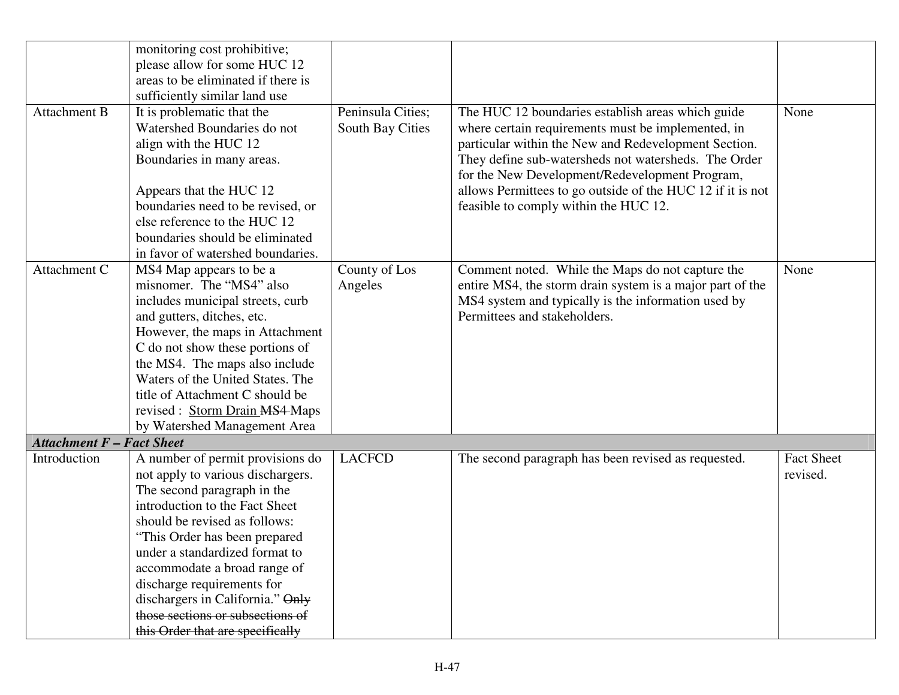| | | | | |
|---|---|---|---|---|
| | monitoring cost prohibitive; please allow for some HUC 12 areas to be eliminated if there is sufficiently similar land use | | | |
| Attachment B | It is problematic that the Watershed Boundaries do not align with the HUC 12 Boundaries in many areas.<br><br>Appears that the HUC 12 boundaries need to be revised, or else reference to the HUC 12 boundaries should be eliminated in favor of watershed boundaries. | Peninsula Cities; South Bay Cities | The HUC 12 boundaries establish areas which guide where certain requirements must be implemented, in particular within the New and Redevelopment Section. They define sub-watersheds not watersheds. The Order for the New Development/Redevelopment Program, allows Permittees to go outside of the HUC 12 if it is not feasible to comply within the HUC 12. | None |
| Attachment C | MS4 Map appears to be a misnomer. The "MS4" also includes municipal streets, curb and gutters, ditches, etc. However, the maps in Attachment C do not show these portions of the MS4. The maps also include Waters of the United States. The title of Attachment C should be revised : <u>Storm Drain</u> ~~MS4~~ Maps by Watershed Management Area | County of Los Angeles | Comment noted. While the Maps do not capture the entire MS4, the storm drain system is a major part of the MS4 system and typically is the information used by Permittees and stakeholders. | None |
| ***Attachment F – Fact Sheet*** | | | | |
| Introduction | A number of permit provisions do not apply to various dischargers. The second paragraph in the introduction to the Fact Sheet should be revised as follows: "This Order has been prepared under a standardized format to accommodate a broad range of discharge requirements for dischargers in California." ~~Only those sections or subsections of this Order that are specifically~~ | LACFCD | The second paragraph has been revised as requested. | Fact Sheet revised. |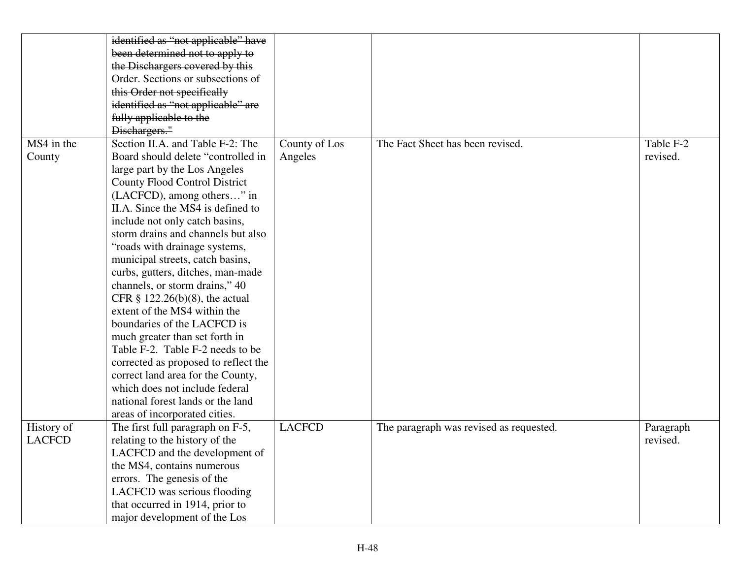| | | | | |
|---|---|---|---|---|
| | ~~identified as "not applicable" have been determined not to apply to the Dischargers covered by this Order. Sections or subsections of this Order not specifically identified as "not applicable" are fully applicable to the Dischargers."~~ | | | |
| MS4 in the County | Section II.A. and Table F-2: The Board should delete "controlled in large part by the Los Angeles County Flood Control District (LACFCD), among others…" in II.A. Since the MS4 is defined to include not only catch basins, storm drains and channels but also "roads with drainage systems, municipal streets, catch basins, curbs, gutters, ditches, man-made channels, or storm drains," 40 CFR § 122.26(b)(8), the actual extent of the MS4 within the boundaries of the LACFCD is much greater than set forth in Table F-2. Table F-2 needs to be corrected as proposed to reflect the correct land area for the County, which does not include federal national forest lands or the land areas of incorporated cities. | County of Los Angeles | The Fact Sheet has been revised. | Table F-2 revised. |
| History of LACFCD | The first full paragraph on F-5, relating to the history of the LACFCD and the development of the MS4, contains numerous errors. The genesis of the LACFCD was serious flooding that occurred in 1914, prior to major development of the Los | LACFCD | The paragraph was revised as requested. | Paragraph revised. |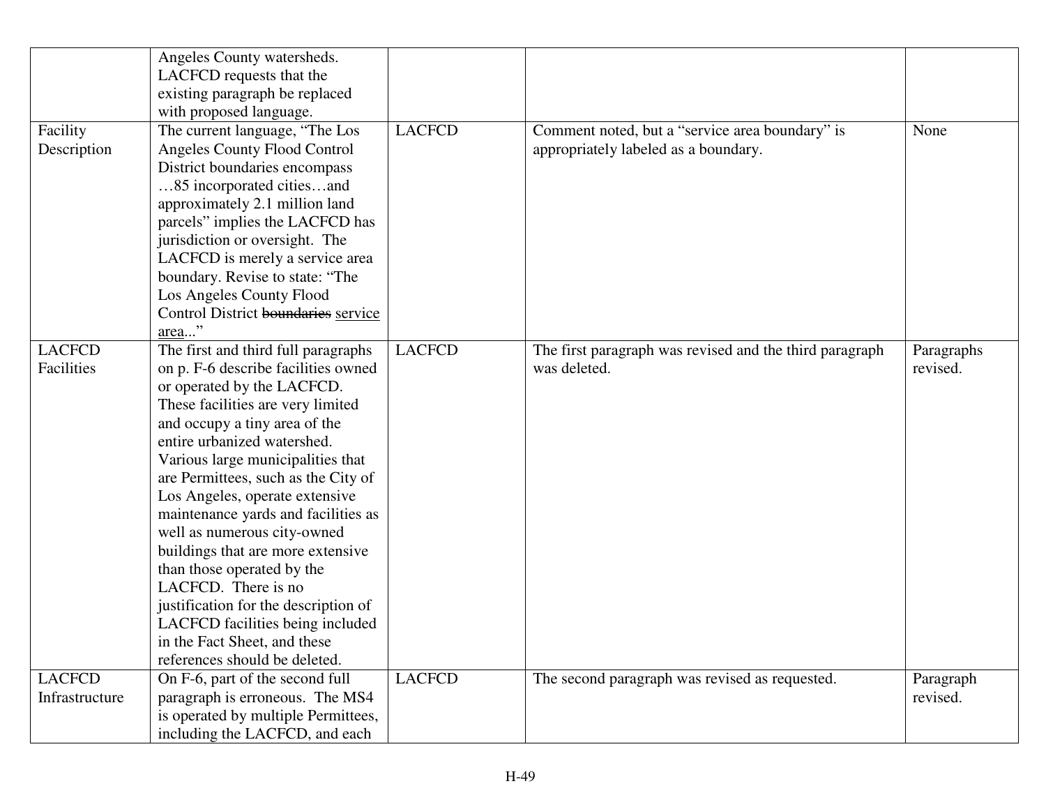| | | | | |
|---|---|---|---|---|
| | Angeles County watersheds. LACFCD requests that the existing paragraph be replaced with proposed language. | | | |
| Facility Description | The current language, "The Los Angeles County Flood Control District boundaries encompass …85 incorporated cities…and approximately 2.1 million land parcels" implies the LACFCD has jurisdiction or oversight. The LACFCD is merely a service area boundary. Revise to state: "The Los Angeles County Flood Control District ~~boundaries~~ <u>service area</u>..." | LACFCD | Comment noted, but a "service area boundary" is appropriately labeled as a boundary. | None |
| LACFCD Facilities | The first and third full paragraphs on p. F-6 describe facilities owned or operated by the LACFCD. These facilities are very limited and occupy a tiny area of the entire urbanized watershed. Various large municipalities that are Permittees, such as the City of Los Angeles, operate extensive maintenance yards and facilities as well as numerous city-owned buildings that are more extensive than those operated by the LACFCD. There is no justification for the description of LACFCD facilities being included in the Fact Sheet, and these references should be deleted. | LACFCD | The first paragraph was revised and the third paragraph was deleted. | Paragraphs revised. |
| LACFCD Infrastructure | On F-6, part of the second full paragraph is erroneous. The MS4 is operated by multiple Permittees, including the LACFCD, and each | LACFCD | The second paragraph was revised as requested. | Paragraph revised. |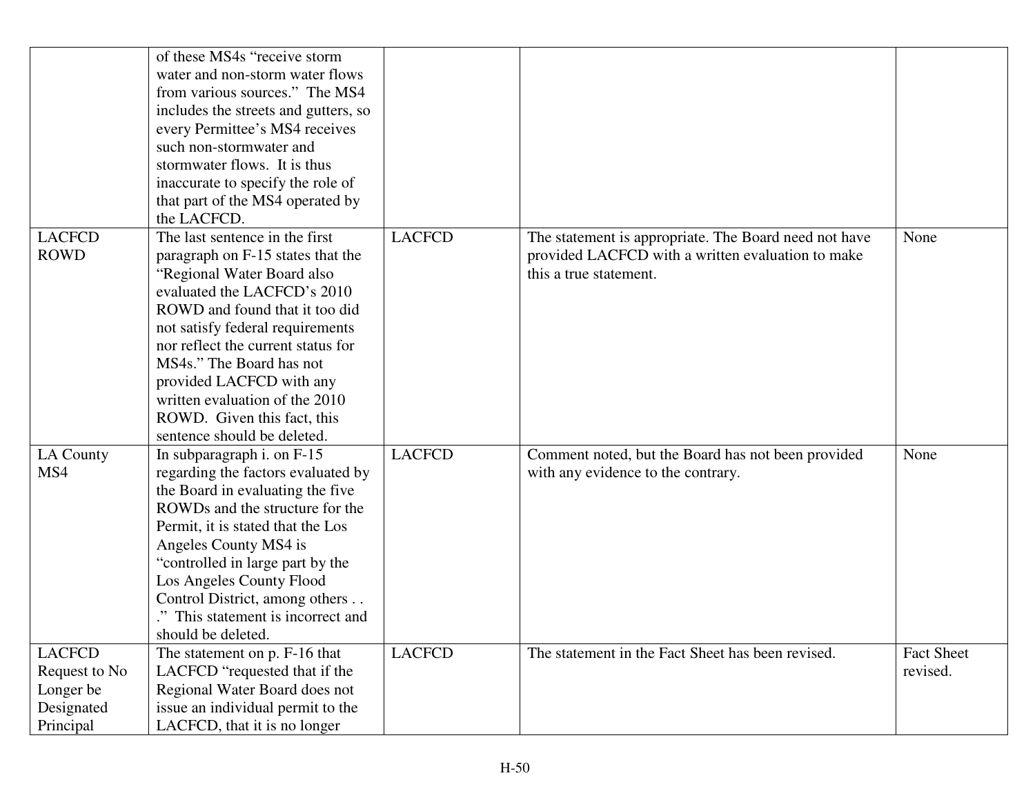| | | | | |
|---|---|---|---|---|
| | of these MS4s "receive storm water and non-storm water flows from various sources." The MS4 includes the streets and gutters, so every Permittee's MS4 receives such non-stormwater and stormwater flows. It is thus inaccurate to specify the role of that part of the MS4 operated by the LACFCD. | | | |
| LACFCD ROWD | The last sentence in the first paragraph on F-15 states that the "Regional Water Board also evaluated the LACFCD's 2010 ROWD and found that it too did not satisfy federal requirements nor reflect the current status for MS4s." The Board has not provided LACFCD with any written evaluation of the 2010 ROWD. Given this fact, this sentence should be deleted. | LACFCD | The statement is appropriate. The Board need not have provided LACFCD with a written evaluation to make this a true statement. | None |
| LA County MS4 | In subparagraph i. on F-15 regarding the factors evaluated by the Board in evaluating the five ROWDs and the structure for the Permit, it is stated that the Los Angeles County MS4 is "controlled in large part by the Los Angeles County Flood Control District, among others . . ." This statement is incorrect and should be deleted. | LACFCD | Comment noted, but the Board has not been provided with any evidence to the contrary. | None |
| LACFCD Request to No Longer be Designated Principal | The statement on p. F-16 that LACFCD "requested that if the Regional Water Board does not issue an individual permit to the LACFCD, that it is no longer | LACFCD | The statement in the Fact Sheet has been revised. | Fact Sheet revised. |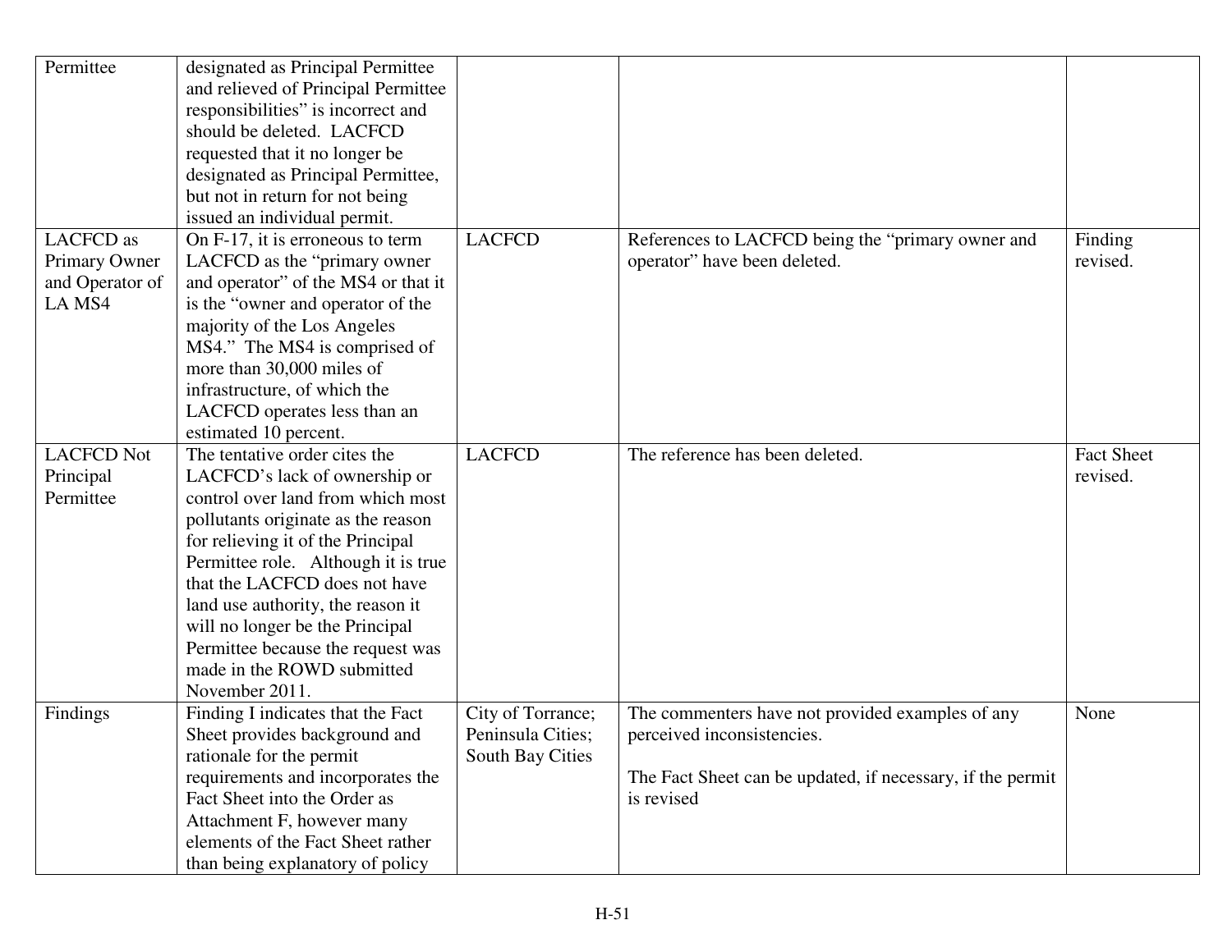| | | | | |
|---|---|---|---|---|
| Permittee | designated as Principal Permittee and relieved of Principal Permittee responsibilities" is incorrect and should be deleted. LACFCD requested that it no longer be designated as Principal Permittee, but not in return for not being issued an individual permit. | | | |
| LACFCD as Primary Owner and Operator of LA MS4 | On F-17, it is erroneous to term LACFCD as the "primary owner and operator" of the MS4 or that it is the "owner and operator of the majority of the Los Angeles MS4." The MS4 is comprised of more than 30,000 miles of infrastructure, of which the LACFCD operates less than an estimated 10 percent. | LACFCD | References to LACFCD being the "primary owner and operator" have been deleted. | Finding revised. |
| LACFCD Not Principal Permittee | The tentative order cites the LACFCD's lack of ownership or control over land from which most pollutants originate as the reason for relieving it of the Principal Permittee role. Although it is true that the LACFCD does not have land use authority, the reason it will no longer be the Principal Permittee because the request was made in the ROWD submitted November 2011. | LACFCD | The reference has been deleted. | Fact Sheet revised. |
| Findings | Finding I indicates that the Fact Sheet provides background and rationale for the permit requirements and incorporates the Fact Sheet into the Order as Attachment F, however many elements of the Fact Sheet rather than being explanatory of policy | City of Torrance; Peninsula Cities; South Bay Cities | The commenters have not provided examples of any perceived inconsistencies.<br><br>The Fact Sheet can be updated, if necessary, if the permit is revised | None |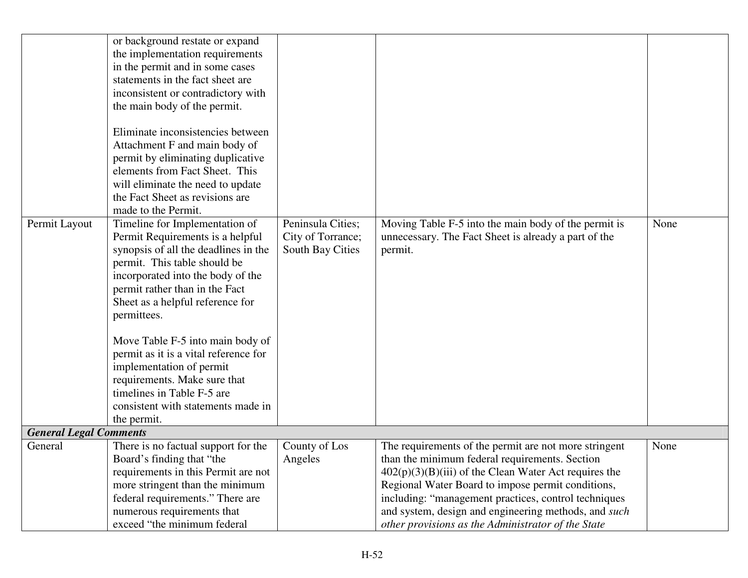| | | | | |
|---|---|---|---|---|
| | or background restate or expand the implementation requirements in the permit and in some cases statements in the fact sheet are inconsistent or contradictory with the main body of the permit.<br><br>Eliminate inconsistencies between Attachment F and main body of permit by eliminating duplicative elements from Fact Sheet. This will eliminate the need to update the Fact Sheet as revisions are made to the Permit. | | | |
| Permit Layout | Timeline for Implementation of Permit Requirements is a helpful synopsis of all the deadlines in the permit. This table should be incorporated into the body of the permit rather than in the Fact Sheet as a helpful reference for permittees.<br><br>Move Table F-5 into main body of permit as it is a vital reference for implementation of permit requirements. Make sure that timelines in Table F-5 are consistent with statements made in the permit. | Peninsula Cities; City of Torrance; South Bay Cities | Moving Table F-5 into the main body of the permit is unnecessary. The Fact Sheet is already a part of the permit. | None |
| ***General Legal Comments*** | | | | |
| General | There is no factual support for the Board's finding that "the requirements in this Permit are not more stringent than the minimum federal requirements." There are numerous requirements that exceed "the minimum federal | County of Los Angeles | The requirements of the permit are not more stringent than the minimum federal requirements. Section 402(p)(3)(B)(iii) of the Clean Water Act requires the Regional Water Board to impose permit conditions, including: "management practices, control techniques and system, design and engineering methods, and *such other provisions as the Administrator of the State* | None |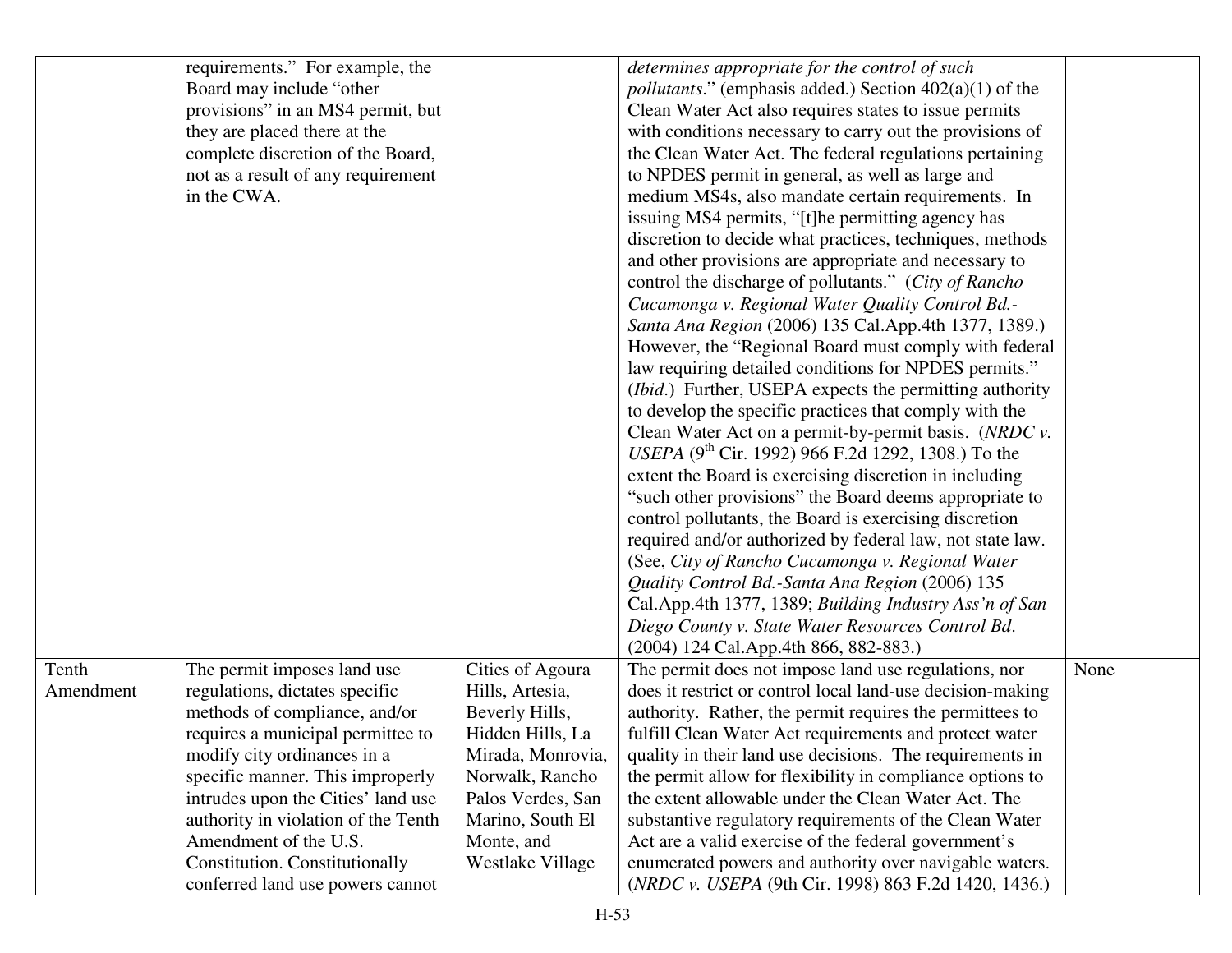| | | | | |
|---|---|---|---|---|
| | requirements." For example, the Board may include "other provisions" in an MS4 permit, but they are placed there at the complete discretion of the Board, not as a result of any requirement in the CWA. | | *determines appropriate for the control of such pollutants*." (emphasis added.) Section 402(a)(1) of the Clean Water Act also requires states to issue permits with conditions necessary to carry out the provisions of the Clean Water Act. The federal regulations pertaining to NPDES permit in general, as well as large and medium MS4s, also mandate certain requirements. In issuing MS4 permits, "[t]he permitting agency has discretion to decide what practices, techniques, methods and other provisions are appropriate and necessary to control the discharge of pollutants." (*City of Rancho Cucamonga v. Regional Water Quality Control Bd.-Santa Ana Region* (2006) 135 Cal.App.4th 1377, 1389.) However, the "Regional Board must comply with federal law requiring detailed conditions for NPDES permits." (*Ibid*.) Further, USEPA expects the permitting authority to develop the specific practices that comply with the Clean Water Act on a permit-by-permit basis. (*NRDC v. USEPA* (9th Cir. 1992) 966 F.2d 1292, 1308.) To the extent the Board is exercising discretion in including "such other provisions" the Board deems appropriate to control pollutants, the Board is exercising discretion required and/or authorized by federal law, not state law. (See, *City of Rancho Cucamonga v. Regional Water Quality Control Bd.-Santa Ana Region* (2006) 135 Cal.App.4th 1377, 1389; *Building Industry Ass'n of San Diego County v. State Water Resources Control Bd*. (2004) 124 Cal.App.4th 866, 882-883.) | |
| Tenth Amendment | The permit imposes land use regulations, dictates specific methods of compliance, and/or requires a municipal permittee to modify city ordinances in a specific manner. This improperly intrudes upon the Cities' land use authority in violation of the Tenth Amendment of the U.S. Constitution. Constitutionally conferred land use powers cannot | Cities of Agoura Hills, Artesia, Beverly Hills, Hidden Hills, La Mirada, Monrovia, Norwalk, Rancho Palos Verdes, San Marino, South El Monte, and Westlake Village | The permit does not impose land use regulations, nor does it restrict or control local land-use decision-making authority. Rather, the permit requires the permittees to fulfill Clean Water Act requirements and protect water quality in their land use decisions. The requirements in the permit allow for flexibility in compliance options to the extent allowable under the Clean Water Act. The substantive regulatory requirements of the Clean Water Act are a valid exercise of the federal government's enumerated powers and authority over navigable waters. (*NRDC v. USEPA* (9th Cir. 1998) 863 F.2d 1420, 1436.) | None |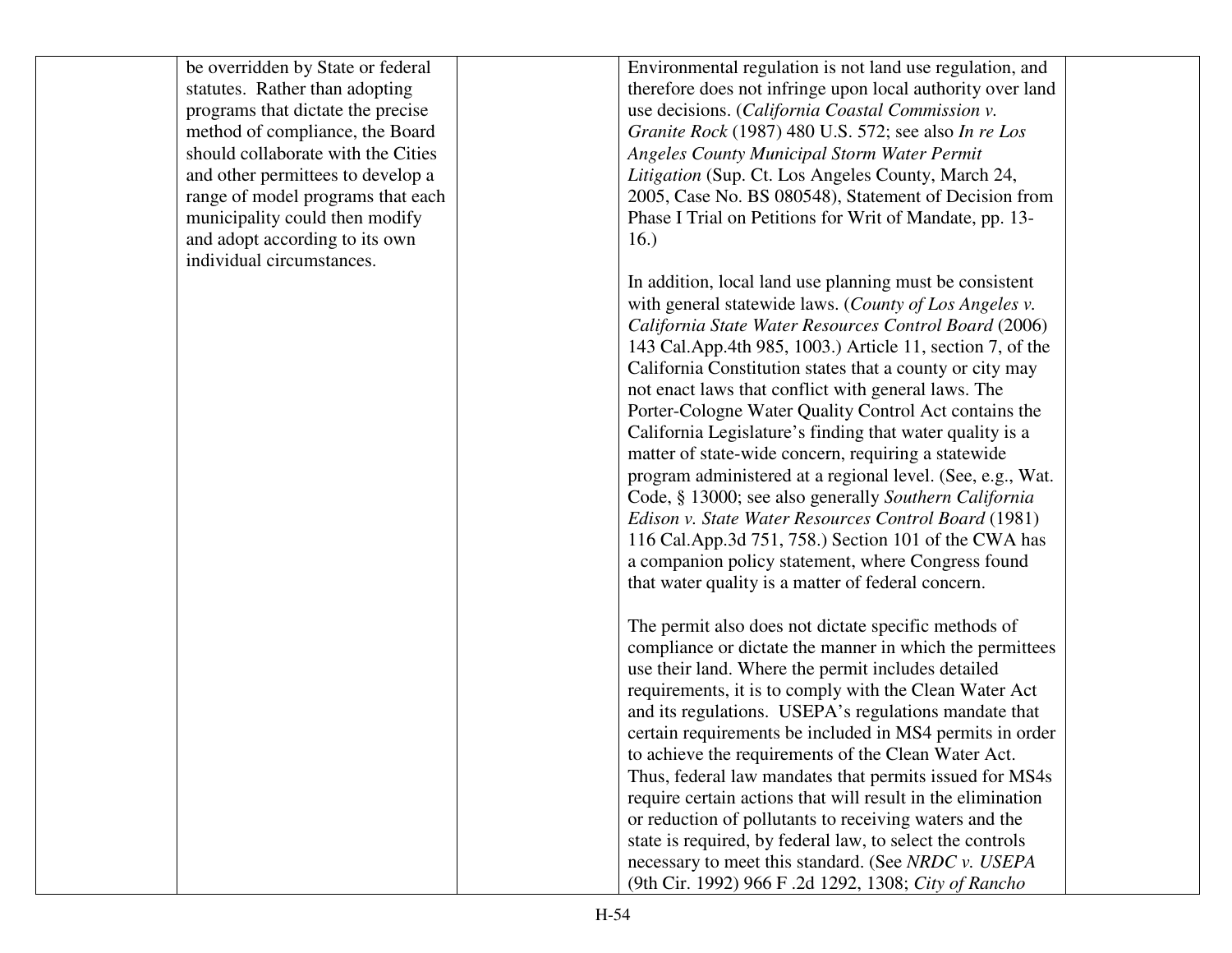| | | | | |
|---|---|---|---|---|
| | be overridden by State or federal statutes. Rather than adopting programs that dictate the precise method of compliance, the Board should collaborate with the Cities and other permittees to develop a range of model programs that each municipality could then modify and adopt according to its own individual circumstances. | | Environmental regulation is not land use regulation, and therefore does not infringe upon local authority over land use decisions. (*California Coastal Commission v. Granite Rock* (1987) 480 U.S. 572; see also *In re Los Angeles County Municipal Storm Water Permit Litigation* (Sup. Ct. Los Angeles County, March 24, 2005, Case No. BS 080548), Statement of Decision from Phase I Trial on Petitions for Writ of Mandate, pp. 13-16.)<br><br>In addition, local land use planning must be consistent with general statewide laws. (*County of Los Angeles v. California State Water Resources Control Board* (2006) 143 Cal.App.4th 985, 1003.) Article 11, section 7, of the California Constitution states that a county or city may not enact laws that conflict with general laws. The Porter-Cologne Water Quality Control Act contains the California Legislature's finding that water quality is a matter of state-wide concern, requiring a statewide program administered at a regional level. (See, e.g., Wat. Code, § 13000; see also generally *Southern California Edison v. State Water Resources Control Board* (1981) 116 Cal.App.3d 751, 758.) Section 101 of the CWA has a companion policy statement, where Congress found that water quality is a matter of federal concern.<br><br>The permit also does not dictate specific methods of compliance or dictate the manner in which the permittees use their land. Where the permit includes detailed requirements, it is to comply with the Clean Water Act and its regulations. USEPA's regulations mandate that certain requirements be included in MS4 permits in order to achieve the requirements of the Clean Water Act. Thus, federal law mandates that permits issued for MS4s require certain actions that will result in the elimination or reduction of pollutants to receiving waters and the state is required, by federal law, to select the controls necessary to meet this standard. (See *NRDC v. USEPA* (9th Cir. 1992) 966 F .2d 1292, 1308; *City of Rancho* | |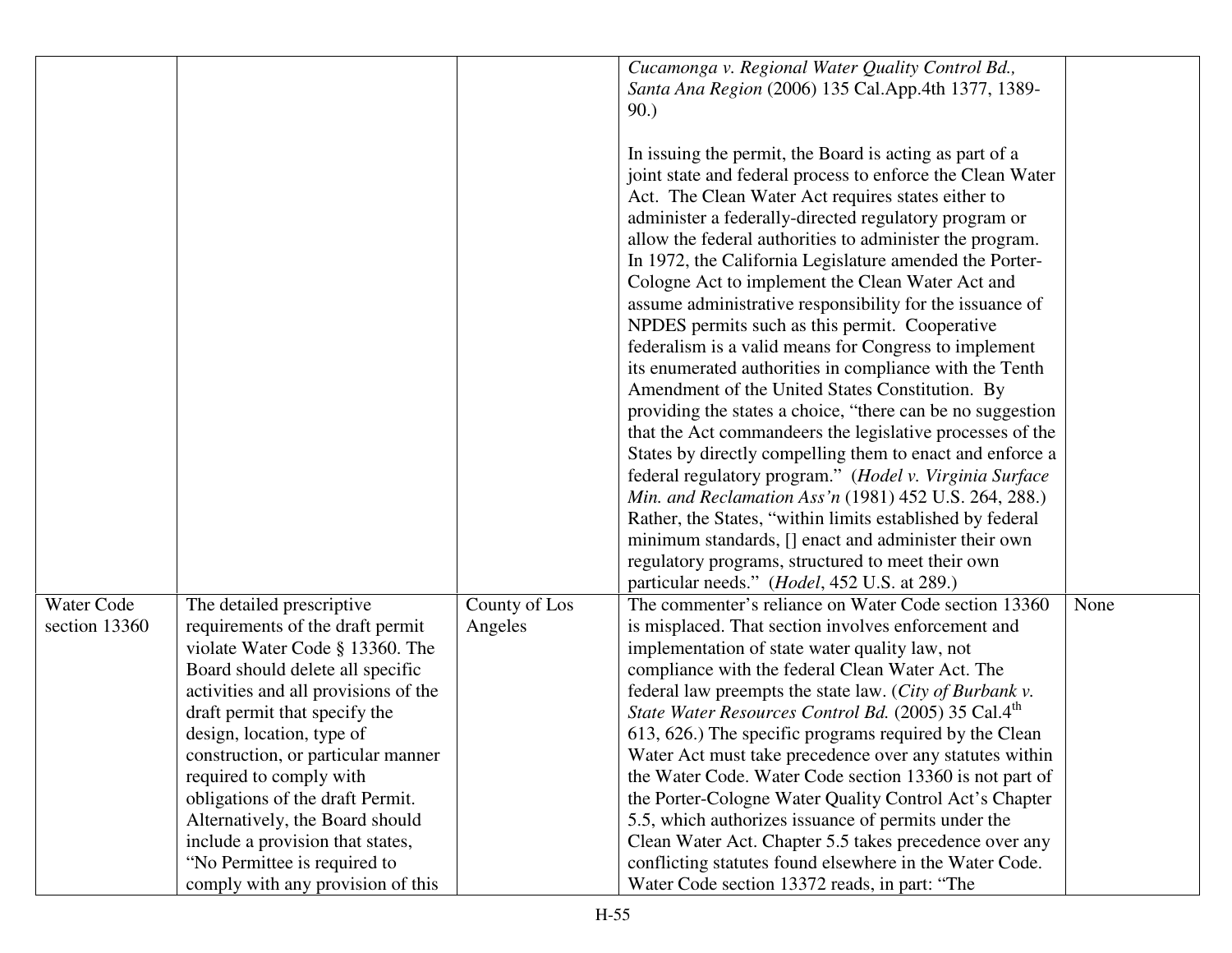| | | | | |
|---|---|---|---|---|
| | | | *Cucamonga v. Regional Water Quality Control Bd., Santa Ana Region* (2006) 135 Cal.App.4th 1377, 1389-90.)<br><br>In issuing the permit, the Board is acting as part of a joint state and federal process to enforce the Clean Water Act. The Clean Water Act requires states either to administer a federally-directed regulatory program or allow the federal authorities to administer the program. In 1972, the California Legislature amended the Porter-Cologne Act to implement the Clean Water Act and assume administrative responsibility for the issuance of NPDES permits such as this permit. Cooperative federalism is a valid means for Congress to implement its enumerated authorities in compliance with the Tenth Amendment of the United States Constitution. By providing the states a choice, "there can be no suggestion that the Act commandeers the legislative processes of the States by directly compelling them to enact and enforce a federal regulatory program." (*Hodel v. Virginia Surface Min. and Reclamation Ass'n* (1981) 452 U.S. 264, 288.) Rather, the States, "within limits established by federal minimum standards, [] enact and administer their own regulatory programs, structured to meet their own particular needs." (*Hodel*, 452 U.S. at 289.) | |
| Water Code section 13360 | The detailed prescriptive requirements of the draft permit violate Water Code § 13360. The Board should delete all specific activities and all provisions of the draft permit that specify the design, location, type of construction, or particular manner required to comply with obligations of the draft Permit. Alternatively, the Board should include a provision that states, "No Permittee is required to comply with any provision of this | County of Los Angeles | The commenter's reliance on Water Code section 13360 is misplaced. That section involves enforcement and implementation of state water quality law, not compliance with the federal Clean Water Act. The federal law preempts the state law. (*City of Burbank v. State Water Resources Control Bd.* (2005) 35 Cal.4th 613, 626.) The specific programs required by the Clean Water Act must take precedence over any statutes within the Water Code. Water Code section 13360 is not part of the Porter-Cologne Water Quality Control Act's Chapter 5.5, which authorizes issuance of permits under the Clean Water Act. Chapter 5.5 takes precedence over any conflicting statutes found elsewhere in the Water Code. Water Code section 13372 reads, in part: "The | None |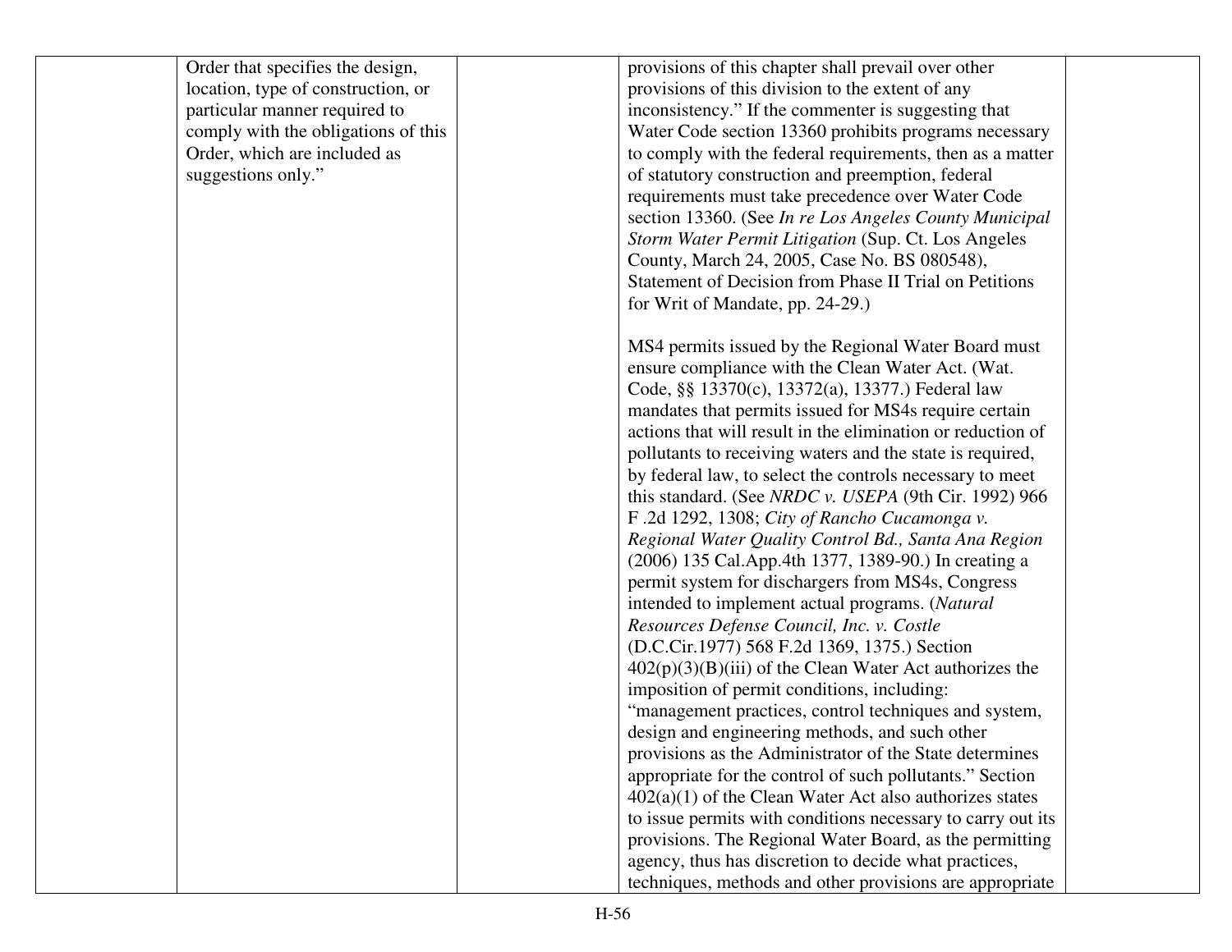|  |  |  |  |  |
|---|---|---|---|---|
|  | Order that specifies the design, location, type of construction, or particular manner required to comply with the obligations of this Order, which are included as suggestions only.” |  | provisions of this chapter shall prevail over other provisions of this division to the extent of any inconsistency.” If the commenter is suggesting that Water Code section 13360 prohibits programs necessary to comply with the federal requirements, then as a matter of statutory construction and preemption, federal requirements must take precedence over Water Code section 13360. (See *In re Los Angeles County Municipal Storm Water Permit Litigation* (Sup. Ct. Los Angeles County, March 24, 2005, Case No. BS 080548), Statement of Decision from Phase II Trial on Petitions for Writ of Mandate, pp. 24-29.)<br><br>MS4 permits issued by the Regional Water Board must ensure compliance with the Clean Water Act. (Wat. Code, §§ 13370(c), 13372(a), 13377.) Federal law mandates that permits issued for MS4s require certain actions that will result in the elimination or reduction of pollutants to receiving waters and the state is required, by federal law, to select the controls necessary to meet this standard. (See *NRDC v. USEPA* (9th Cir. 1992) 966 F .2d 1292, 1308; *City of Rancho Cucamonga v. Regional Water Quality Control Bd., Santa Ana Region* (2006) 135 Cal.App.4th 1377, 1389-90.) In creating a permit system for dischargers from MS4s, Congress intended to implement actual programs. (*Natural Resources Defense Council, Inc. v. Costle* (D.C.Cir.1977) 568 F.2d 1369, 1375.) Section 402(p)(3)(B)(iii) of the Clean Water Act authorizes the imposition of permit conditions, including: “management practices, control techniques and system, design and engineering methods, and such other provisions as the Administrator of the State determines appropriate for the control of such pollutants.” Section 402(a)(1) of the Clean Water Act also authorizes states to issue permits with conditions necessary to carry out its provisions. The Regional Water Board, as the permitting agency, thus has discretion to decide what practices, techniques, methods and other provisions are appropriate |  |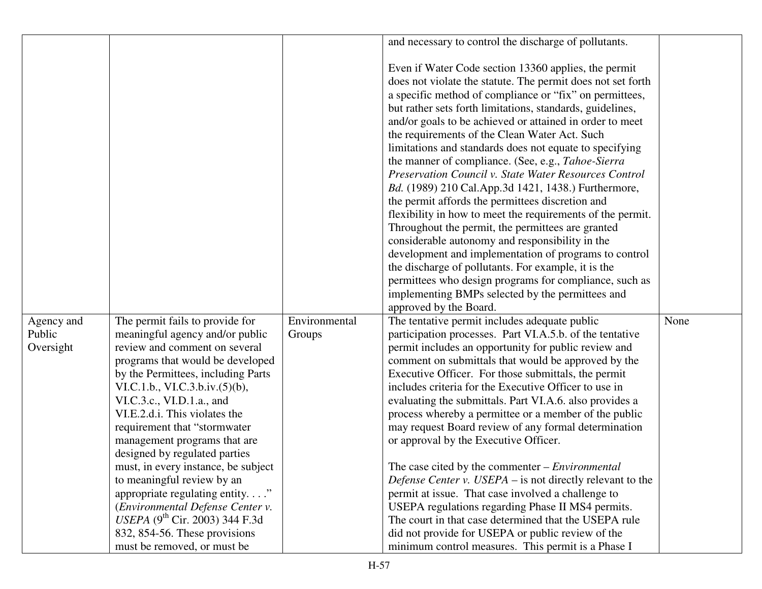| | | | | |
|---|---|---|---|---|
| | | | and necessary to control the discharge of pollutants.<br><br>Even if Water Code section 13360 applies, the permit does not violate the statute. The permit does not set forth a specific method of compliance or "fix" on permittees, but rather sets forth limitations, standards, guidelines, and/or goals to be achieved or attained in order to meet the requirements of the Clean Water Act. Such limitations and standards does not equate to specifying the manner of compliance. (See, e.g., *Tahoe-Sierra Preservation Council v. State Water Resources Control Bd.* (1989) 210 Cal.App.3d 1421, 1438.) Furthermore, the permit affords the permittees discretion and flexibility in how to meet the requirements of the permit. Throughout the permit, the permittees are granted considerable autonomy and responsibility in the development and implementation of programs to control the discharge of pollutants. For example, it is the permittees who design programs for compliance, such as implementing BMPs selected by the permittees and approved by the Board. | |
| Agency and Public Oversight | The permit fails to provide for meaningful agency and/or public review and comment on several programs that would be developed by the Permittees, including Parts VI.C.1.b., VI.C.3.b.iv.(5)(b), VI.C3.c., VI.D.1.a., and VI.E.2.d.i. This violates the requirement that "stormwater management programs that are designed by regulated parties must, in every instance, be subject to meaningful review by an appropriate regulating entity. . . ." (*Environmental Defense Center v. USEPA* (9th Cir. 2003) 344 F.3d 832, 854-56. These provisions must be removed, or must be | Environmental Groups | The tentative permit includes adequate public participation processes. Part VI.A.5.b. of the tentative permit includes an opportunity for public review and comment on submittals that would be approved by the Executive Officer. For those submittals, the permit includes criteria for the Executive Officer to use in evaluating the submittals. Part VI.A.6. also provides a process whereby a permittee or a member of the public may request Board review of any formal determination or approval by the Executive Officer.<br><br>The case cited by the commenter – *Environmental Defense Center v. USEPA* – is not directly relevant to the permit at issue. That case involved a challenge to USEPA regulations regarding Phase II MS4 permits. The court in that case determined that the USEPA rule did not provide for USEPA or public review of the minimum control measures. This permit is a Phase I | None |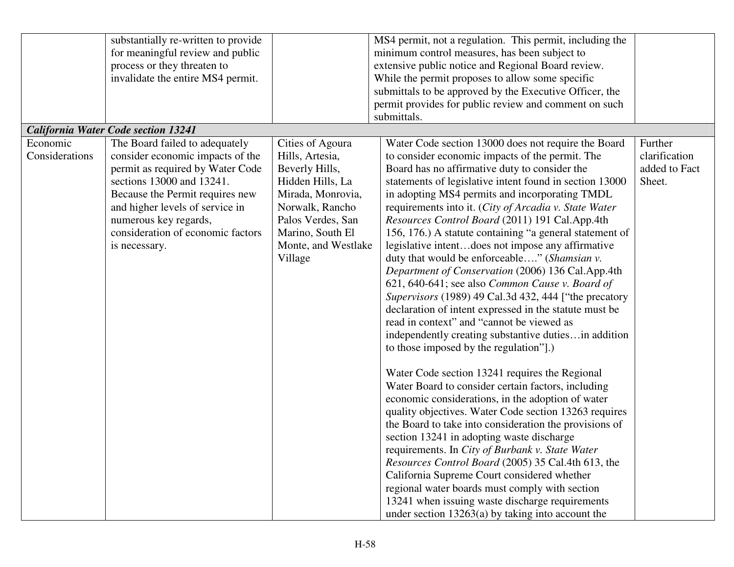| | | | | |
|---|---|---|---|---|
| | substantially re-written to provide for meaningful review and public process or they threaten to invalidate the entire MS4 permit. | | MS4 permit, not a regulation. This permit, including the minimum control measures, has been subject to extensive public notice and Regional Board review. While the permit proposes to allow some specific submittals to be approved by the Executive Officer, the permit provides for public review and comment on such submittals. | |
| ***California Water Code section 13241*** | | | | |
| Economic Considerations | The Board failed to adequately consider economic impacts of the permit as required by Water Code sections 13000 and 13241. Because the Permit requires new and higher levels of service in numerous key regards, consideration of economic factors is necessary. | Cities of Agoura Hills, Artesia, Beverly Hills, Hidden Hills, La Mirada, Monrovia, Norwalk, Rancho Palos Verdes, San Marino, South El Monte, and Westlake Village | Water Code section 13000 does not require the Board to consider economic impacts of the permit. The Board has no affirmative duty to consider the statements of legislative intent found in section 13000 in adopting MS4 permits and incorporating TMDL requirements into it. (*City of Arcadia v. State Water Resources Control Board* (2011) 191 Cal.App.4th 156, 176.) A statute containing "a general statement of legislative intent…does not impose any affirmative duty that would be enforceable…." (*Shamsian v. Department of Conservation* (2006) 136 Cal.App.4th 621, 640-641; see also *Common Cause v. Board of Supervisors* (1989) 49 Cal.3d 432, 444 ["the precatory declaration of intent expressed in the statute must be read in context" and "cannot be viewed as independently creating substantive duties…in addition to those imposed by the regulation"].)<br><br>Water Code section 13241 requires the Regional Water Board to consider certain factors, including economic considerations, in the adoption of water quality objectives. Water Code section 13263 requires the Board to take into consideration the provisions of section 13241 in adopting waste discharge requirements. In *City of Burbank v. State Water Resources Control Board* (2005) 35 Cal.4th 613, the California Supreme Court considered whether regional water boards must comply with section 13241 when issuing waste discharge requirements under section 13263(a) by taking into account the | Further clarification added to Fact Sheet. |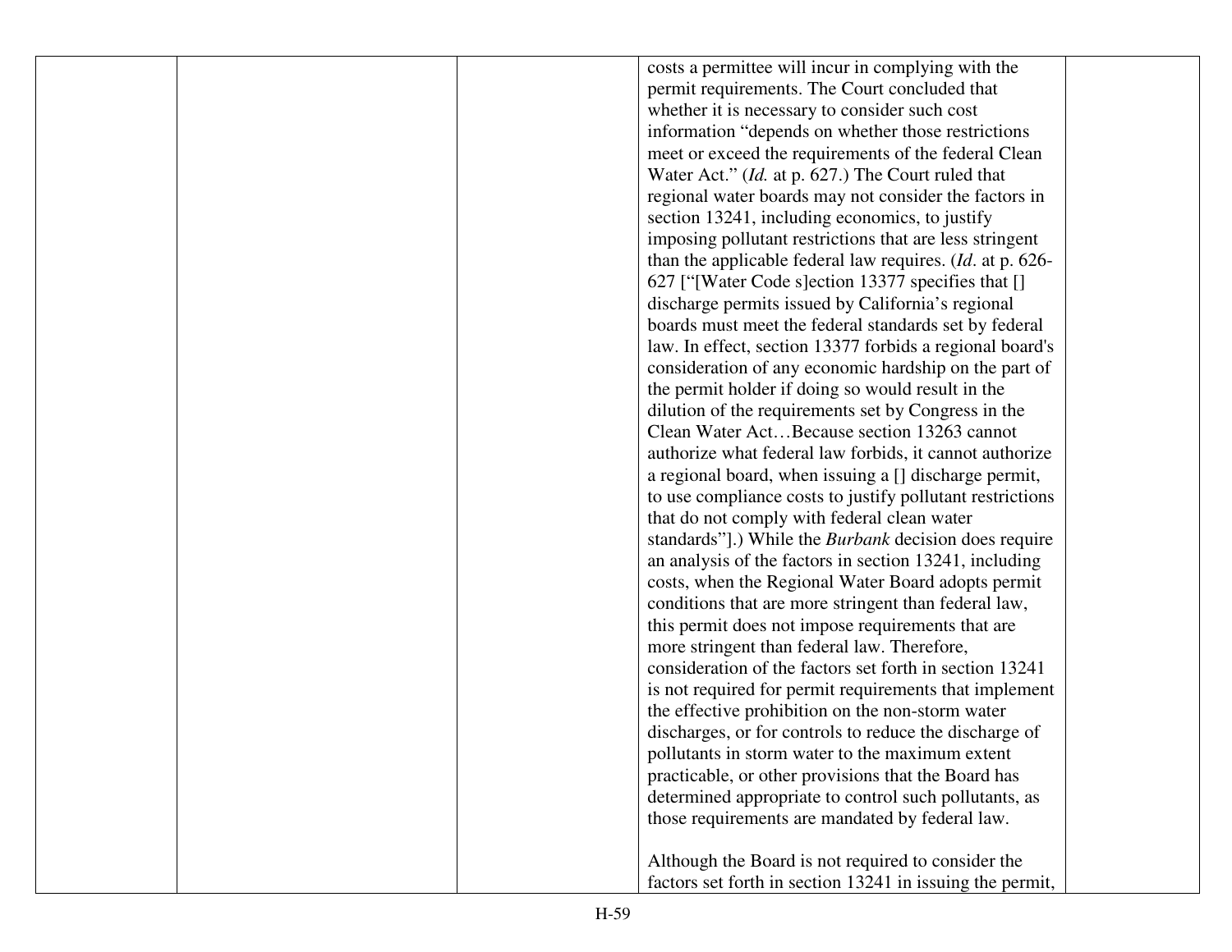| | | | | |
|---|---|---|---|---|
| | | | costs a permittee will incur in complying with the permit requirements. The Court concluded that whether it is necessary to consider such cost information "depends on whether those restrictions meet or exceed the requirements of the federal Clean Water Act." (*Id.* at p. 627.) The Court ruled that regional water boards may not consider the factors in section 13241, including economics, to justify imposing pollutant restrictions that are less stringent than the applicable federal law requires. (*Id*. at p. 626-627 ["[Water Code s]ection 13377 specifies that [] discharge permits issued by California's regional boards must meet the federal standards set by federal law. In effect, section 13377 forbids a regional board's consideration of any economic hardship on the part of the permit holder if doing so would result in the dilution of the requirements set by Congress in the Clean Water Act…Because section 13263 cannot authorize what federal law forbids, it cannot authorize a regional board, when issuing a [] discharge permit, to use compliance costs to justify pollutant restrictions that do not comply with federal clean water standards"].) While the *Burbank* decision does require an analysis of the factors in section 13241, including costs, when the Regional Water Board adopts permit conditions that are more stringent than federal law, this permit does not impose requirements that are more stringent than federal law. Therefore, consideration of the factors set forth in section 13241 is not required for permit requirements that implement the effective prohibition on the non-storm water discharges, or for controls to reduce the discharge of pollutants in storm water to the maximum extent practicable, or other provisions that the Board has determined appropriate to control such pollutants, as those requirements are mandated by federal law.<br><br>Although the Board is not required to consider the factors set forth in section 13241 in issuing the permit, | |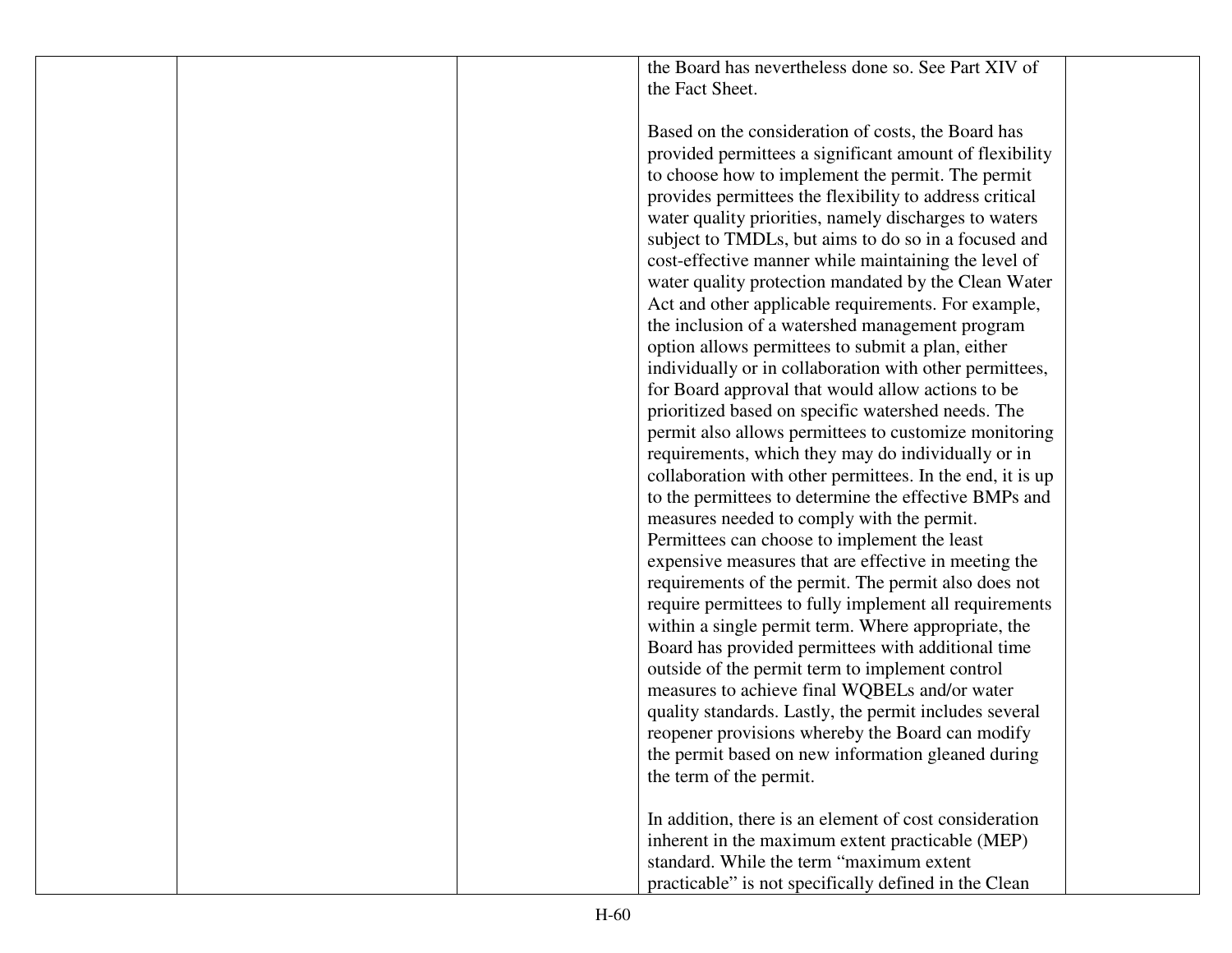| | | | the Board has nevertheless done so. See Part XIV of the Fact Sheet.<br><br>Based on the consideration of costs, the Board has provided permittees a significant amount of flexibility to choose how to implement the permit. The permit provides permittees the flexibility to address critical water quality priorities, namely discharges to waters subject to TMDLs, but aims to do so in a focused and cost-effective manner while maintaining the level of water quality protection mandated by the Clean Water Act and other applicable requirements. For example, the inclusion of a watershed management program option allows permittees to submit a plan, either individually or in collaboration with other permittees, for Board approval that would allow actions to be prioritized based on specific watershed needs. The permit also allows permittees to customize monitoring requirements, which they may do individually or in collaboration with other permittees. In the end, it is up to the permittees to determine the effective BMPs and measures needed to comply with the permit. Permittees can choose to implement the least expensive measures that are effective in meeting the requirements of the permit. The permit also does not require permittees to fully implement all requirements within a single permit term. Where appropriate, the Board has provided permittees with additional time outside of the permit term to implement control measures to achieve final WQBELs and/or water quality standards. Lastly, the permit includes several reopener provisions whereby the Board can modify the permit based on new information gleaned during the term of the permit.<br><br>In addition, there is an element of cost consideration inherent in the maximum extent practicable (MEP) standard. While the term "maximum extent practicable" is not specifically defined in the Clean | |
|---|---|---|---|---|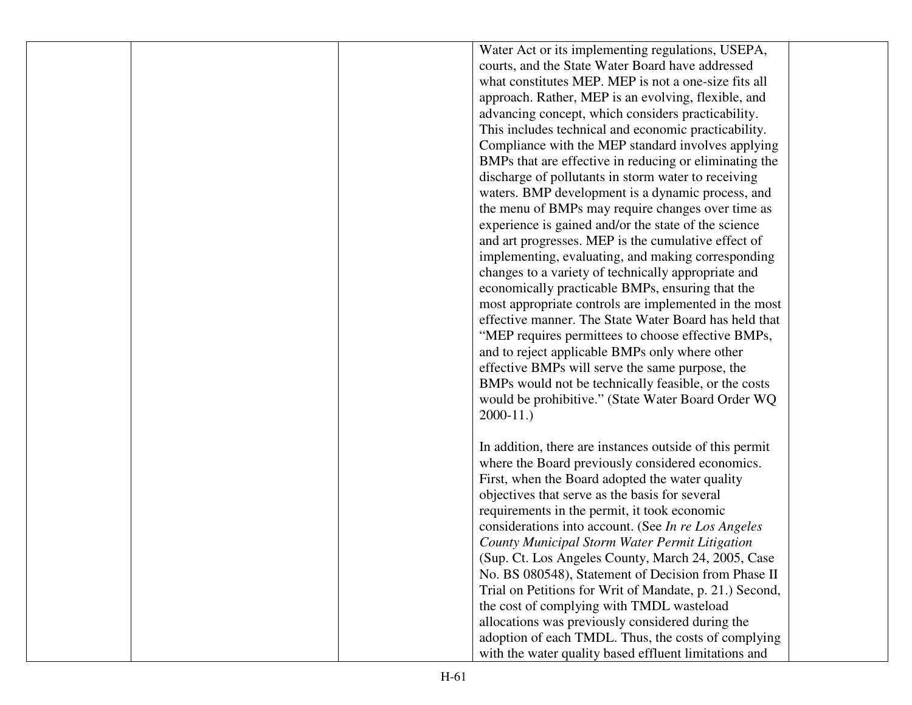| | | | | |
|---|---|---|---|---|
| | | | Water Act or its implementing regulations, USEPA, courts, and the State Water Board have addressed what constitutes MEP. MEP is not a one-size fits all approach. Rather, MEP is an evolving, flexible, and advancing concept, which considers practicability. This includes technical and economic practicability. Compliance with the MEP standard involves applying BMPs that are effective in reducing or eliminating the discharge of pollutants in storm water to receiving waters. BMP development is a dynamic process, and the menu of BMPs may require changes over time as experience is gained and/or the state of the science and art progresses. MEP is the cumulative effect of implementing, evaluating, and making corresponding changes to a variety of technically appropriate and economically practicable BMPs, ensuring that the most appropriate controls are implemented in the most effective manner. The State Water Board has held that "MEP requires permittees to choose effective BMPs, and to reject applicable BMPs only where other effective BMPs will serve the same purpose, the BMPs would not be technically feasible, or the costs would be prohibitive." (State Water Board Order WQ 2000-11.)<br><br>In addition, there are instances outside of this permit where the Board previously considered economics. First, when the Board adopted the water quality objectives that serve as the basis for several requirements in the permit, it took economic considerations into account. (See *In re Los Angeles County Municipal Storm Water Permit Litigation* (Sup. Ct. Los Angeles County, March 24, 2005, Case No. BS 080548), Statement of Decision from Phase II Trial on Petitions for Writ of Mandate, p. 21.) Second, the cost of complying with TMDL wasteload allocations was previously considered during the adoption of each TMDL. Thus, the costs of complying with the water quality based effluent limitations and | |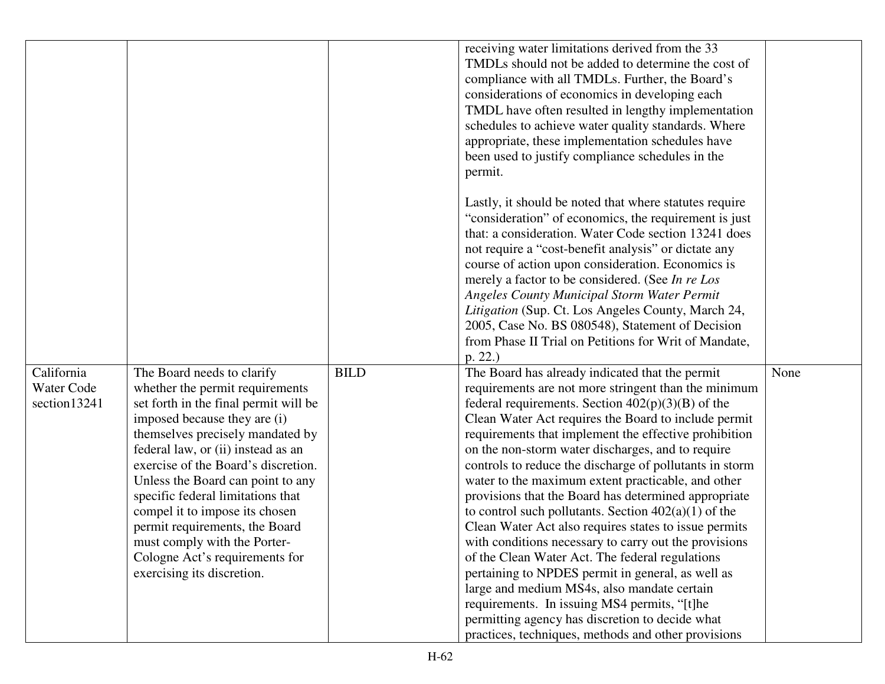| | | | | |
|---|---|---|---|---|
| | | | receiving water limitations derived from the 33 TMDLs should not be added to determine the cost of compliance with all TMDLs. Further, the Board's considerations of economics in developing each TMDL have often resulted in lengthy implementation schedules to achieve water quality standards. Where appropriate, these implementation schedules have been used to justify compliance schedules in the permit.<br><br>Lastly, it should be noted that where statutes require "consideration" of economics, the requirement is just that: a consideration. Water Code section 13241 does not require a "cost-benefit analysis" or dictate any course of action upon consideration. Economics is merely a factor to be considered. (See *In re Los Angeles County Municipal Storm Water Permit Litigation* (Sup. Ct. Los Angeles County, March 24, 2005, Case No. BS 080548), Statement of Decision from Phase II Trial on Petitions for Writ of Mandate, p. 22.) | |
| California Water Code section13241 | The Board needs to clarify whether the permit requirements set forth in the final permit will be imposed because they are (i) themselves precisely mandated by federal law, or (ii) instead as an exercise of the Board's discretion. Unless the Board can point to any specific federal limitations that compel it to impose its chosen permit requirements, the Board must comply with the Porter-Cologne Act's requirements for exercising its discretion. | BILD | The Board has already indicated that the permit requirements are not more stringent than the minimum federal requirements. Section 402(p)(3)(B) of the Clean Water Act requires the Board to include permit requirements that implement the effective prohibition on the non-storm water discharges, and to require controls to reduce the discharge of pollutants in storm water to the maximum extent practicable, and other provisions that the Board has determined appropriate to control such pollutants. Section 402(a)(1) of the Clean Water Act also requires states to issue permits with conditions necessary to carry out the provisions of the Clean Water Act. The federal regulations pertaining to NPDES permit in general, as well as large and medium MS4s, also mandate certain requirements. In issuing MS4 permits, "[t]he permitting agency has discretion to decide what practices, techniques, methods and other provisions | None |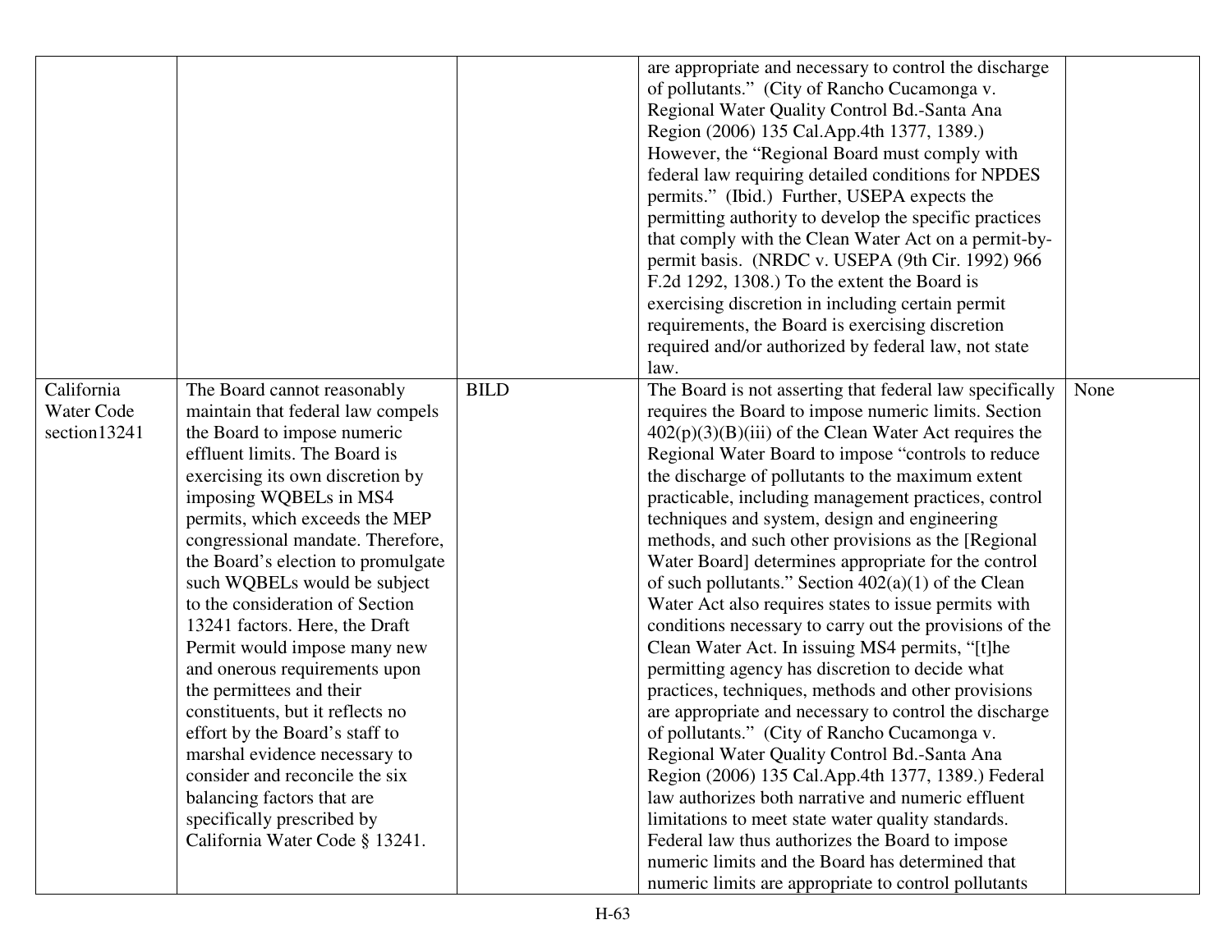| | | | | |
|---|---|---|---|---|
| | | | are appropriate and necessary to control the discharge of pollutants." (City of Rancho Cucamonga v. Regional Water Quality Control Bd.-Santa Ana Region (2006) 135 Cal.App.4th 1377, 1389.) However, the "Regional Board must comply with federal law requiring detailed conditions for NPDES permits." (Ibid.) Further, USEPA expects the permitting authority to develop the specific practices that comply with the Clean Water Act on a permit-by-permit basis. (NRDC v. USEPA (9th Cir. 1992) 966 F.2d 1292, 1308.) To the extent the Board is exercising discretion in including certain permit requirements, the Board is exercising discretion required and/or authorized by federal law, not state law. | |
| California Water Code section13241 | The Board cannot reasonably maintain that federal law compels the Board to impose numeric effluent limits. The Board is exercising its own discretion by imposing WQBELs in MS4 permits, which exceeds the MEP congressional mandate. Therefore, the Board's election to promulgate such WQBELs would be subject to the consideration of Section 13241 factors. Here, the Draft Permit would impose many new and onerous requirements upon the permittees and their constituents, but it reflects no effort by the Board's staff to marshal evidence necessary to consider and reconcile the six balancing factors that are specifically prescribed by California Water Code § 13241. | BILD | The Board is not asserting that federal law specifically requires the Board to impose numeric limits. Section 402(p)(3)(B)(iii) of the Clean Water Act requires the Regional Water Board to impose "controls to reduce the discharge of pollutants to the maximum extent practicable, including management practices, control techniques and system, design and engineering methods, and such other provisions as the [Regional Water Board] determines appropriate for the control of such pollutants." Section 402(a)(1) of the Clean Water Act also requires states to issue permits with conditions necessary to carry out the provisions of the Clean Water Act. In issuing MS4 permits, "[t]he permitting agency has discretion to decide what practices, techniques, methods and other provisions are appropriate and necessary to control the discharge of pollutants." (City of Rancho Cucamonga v. Regional Water Quality Control Bd.-Santa Ana Region (2006) 135 Cal.App.4th 1377, 1389.) Federal law authorizes both narrative and numeric effluent limitations to meet state water quality standards. Federal law thus authorizes the Board to impose numeric limits and the Board has determined that numeric limits are appropriate to control pollutants | None |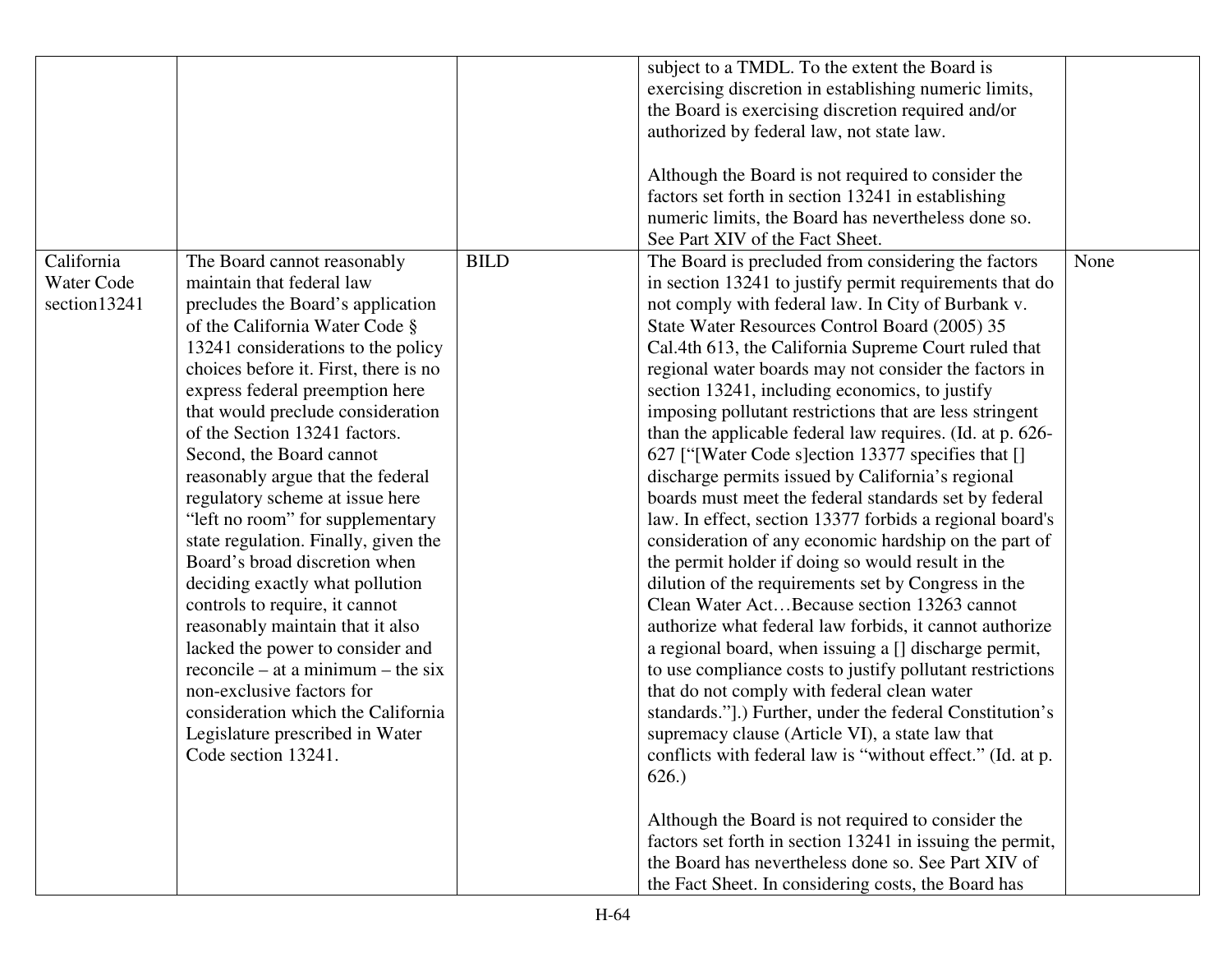| | | | | |
|---|---|---|---|---|
| | | | subject to a TMDL. To the extent the Board is exercising discretion in establishing numeric limits, the Board is exercising discretion required and/or authorized by federal law, not state law.<br><br>Although the Board is not required to consider the factors set forth in section 13241 in establishing numeric limits, the Board has nevertheless done so. See Part XIV of the Fact Sheet. | |
| California Water Code section13241 | The Board cannot reasonably maintain that federal law precludes the Board's application of the California Water Code § 13241 considerations to the policy choices before it. First, there is no express federal preemption here that would preclude consideration of the Section 13241 factors. Second, the Board cannot reasonably argue that the federal regulatory scheme at issue here "left no room" for supplementary state regulation. Finally, given the Board's broad discretion when deciding exactly what pollution controls to require, it cannot reasonably maintain that it also lacked the power to consider and reconcile – at a minimum – the six non-exclusive factors for consideration which the California Legislature prescribed in Water Code section 13241. | BILD | The Board is precluded from considering the factors in section 13241 to justify permit requirements that do not comply with federal law. In City of Burbank v. State Water Resources Control Board (2005) 35 Cal.4th 613, the California Supreme Court ruled that regional water boards may not consider the factors in section 13241, including economics, to justify imposing pollutant restrictions that are less stringent than the applicable federal law requires. (Id. at p. 626-627 ["[Water Code s]ection 13377 specifies that [] discharge permits issued by California's regional boards must meet the federal standards set by federal law. In effect, section 13377 forbids a regional board's consideration of any economic hardship on the part of the permit holder if doing so would result in the dilution of the requirements set by Congress in the Clean Water Act…Because section 13263 cannot authorize what federal law forbids, it cannot authorize a regional board, when issuing a [] discharge permit, to use compliance costs to justify pollutant restrictions that do not comply with federal clean water standards."].) Further, under the federal Constitution's supremacy clause (Article VI), a state law that conflicts with federal law is "without effect." (Id. at p. 626.)<br><br>Although the Board is not required to consider the factors set forth in section 13241 in issuing the permit, the Board has nevertheless done so. See Part XIV of the Fact Sheet. In considering costs, the Board has | None |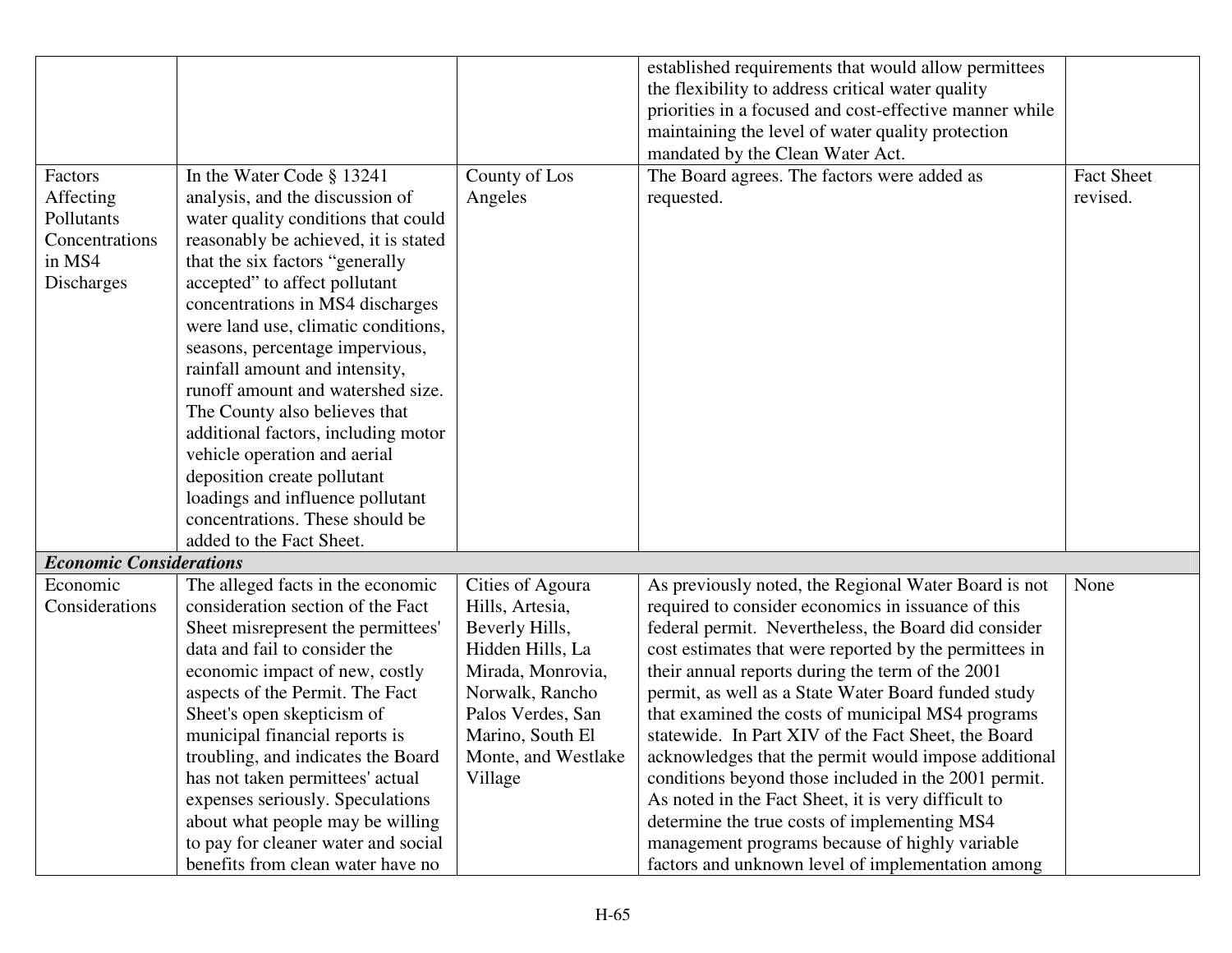| | | | | |
|---|---|---|---|---|
| | | | established requirements that would allow permittees the flexibility to address critical water quality priorities in a focused and cost-effective manner while maintaining the level of water quality protection mandated by the Clean Water Act. | |
| Factors Affecting Pollutants Concentrations in MS4 Discharges | In the Water Code § 13241 analysis, and the discussion of water quality conditions that could reasonably be achieved, it is stated that the six factors "generally accepted" to affect pollutant concentrations in MS4 discharges were land use, climatic conditions, seasons, percentage impervious, rainfall amount and intensity, runoff amount and watershed size. The County also believes that additional factors, including motor vehicle operation and aerial deposition create pollutant loadings and influence pollutant concentrations. These should be added to the Fact Sheet. | County of Los Angeles | The Board agrees. The factors were added as requested. | Fact Sheet revised. |
| ***Economic Considerations*** | | | | |
| Economic Considerations | The alleged facts in the economic consideration section of the Fact Sheet misrepresent the permittees' data and fail to consider the economic impact of new, costly aspects of the Permit. The Fact Sheet's open skepticism of municipal financial reports is troubling, and indicates the Board has not taken permittees' actual expenses seriously. Speculations about what people may be willing to pay for cleaner water and social benefits from clean water have no | Cities of Agoura Hills, Artesia, Beverly Hills, Hidden Hills, La Mirada, Monrovia, Norwalk, Rancho Palos Verdes, San Marino, South El Monte, and Westlake Village | As previously noted, the Regional Water Board is not required to consider economics in issuance of this federal permit. Nevertheless, the Board did consider cost estimates that were reported by the permittees in their annual reports during the term of the 2001 permit, as well as a State Water Board funded study that examined the costs of municipal MS4 programs statewide. In Part XIV of the Fact Sheet, the Board acknowledges that the permit would impose additional conditions beyond those included in the 2001 permit. As noted in the Fact Sheet, it is very difficult to determine the true costs of implementing MS4 management programs because of highly variable factors and unknown level of implementation among | None |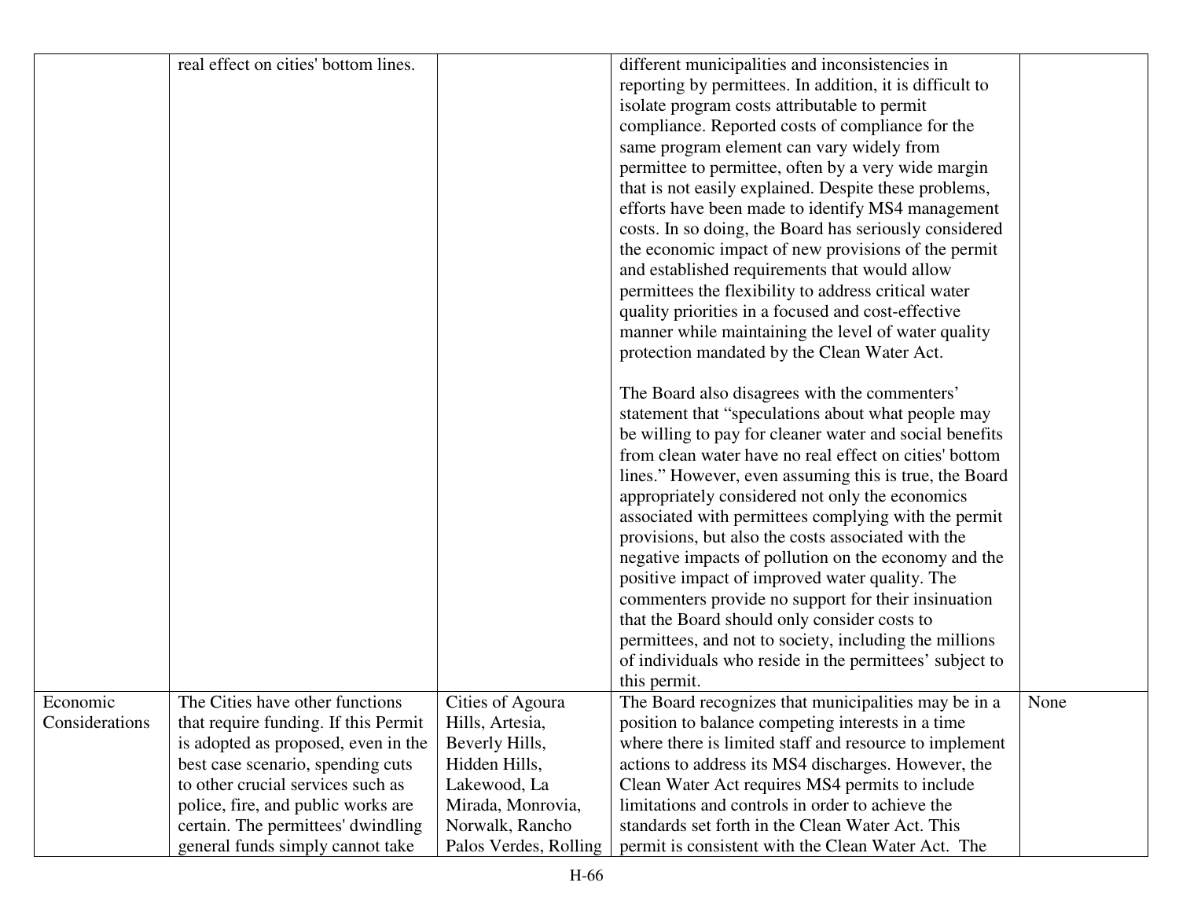| | | | | |
|---|---|---|---|---|
| | real effect on cities' bottom lines. | | different municipalities and inconsistencies in reporting by permittees. In addition, it is difficult to isolate program costs attributable to permit compliance. Reported costs of compliance for the same program element can vary widely from permittee to permittee, often by a very wide margin that is not easily explained. Despite these problems, efforts have been made to identify MS4 management costs. In so doing, the Board has seriously considered the economic impact of new provisions of the permit and established requirements that would allow permittees the flexibility to address critical water quality priorities in a focused and cost-effective manner while maintaining the level of water quality protection mandated by the Clean Water Act.<br><br>The Board also disagrees with the commenters' statement that "speculations about what people may be willing to pay for cleaner water and social benefits from clean water have no real effect on cities' bottom lines." However, even assuming this is true, the Board appropriately considered not only the economics associated with permittees complying with the permit provisions, but also the costs associated with the negative impacts of pollution on the economy and the positive impact of improved water quality. The commenters provide no support for their insinuation that the Board should only consider costs to permittees, and not to society, including the millions of individuals who reside in the permittees' subject to this permit. | |
| Economic Considerations | The Cities have other functions that require funding. If this Permit is adopted as proposed, even in the best case scenario, spending cuts to other crucial services such as police, fire, and public works are certain. The permittees' dwindling general funds simply cannot take | Cities of Agoura Hills, Artesia, Beverly Hills, Hidden Hills, Lakewood, La Mirada, Monrovia, Norwalk, Rancho Palos Verdes, Rolling | The Board recognizes that municipalities may be in a position to balance competing interests in a time where there is limited staff and resource to implement actions to address its MS4 discharges. However, the Clean Water Act requires MS4 permits to include limitations and controls in order to achieve the standards set forth in the Clean Water Act. This permit is consistent with the Clean Water Act. The | None |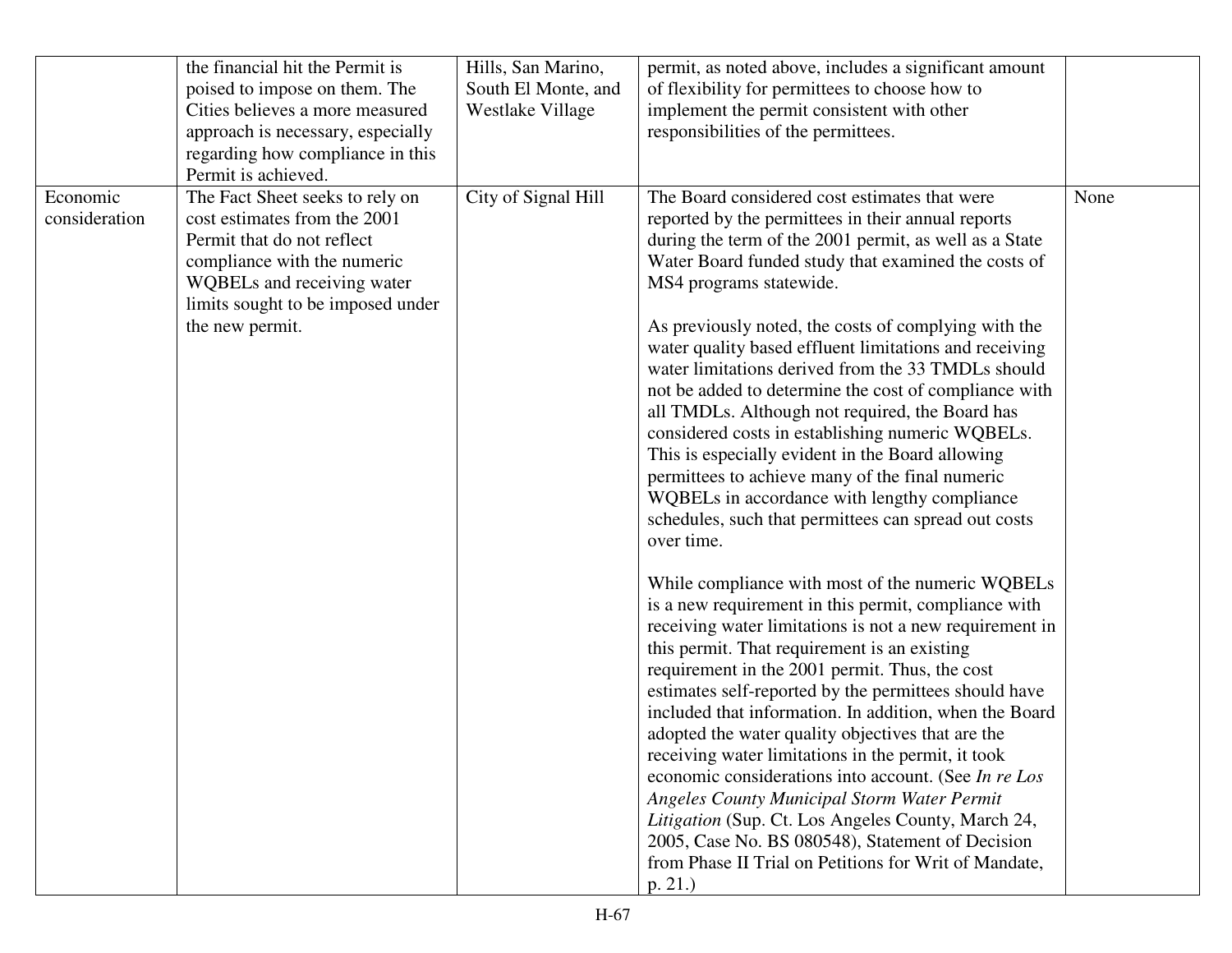| | | | | |
|---|---|---|---|---|
| | the financial hit the Permit is poised to impose on them. The Cities believes a more measured approach is necessary, especially regarding how compliance in this Permit is achieved. | Hills, San Marino, South El Monte, and Westlake Village | permit, as noted above, includes a significant amount of flexibility for permittees to choose how to implement the permit consistent with other responsibilities of the permittees. | |
| Economic consideration | The Fact Sheet seeks to rely on cost estimates from the 2001 Permit that do not reflect compliance with the numeric WQBELs and receiving water limits sought to be imposed under the new permit. | City of Signal Hill | The Board considered cost estimates that were reported by the permittees in their annual reports during the term of the 2001 permit, as well as a State Water Board funded study that examined the costs of MS4 programs statewide.<br><br>As previously noted, the costs of complying with the water quality based effluent limitations and receiving water limitations derived from the 33 TMDLs should not be added to determine the cost of compliance with all TMDLs. Although not required, the Board has considered costs in establishing numeric WQBELs. This is especially evident in the Board allowing permittees to achieve many of the final numeric WQBELs in accordance with lengthy compliance schedules, such that permittees can spread out costs over time.<br><br>While compliance with most of the numeric WQBELs is a new requirement in this permit, compliance with receiving water limitations is not a new requirement in this permit. That requirement is an existing requirement in the 2001 permit. Thus, the cost estimates self-reported by the permittees should have included that information. In addition, when the Board adopted the water quality objectives that are the receiving water limitations in the permit, it took economic considerations into account. (See *In re Los Angeles County Municipal Storm Water Permit Litigation* (Sup. Ct. Los Angeles County, March 24, 2005, Case No. BS 080548), Statement of Decision from Phase II Trial on Petitions for Writ of Mandate, p. 21.) | None |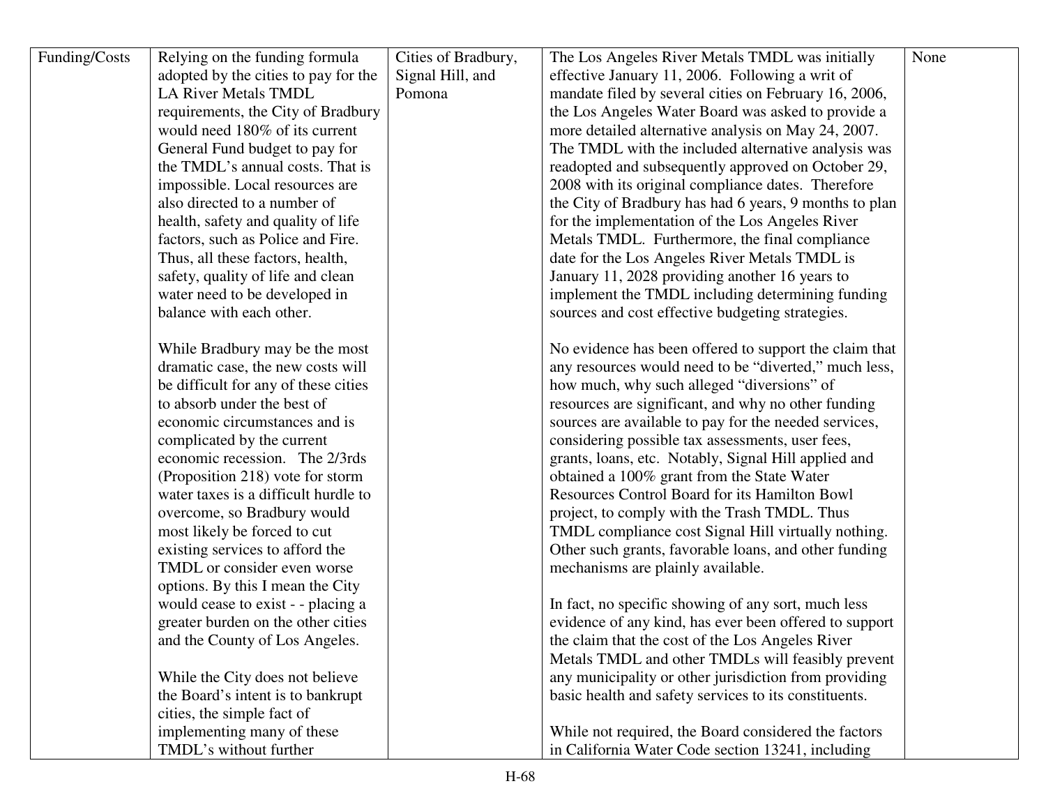| Funding/Costs | Relying on the funding formula adopted by the cities to pay for the LA River Metals TMDL requirements, the City of Bradbury would need 180% of its current General Fund budget to pay for the TMDL's annual costs. That is impossible. Local resources are also directed to a number of health, safety and quality of life factors, such as Police and Fire. Thus, all these factors, health, safety, quality of life and clean water need to be developed in balance with each other.<br><br>While Bradbury may be the most dramatic case, the new costs will be difficult for any of these cities to absorb under the best of economic circumstances and is complicated by the current economic recession. The 2/3rds (Proposition 218) vote for storm water taxes is a difficult hurdle to overcome, so Bradbury would most likely be forced to cut existing services to afford the TMDL or consider even worse options. By this I mean the City would cease to exist - - placing a greater burden on the other cities and the County of Los Angeles.<br><br>While the City does not believe the Board's intent is to bankrupt cities, the simple fact of implementing many of these TMDL's without further | Cities of Bradbury, Signal Hill, and Pomona | The Los Angeles River Metals TMDL was initially effective January 11, 2006. Following a writ of mandate filed by several cities on February 16, 2006, the Los Angeles Water Board was asked to provide a more detailed alternative analysis on May 24, 2007. The TMDL with the included alternative analysis was readopted and subsequently approved on October 29, 2008 with its original compliance dates. Therefore the City of Bradbury has had 6 years, 9 months to plan for the implementation of the Los Angeles River Metals TMDL. Furthermore, the final compliance date for the Los Angeles River Metals TMDL is January 11, 2028 providing another 16 years to implement the TMDL including determining funding sources and cost effective budgeting strategies.<br><br>No evidence has been offered to support the claim that any resources would need to be "diverted," much less, how much, why such alleged "diversions" of resources are significant, and why no other funding sources are available to pay for the needed services, considering possible tax assessments, user fees, grants, loans, etc. Notably, Signal Hill applied and obtained a 100% grant from the State Water Resources Control Board for its Hamilton Bowl project, to comply with the Trash TMDL. Thus TMDL compliance cost Signal Hill virtually nothing. Other such grants, favorable loans, and other funding mechanisms are plainly available.<br><br>In fact, no specific showing of any sort, much less evidence of any kind, has ever been offered to support the claim that the cost of the Los Angeles River Metals TMDL and other TMDLs will feasibly prevent any municipality or other jurisdiction from providing basic health and safety services to its constituents.<br><br>While not required, the Board considered the factors in California Water Code section 13241, including | None |
|---|---|---|---|---|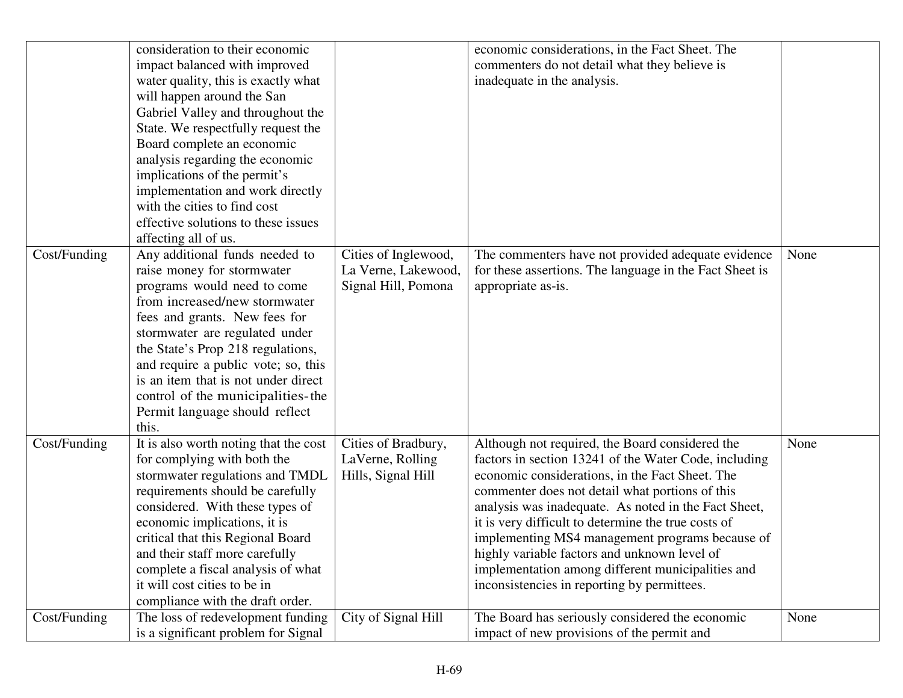| | | | | |
|---|---|---|---|---|
| | consideration to their economic impact balanced with improved water quality, this is exactly what will happen around the San Gabriel Valley and throughout the State. We respectfully request the Board complete an economic analysis regarding the economic implications of the permit's implementation and work directly with the cities to find cost effective solutions to these issues affecting all of us. | | economic considerations, in the Fact Sheet. The commenters do not detail what they believe is inadequate in the analysis. | |
| Cost/Funding | Any additional funds needed to raise money for stormwater programs would need to come from increased/new stormwater fees and grants. New fees for stormwater are regulated under the State's Prop 218 regulations, and require a public vote; so, this is an item that is not under direct control of the municipalities- the Permit language should reflect this. | Cities of Inglewood, La Verne, Lakewood, Signal Hill, Pomona | The commenters have not provided adequate evidence for these assertions. The language in the Fact Sheet is appropriate as-is. | None |
| Cost/Funding | It is also worth noting that the cost for complying with both the stormwater regulations and TMDL requirements should be carefully considered. With these types of economic implications, it is critical that this Regional Board and their staff more carefully complete a fiscal analysis of what it will cost cities to be in compliance with the draft order. | Cities of Bradbury, LaVerne, Rolling Hills, Signal Hill | Although not required, the Board considered the factors in section 13241 of the Water Code, including economic considerations, in the Fact Sheet. The commenter does not detail what portions of this analysis was inadequate. As noted in the Fact Sheet, it is very difficult to determine the true costs of implementing MS4 management programs because of highly variable factors and unknown level of implementation among different municipalities and inconsistencies in reporting by permittees. | None |
| Cost/Funding | The loss of redevelopment funding is a significant problem for Signal | City of Signal Hill | The Board has seriously considered the economic impact of new provisions of the permit and | None |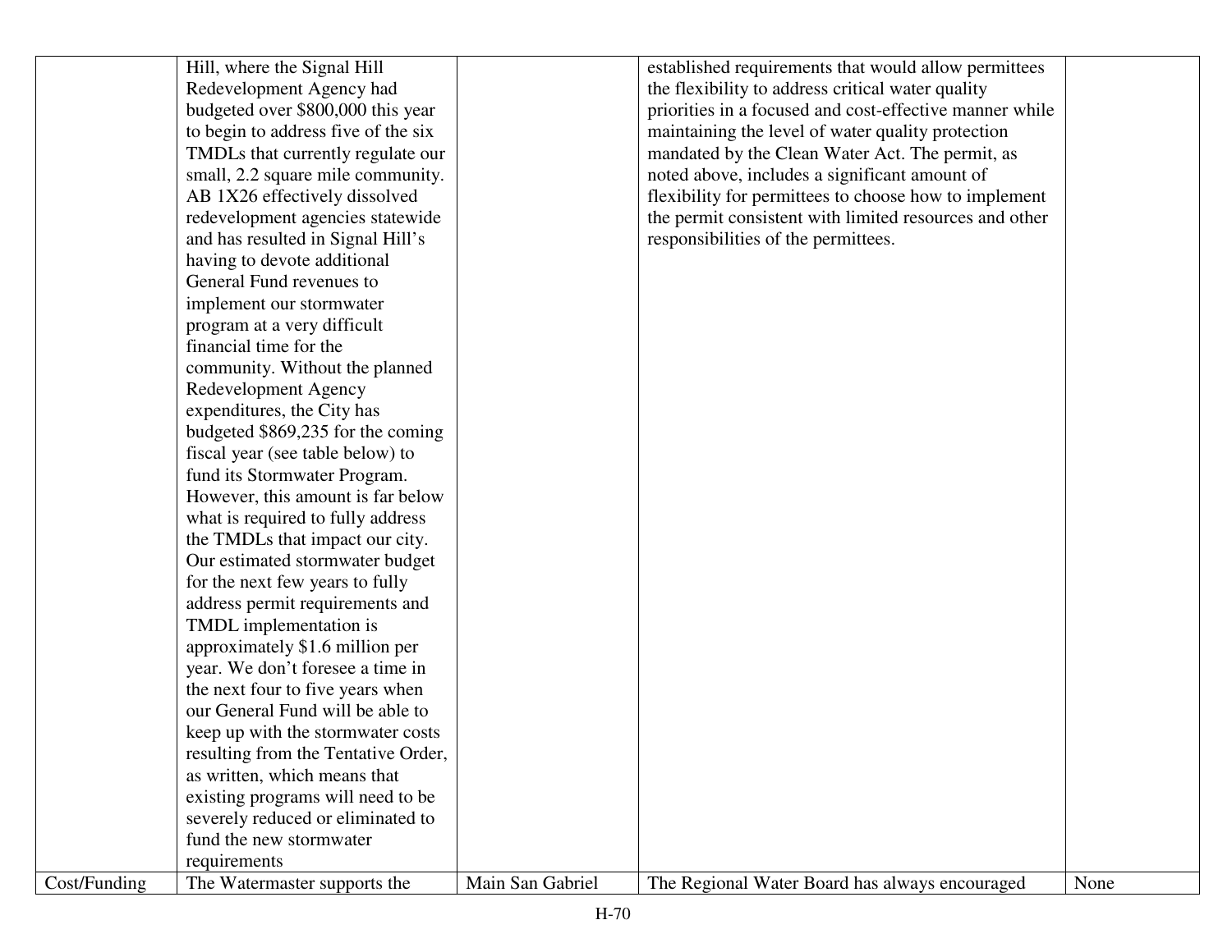| | | | | |
|---|---|---|---|---|
| | Hill, where the Signal Hill Redevelopment Agency had budgeted over $800,000 this year to begin to address five of the six TMDLs that currently regulate our small, 2.2 square mile community. AB 1X26 effectively dissolved redevelopment agencies statewide and has resulted in Signal Hill's having to devote additional General Fund revenues to implement our stormwater program at a very difficult financial time for the community. Without the planned Redevelopment Agency expenditures, the City has budgeted $869,235 for the coming fiscal year (see table below) to fund its Stormwater Program. However, this amount is far below what is required to fully address the TMDLs that impact our city. Our estimated stormwater budget for the next few years to fully address permit requirements and TMDL implementation is approximately $1.6 million per year. We don't foresee a time in the next four to five years when our General Fund will be able to keep up with the stormwater costs resulting from the Tentative Order, as written, which means that existing programs will need to be severely reduced or eliminated to fund the new stormwater requirements | | established requirements that would allow permittees the flexibility to address critical water quality priorities in a focused and cost-effective manner while maintaining the level of water quality protection mandated by the Clean Water Act. The permit, as noted above, includes a significant amount of flexibility for permittees to choose how to implement the permit consistent with limited resources and other responsibilities of the permittees. | |
| Cost/Funding | The Watermaster supports the | Main San Gabriel | The Regional Water Board has always encouraged | None |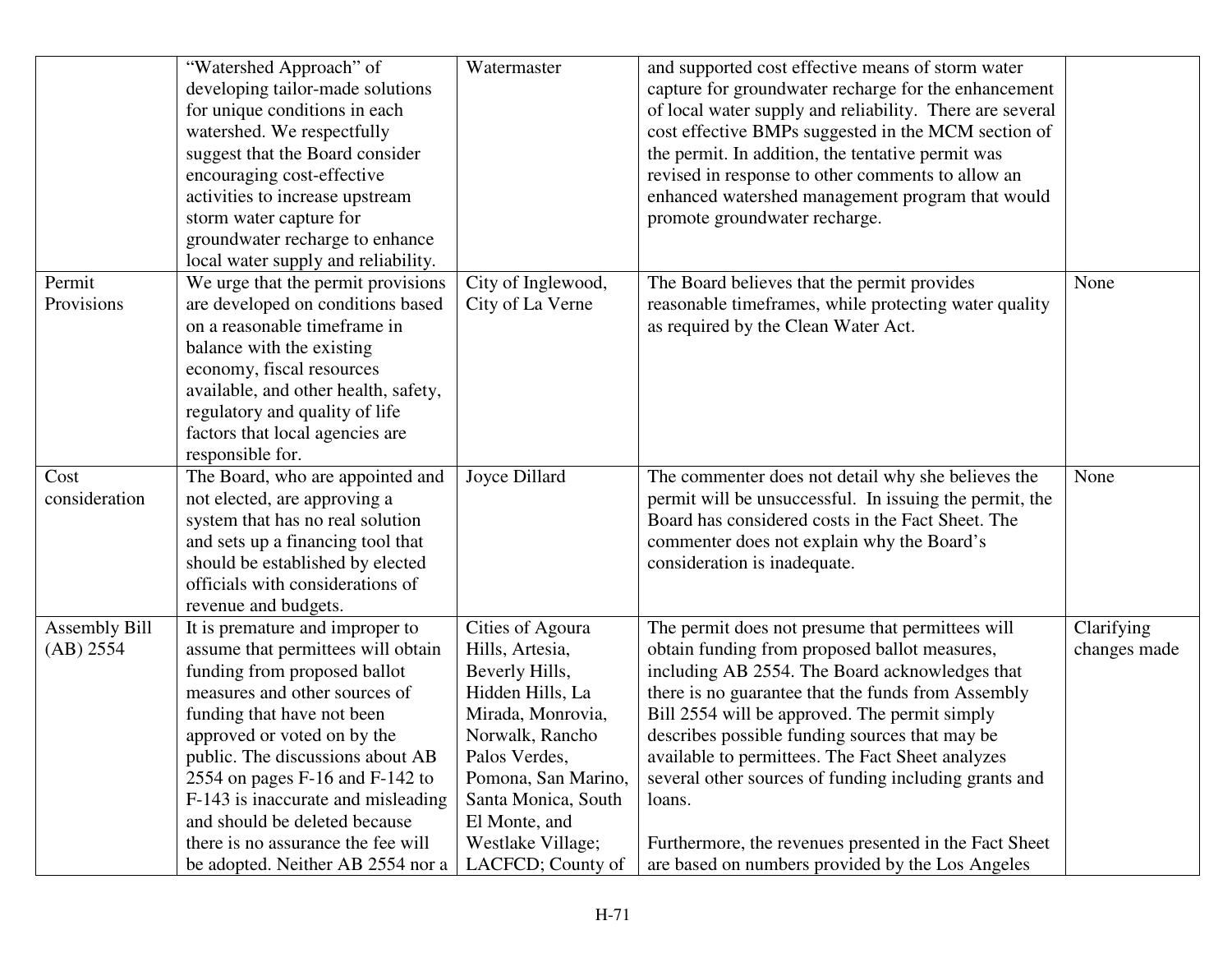| | | | | |
|---|---|---|---|---|
| | "Watershed Approach" of developing tailor-made solutions for unique conditions in each watershed. We respectfully suggest that the Board consider encouraging cost-effective activities to increase upstream storm water capture for groundwater recharge to enhance local water supply and reliability. | Watermaster | and supported cost effective means of storm water capture for groundwater recharge for the enhancement of local water supply and reliability. There are several cost effective BMPs suggested in the MCM section of the permit. In addition, the tentative permit was revised in response to other comments to allow an enhanced watershed management program that would promote groundwater recharge. | |
| Permit Provisions | We urge that the permit provisions are developed on conditions based on a reasonable timeframe in balance with the existing economy, fiscal resources available, and other health, safety, regulatory and quality of life factors that local agencies are responsible for. | City of Inglewood, City of La Verne | The Board believes that the permit provides reasonable timeframes, while protecting water quality as required by the Clean Water Act. | None |
| Cost consideration | The Board, who are appointed and not elected, are approving a system that has no real solution and sets up a financing tool that should be established by elected officials with considerations of revenue and budgets. | Joyce Dillard | The commenter does not detail why she believes the permit will be unsuccessful. In issuing the permit, the Board has considered costs in the Fact Sheet. The commenter does not explain why the Board's consideration is inadequate. | None |
| Assembly Bill (AB) 2554 | It is premature and improper to assume that permittees will obtain funding from proposed ballot measures and other sources of funding that have not been approved or voted on by the public. The discussions about AB 2554 on pages F-16 and F-142 to F-143 is inaccurate and misleading and should be deleted because there is no assurance the fee will be adopted. Neither AB 2554 nor a | Cities of Agoura Hills, Artesia, Beverly Hills, Hidden Hills, La Mirada, Monrovia, Norwalk, Rancho Palos Verdes, Pomona, San Marino, Santa Monica, South El Monte, and Westlake Village; LACFCD; County of | The permit does not presume that permittees will obtain funding from proposed ballot measures, including AB 2554. The Board acknowledges that there is no guarantee that the funds from Assembly Bill 2554 will be approved. The permit simply describes possible funding sources that may be available to permittees. The Fact Sheet analyzes several other sources of funding including grants and loans.<br><br>Furthermore, the revenues presented in the Fact Sheet are based on numbers provided by the Los Angeles | Clarifying changes made |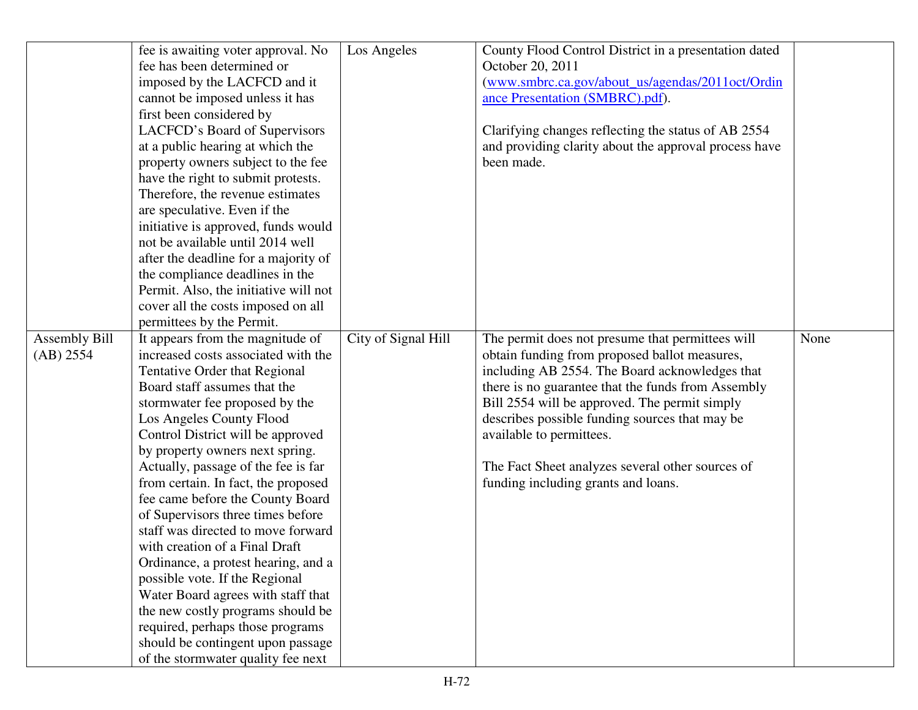| | | | | |
|---|---|---|---|---|
| | fee is awaiting voter approval. No fee has been determined or imposed by the LACFCD and it cannot be imposed unless it has first been considered by LACFCD's Board of Supervisors at a public hearing at which the property owners subject to the fee have the right to submit protests. Therefore, the revenue estimates are speculative. Even if the initiative is approved, funds would not be available until 2014 well after the deadline for a majority of the compliance deadlines in the Permit. Also, the initiative will not cover all the costs imposed on all permittees by the Permit. | Los Angeles | County Flood Control District in a presentation dated October 20, 2011 (www.smbrc.ca.gov/about_us/agendas/2011oct/Ordinance Presentation (SMBRC).pdf).<br><br>Clarifying changes reflecting the status of AB 2554 and providing clarity about the approval process have been made. | |
| Assembly Bill (AB) 2554 | It appears from the magnitude of increased costs associated with the Tentative Order that Regional Board staff assumes that the stormwater fee proposed by the Los Angeles County Flood Control District will be approved by property owners next spring. Actually, passage of the fee is far from certain. In fact, the proposed fee came before the County Board of Supervisors three times before staff was directed to move forward with creation of a Final Draft Ordinance, a protest hearing, and a possible vote. If the Regional Water Board agrees with staff that the new costly programs should be required, perhaps those programs should be contingent upon passage of the stormwater quality fee next | City of Signal Hill | The permit does not presume that permittees will obtain funding from proposed ballot measures, including AB 2554. The Board acknowledges that there is no guarantee that the funds from Assembly Bill 2554 will be approved. The permit simply describes possible funding sources that may be available to permittees.<br><br>The Fact Sheet analyzes several other sources of funding including grants and loans. | None |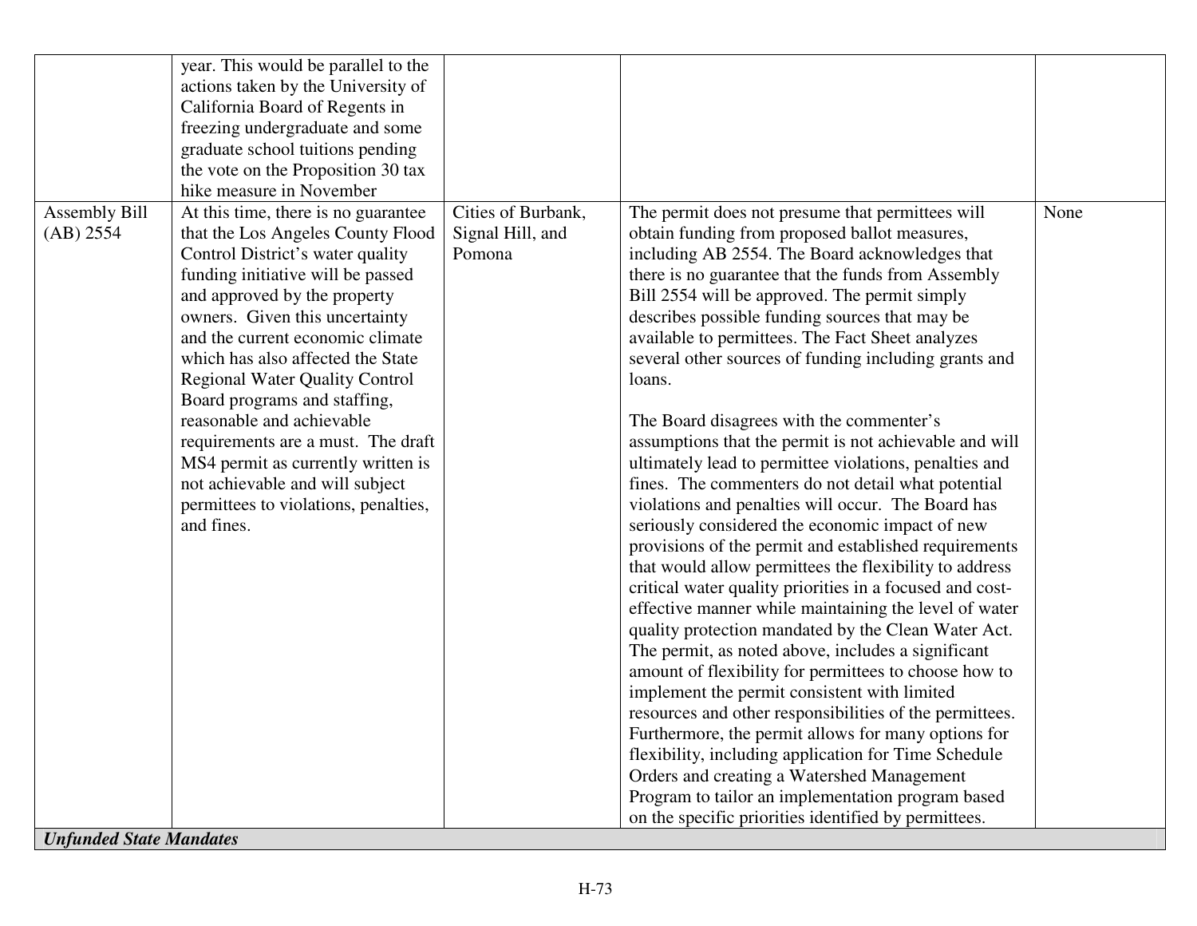| | | | | |
|---|---|---|---|---|
| | year. This would be parallel to the actions taken by the University of California Board of Regents in freezing undergraduate and some graduate school tuitions pending the vote on the Proposition 30 tax hike measure in November | | | |
| Assembly Bill (AB) 2554 | At this time, there is no guarantee that the Los Angeles County Flood Control District's water quality funding initiative will be passed and approved by the property owners. Given this uncertainty and the current economic climate which has also affected the State Regional Water Quality Control Board programs and staffing, reasonable and achievable requirements are a must. The draft MS4 permit as currently written is not achievable and will subject permittees to violations, penalties, and fines. | Cities of Burbank, Signal Hill, and Pomona | The permit does not presume that permittees will obtain funding from proposed ballot measures, including AB 2554. The Board acknowledges that there is no guarantee that the funds from Assembly Bill 2554 will be approved. The permit simply describes possible funding sources that may be available to permittees. The Fact Sheet analyzes several other sources of funding including grants and loans.<br><br>The Board disagrees with the commenter's assumptions that the permit is not achievable and will ultimately lead to permittee violations, penalties and fines. The commenters do not detail what potential violations and penalties will occur. The Board has seriously considered the economic impact of new provisions of the permit and established requirements that would allow permittees the flexibility to address critical water quality priorities in a focused and cost-effective manner while maintaining the level of water quality protection mandated by the Clean Water Act. The permit, as noted above, includes a significant amount of flexibility for permittees to choose how to implement the permit consistent with limited resources and other responsibilities of the permittees. Furthermore, the permit allows for many options for flexibility, including application for Time Schedule Orders and creating a Watershed Management Program to tailor an implementation program based on the specific priorities identified by permittees. | None |
| ***Unfunded State Mandates*** | | | | |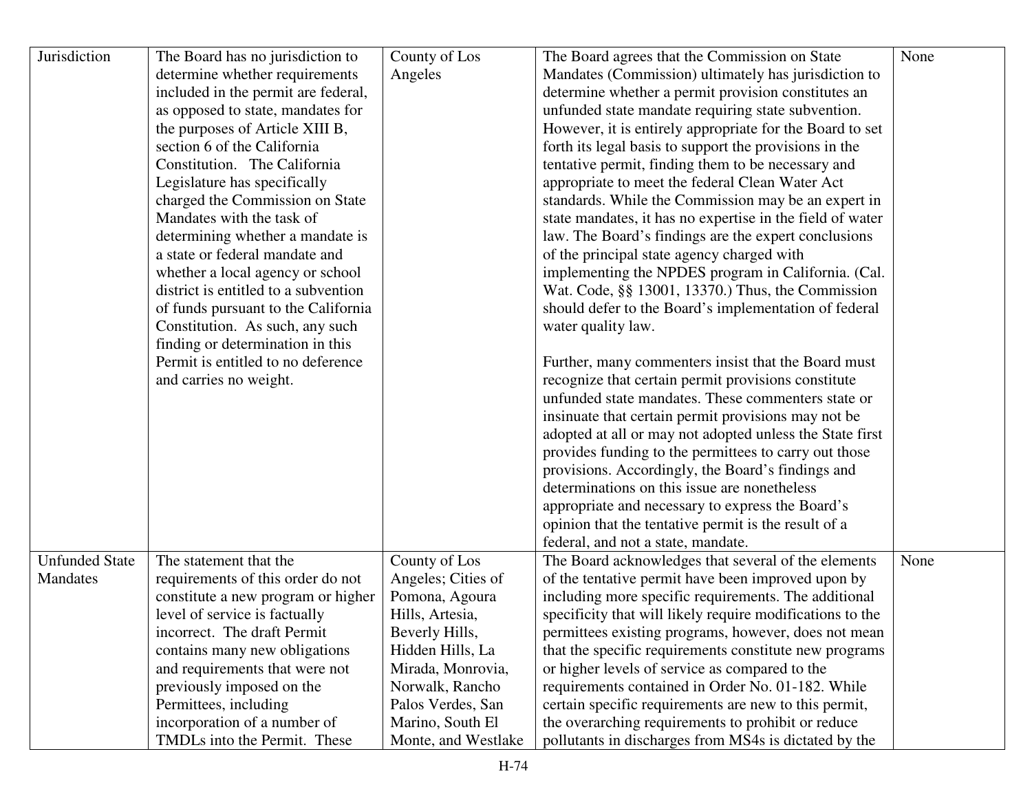| Jurisdiction | The Board has no jurisdiction to determine whether requirements included in the permit are federal, as opposed to state, mandates for the purposes of Article XIII B, section 6 of the California Constitution. The California Legislature has specifically charged the Commission on State Mandates with the task of determining whether a mandate is a state or federal mandate and whether a local agency or school district is entitled to a subvention of funds pursuant to the California Constitution. As such, any such finding or determination in this Permit is entitled to no deference and carries no weight. | County of Los Angeles | The Board agrees that the Commission on State Mandates (Commission) ultimately has jurisdiction to determine whether a permit provision constitutes an unfunded state mandate requiring state subvention. However, it is entirely appropriate for the Board to set forth its legal basis to support the provisions in the tentative permit, finding them to be necessary and appropriate to meet the federal Clean Water Act standards. While the Commission may be an expert in state mandates, it has no expertise in the field of water law. The Board's findings are the expert conclusions of the principal state agency charged with implementing the NPDES program in California. (Cal. Wat. Code, §§ 13001, 13370.) Thus, the Commission should defer to the Board's implementation of federal water quality law.<br><br>Further, many commenters insist that the Board must recognize that certain permit provisions constitute unfunded state mandates. These commenters state or insinuate that certain permit provisions may not be adopted at all or may not adopted unless the State first provides funding to the permittees to carry out those provisions. Accordingly, the Board's findings and determinations on this issue are nonetheless appropriate and necessary to express the Board's opinion that the tentative permit is the result of a federal, and not a state, mandate. | None |
|---|---|---|---|---|
| Unfunded State Mandates | The statement that the requirements of this order do not constitute a new program or higher level of service is factually incorrect. The draft Permit contains many new obligations and requirements that were not previously imposed on the Permittees, including incorporation of a number of TMDLs into the Permit. These | County of Los Angeles; Cities of Pomona, Agoura Hills, Artesia, Beverly Hills, Hidden Hills, La Mirada, Monrovia, Norwalk, Rancho Palos Verdes, San Marino, South El Monte, and Westlake | The Board acknowledges that several of the elements of the tentative permit have been improved upon by including more specific requirements. The additional specificity that will likely require modifications to the permittees existing programs, however, does not mean that the specific requirements constitute new programs or higher levels of service as compared to the requirements contained in Order No. 01-182. While certain specific requirements are new to this permit, the overarching requirements to prohibit or reduce pollutants in discharges from MS4s is dictated by the | None |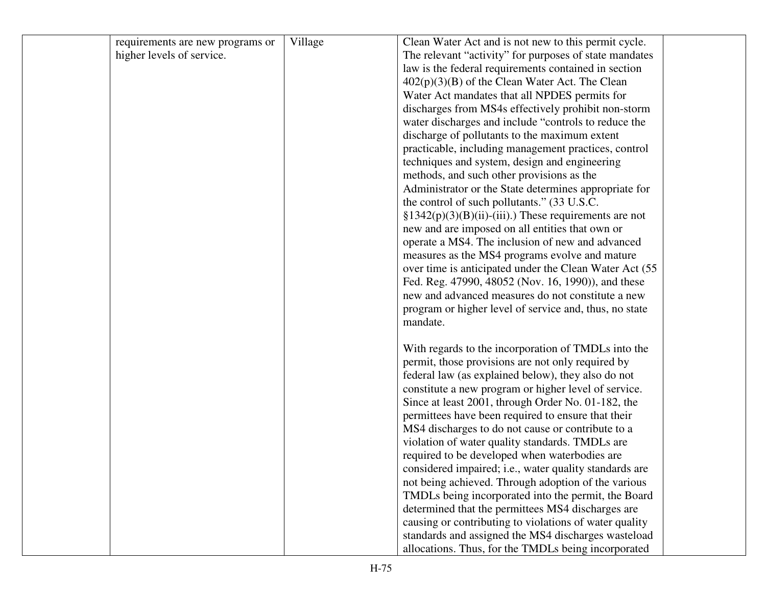| | | | | |
|---|---|---|---|---|
| | requirements are new programs or higher levels of service. | Village | Clean Water Act and is not new to this permit cycle. The relevant "activity" for purposes of state mandates law is the federal requirements contained in section 402(p)(3)(B) of the Clean Water Act. The Clean Water Act mandates that all NPDES permits for discharges from MS4s effectively prohibit non-storm water discharges and include "controls to reduce the discharge of pollutants to the maximum extent practicable, including management practices, control techniques and system, design and engineering methods, and such other provisions as the Administrator or the State determines appropriate for the control of such pollutants." (33 U.S.C. §1342(p)(3)(B)(ii)-(iii).) These requirements are not new and are imposed on all entities that own or operate a MS4. The inclusion of new and advanced measures as the MS4 programs evolve and mature over time is anticipated under the Clean Water Act (55 Fed. Reg. 47990, 48052 (Nov. 16, 1990)), and these new and advanced measures do not constitute a new program or higher level of service and, thus, no state mandate.<br><br>With regards to the incorporation of TMDLs into the permit, those provisions are not only required by federal law (as explained below), they also do not constitute a new program or higher level of service. Since at least 2001, through Order No. 01-182, the permittees have been required to ensure that their MS4 discharges to do not cause or contribute to a violation of water quality standards. TMDLs are required to be developed when waterbodies are considered impaired; i.e., water quality standards are not being achieved. Through adoption of the various TMDLs being incorporated into the permit, the Board determined that the permittees MS4 discharges are causing or contributing to violations of water quality standards and assigned the MS4 discharges wasteload allocations. Thus, for the TMDLs being incorporated | |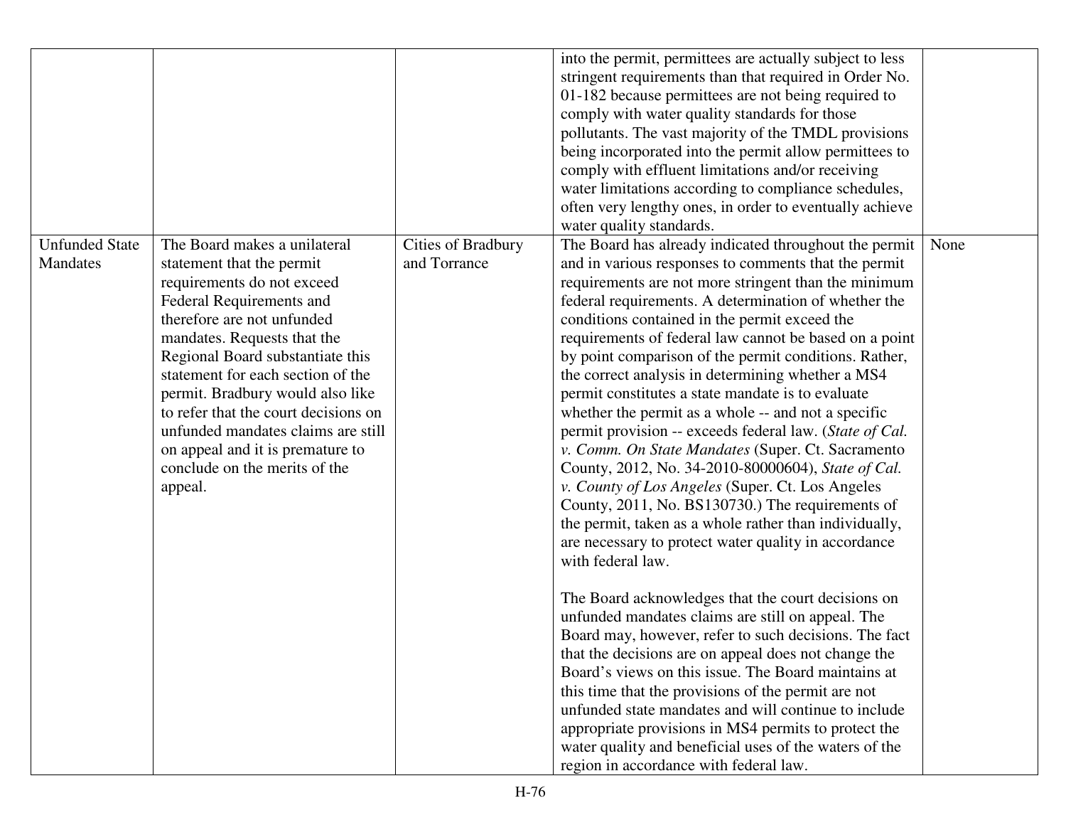| | | | | |
|---|---|---|---|---|
| | | | into the permit, permittees are actually subject to less stringent requirements than that required in Order No. 01-182 because permittees are not being required to comply with water quality standards for those pollutants. The vast majority of the TMDL provisions being incorporated into the permit allow permittees to comply with effluent limitations and/or receiving water limitations according to compliance schedules, often very lengthy ones, in order to eventually achieve water quality standards. | |
| Unfunded State Mandates | The Board makes a unilateral statement that the permit requirements do not exceed Federal Requirements and therefore are not unfunded mandates. Requests that the Regional Board substantiate this statement for each section of the permit. Bradbury would also like to refer that the court decisions on unfunded mandates claims are still on appeal and it is premature to conclude on the merits of the appeal. | Cities of Bradbury and Torrance | The Board has already indicated throughout the permit and in various responses to comments that the permit requirements are not more stringent than the minimum federal requirements. A determination of whether the conditions contained in the permit exceed the requirements of federal law cannot be based on a point by point comparison of the permit conditions. Rather, the correct analysis in determining whether a MS4 permit constitutes a state mandate is to evaluate whether the permit as a whole -- and not a specific permit provision -- exceeds federal law. (*State of Cal. v. Comm. On State Mandates* (Super. Ct. Sacramento County, 2012, No. 34-2010-80000604), *State of Cal. v. County of Los Angeles* (Super. Ct. Los Angeles County, 2011, No. BS130730.) The requirements of the permit, taken as a whole rather than individually, are necessary to protect water quality in accordance with federal law.<br><br>The Board acknowledges that the court decisions on unfunded mandates claims are still on appeal. The Board may, however, refer to such decisions. The fact that the decisions are on appeal does not change the Board's views on this issue. The Board maintains at this time that the provisions of the permit are not unfunded state mandates and will continue to include appropriate provisions in MS4 permits to protect the water quality and beneficial uses of the waters of the region in accordance with federal law. | None |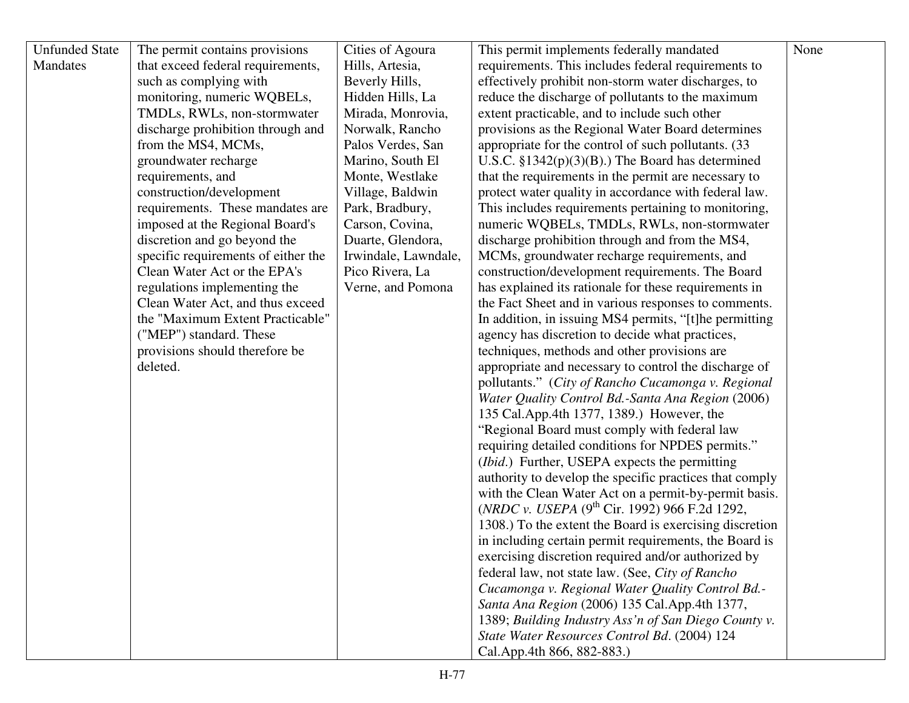| Unfunded State Mandates | The permit contains provisions that exceed federal requirements, such as complying with monitoring, numeric WQBELs, TMDLs, RWLs, non-stormwater discharge prohibition through and from the MS4, MCMs, groundwater recharge requirements, and construction/development requirements. These mandates are imposed at the Regional Board's discretion and go beyond the specific requirements of either the Clean Water Act or the EPA's regulations implementing the Clean Water Act, and thus exceed the "Maximum Extent Practicable" ("MEP") standard. These provisions should therefore be deleted. | Cities of Agoura Hills, Artesia, Beverly Hills, Hidden Hills, La Mirada, Monrovia, Norwalk, Rancho Palos Verdes, San Marino, South El Monte, Westlake Village, Baldwin Park, Bradbury, Carson, Covina, Duarte, Glendora, Irwindale, Lawndale, Pico Rivera, La Verne, and Pomona | This permit implements federally mandated requirements. This includes federal requirements to effectively prohibit non-storm water discharges, to reduce the discharge of pollutants to the maximum extent practicable, and to include such other provisions as the Regional Water Board determines appropriate for the control of such pollutants. (33 U.S.C. §1342(p)(3)(B).) The Board has determined that the requirements in the permit are necessary to protect water quality in accordance with federal law. This includes requirements pertaining to monitoring, numeric WQBELs, TMDLs, RWLs, non-stormwater discharge prohibition through and from the MS4, MCMs, groundwater recharge requirements, and construction/development requirements. The Board has explained its rationale for these requirements in the Fact Sheet and in various responses to comments. In addition, in issuing MS4 permits, "[t]he permitting agency has discretion to decide what practices, techniques, methods and other provisions are appropriate and necessary to control the discharge of pollutants." (*City of Rancho Cucamonga v. Regional Water Quality Control Bd.-Santa Ana Region* (2006) 135 Cal.App.4th 1377, 1389.) However, the "Regional Board must comply with federal law requiring detailed conditions for NPDES permits." (*Ibid*.) Further, USEPA expects the permitting authority to develop the specific practices that comply with the Clean Water Act on a permit-by-permit basis. (*NRDC v. USEPA* (9th Cir. 1992) 966 F.2d 1292, 1308.) To the extent the Board is exercising discretion in including certain permit requirements, the Board is exercising discretion required and/or authorized by federal law, not state law. (See, *City of Rancho Cucamonga v. Regional Water Quality Control Bd.-Santa Ana Region* (2006) 135 Cal.App.4th 1377, 1389; *Building Industry Ass'n of San Diego County v. State Water Resources Control Bd*. (2004) 124 Cal.App.4th 866, 882-883.) | None |
|---|---|---|---|---|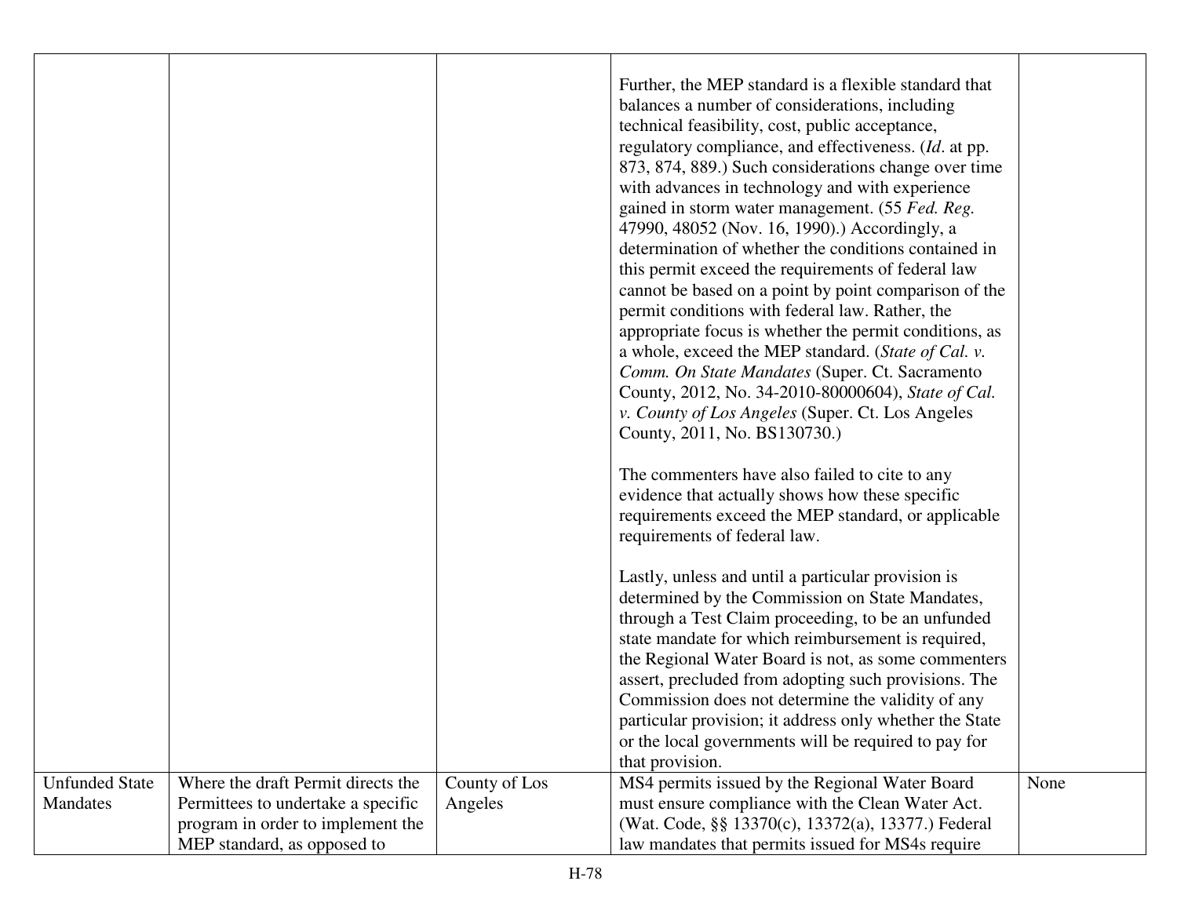| | | | | |
|---|---|---|---|---|
| | | | Further, the MEP standard is a flexible standard that balances a number of considerations, including technical feasibility, cost, public acceptance, regulatory compliance, and effectiveness. (*Id*. at pp. 873, 874, 889.) Such considerations change over time with advances in technology and with experience gained in storm water management. (55 *Fed. Reg.* 47990, 48052 (Nov. 16, 1990).) Accordingly, a determination of whether the conditions contained in this permit exceed the requirements of federal law cannot be based on a point by point comparison of the permit conditions with federal law. Rather, the appropriate focus is whether the permit conditions, as a whole, exceed the MEP standard. (*State of Cal. v. Comm. On State Mandates* (Super. Ct. Sacramento County, 2012, No. 34-2010-80000604), *State of Cal. v. County of Los Angeles* (Super. Ct. Los Angeles County, 2011, No. BS130730.)<br><br>The commenters have also failed to cite to any evidence that actually shows how these specific requirements exceed the MEP standard, or applicable requirements of federal law.<br><br>Lastly, unless and until a particular provision is determined by the Commission on State Mandates, through a Test Claim proceeding, to be an unfunded state mandate for which reimbursement is required, the Regional Water Board is not, as some commenters assert, precluded from adopting such provisions. The Commission does not determine the validity of any particular provision; it address only whether the State or the local governments will be required to pay for that provision. | |
| Unfunded State Mandates | Where the draft Permit directs the Permittees to undertake a specific program in order to implement the MEP standard, as opposed to | County of Los Angeles | MS4 permits issued by the Regional Water Board must ensure compliance with the Clean Water Act. (Wat. Code, §§ 13370(c), 13372(a), 13377.) Federal law mandates that permits issued for MS4s require | None |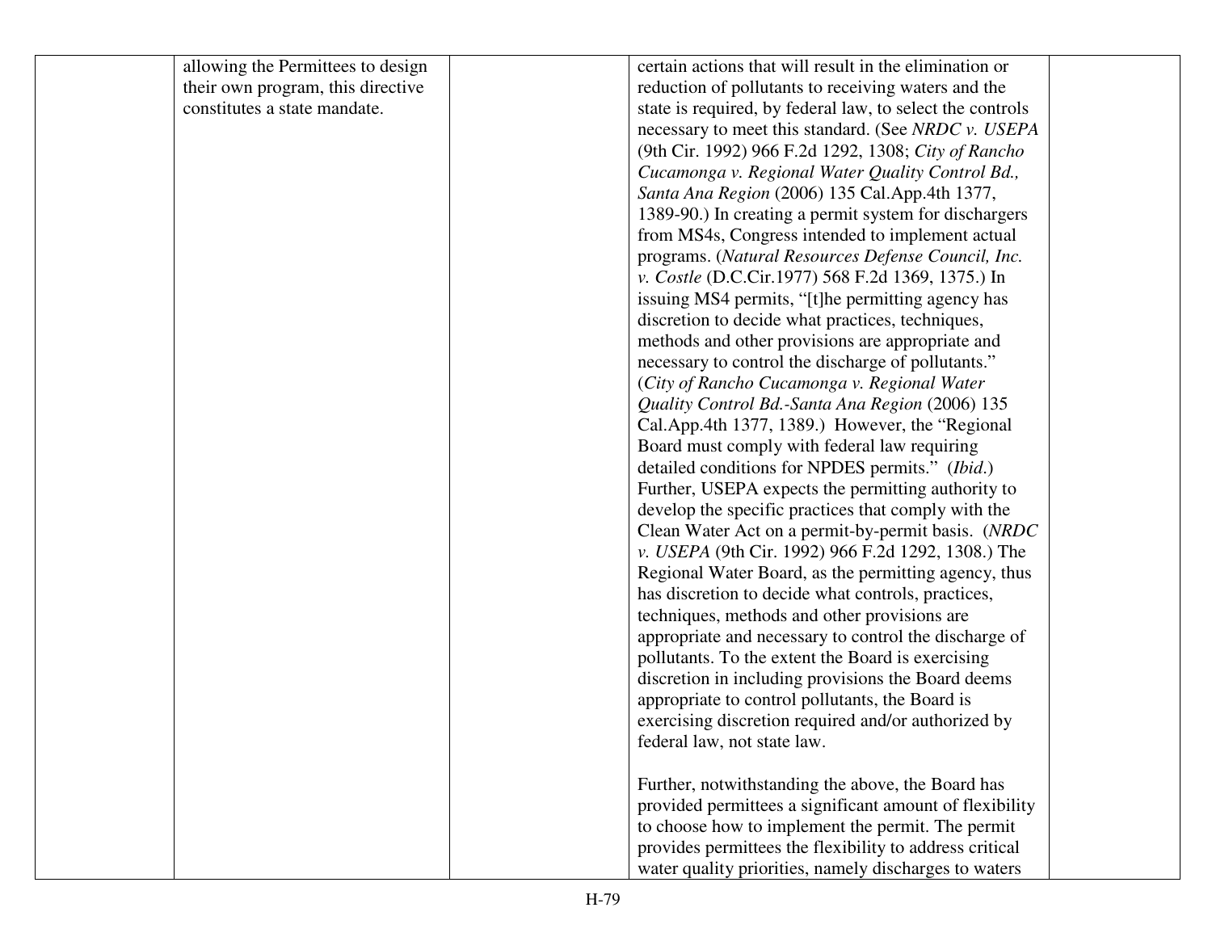|  |  |  |  |  |
|---|---|---|---|---|
|  | allowing the Permittees to design their own program, this directive constitutes a state mandate. |  | certain actions that will result in the elimination or reduction of pollutants to receiving waters and the state is required, by federal law, to select the controls necessary to meet this standard. (See *NRDC v. USEPA* (9th Cir. 1992) 966 F.2d 1292, 1308; *City of Rancho Cucamonga v. Regional Water Quality Control Bd., Santa Ana Region* (2006) 135 Cal.App.4th 1377, 1389-90.) In creating a permit system for dischargers from MS4s, Congress intended to implement actual programs. (*Natural Resources Defense Council, Inc. v. Costle* (D.C.Cir.1977) 568 F.2d 1369, 1375.) In issuing MS4 permits, "[t]he permitting agency has discretion to decide what practices, techniques, methods and other provisions are appropriate and necessary to control the discharge of pollutants." (*City of Rancho Cucamonga v. Regional Water Quality Control Bd.-Santa Ana Region* (2006) 135 Cal.App.4th 1377, 1389.) However, the "Regional Board must comply with federal law requiring detailed conditions for NPDES permits." (*Ibid*.) Further, USEPA expects the permitting authority to develop the specific practices that comply with the Clean Water Act on a permit-by-permit basis. (*NRDC v. USEPA* (9th Cir. 1992) 966 F.2d 1292, 1308.) The Regional Water Board, as the permitting agency, thus has discretion to decide what controls, practices, techniques, methods and other provisions are appropriate and necessary to control the discharge of pollutants. To the extent the Board is exercising discretion in including provisions the Board deems appropriate to control pollutants, the Board is exercising discretion required and/or authorized by federal law, not state law.<br><br>Further, notwithstanding the above, the Board has provided permittees a significant amount of flexibility to choose how to implement the permit. The permit provides permittees the flexibility to address critical water quality priorities, namely discharges to waters |  |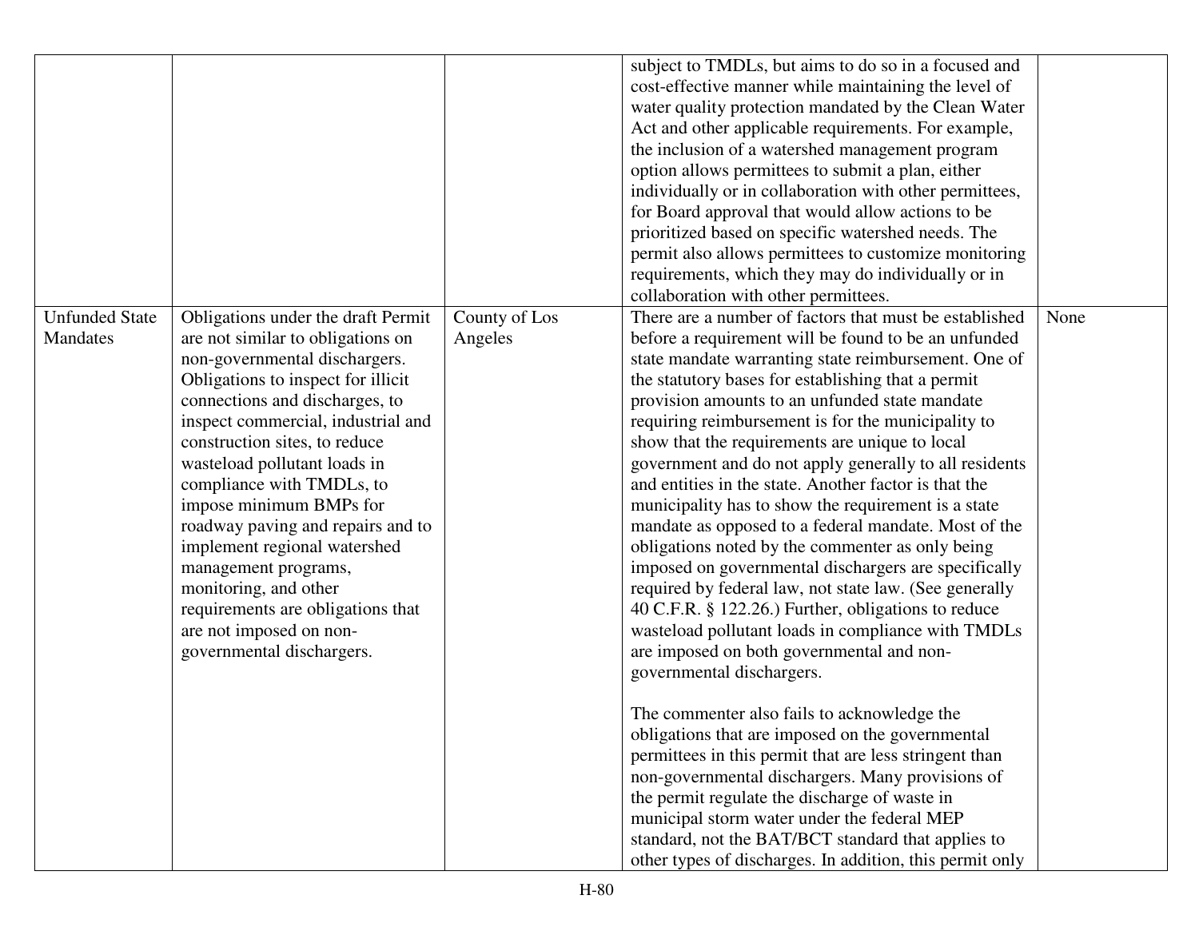|  |  |  | subject to TMDLs, but aims to do so in a focused and cost-effective manner while maintaining the level of water quality protection mandated by the Clean Water Act and other applicable requirements. For example, the inclusion of a watershed management program option allows permittees to submit a plan, either individually or in collaboration with other permittees, for Board approval that would allow actions to be prioritized based on specific watershed needs. The permit also allows permittees to customize monitoring requirements, which they may do individually or in collaboration with other permittees. |  |
|---|---|---|---|---|
| Unfunded State Mandates | Obligations under the draft Permit are not similar to obligations on non-governmental dischargers. Obligations to inspect for illicit connections and discharges, to inspect commercial, industrial and construction sites, to reduce wasteload pollutant loads in compliance with TMDLs, to impose minimum BMPs for roadway paving and repairs and to implement regional watershed management programs, monitoring, and other requirements are obligations that are not imposed on non-governmental dischargers. | County of Los Angeles | There are a number of factors that must be established before a requirement will be found to be an unfunded state mandate warranting state reimbursement. One of the statutory bases for establishing that a permit provision amounts to an unfunded state mandate requiring reimbursement is for the municipality to show that the requirements are unique to local government and do not apply generally to all residents and entities in the state. Another factor is that the municipality has to show the requirement is a state mandate as opposed to a federal mandate. Most of the obligations noted by the commenter as only being imposed on governmental dischargers are specifically required by federal law, not state law. (See generally 40 C.F.R. § 122.26.) Further, obligations to reduce wasteload pollutant loads in compliance with TMDLs are imposed on both governmental and non-governmental dischargers.<br><br>The commenter also fails to acknowledge the obligations that are imposed on the governmental permittees in this permit that are less stringent than non-governmental dischargers. Many provisions of the permit regulate the discharge of waste in municipal storm water under the federal MEP standard, not the BAT/BCT standard that applies to other types of discharges. In addition, this permit only | None |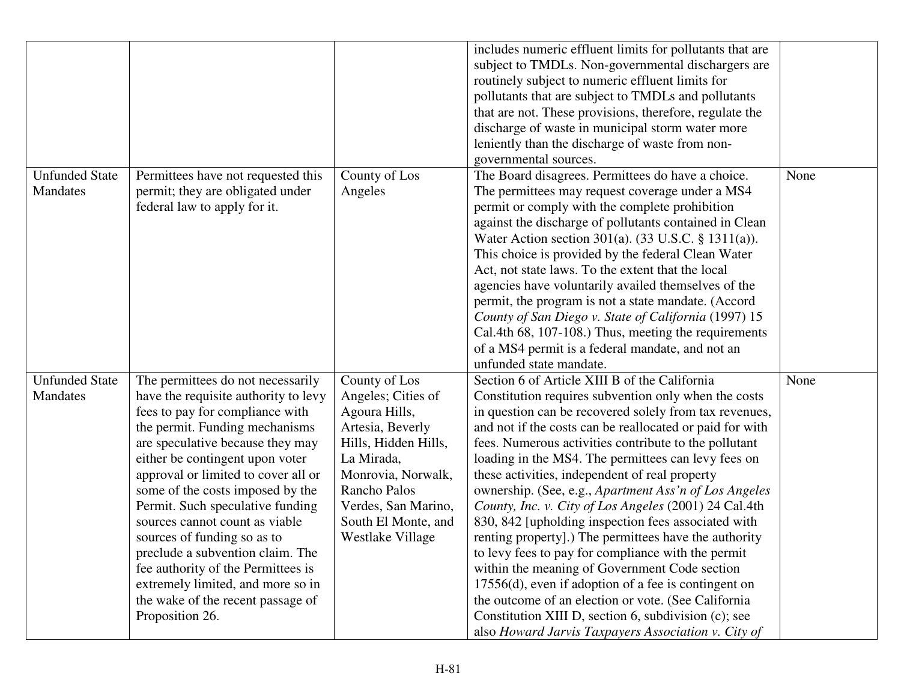| | | | | |
|---|---|---|---|---|
| | | | includes numeric effluent limits for pollutants that are subject to TMDLs. Non-governmental dischargers are routinely subject to numeric effluent limits for pollutants that are subject to TMDLs and pollutants that are not. These provisions, therefore, regulate the discharge of waste in municipal storm water more leniently than the discharge of waste from non-governmental sources. | |
| Unfunded State Mandates | Permittees have not requested this permit; they are obligated under federal law to apply for it. | County of Los Angeles | The Board disagrees. Permittees do have a choice. The permittees may request coverage under a MS4 permit or comply with the complete prohibition against the discharge of pollutants contained in Clean Water Action section 301(a). (33 U.S.C. § 1311(a)). This choice is provided by the federal Clean Water Act, not state laws. To the extent that the local agencies have voluntarily availed themselves of the permit, the program is not a state mandate. (Accord *County of San Diego v. State of California* (1997) 15 Cal.4th 68, 107-108.) Thus, meeting the requirements of a MS4 permit is a federal mandate, and not an unfunded state mandate. | None |
| Unfunded State Mandates | The permittees do not necessarily have the requisite authority to levy fees to pay for compliance with the permit. Funding mechanisms are speculative because they may either be contingent upon voter approval or limited to cover all or some of the costs imposed by the Permit. Such speculative funding sources cannot count as viable sources of funding so as to preclude a subvention claim. The fee authority of the Permittees is extremely limited, and more so in the wake of the recent passage of Proposition 26. | County of Los Angeles; Cities of Agoura Hills, Artesia, Beverly Hills, Hidden Hills, La Mirada, Monrovia, Norwalk, Rancho Palos Verdes, San Marino, South El Monte, and Westlake Village | Section 6 of Article XIII B of the California Constitution requires subvention only when the costs in question can be recovered solely from tax revenues, and not if the costs can be reallocated or paid for with fees. Numerous activities contribute to the pollutant loading in the MS4. The permittees can levy fees on these activities, independent of real property ownership. (See, e.g., *Apartment Ass'n of Los Angeles County, Inc. v. City of Los Angeles* (2001) 24 Cal.4th 830, 842 [upholding inspection fees associated with renting property].) The permittees have the authority to levy fees to pay for compliance with the permit within the meaning of Government Code section 17556(d), even if adoption of a fee is contingent on the outcome of an election or vote. (See California Constitution XIII D, section 6, subdivision (c); see also *Howard Jarvis Taxpayers Association v. City of* | None |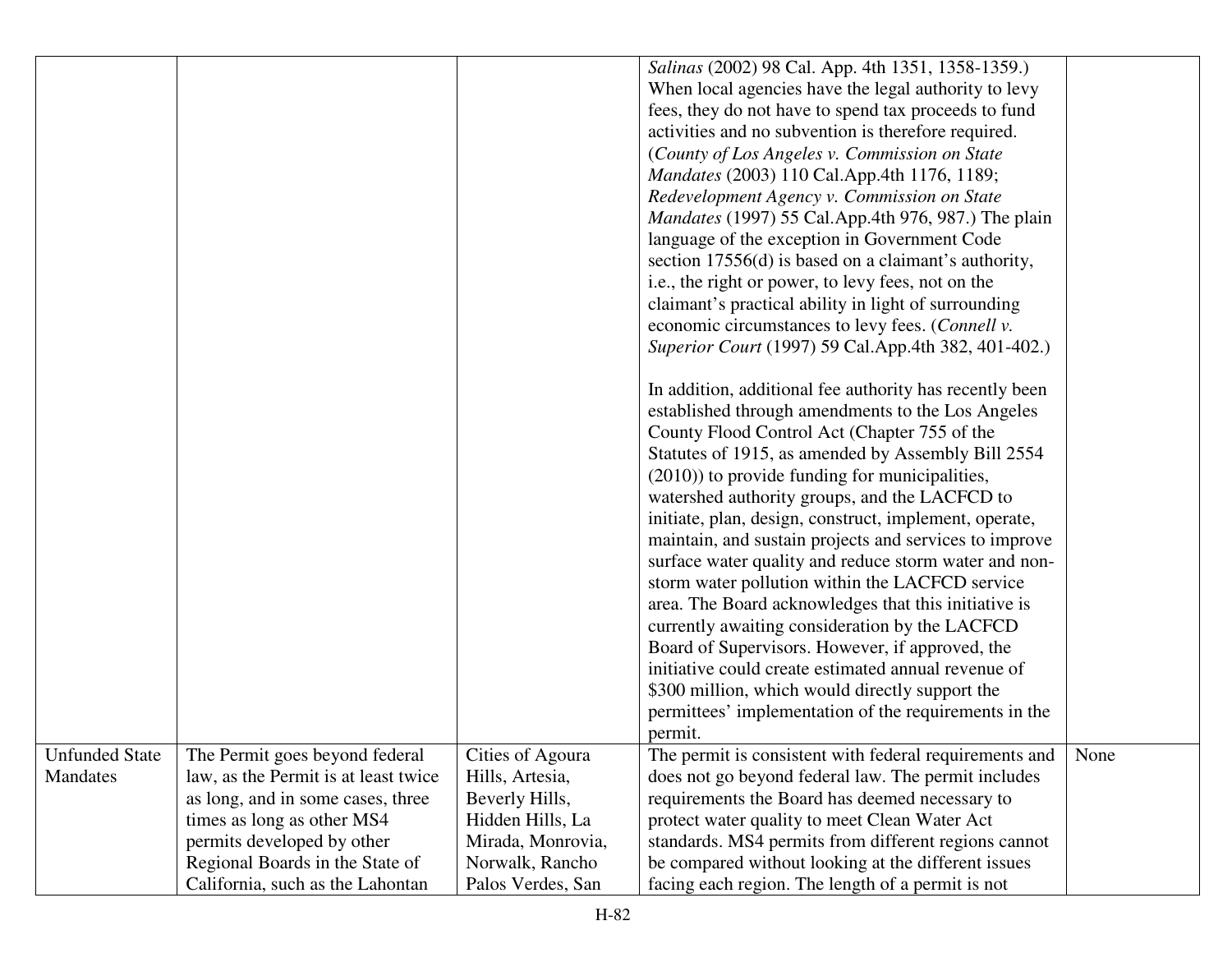| | | | | |
|---|---|---|---|---|
| | | | *Salinas* (2002) 98 Cal. App. 4th 1351, 1358-1359.) When local agencies have the legal authority to levy fees, they do not have to spend tax proceeds to fund activities and no subvention is therefore required. (*County of Los Angeles v. Commission on State Mandates* (2003) 110 Cal.App.4th 1176, 1189; *Redevelopment Agency v. Commission on State Mandates* (1997) 55 Cal.App.4th 976, 987.) The plain language of the exception in Government Code section 17556(d) is based on a claimant's authority, i.e., the right or power, to levy fees, not on the claimant's practical ability in light of surrounding economic circumstances to levy fees. (*Connell v. Superior Court* (1997) 59 Cal.App.4th 382, 401-402.)<br><br>In addition, additional fee authority has recently been established through amendments to the Los Angeles County Flood Control Act (Chapter 755 of the Statutes of 1915, as amended by Assembly Bill 2554 (2010)) to provide funding for municipalities, watershed authority groups, and the LACFCD to initiate, plan, design, construct, implement, operate, maintain, and sustain projects and services to improve surface water quality and reduce storm water and non-storm water pollution within the LACFCD service area. The Board acknowledges that this initiative is currently awaiting consideration by the LACFCD Board of Supervisors. However, if approved, the initiative could create estimated annual revenue of $300 million, which would directly support the permittees' implementation of the requirements in the permit. | |
| Unfunded State Mandates | The Permit goes beyond federal law, as the Permit is at least twice as long, and in some cases, three times as long as other MS4 permits developed by other Regional Boards in the State of California, such as the Lahontan | Cities of Agoura Hills, Artesia, Beverly Hills, Hidden Hills, La Mirada, Monrovia, Norwalk, Rancho Palos Verdes, San | The permit is consistent with federal requirements and does not go beyond federal law. The permit includes requirements the Board has deemed necessary to protect water quality to meet Clean Water Act standards. MS4 permits from different regions cannot be compared without looking at the different issues facing each region. The length of a permit is not | None |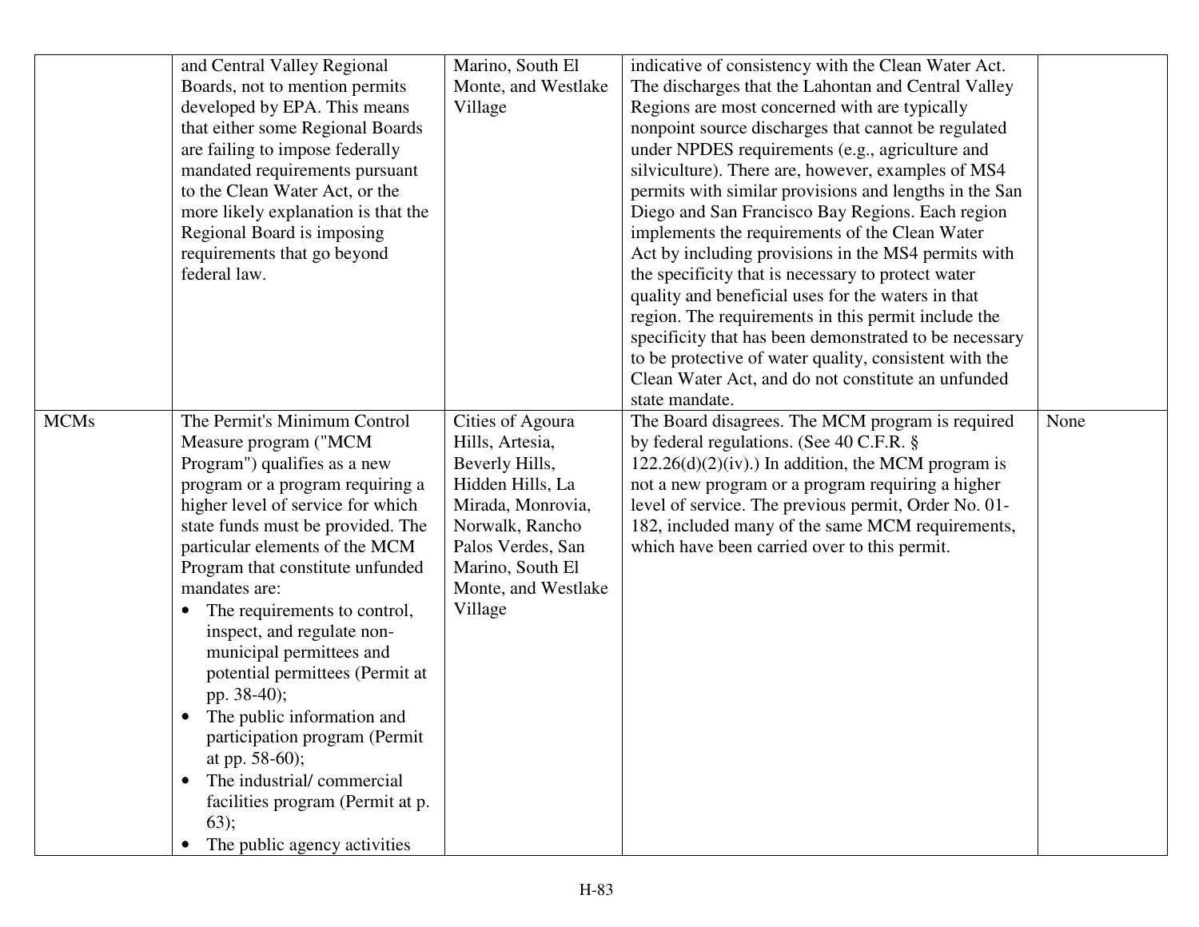| | | | | |
|---|---|---|---|---|
| | and Central Valley Regional Boards, not to mention permits developed by EPA. This means that either some Regional Boards are failing to impose federally mandated requirements pursuant to the Clean Water Act, or the more likely explanation is that the Regional Board is imposing requirements that go beyond federal law. | Marino, South El Monte, and Westlake Village | indicative of consistency with the Clean Water Act. The discharges that the Lahontan and Central Valley Regions are most concerned with are typically nonpoint source discharges that cannot be regulated under NPDES requirements (e.g., agriculture and silviculture). There are, however, examples of MS4 permits with similar provisions and lengths in the San Diego and San Francisco Bay Regions. Each region implements the requirements of the Clean Water Act by including provisions in the MS4 permits with the specificity that is necessary to protect water quality and beneficial uses for the waters in that region. The requirements in this permit include the specificity that has been demonstrated to be necessary to be protective of water quality, consistent with the Clean Water Act, and do not constitute an unfunded state mandate. | |
| MCMs | The Permit's Minimum Control Measure program ("MCM Program") qualifies as a new program or a program requiring a higher level of service for which state funds must be provided. The particular elements of the MCM Program that constitute unfunded mandates are:<br>• The requirements to control, inspect, and regulate non-municipal permittees and potential permittees (Permit at pp. 38-40);<br>• The public information and participation program (Permit at pp. 58-60);<br>• The industrial/ commercial facilities program (Permit at p. 63);<br>• The public agency activities | Cities of Agoura Hills, Artesia, Beverly Hills, Hidden Hills, La Mirada, Monrovia, Norwalk, Rancho Palos Verdes, San Marino, South El Monte, and Westlake Village | The Board disagrees. The MCM program is required by federal regulations. (See 40 C.F.R. § 122.26(d)(2)(iv).) In addition, the MCM program is not a new program or a program requiring a higher level of service. The previous permit, Order No. 01-182, included many of the same MCM requirements, which have been carried over to this permit. | None |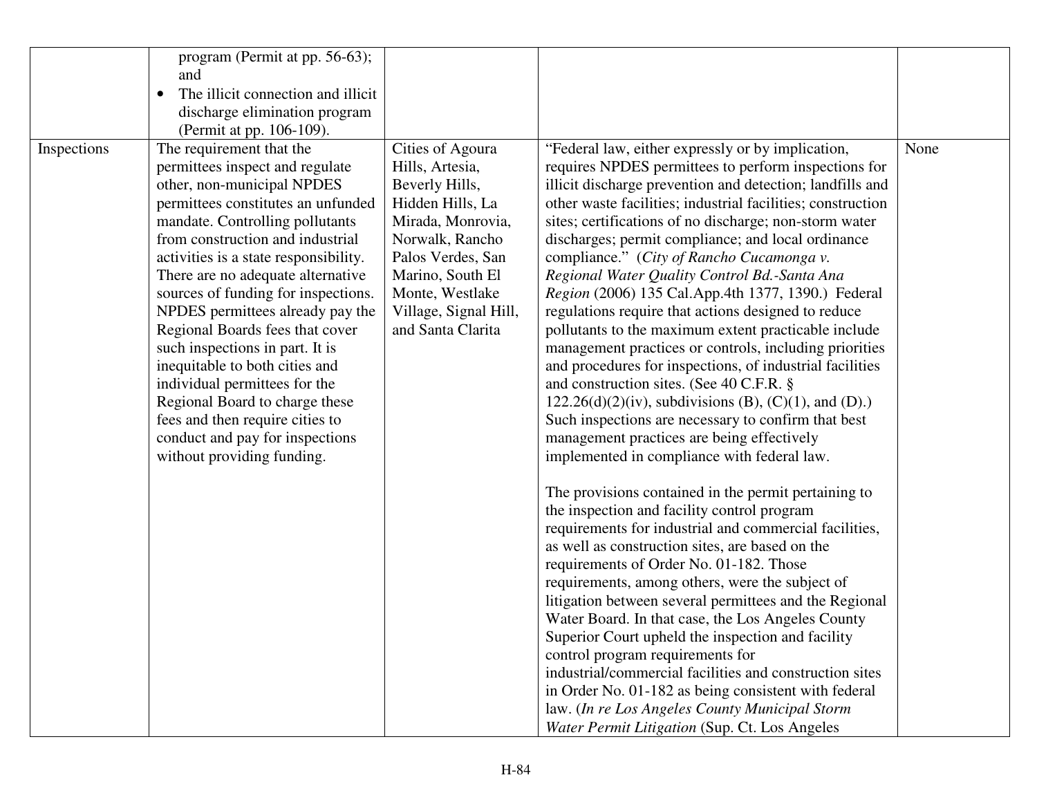| | | | | |
|---|---|---|---|---|
| | program (Permit at pp. 56-63); and<br>• The illicit connection and illicit discharge elimination program (Permit at pp. 106-109). | | | |
| Inspections | The requirement that the permittees inspect and regulate other, non-municipal NPDES permittees constitutes an unfunded mandate. Controlling pollutants from construction and industrial activities is a state responsibility. There are no adequate alternative sources of funding for inspections. NPDES permittees already pay the Regional Boards fees that cover such inspections in part. It is inequitable to both cities and individual permittees for the Regional Board to charge these fees and then require cities to conduct and pay for inspections without providing funding. | Cities of Agoura Hills, Artesia, Beverly Hills, Hidden Hills, La Mirada, Monrovia, Norwalk, Rancho Palos Verdes, San Marino, South El Monte, Westlake Village, Signal Hill, and Santa Clarita | "Federal law, either expressly or by implication, requires NPDES permittees to perform inspections for illicit discharge prevention and detection; landfills and other waste facilities; industrial facilities; construction sites; certifications of no discharge; non-storm water discharges; permit compliance; and local ordinance compliance." (*City of Rancho Cucamonga v. Regional Water Quality Control Bd.-Santa Ana Region* (2006) 135 Cal.App.4th 1377, 1390.) Federal regulations require that actions designed to reduce pollutants to the maximum extent practicable include management practices or controls, including priorities and procedures for inspections, of industrial facilities and construction sites. (See 40 C.F.R. § 122.26(d)(2)(iv), subdivisions (B), (C)(1), and (D).) Such inspections are necessary to confirm that best management practices are being effectively implemented in compliance with federal law.<br><br>The provisions contained in the permit pertaining to the inspection and facility control program requirements for industrial and commercial facilities, as well as construction sites, are based on the requirements of Order No. 01-182. Those requirements, among others, were the subject of litigation between several permittees and the Regional Water Board. In that case, the Los Angeles County Superior Court upheld the inspection and facility control program requirements for industrial/commercial facilities and construction sites in Order No. 01-182 as being consistent with federal law. (*In re Los Angeles County Municipal Storm Water Permit Litigation* (Sup. Ct. Los Angeles | None |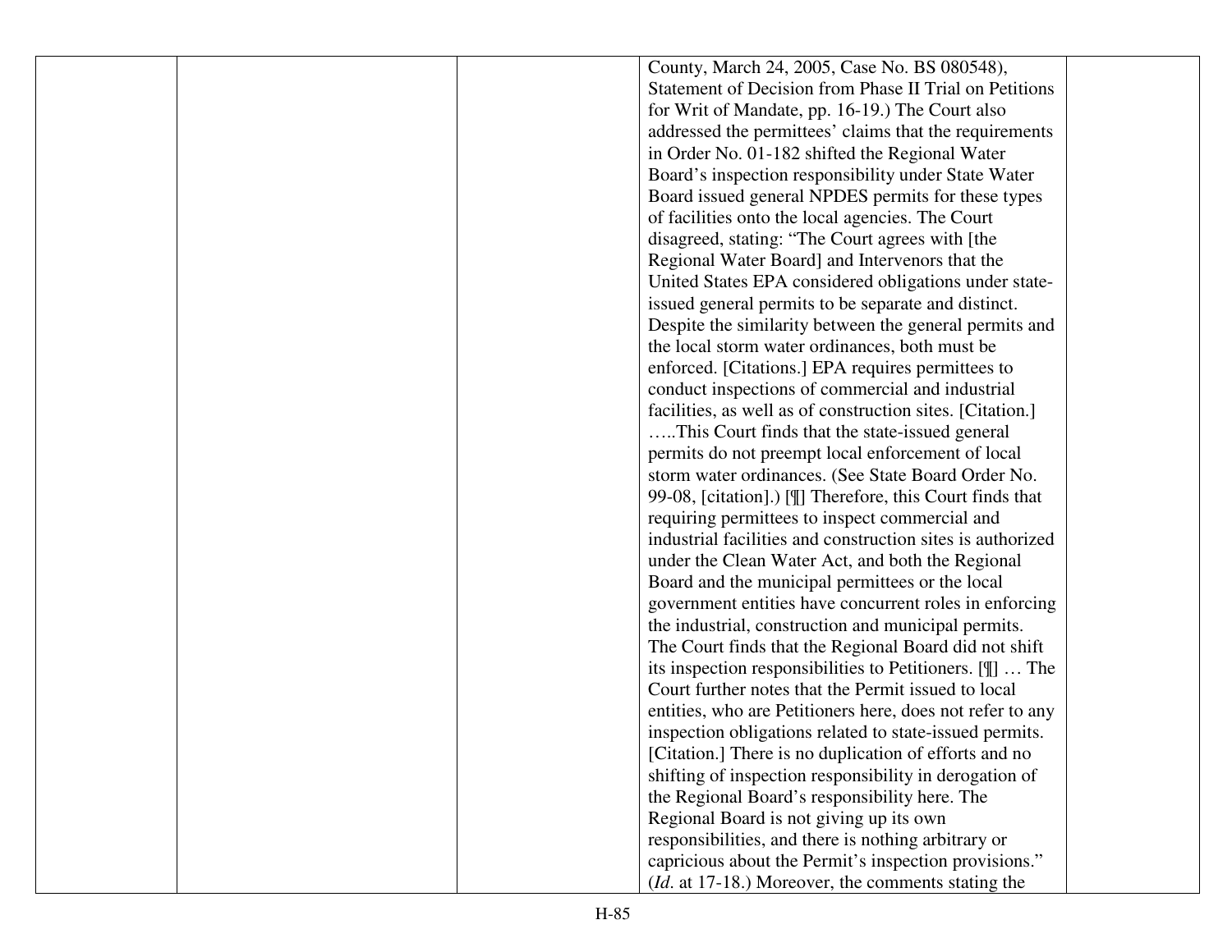|  |  |  | County, March 24, 2005, Case No. BS 080548), Statement of Decision from Phase II Trial on Petitions for Writ of Mandate, pp. 16-19.) The Court also addressed the permittees' claims that the requirements in Order No. 01-182 shifted the Regional Water Board's inspection responsibility under State Water Board issued general NPDES permits for these types of facilities onto the local agencies. The Court disagreed, stating: "The Court agrees with [the Regional Water Board] and Intervenors that the United States EPA considered obligations under state-issued general permits to be separate and distinct. Despite the similarity between the general permits and the local storm water ordinances, both must be enforced. [Citations.] EPA requires permittees to conduct inspections of commercial and industrial facilities, as well as of construction sites. [Citation.] …..This Court finds that the state-issued general permits do not preempt local enforcement of local storm water ordinances. (See State Board Order No. 99-08, [citation].) [¶] Therefore, this Court finds that requiring permittees to inspect commercial and industrial facilities and construction sites is authorized under the Clean Water Act, and both the Regional Board and the municipal permittees or the local government entities have concurrent roles in enforcing the industrial, construction and municipal permits. The Court finds that the Regional Board did not shift its inspection responsibilities to Petitioners. [¶] … The Court further notes that the Permit issued to local entities, who are Petitioners here, does not refer to any inspection obligations related to state-issued permits. [Citation.] There is no duplication of efforts and no shifting of inspection responsibility in derogation of the Regional Board's responsibility here. The Regional Board is not giving up its own responsibilities, and there is nothing arbitrary or capricious about the Permit's inspection provisions." (*Id*. at 17-18.) Moreover, the comments stating the |  |
|---|---|---|---|---|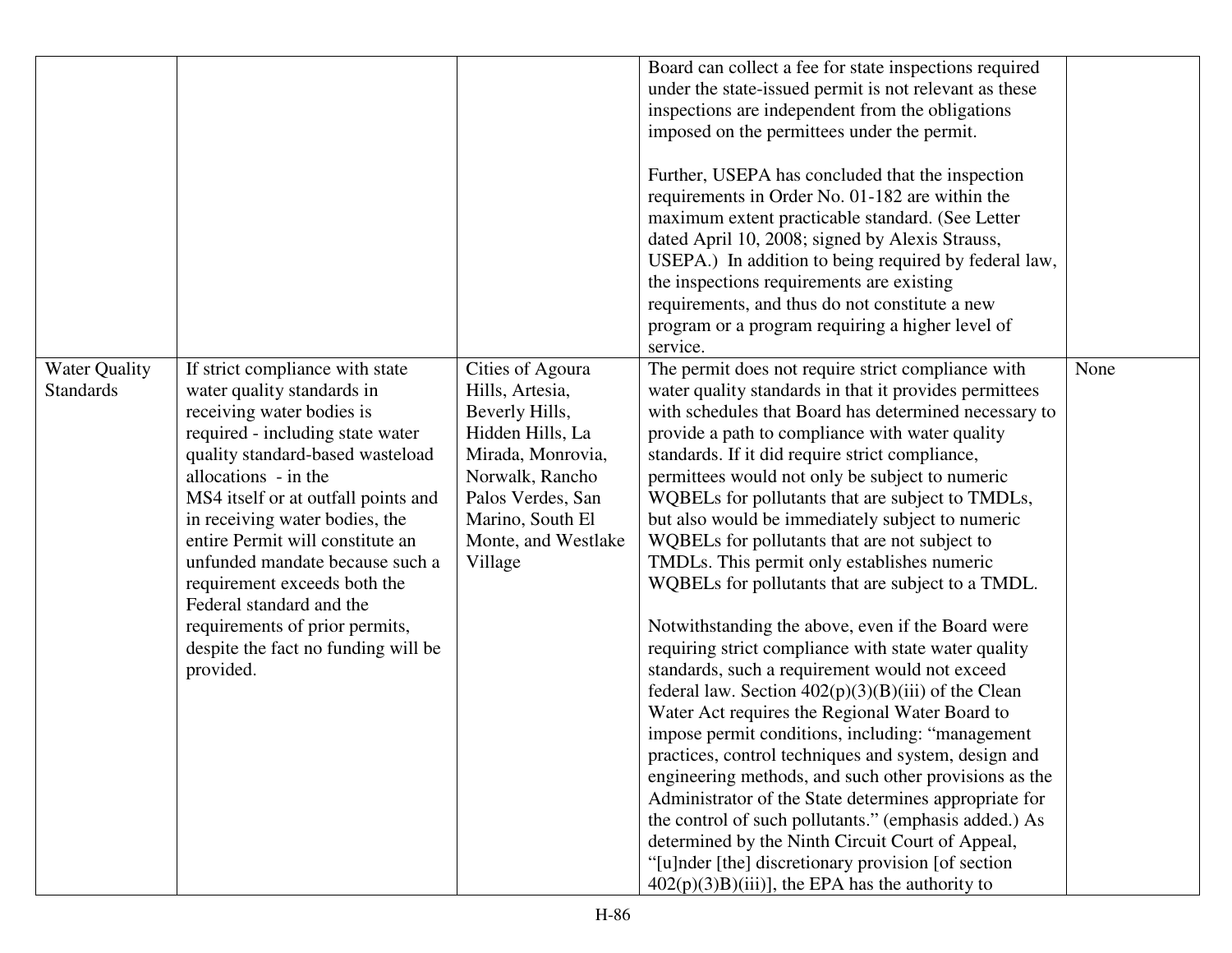| | | | | |
|---|---|---|---|---|
| | | | Board can collect a fee for state inspections required under the state-issued permit is not relevant as these inspections are independent from the obligations imposed on the permittees under the permit.<br><br>Further, USEPA has concluded that the inspection requirements in Order No. 01-182 are within the maximum extent practicable standard. (See Letter dated April 10, 2008; signed by Alexis Strauss, USEPA.) In addition to being required by federal law, the inspections requirements are existing requirements, and thus do not constitute a new program or a program requiring a higher level of service. | |
| Water Quality Standards | If strict compliance with state water quality standards in receiving water bodies is required - including state water quality standard-based wasteload allocations - in the MS4 itself or at outfall points and in receiving water bodies, the entire Permit will constitute an unfunded mandate because such a requirement exceeds both the Federal standard and the requirements of prior permits, despite the fact no funding will be provided. | Cities of Agoura Hills, Artesia, Beverly Hills, Hidden Hills, La Mirada, Monrovia, Norwalk, Rancho Palos Verdes, San Marino, South El Monte, and Westlake Village | The permit does not require strict compliance with water quality standards in that it provides permittees with schedules that Board has determined necessary to provide a path to compliance with water quality standards. If it did require strict compliance, permittees would not only be subject to numeric WQBELs for pollutants that are subject to TMDLs, but also would be immediately subject to numeric WQBELs for pollutants that are not subject to TMDLs. This permit only establishes numeric WQBELs for pollutants that are subject to a TMDL.<br><br>Notwithstanding the above, even if the Board were requiring strict compliance with state water quality standards, such a requirement would not exceed federal law. Section 402(p)(3)(B)(iii) of the Clean Water Act requires the Regional Water Board to impose permit conditions, including: "management practices, control techniques and system, design and engineering methods, and such other provisions as the Administrator of the State determines appropriate for the control of such pollutants." (emphasis added.) As determined by the Ninth Circuit Court of Appeal, "[u]nder [the] discretionary provision [of section 402(p)(3)B)(iii)], the EPA has the authority to | None |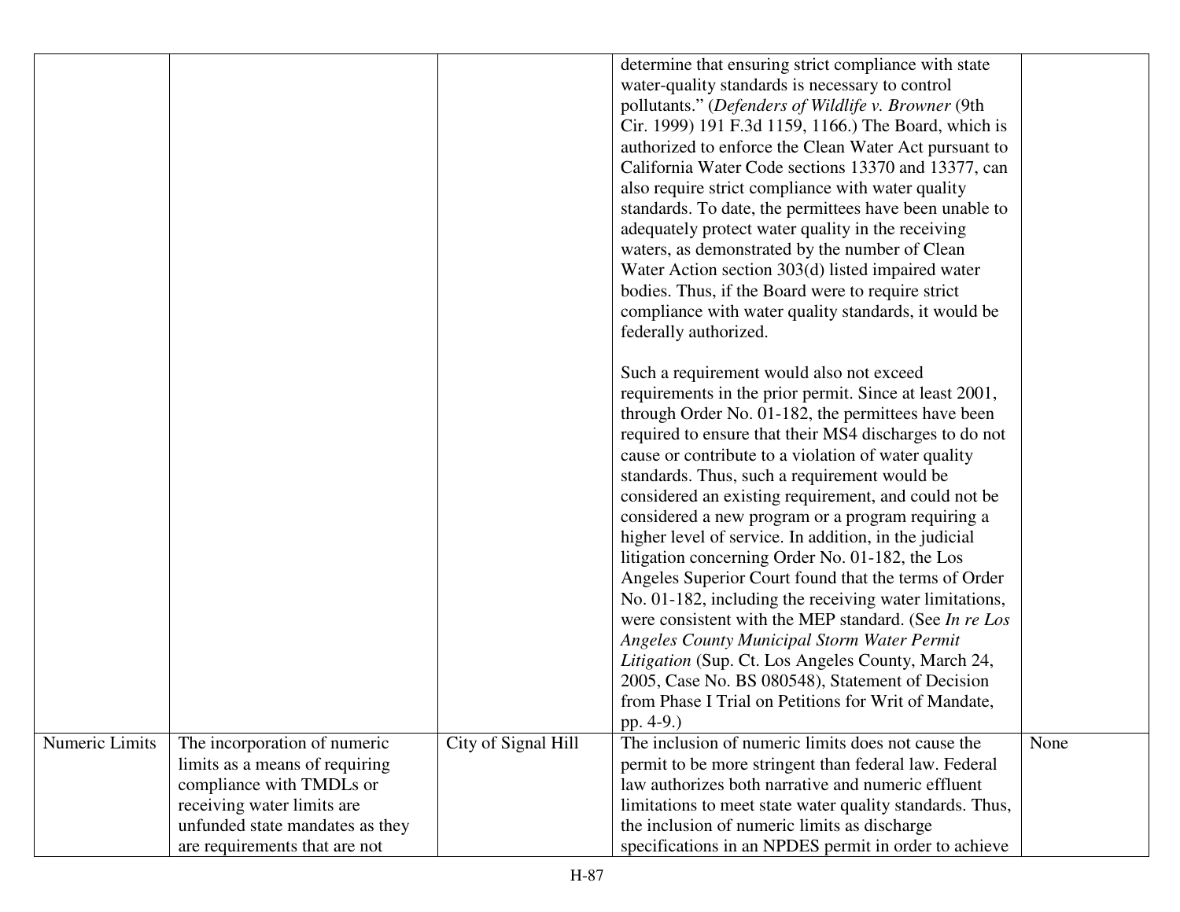| | | | | |
|---|---|---|---|---|
| | | | determine that ensuring strict compliance with state water-quality standards is necessary to control pollutants." (*Defenders of Wildlife v. Browner* (9th Cir. 1999) 191 F.3d 1159, 1166.) The Board, which is authorized to enforce the Clean Water Act pursuant to California Water Code sections 13370 and 13377, can also require strict compliance with water quality standards. To date, the permittees have been unable to adequately protect water quality in the receiving waters, as demonstrated by the number of Clean Water Action section 303(d) listed impaired water bodies. Thus, if the Board were to require strict compliance with water quality standards, it would be federally authorized.<br><br>Such a requirement would also not exceed requirements in the prior permit. Since at least 2001, through Order No. 01-182, the permittees have been required to ensure that their MS4 discharges to do not cause or contribute to a violation of water quality standards. Thus, such a requirement would be considered an existing requirement, and could not be considered a new program or a program requiring a higher level of service. In addition, in the judicial litigation concerning Order No. 01-182, the Los Angeles Superior Court found that the terms of Order No. 01-182, including the receiving water limitations, were consistent with the MEP standard. (See *In re Los Angeles County Municipal Storm Water Permit Litigation* (Sup. Ct. Los Angeles County, March 24, 2005, Case No. BS 080548), Statement of Decision from Phase I Trial on Petitions for Writ of Mandate, pp. 4-9.) | |
| Numeric Limits | The incorporation of numeric limits as a means of requiring compliance with TMDLs or receiving water limits are unfunded state mandates as they are requirements that are not | City of Signal Hill | The inclusion of numeric limits does not cause the permit to be more stringent than federal law. Federal law authorizes both narrative and numeric effluent limitations to meet state water quality standards. Thus, the inclusion of numeric limits as discharge specifications in an NPDES permit in order to achieve | None |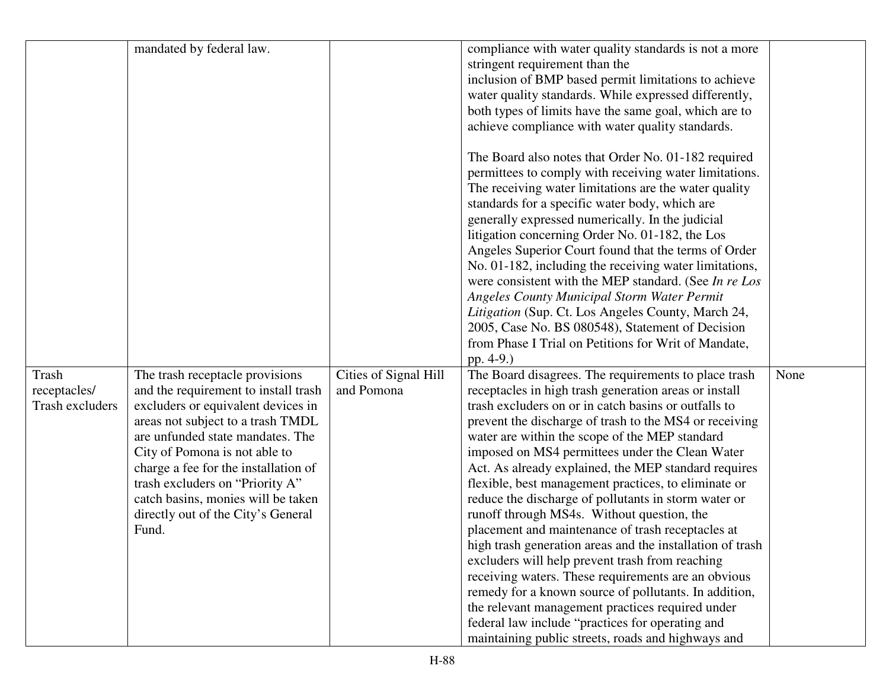| | | | | |
|---|---|---|---|---|
| | mandated by federal law. | | compliance with water quality standards is not a more stringent requirement than the inclusion of BMP based permit limitations to achieve water quality standards. While expressed differently, both types of limits have the same goal, which are to achieve compliance with water quality standards.<br><br>The Board also notes that Order No. 01-182 required permittees to comply with receiving water limitations. The receiving water limitations are the water quality standards for a specific water body, which are generally expressed numerically. In the judicial litigation concerning Order No. 01-182, the Los Angeles Superior Court found that the terms of Order No. 01-182, including the receiving water limitations, were consistent with the MEP standard. (See *In re Los Angeles County Municipal Storm Water Permit Litigation* (Sup. Ct. Los Angeles County, March 24, 2005, Case No. BS 080548), Statement of Decision from Phase I Trial on Petitions for Writ of Mandate, pp. 4-9.) | |
| Trash receptacles/ Trash excluders | The trash receptacle provisions and the requirement to install trash excluders or equivalent devices in areas not subject to a trash TMDL are unfunded state mandates. The City of Pomona is not able to charge a fee for the installation of trash excluders on "Priority A" catch basins, monies will be taken directly out of the City's General Fund. | Cities of Signal Hill and Pomona | The Board disagrees. The requirements to place trash receptacles in high trash generation areas or install trash excluders on or in catch basins or outfalls to prevent the discharge of trash to the MS4 or receiving water are within the scope of the MEP standard imposed on MS4 permittees under the Clean Water Act. As already explained, the MEP standard requires flexible, best management practices, to eliminate or reduce the discharge of pollutants in storm water or runoff through MS4s. Without question, the placement and maintenance of trash receptacles at high trash generation areas and the installation of trash excluders will help prevent trash from reaching receiving waters. These requirements are an obvious remedy for a known source of pollutants. In addition, the relevant management practices required under federal law include "practices for operating and maintaining public streets, roads and highways and | None |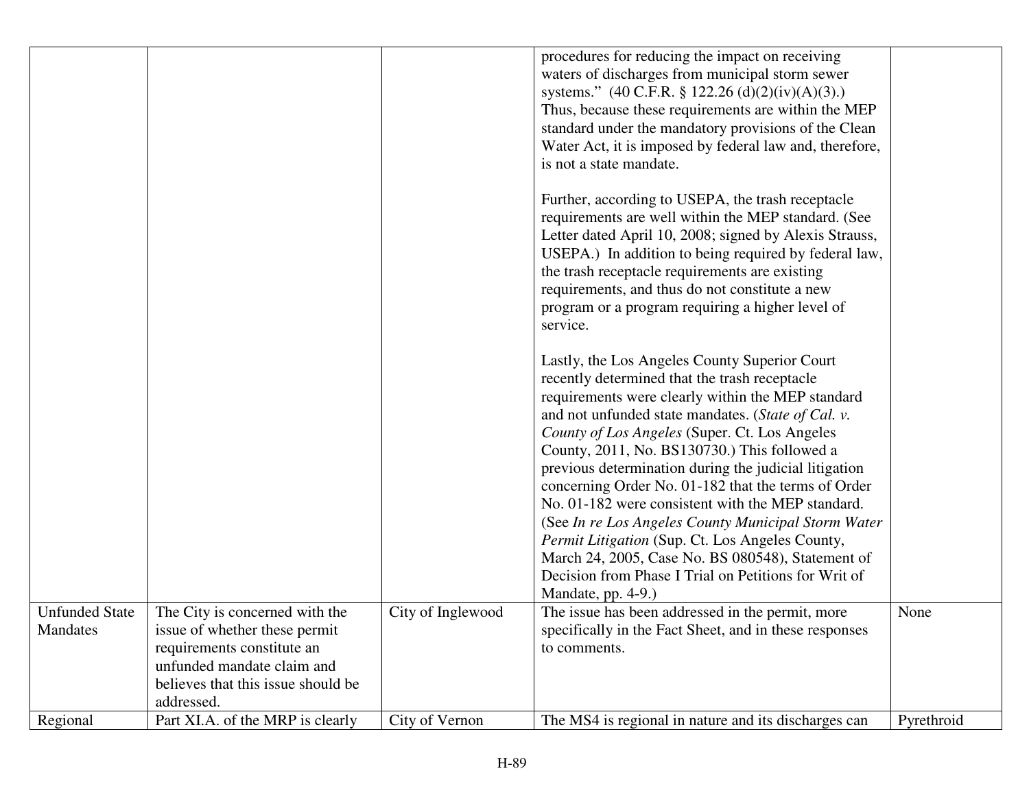| | | | | |
|---|---|---|---|---|
| | | | procedures for reducing the impact on receiving waters of discharges from municipal storm sewer systems." (40 C.F.R. § 122.26 (d)(2)(iv)(A)(3).) Thus, because these requirements are within the MEP standard under the mandatory provisions of the Clean Water Act, it is imposed by federal law and, therefore, is not a state mandate.<br><br>Further, according to USEPA, the trash receptacle requirements are well within the MEP standard. (See Letter dated April 10, 2008; signed by Alexis Strauss, USEPA.) In addition to being required by federal law, the trash receptacle requirements are existing requirements, and thus do not constitute a new program or a program requiring a higher level of service.<br><br>Lastly, the Los Angeles County Superior Court recently determined that the trash receptacle requirements were clearly within the MEP standard and not unfunded state mandates. (*State of Cal. v. County of Los Angeles* (Super. Ct. Los Angeles County, 2011, No. BS130730.) This followed a previous determination during the judicial litigation concerning Order No. 01-182 that the terms of Order No. 01-182 were consistent with the MEP standard. (See *In re Los Angeles County Municipal Storm Water Permit Litigation* (Sup. Ct. Los Angeles County, March 24, 2005, Case No. BS 080548), Statement of Decision from Phase I Trial on Petitions for Writ of Mandate, pp. 4-9.) | |
| Unfunded State Mandates | The City is concerned with the issue of whether these permit requirements constitute an unfunded mandate claim and believes that this issue should be addressed. | City of Inglewood | The issue has been addressed in the permit, more specifically in the Fact Sheet, and in these responses to comments. | None |
| Regional | Part XI.A. of the MRP is clearly | City of Vernon | The MS4 is regional in nature and its discharges can | Pyrethroid |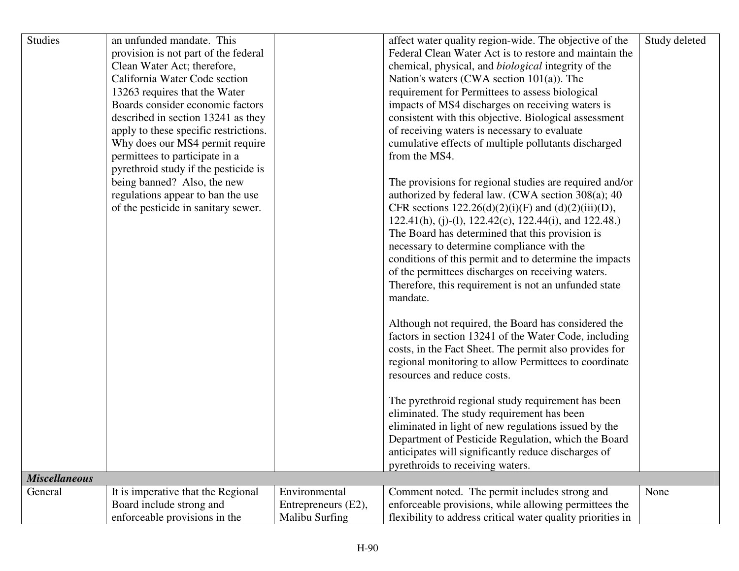| | | | | |
|---|---|---|---|---|
| Studies | an unfunded mandate. This provision is not part of the federal Clean Water Act; therefore, California Water Code section 13263 requires that the Water Boards consider economic factors described in section 13241 as they apply to these specific restrictions. Why does our MS4 permit require permittees to participate in a pyrethroid study if the pesticide is being banned? Also, the new regulations appear to ban the use of the pesticide in sanitary sewer. | | affect water quality region-wide. The objective of the Federal Clean Water Act is to restore and maintain the chemical, physical, and *biological* integrity of the Nation's waters (CWA section 101(a)). The requirement for Permittees to assess biological impacts of MS4 discharges on receiving waters is consistent with this objective. Biological assessment of receiving waters is necessary to evaluate cumulative effects of multiple pollutants discharged from the MS4.<br><br>The provisions for regional studies are required and/or authorized by federal law. (CWA section 308(a); 40 CFR sections 122.26(d)(2)(i)(F) and (d)(2)(iii)(D), 122.41(h), (j)-(l), 122.42(c), 122.44(i), and 122.48.) The Board has determined that this provision is necessary to determine compliance with the conditions of this permit and to determine the impacts of the permittees discharges on receiving waters. Therefore, this requirement is not an unfunded state mandate.<br><br>Although not required, the Board has considered the factors in section 13241 of the Water Code, including costs, in the Fact Sheet. The permit also provides for regional monitoring to allow Permittees to coordinate resources and reduce costs.<br><br>The pyrethroid regional study requirement has been eliminated. The study requirement has been eliminated in light of new regulations issued by the Department of Pesticide Regulation, which the Board anticipates will significantly reduce discharges of pyrethroids to receiving waters. | Study deleted |
| ***Miscellaneous*** | | | | |
| General | It is imperative that the Regional Board include strong and enforceable provisions in the | Environmental Entrepreneurs (E2), Malibu Surfing | Comment noted. The permit includes strong and enforceable provisions, while allowing permittees the flexibility to address critical water quality priorities in | None |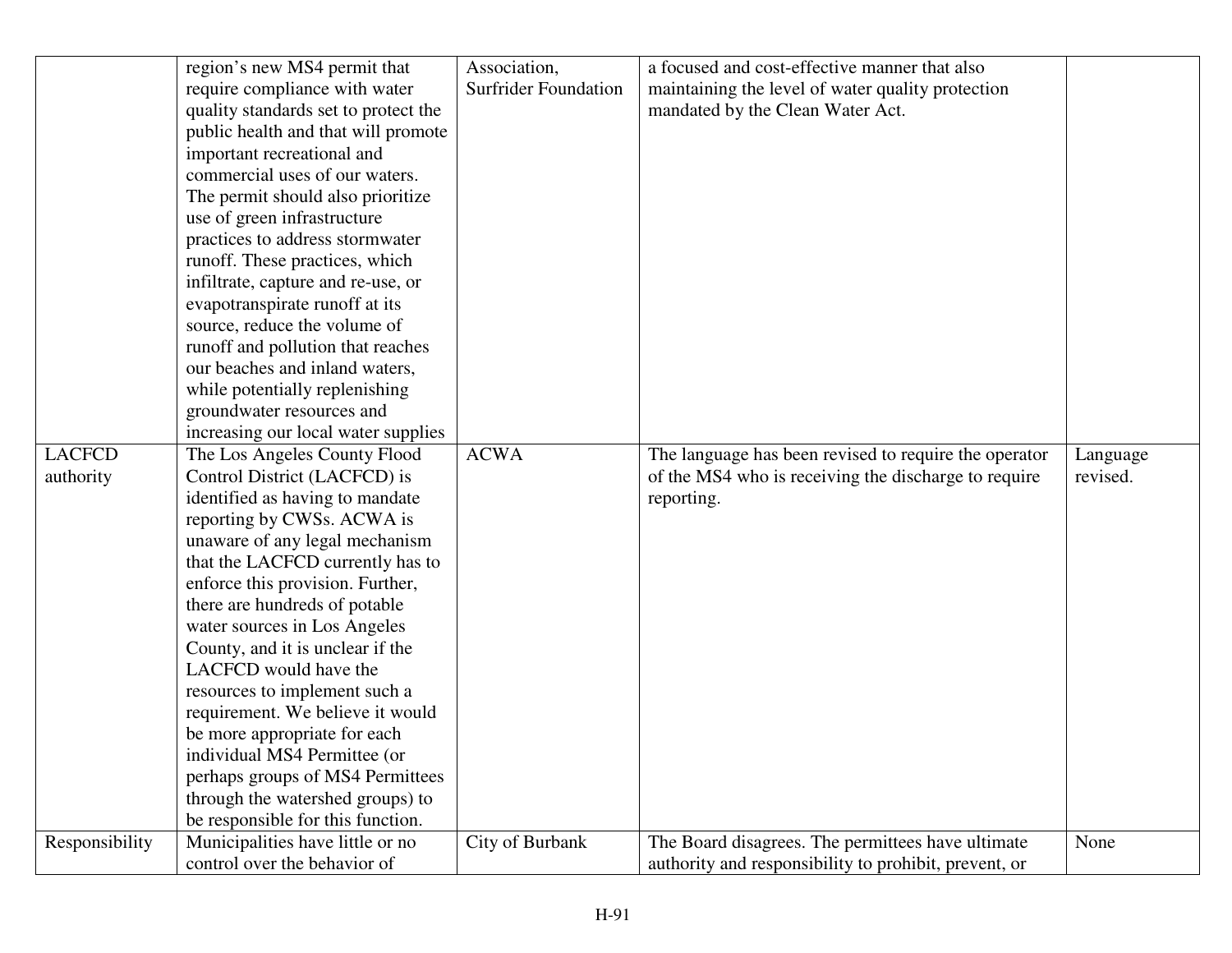| | | | | |
|---|---|---|---|---|
| | region's new MS4 permit that require compliance with water quality standards set to protect the public health and that will promote important recreational and commercial uses of our waters. The permit should also prioritize use of green infrastructure practices to address stormwater runoff. These practices, which infiltrate, capture and re-use, or evapotranspirate runoff at its source, reduce the volume of runoff and pollution that reaches our beaches and inland waters, while potentially replenishing groundwater resources and increasing our local water supplies | Association, Surfrider Foundation | a focused and cost-effective manner that also maintaining the level of water quality protection mandated by the Clean Water Act. | |
| LACFCD authority | The Los Angeles County Flood Control District (LACFCD) is identified as having to mandate reporting by CWSs. ACWA is unaware of any legal mechanism that the LACFCD currently has to enforce this provision. Further, there are hundreds of potable water sources in Los Angeles County, and it is unclear if the LACFCD would have the resources to implement such a requirement. We believe it would be more appropriate for each individual MS4 Permittee (or perhaps groups of MS4 Permittees through the watershed groups) to be responsible for this function. | ACWA | The language has been revised to require the operator of the MS4 who is receiving the discharge to require reporting. | Language revised. |
| Responsibility | Municipalities have little or no control over the behavior of | City of Burbank | The Board disagrees. The permittees have ultimate authority and responsibility to prohibit, prevent, or | None |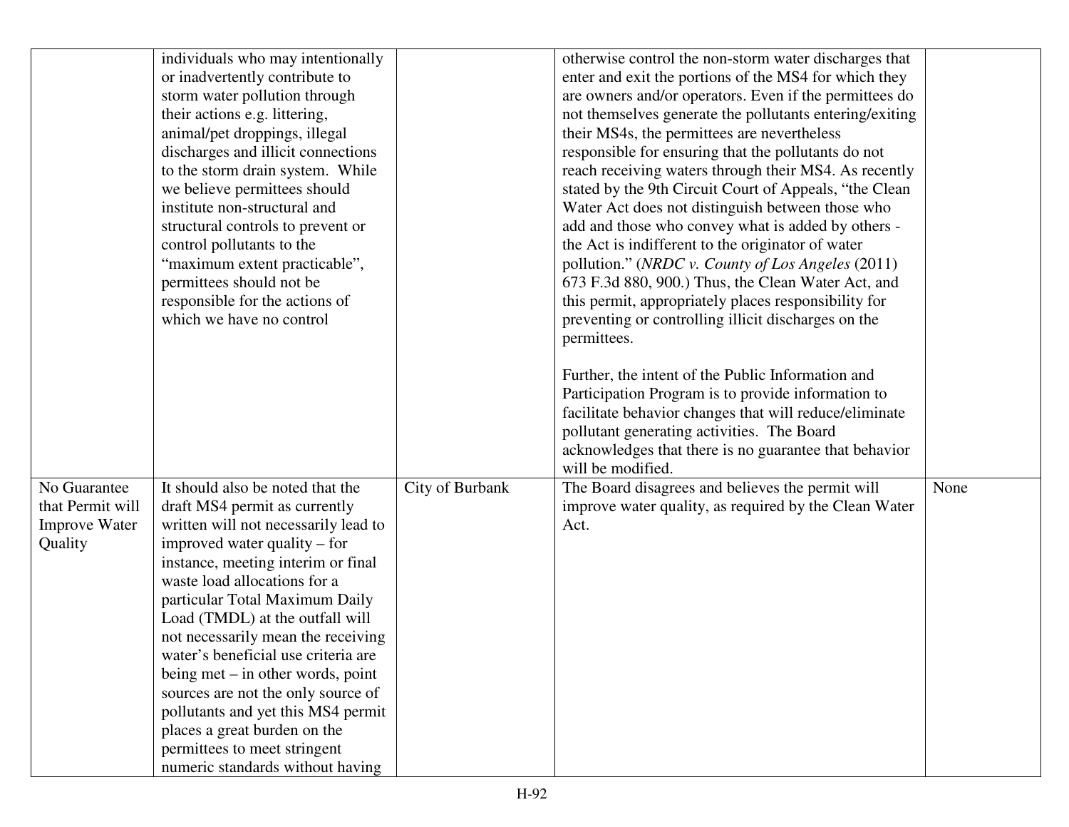| | | | | |
|---|---|---|---|---|
| | individuals who may intentionally or inadvertently contribute to storm water pollution through their actions e.g. littering, animal/pet droppings, illegal discharges and illicit connections to the storm drain system. While we believe permittees should institute non-structural and structural controls to prevent or control pollutants to the "maximum extent practicable", permittees should not be responsible for the actions of which we have no control | | otherwise control the non-storm water discharges that enter and exit the portions of the MS4 for which they are owners and/or operators. Even if the permittees do not themselves generate the pollutants entering/exiting their MS4s, the permittees are nevertheless responsible for ensuring that the pollutants do not reach receiving waters through their MS4. As recently stated by the 9th Circuit Court of Appeals, "the Clean Water Act does not distinguish between those who add and those who convey what is added by others - the Act is indifferent to the originator of water pollution." (*NRDC v. County of Los Angeles* (2011) 673 F.3d 880, 900.) Thus, the Clean Water Act, and this permit, appropriately places responsibility for preventing or controlling illicit discharges on the permittees.<br><br>Further, the intent of the Public Information and Participation Program is to provide information to facilitate behavior changes that will reduce/eliminate pollutant generating activities. The Board acknowledges that there is no guarantee that behavior will be modified. | |
| No Guarantee that Permit will Improve Water Quality | It should also be noted that the draft MS4 permit as currently written will not necessarily lead to improved water quality – for instance, meeting interim or final waste load allocations for a particular Total Maximum Daily Load (TMDL) at the outfall will not necessarily mean the receiving water's beneficial use criteria are being met – in other words, point sources are not the only source of pollutants and yet this MS4 permit places a great burden on the permittees to meet stringent numeric standards without having | City of Burbank | The Board disagrees and believes the permit will improve water quality, as required by the Clean Water Act. | None |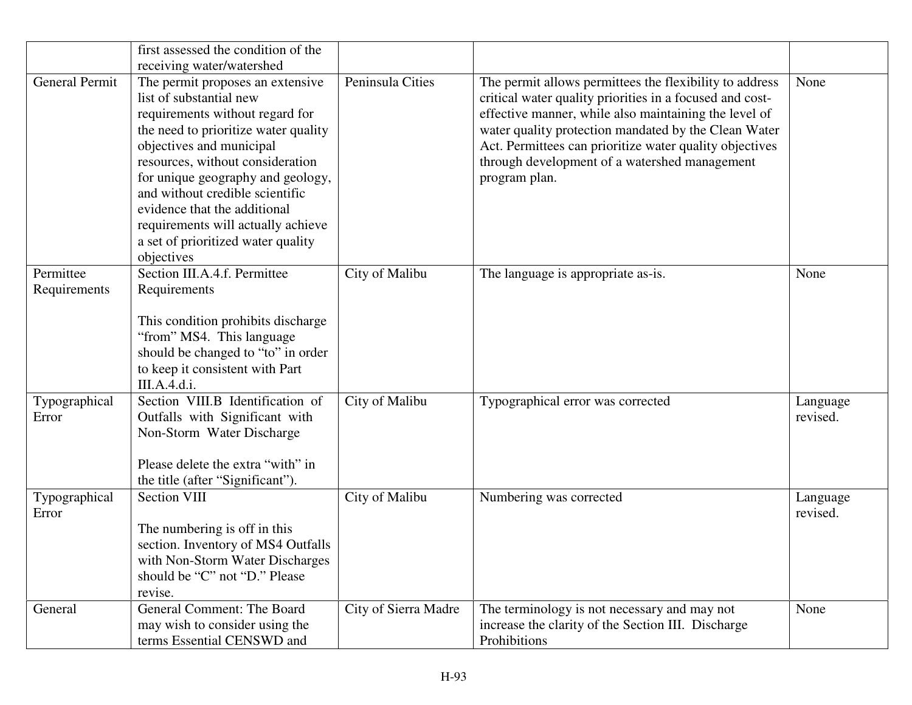| | first assessed the condition of the receiving water/watershed | | | |
|---|---|---|---|---|
| General Permit | The permit proposes an extensive list of substantial new requirements without regard for the need to prioritize water quality objectives and municipal resources, without consideration for unique geography and geology, and without credible scientific evidence that the additional requirements will actually achieve a set of prioritized water quality objectives | Peninsula Cities | The permit allows permittees the flexibility to address critical water quality priorities in a focused and cost-effective manner, while also maintaining the level of water quality protection mandated by the Clean Water Act. Permittees can prioritize water quality objectives through development of a watershed management program plan. | None |
| Permittee Requirements | Section III.A.4.f. Permittee Requirements<br><br>This condition prohibits discharge "from" MS4. This language should be changed to "to" in order to keep it consistent with Part III.A.4.d.i. | City of Malibu | The language is appropriate as-is. | None |
| Typographical Error | Section VIII.B Identification of Outfalls with Significant with Non-Storm Water Discharge<br><br>Please delete the extra "with" in the title (after "Significant"). | City of Malibu | Typographical error was corrected | Language revised. |
| Typographical Error | Section VIII<br><br>The numbering is off in this section. Inventory of MS4 Outfalls with Non-Storm Water Discharges should be "C" not "D." Please revise. | City of Malibu | Numbering was corrected | Language revised. |
| General | General Comment: The Board may wish to consider using the terms Essential CENSWD and | City of Sierra Madre | The terminology is not necessary and may not increase the clarity of the Section III. Discharge Prohibitions | None |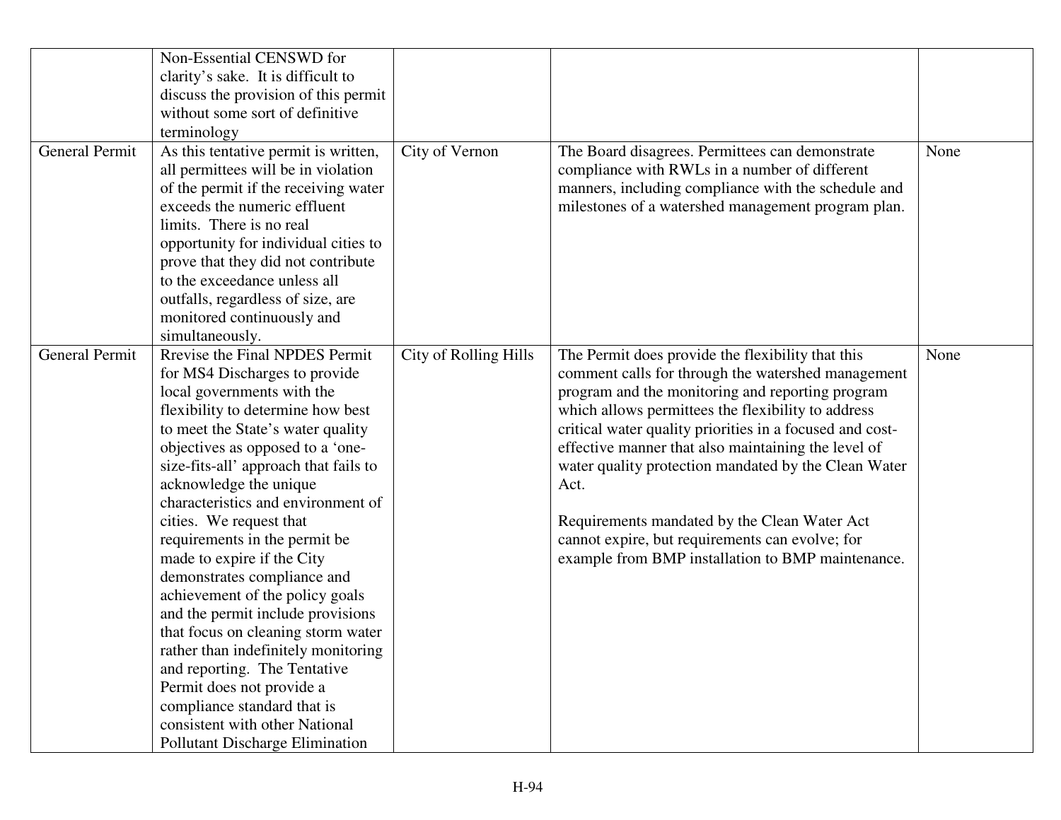| | | | | |
|---|---|---|---|---|
| | Non-Essential CENSWD for clarity's sake. It is difficult to discuss the provision of this permit without some sort of definitive terminology | | | |
| General Permit | As this tentative permit is written, all permittees will be in violation of the permit if the receiving water exceeds the numeric effluent limits. There is no real opportunity for individual cities to prove that they did not contribute to the exceedance unless all outfalls, regardless of size, are monitored continuously and simultaneously. | City of Vernon | The Board disagrees. Permittees can demonstrate compliance with RWLs in a number of different manners, including compliance with the schedule and milestones of a watershed management program plan. | None |
| General Permit | Rrevise the Final NPDES Permit for MS4 Discharges to provide local governments with the flexibility to determine how best to meet the State's water quality objectives as opposed to a 'one-size-fits-all' approach that fails to acknowledge the unique characteristics and environment of cities. We request that requirements in the permit be made to expire if the City demonstrates compliance and achievement of the policy goals and the permit include provisions that focus on cleaning storm water rather than indefinitely monitoring and reporting. The Tentative Permit does not provide a compliance standard that is consistent with other National Pollutant Discharge Elimination | City of Rolling Hills | The Permit does provide the flexibility that this comment calls for through the watershed management program and the monitoring and reporting program which allows permittees the flexibility to address critical water quality priorities in a focused and cost-effective manner that also maintaining the level of water quality protection mandated by the Clean Water Act.<br><br>Requirements mandated by the Clean Water Act cannot expire, but requirements can evolve; for example from BMP installation to BMP maintenance. | None |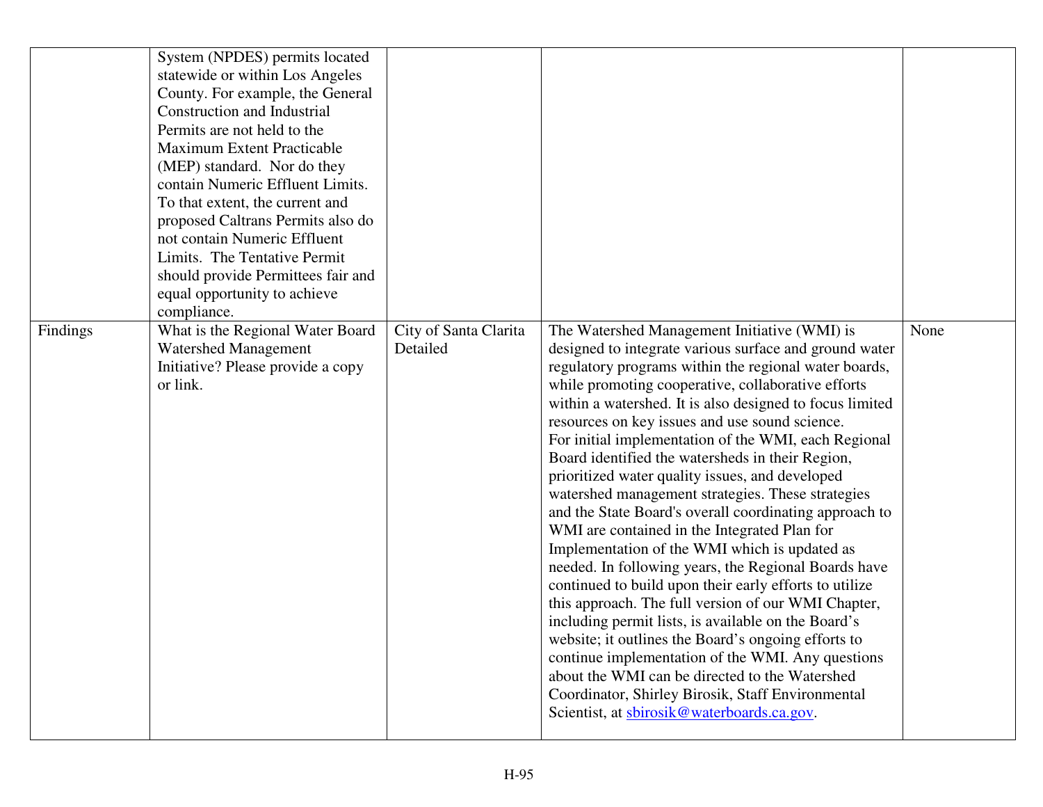| | | | | |
|---|---|---|---|---|
| | System (NPDES) permits located statewide or within Los Angeles County. For example, the General Construction and Industrial Permits are not held to the Maximum Extent Practicable (MEP) standard. Nor do they contain Numeric Effluent Limits. To that extent, the current and proposed Caltrans Permits also do not contain Numeric Effluent Limits. The Tentative Permit should provide Permittees fair and equal opportunity to achieve compliance. | | | |
| Findings | What is the Regional Water Board Watershed Management Initiative? Please provide a copy or link. | City of Santa Clarita Detailed | The Watershed Management Initiative (WMI) is designed to integrate various surface and ground water regulatory programs within the regional water boards, while promoting cooperative, collaborative efforts within a watershed. It is also designed to focus limited resources on key issues and use sound science. For initial implementation of the WMI, each Regional Board identified the watersheds in their Region, prioritized water quality issues, and developed watershed management strategies. These strategies and the State Board's overall coordinating approach to WMI are contained in the Integrated Plan for Implementation of the WMI which is updated as needed. In following years, the Regional Boards have continued to build upon their early efforts to utilize this approach. The full version of our WMI Chapter, including permit lists, is available on the Board's website; it outlines the Board's ongoing efforts to continue implementation of the WMI. Any questions about the WMI can be directed to the Watershed Coordinator, Shirley Birosik, Staff Environmental Scientist, at sbirosik@waterboards.ca.gov. | None |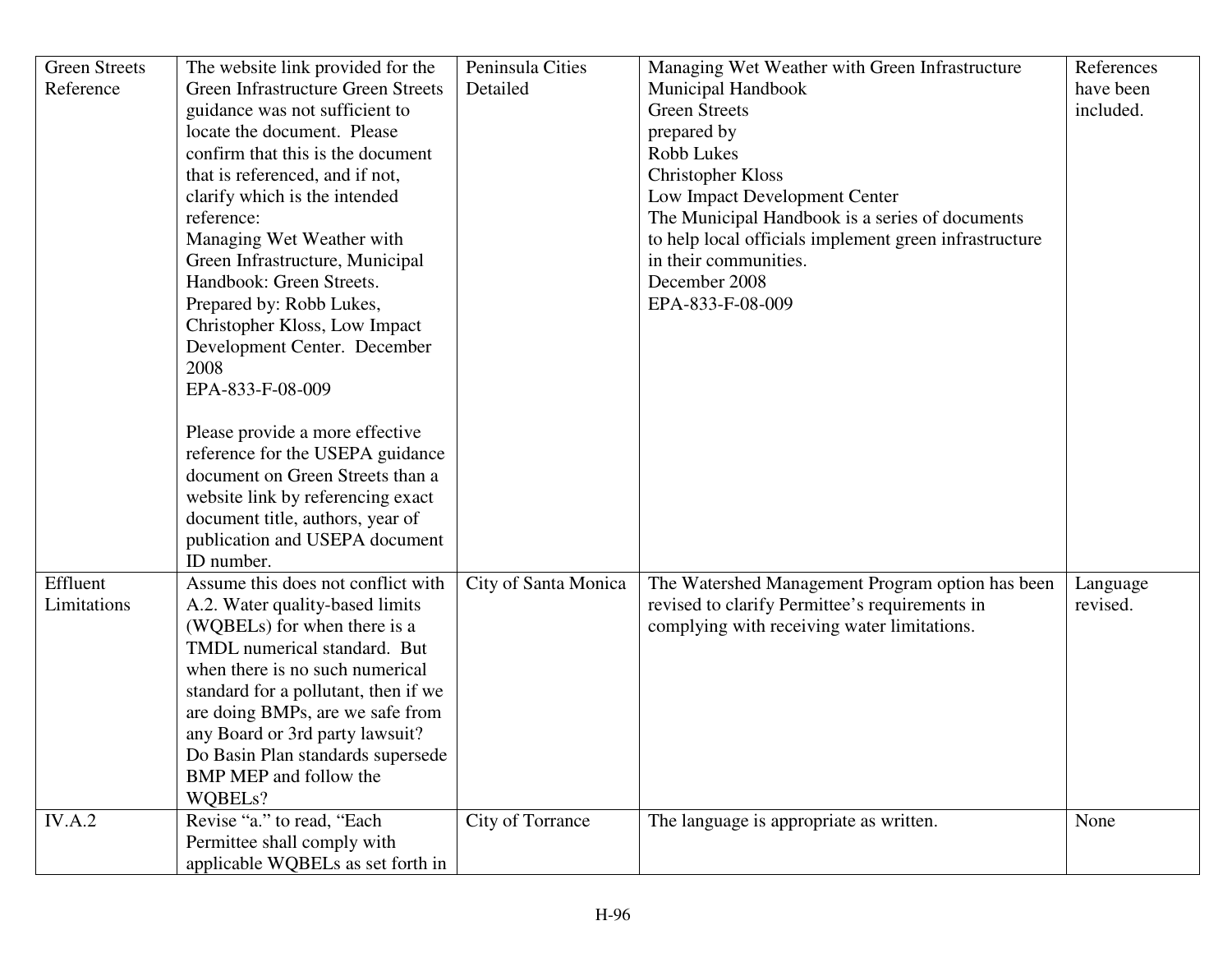| | | | | |
|---|---|---|---|---|
| Green Streets Reference | The website link provided for the Green Infrastructure Green Streets guidance was not sufficient to locate the document. Please confirm that this is the document that is referenced, and if not, clarify which is the intended reference:<br>Managing Wet Weather with Green Infrastructure, Municipal Handbook: Green Streets. Prepared by: Robb Lukes, Christopher Kloss, Low Impact Development Center. December 2008<br>EPA-833-F-08-009<br><br>Please provide a more effective reference for the USEPA guidance document on Green Streets than a website link by referencing exact document title, authors, year of publication and USEPA document ID number. | Peninsula Cities Detailed | Managing Wet Weather with Green Infrastructure<br>Municipal Handbook<br>Green Streets<br>prepared by<br>Robb Lukes<br>Christopher Kloss<br>Low Impact Development Center<br>The Municipal Handbook is a series of documents to help local officials implement green infrastructure in their communities.<br>December 2008<br>EPA-833-F-08-009 | References have been included. |
| Effluent Limitations | Assume this does not conflict with A.2. Water quality-based limits (WQBELs) for when there is a TMDL numerical standard. But when there is no such numerical standard for a pollutant, then if we are doing BMPs, are we safe from any Board or 3rd party lawsuit? Do Basin Plan standards supersede BMP MEP and follow the WQBELs? | City of Santa Monica | The Watershed Management Program option has been revised to clarify Permittee's requirements in complying with receiving water limitations. | Language revised. |
| IV.A.2 | Revise "a." to read, "Each Permittee shall comply with applicable WQBELs as set forth in | City of Torrance | The language is appropriate as written. | None |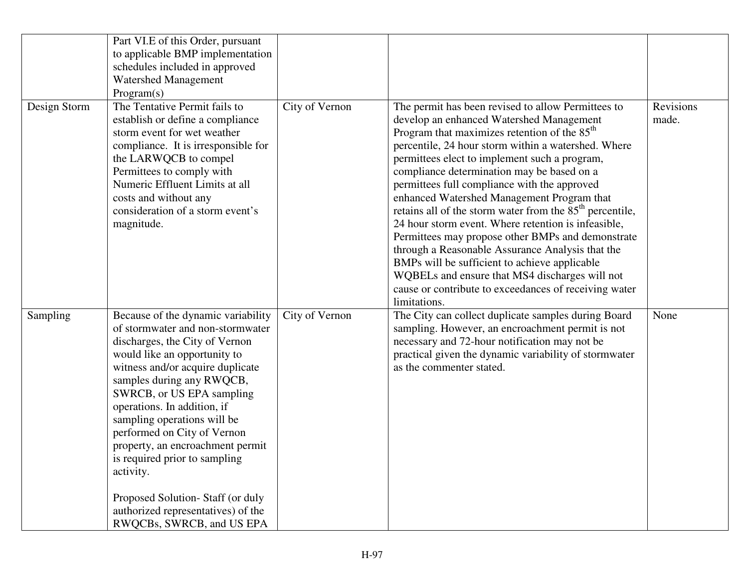| | | | | |
|---|---|---|---|---|
| | Part VI.E of this Order, pursuant to applicable BMP implementation schedules included in approved Watershed Management Program(s) | | | |
| Design Storm | The Tentative Permit fails to establish or define a compliance storm event for wet weather compliance. It is irresponsible for the LARWQCB to compel Permittees to comply with Numeric Effluent Limits at all costs and without any consideration of a storm event's magnitude. | City of Vernon | The permit has been revised to allow Permittees to develop an enhanced Watershed Management Program that maximizes retention of the 85$^{th}$ percentile, 24 hour storm within a watershed. Where permittees elect to implement such a program, compliance determination may be based on a permittees full compliance with the approved enhanced Watershed Management Program that retains all of the storm water from the 85$^{th}$ percentile, 24 hour storm event. Where retention is infeasible, Permittees may propose other BMPs and demonstrate through a Reasonable Assurance Analysis that the BMPs will be sufficient to achieve applicable WQBELs and ensure that MS4 discharges will not cause or contribute to exceedances of receiving water limitations. | Revisions made. |
| Sampling | Because of the dynamic variability of stormwater and non-stormwater discharges, the City of Vernon would like an opportunity to witness and/or acquire duplicate samples during any RWQCB, SWRCB, or US EPA sampling operations. In addition, if sampling operations will be performed on City of Vernon property, an encroachment permit is required prior to sampling activity.<br><br>Proposed Solution- Staff (or duly authorized representatives) of the RWQCBs, SWRCB, and US EPA | City of Vernon | The City can collect duplicate samples during Board sampling. However, an encroachment permit is not necessary and 72-hour notification may not be practical given the dynamic variability of stormwater as the commenter stated. | None |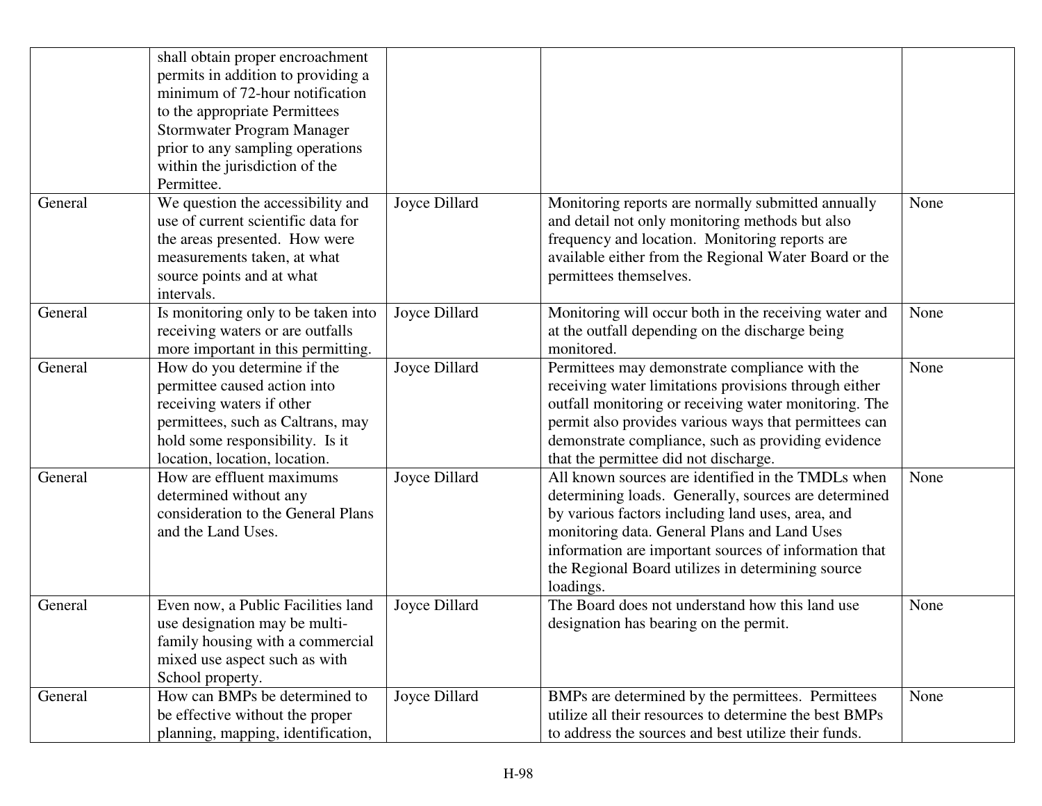| | | | | |
|---|---|---|---|---|
| | shall obtain proper encroachment permits in addition to providing a minimum of 72-hour notification to the appropriate Permittees Stormwater Program Manager prior to any sampling operations within the jurisdiction of the Permittee. | | | |
| General | We question the accessibility and use of current scientific data for the areas presented. How were measurements taken, at what source points and at what intervals. | Joyce Dillard | Monitoring reports are normally submitted annually and detail not only monitoring methods but also frequency and location. Monitoring reports are available either from the Regional Water Board or the permittees themselves. | None |
| General | Is monitoring only to be taken into receiving waters or are outfalls more important in this permitting. | Joyce Dillard | Monitoring will occur both in the receiving water and at the outfall depending on the discharge being monitored. | None |
| General | How do you determine if the permittee caused action into receiving waters if other permittees, such as Caltrans, may hold some responsibility. Is it location, location, location. | Joyce Dillard | Permittees may demonstrate compliance with the receiving water limitations provisions through either outfall monitoring or receiving water monitoring. The permit also provides various ways that permittees can demonstrate compliance, such as providing evidence that the permittee did not discharge. | None |
| General | How are effluent maximums determined without any consideration to the General Plans and the Land Uses. | Joyce Dillard | All known sources are identified in the TMDLs when determining loads. Generally, sources are determined by various factors including land uses, area, and monitoring data. General Plans and Land Uses information are important sources of information that the Regional Board utilizes in determining source loadings. | None |
| General | Even now, a Public Facilities land use designation may be multi-family housing with a commercial mixed use aspect such as with School property. | Joyce Dillard | The Board does not understand how this land use designation has bearing on the permit. | None |
| General | How can BMPs be determined to be effective without the proper planning, mapping, identification, | Joyce Dillard | BMPs are determined by the permittees. Permittees utilize all their resources to determine the best BMPs to address the sources and best utilize their funds. | None |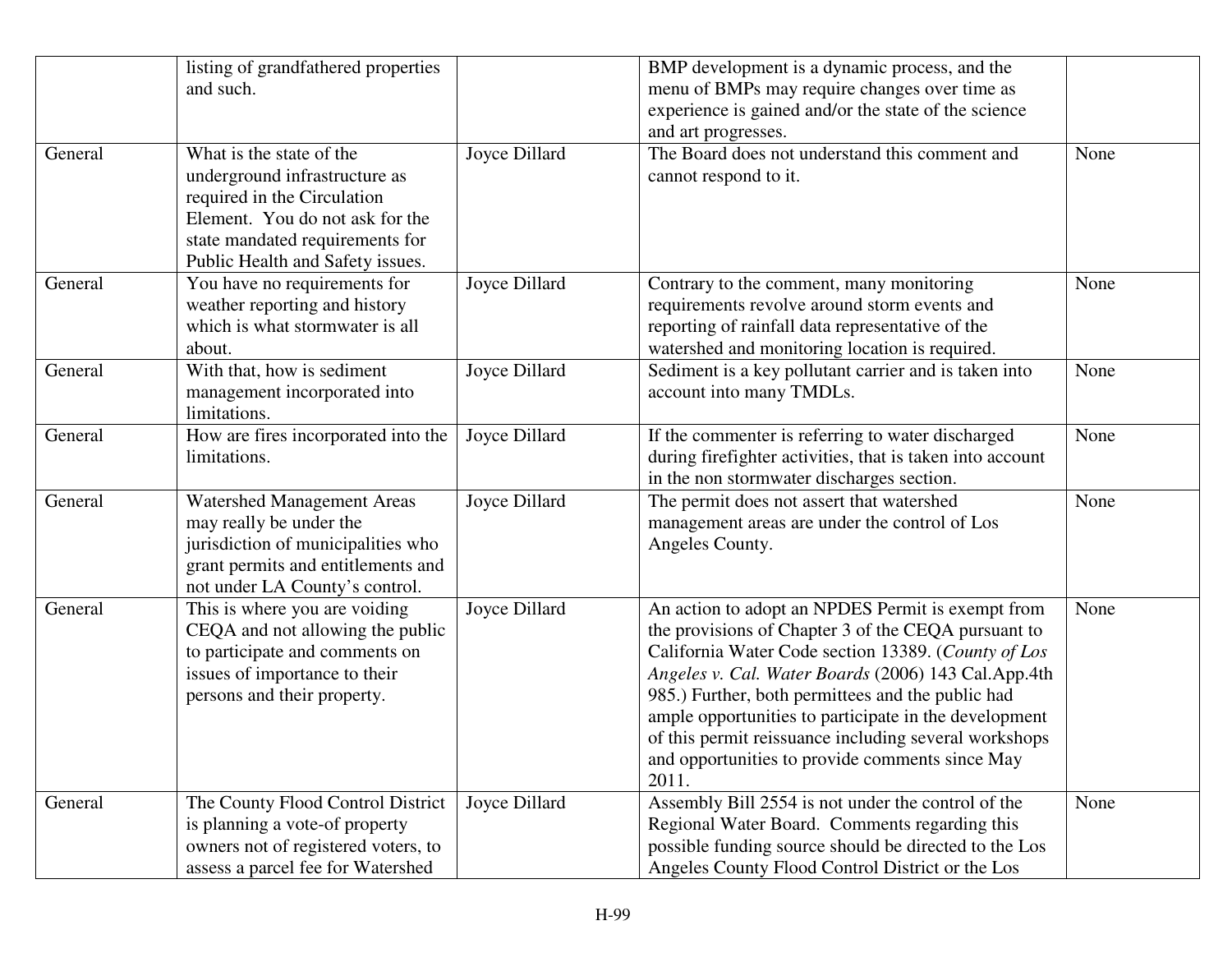| | | | | |
|---|---|---|---|---|
| | listing of grandfathered properties and such. | | BMP development is a dynamic process, and the menu of BMPs may require changes over time as experience is gained and/or the state of the science and art progresses. | |
| General | What is the state of the underground infrastructure as required in the Circulation Element. You do not ask for the state mandated requirements for Public Health and Safety issues. | Joyce Dillard | The Board does not understand this comment and cannot respond to it. | None |
| General | You have no requirements for weather reporting and history which is what stormwater is all about. | Joyce Dillard | Contrary to the comment, many monitoring requirements revolve around storm events and reporting of rainfall data representative of the watershed and monitoring location is required. | None |
| General | With that, how is sediment management incorporated into limitations. | Joyce Dillard | Sediment is a key pollutant carrier and is taken into account into many TMDLs. | None |
| General | How are fires incorporated into the limitations. | Joyce Dillard | If the commenter is referring to water discharged during firefighter activities, that is taken into account in the non stormwater discharges section. | None |
| General | Watershed Management Areas may really be under the jurisdiction of municipalities who grant permits and entitlements and not under LA County's control. | Joyce Dillard | The permit does not assert that watershed management areas are under the control of Los Angeles County. | None |
| General | This is where you are voiding CEQA and not allowing the public to participate and comments on issues of importance to their persons and their property. | Joyce Dillard | An action to adopt an NPDES Permit is exempt from the provisions of Chapter 3 of the CEQA pursuant to California Water Code section 13389. (*County of Los Angeles v. Cal. Water Boards* (2006) 143 Cal.App.4th 985.) Further, both permittees and the public had ample opportunities to participate in the development of this permit reissuance including several workshops and opportunities to provide comments since May 2011. | None |
| General | The County Flood Control District is planning a vote-of property owners not of registered voters, to assess a parcel fee for Watershed | Joyce Dillard | Assembly Bill 2554 is not under the control of the Regional Water Board. Comments regarding this possible funding source should be directed to the Los Angeles County Flood Control District or the Los | None |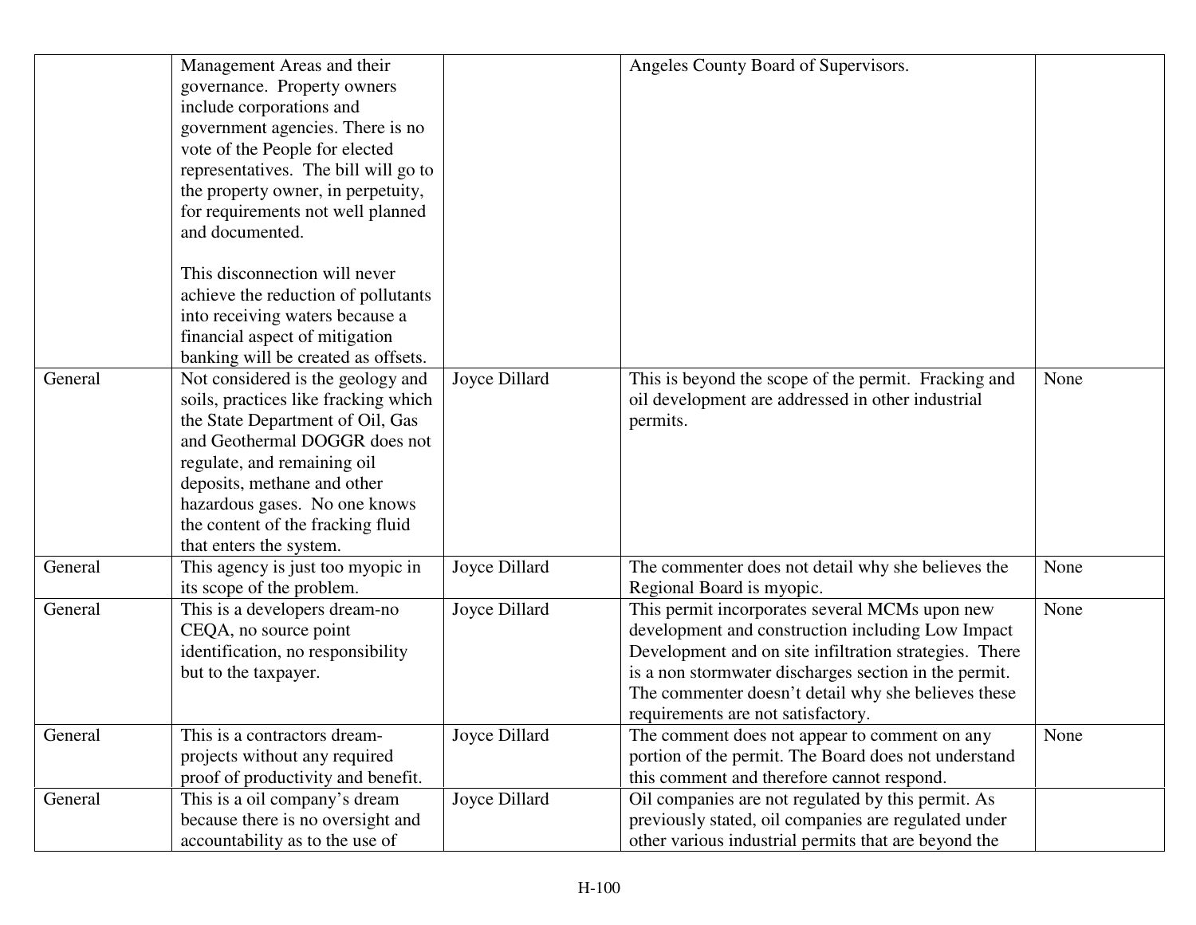| | | | | |
|---|---|---|---|---|
| | Management Areas and their governance. Property owners include corporations and government agencies. There is no vote of the People for elected representatives. The bill will go to the property owner, in perpetuity, for requirements not well planned and documented.<br><br>This disconnection will never achieve the reduction of pollutants into receiving waters because a financial aspect of mitigation banking will be created as offsets. | | Angeles County Board of Supervisors. | |
| General | Not considered is the geology and soils, practices like fracking which the State Department of Oil, Gas and Geothermal DOGGR does not regulate, and remaining oil deposits, methane and other hazardous gases. No one knows the content of the fracking fluid that enters the system. | Joyce Dillard | This is beyond the scope of the permit. Fracking and oil development are addressed in other industrial permits. | None |
| General | This agency is just too myopic in its scope of the problem. | Joyce Dillard | The commenter does not detail why she believes the Regional Board is myopic. | None |
| General | This is a developers dream-no CEQA, no source point identification, no responsibility but to the taxpayer. | Joyce Dillard | This permit incorporates several MCMs upon new development and construction including Low Impact Development and on site infiltration strategies. There is a non stormwater discharges section in the permit. The commenter doesn't detail why she believes these requirements are not satisfactory. | None |
| General | This is a contractors dream-projects without any required proof of productivity and benefit. | Joyce Dillard | The comment does not appear to comment on any portion of the permit. The Board does not understand this comment and therefore cannot respond. | None |
| General | This is a oil company's dream because there is no oversight and accountability as to the use of | Joyce Dillard | Oil companies are not regulated by this permit. As previously stated, oil companies are regulated under other various industrial permits that are beyond the | |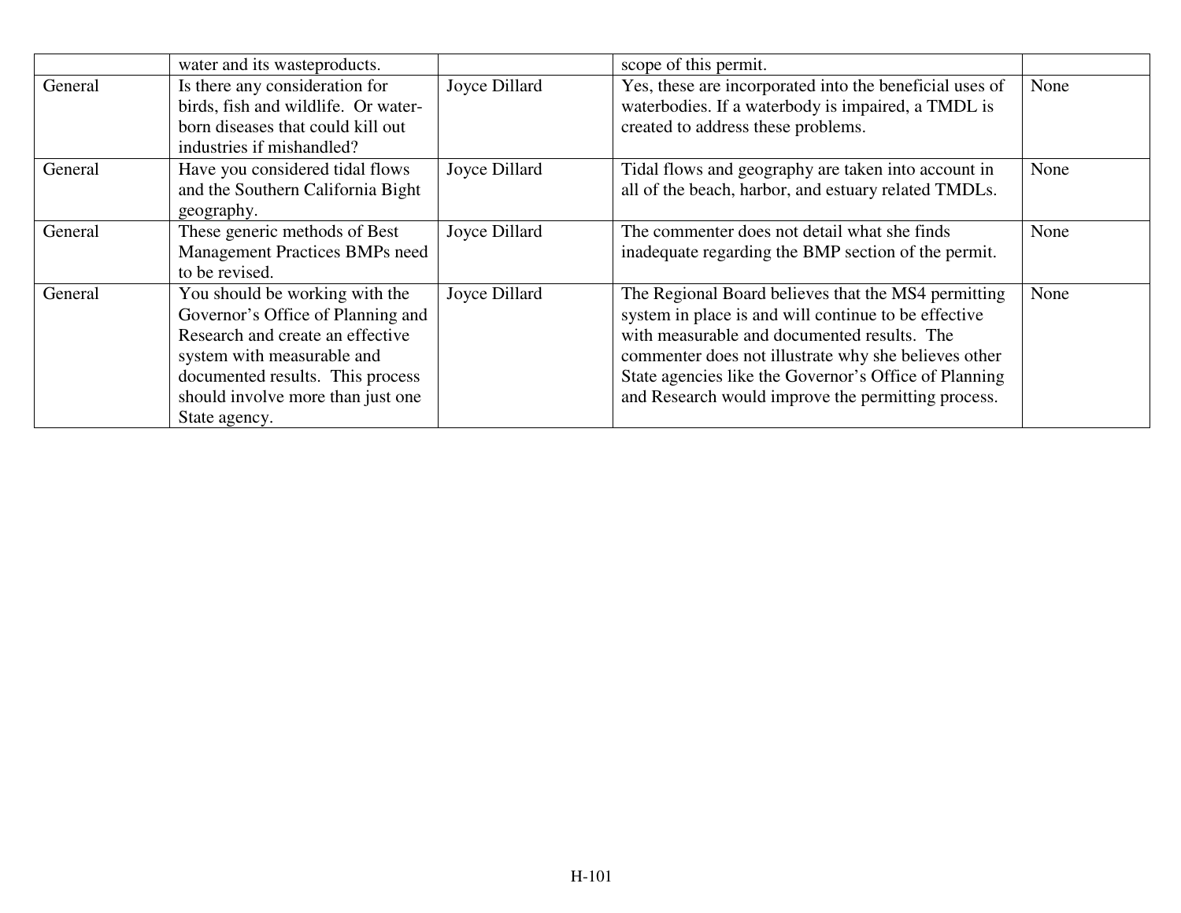| | | | | |
|---|---|---|---|---|
| | water and its wasteproducts. | | scope of this permit. | |
| General | Is there any consideration for birds, fish and wildlife. Or water-born diseases that could kill out industries if mishandled? | Joyce Dillard | Yes, these are incorporated into the beneficial uses of waterbodies. If a waterbody is impaired, a TMDL is created to address these problems. | None |
| General | Have you considered tidal flows and the Southern California Bight geography. | Joyce Dillard | Tidal flows and geography are taken into account in all of the beach, harbor, and estuary related TMDLs. | None |
| General | These generic methods of Best Management Practices BMPs need to be revised. | Joyce Dillard | The commenter does not detail what she finds inadequate regarding the BMP section of the permit. | None |
| General | You should be working with the Governor's Office of Planning and Research and create an effective system with measurable and documented results. This process should involve more than just one State agency. | Joyce Dillard | The Regional Board believes that the MS4 permitting system in place is and will continue to be effective with measurable and documented results. The commenter does not illustrate why she believes other State agencies like the Governor's Office of Planning and Research would improve the permitting process. | None |